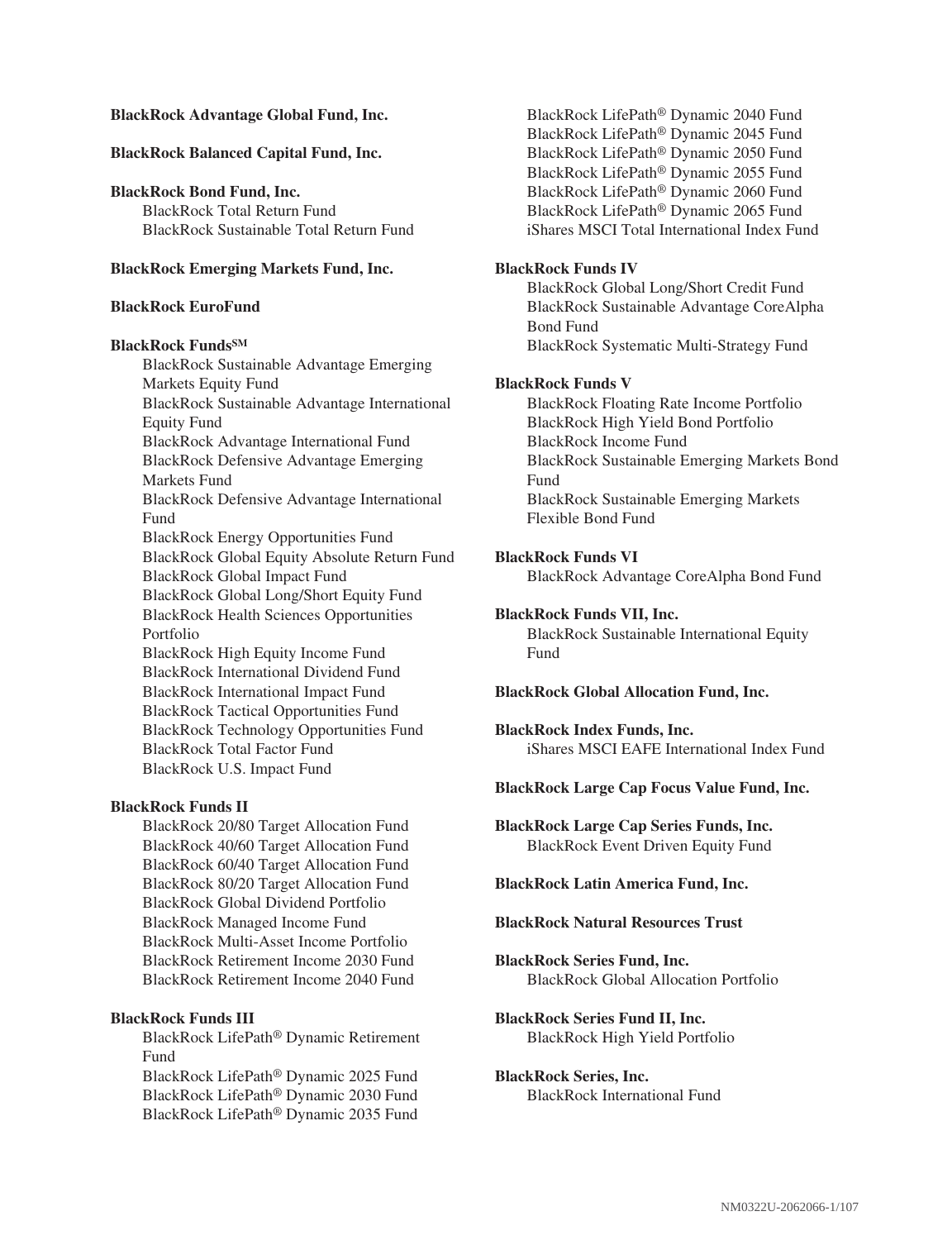**BlackRock Advantage Global Fund, Inc.**

**BlackRock Balanced Capital Fund, Inc.**

**BlackRock Bond Fund, Inc.**

- BlackRock Total Return Fund
- BlackRock Sustainable Total Return Fund

**BlackRock Emerging Markets Fund, Inc.**

**BlackRock EuroFund**

**BlackRock Funds℠**

- BlackRock Sustainable Advantage Emerging Markets Equity Fund
- BlackRock Sustainable Advantage International Equity Fund
- BlackRock Advantage International Fund
- BlackRock Defensive Advantage Emerging Markets Fund
- BlackRock Defensive Advantage International Fund
- BlackRock Energy Opportunities Fund
- BlackRock Global Equity Absolute Return Fund
- BlackRock Global Impact Fund
- BlackRock Global Long/Short Equity Fund
- BlackRock Health Sciences Opportunities Portfolio
- BlackRock High Equity Income Fund
- BlackRock International Dividend Fund
- BlackRock International Impact Fund
- BlackRock Tactical Opportunities Fund
- BlackRock Technology Opportunities Fund
- BlackRock Total Factor Fund
- BlackRock U.S. Impact Fund

**BlackRock Funds II**

- BlackRock 20/80 Target Allocation Fund
- BlackRock 40/60 Target Allocation Fund
- BlackRock 60/40 Target Allocation Fund
- BlackRock 80/20 Target Allocation Fund
- BlackRock Global Dividend Portfolio
- BlackRock Managed Income Fund
- BlackRock Multi-Asset Income Portfolio
- BlackRock Retirement Income 2030 Fund
- BlackRock Retirement Income 2040 Fund

**BlackRock Funds III**

- BlackRock LifePath® Dynamic Retirement Fund
- BlackRock LifePath® Dynamic 2025 Fund
- BlackRock LifePath® Dynamic 2030 Fund
- BlackRock LifePath® Dynamic 2035 Fund
- BlackRock LifePath® Dynamic 2040 Fund
- BlackRock LifePath® Dynamic 2045 Fund
- BlackRock LifePath® Dynamic 2050 Fund
- BlackRock LifePath® Dynamic 2055 Fund
- BlackRock LifePath® Dynamic 2060 Fund
- BlackRock LifePath® Dynamic 2065 Fund
- iShares MSCI Total International Index Fund

**BlackRock Funds IV**

- BlackRock Global Long/Short Credit Fund
- BlackRock Sustainable Advantage CoreAlpha Bond Fund
- BlackRock Systematic Multi-Strategy Fund

**BlackRock Funds V**

- BlackRock Floating Rate Income Portfolio
- BlackRock High Yield Bond Portfolio
- BlackRock Income Fund
- BlackRock Sustainable Emerging Markets Bond Fund
- BlackRock Sustainable Emerging Markets Flexible Bond Fund

**BlackRock Funds VI**

- BlackRock Advantage CoreAlpha Bond Fund

**BlackRock Funds VII, Inc.**

- BlackRock Sustainable International Equity Fund

**BlackRock Global Allocation Fund, Inc.**

**BlackRock Index Funds, Inc.**

- iShares MSCI EAFE International Index Fund

**BlackRock Large Cap Focus Value Fund, Inc.**

**BlackRock Large Cap Series Funds, Inc.**

- BlackRock Event Driven Equity Fund

**BlackRock Latin America Fund, Inc.**

**BlackRock Natural Resources Trust**

**BlackRock Series Fund, Inc.**

- BlackRock Global Allocation Portfolio

**BlackRock Series Fund II, Inc.**

- BlackRock High Yield Portfolio

**BlackRock Series, Inc.**

- BlackRock International Fund

NM0322U-2062066-1/107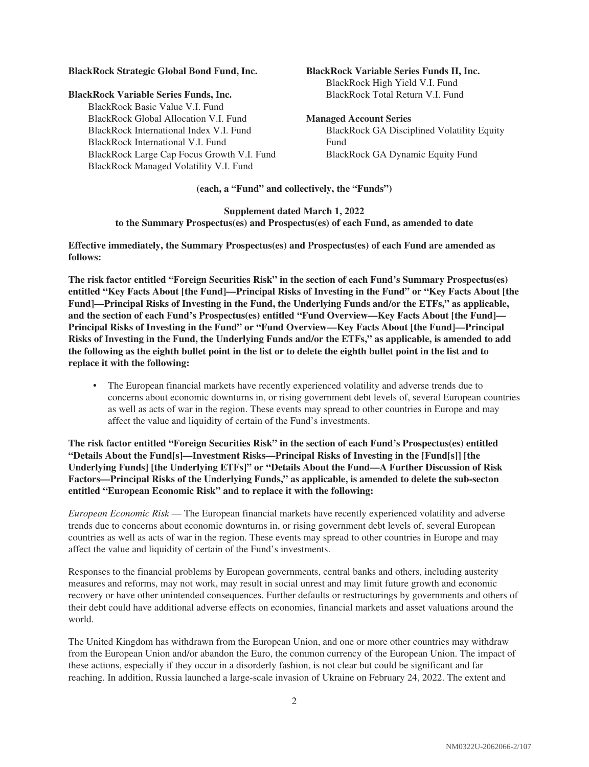**BlackRock Strategic Global Bond Fund, Inc.**

**BlackRock Variable Series Funds, Inc.**

BlackRock Basic Value V.I. Fund
BlackRock Global Allocation V.I. Fund
BlackRock International Index V.I. Fund
BlackRock International V.I. Fund
BlackRock Large Cap Focus Growth V.I. Fund
BlackRock Managed Volatility V.I. Fund

**BlackRock Variable Series Funds II, Inc.**

BlackRock High Yield V.I. Fund
BlackRock Total Return V.I. Fund

**Managed Account Series**

BlackRock GA Disciplined Volatility Equity Fund
BlackRock GA Dynamic Equity Fund

**(each, a "Fund" and collectively, the "Funds")**

**Supplement dated March 1, 2022**
**to the Summary Prospectus(es) and Prospectus(es) of each Fund, as amended to date**

**Effective immediately, the Summary Prospectus(es) and Prospectus(es) of each Fund are amended as follows:**

**The risk factor entitled "Foreign Securities Risk" in the section of each Fund's Summary Prospectus(es) entitled "Key Facts About [the Fund]—Principal Risks of Investing in the Fund" or "Key Facts About [the Fund]—Principal Risks of Investing in the Fund, the Underlying Funds and/or the ETFs," as applicable, and the section of each Fund's Prospectus(es) entitled "Fund Overview—Key Facts About [the Fund]—Principal Risks of Investing in the Fund" or "Fund Overview—Key Facts About [the Fund]—Principal Risks of Investing in the Fund, the Underlying Funds and/or the ETFs," as applicable, is amended to add the following as the eighth bullet point in the list or to delete the eighth bullet point in the list and to replace it with the following:**

- The European financial markets have recently experienced volatility and adverse trends due to concerns about economic downturns in, or rising government debt levels of, several European countries as well as acts of war in the region. These events may spread to other countries in Europe and may affect the value and liquidity of certain of the Fund's investments.

**The risk factor entitled "Foreign Securities Risk" in the section of each Fund's Prospectus(es) entitled "Details About the Fund[s]—Investment Risks—Principal Risks of Investing in the [Fund[s]] [the Underlying Funds] [the Underlying ETFs]" or "Details About the Fund—A Further Discussion of Risk Factors—Principal Risks of the Underlying Funds," as applicable, is amended to delete the sub-secton entitled "European Economic Risk" and to replace it with the following:**

*European Economic Risk* — The European financial markets have recently experienced volatility and adverse trends due to concerns about economic downturns in, or rising government debt levels of, several European countries as well as acts of war in the region. These events may spread to other countries in Europe and may affect the value and liquidity of certain of the Fund's investments.

Responses to the financial problems by European governments, central banks and others, including austerity measures and reforms, may not work, may result in social unrest and may limit future growth and economic recovery or have other unintended consequences. Further defaults or restructurings by governments and others of their debt could have additional adverse effects on economies, financial markets and asset valuations around the world.

The United Kingdom has withdrawn from the European Union, and one or more other countries may withdraw from the European Union and/or abandon the Euro, the common currency of the European Union. The impact of these actions, especially if they occur in a disorderly fashion, is not clear but could be significant and far reaching. In addition, Russia launched a large-scale invasion of Ukraine on February 24, 2022. The extent and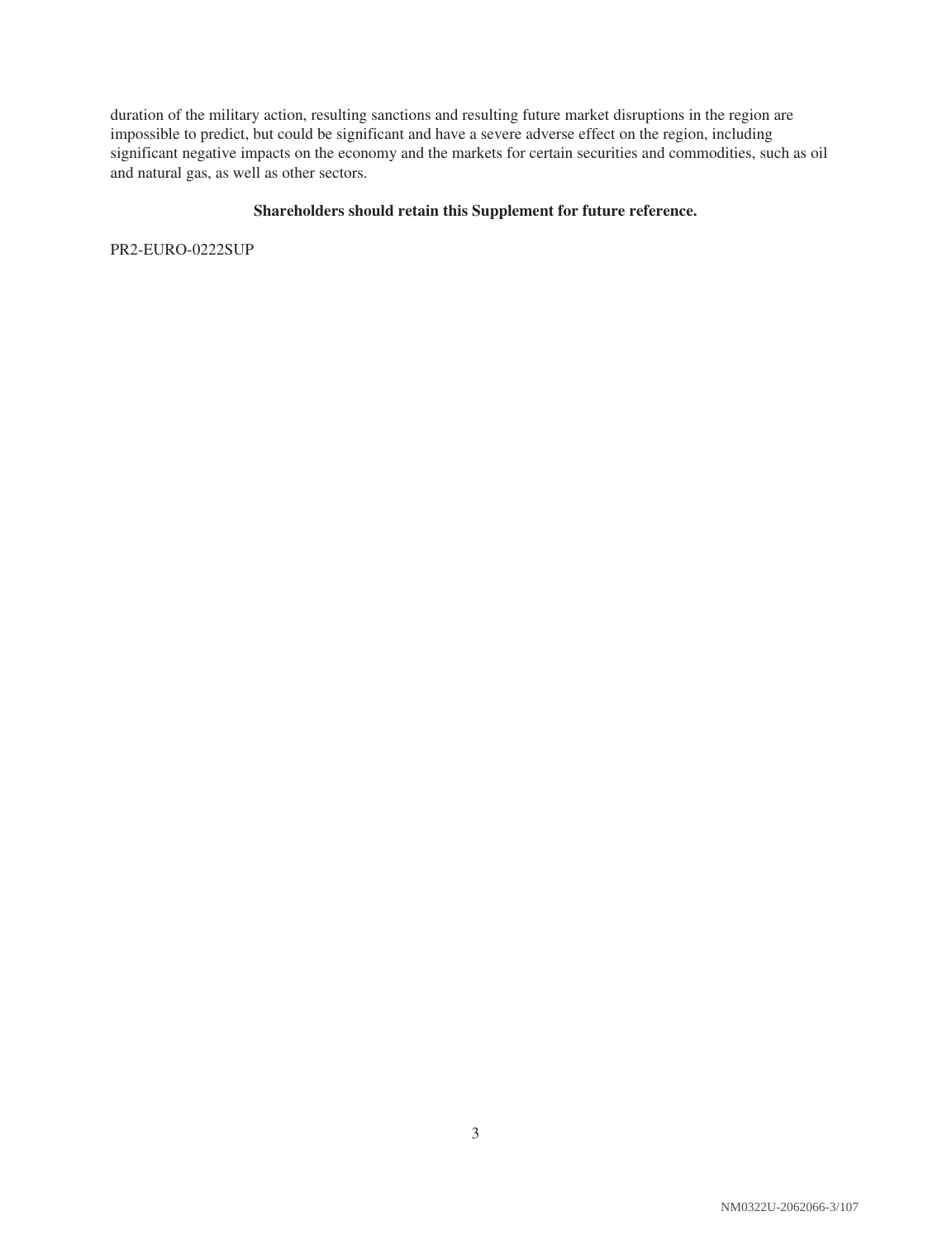duration of the military action, resulting sanctions and resulting future market disruptions in the region are impossible to predict, but could be significant and have a severe adverse effect on the region, including significant negative impacts on the economy and the markets for certain securities and commodities, such as oil and natural gas, as well as other sectors.

**Shareholders should retain this Supplement for future reference.**

PR2-EURO-0222SUP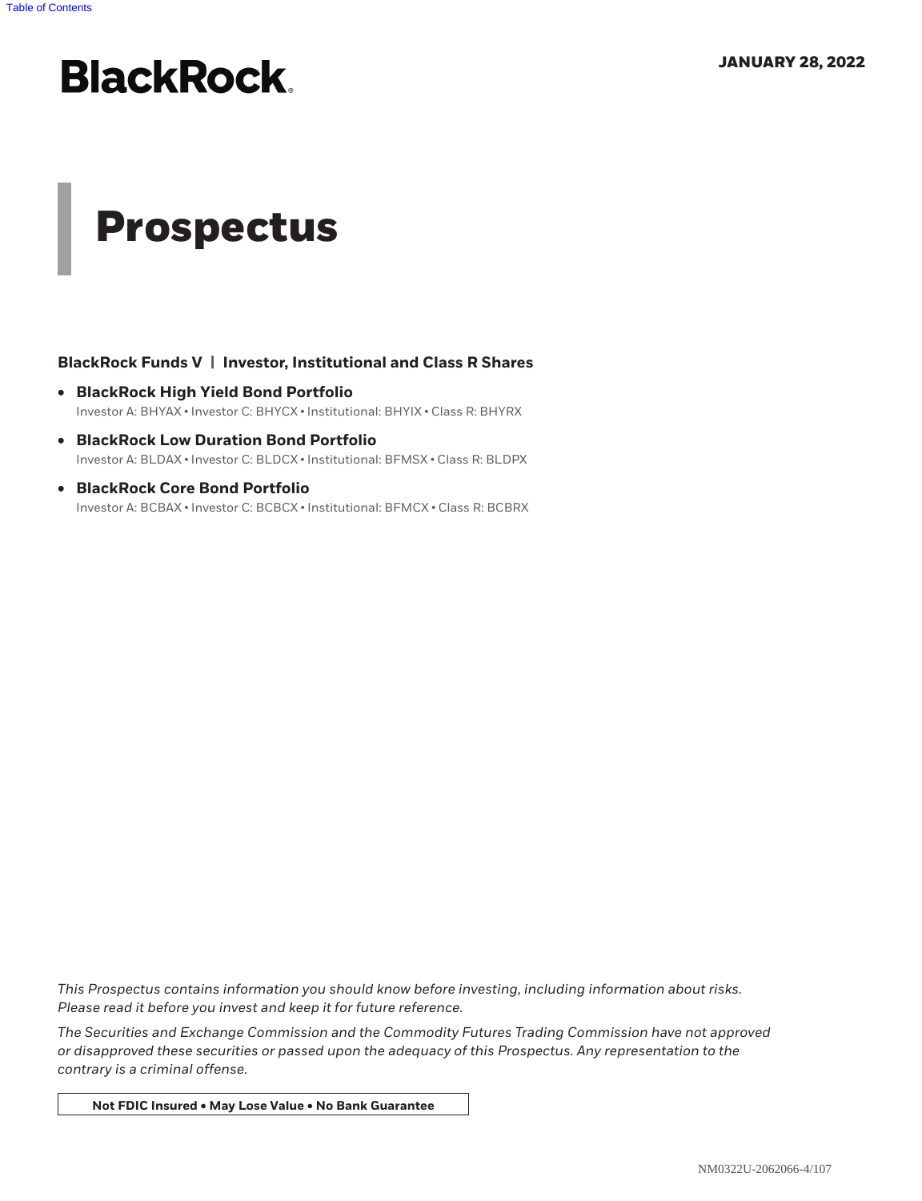BlackRock

JANUARY 28, 2022

# Prospectus

**BlackRock Funds V | Investor, Institutional and Class R Shares**

- **BlackRock High Yield Bond Portfolio**
  Investor A: BHYAX • Investor C: BHYCX • Institutional: BHYIX • Class R: BHYRX
- **BlackRock Low Duration Bond Portfolio**
  Investor A: BLDAX • Investor C: BLDCX • Institutional: BFMSX • Class R: BLDPX
- **BlackRock Core Bond Portfolio**
  Investor A: BCBAX • Investor C: BCBCX • Institutional: BFMCX • Class R: BCBRX

*This Prospectus contains information you should know before investing, including information about risks. Please read it before you invest and keep it for future reference.*

*The Securities and Exchange Commission and the Commodity Futures Trading Commission have not approved or disapproved these securities or passed upon the adequacy of this Prospectus. Any representation to the contrary is a criminal offense.*

**Not FDIC Insured • May Lose Value • No Bank Guarantee**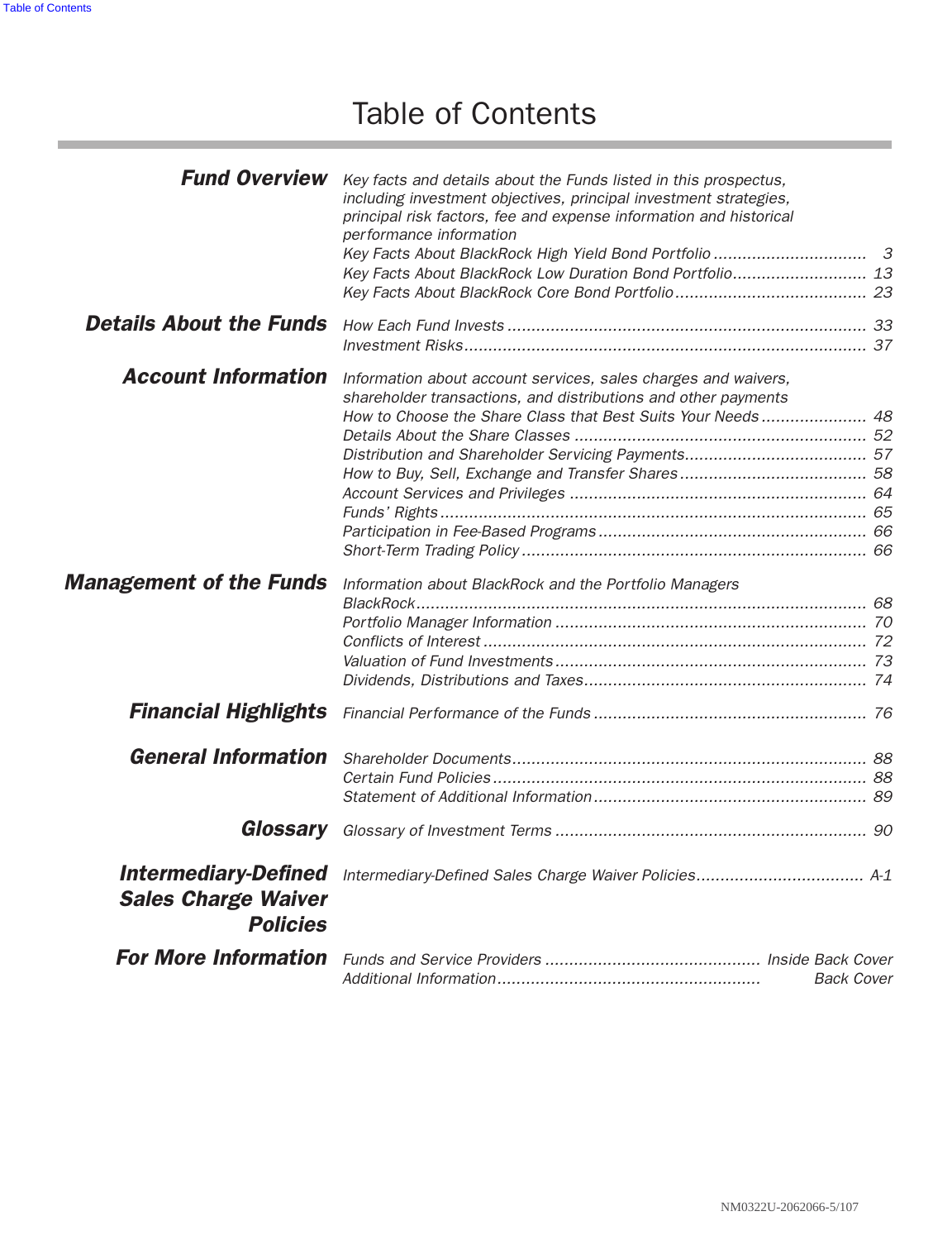# Table of Contents

| | |
|---|---|
| ***Fund Overview*** | *Key facts and details about the Funds listed in this prospectus, including investment objectives, principal investment strategies, principal risk factors, fee and expense information and historical performance information* |
| | *Key Facts About BlackRock High Yield Bond Portfolio ................................ 3* |
| | *Key Facts About BlackRock Low Duration Bond Portfolio............................ 13* |
| | *Key Facts About BlackRock Core Bond Portfolio........................................ 23* |
| ***Details About the Funds*** | *How Each Fund Invests .......................................................................... 33* |
| | *Investment Risks.................................................................................... 37* |
| ***Account Information*** | *Information about account services, sales charges and waivers, shareholder transactions, and distributions and other payments* |
| | *How to Choose the Share Class that Best Suits Your Needs...................... 48* |
| | *Details About the Share Classes ............................................................. 52* |
| | *Distribution and Shareholder Servicing Payments...................................... 57* |
| | *How to Buy, Sell, Exchange and Transfer Shares....................................... 58* |
| | *Account Services and Privileges .............................................................. 64* |
| | *Funds' Rights.......................................................................................... 65* |
| | *Participation in Fee-Based Programs........................................................ 66* |
| | *Short-Term Trading Policy........................................................................ 66* |
| ***Management of the Funds*** | *Information about BlackRock and the Portfolio Managers* |
| | *BlackRock.............................................................................................. 68* |
| | *Portfolio Manager Information ................................................................. 70* |
| | *Conflicts of Interest ................................................................................ 72* |
| | *Valuation of Fund Investments................................................................. 73* |
| | *Dividends, Distributions and Taxes........................................................... 74* |
| ***Financial Highlights*** | *Financial Performance of the Funds ......................................................... 76* |
| ***General Information*** | *Shareholder Documents.......................................................................... 88* |
| | *Certain Fund Policies.............................................................................. 88* |
| | *Statement of Additional Information......................................................... 89* |
| ***Glossary*** | *Glossary of Investment Terms ................................................................. 90* |
| ***Intermediary-Defined Sales Charge Waiver Policies*** | *Intermediary-Defined Sales Charge Waiver Policies.................................. A-1* |
| ***For More Information*** | *Funds and Service Providers ............................................. Inside Back Cover* |
| | *Additional Information....................................................... Back Cover* |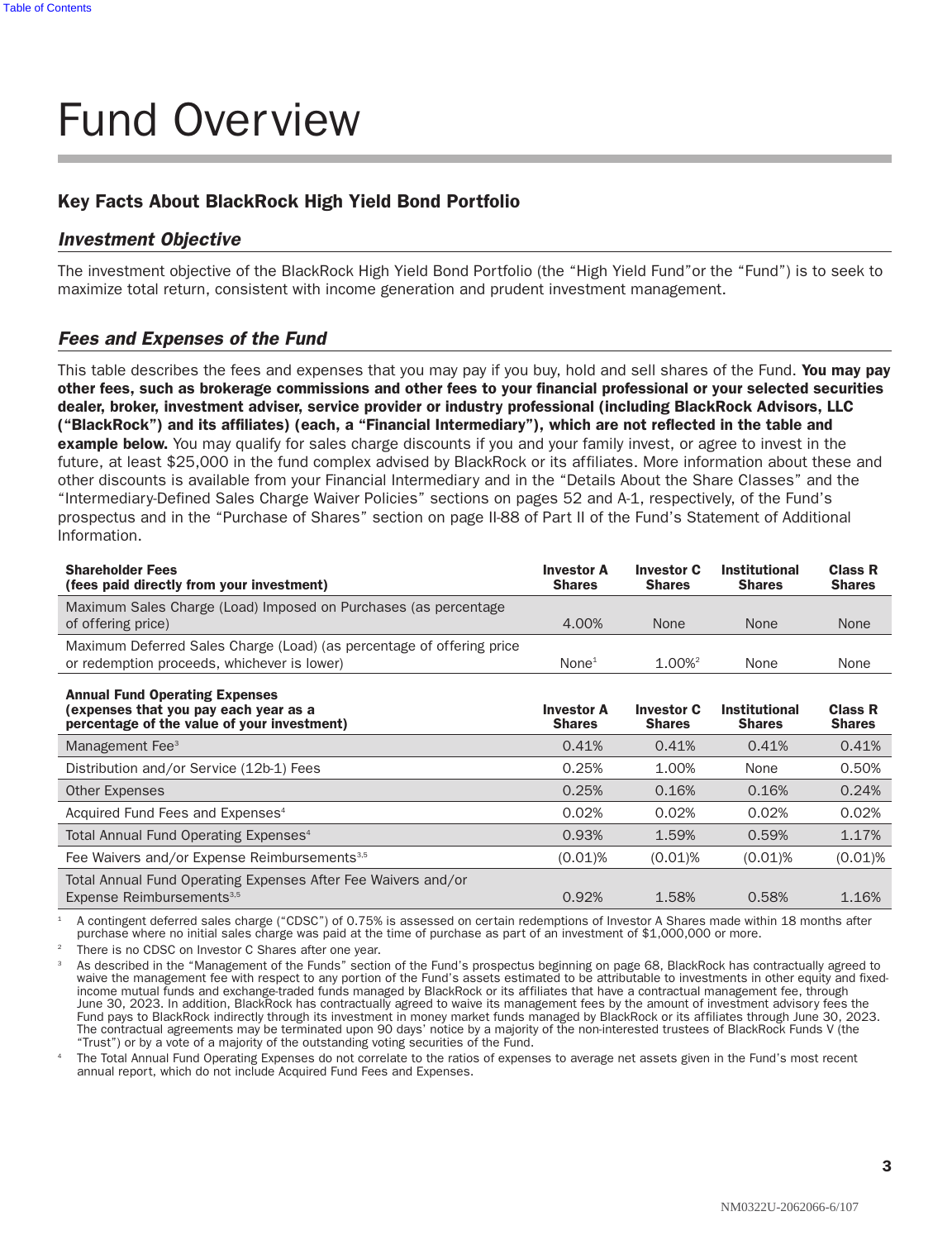# Fund Overview

## Key Facts About BlackRock High Yield Bond Portfolio

### *Investment Objective*

The investment objective of the BlackRock High Yield Bond Portfolio (the "High Yield Fund"or the "Fund") is to seek to maximize total return, consistent with income generation and prudent investment management.

### *Fees and Expenses of the Fund*

This table describes the fees and expenses that you may pay if you buy, hold and sell shares of the Fund. **You may pay other fees, such as brokerage commissions and other fees to your financial professional or your selected securities dealer, broker, investment adviser, service provider or industry professional (including BlackRock Advisors, LLC ("BlackRock") and its affiliates) (each, a "Financial Intermediary"), which are not reflected in the table and example below.** You may qualify for sales charge discounts if you and your family invest, or agree to invest in the future, at least $25,000 in the fund complex advised by BlackRock or its affiliates. More information about these and other discounts is available from your Financial Intermediary and in the "Details About the Share Classes" and the "Intermediary-Defined Sales Charge Waiver Policies" sections on pages 52 and A-1, respectively, of the Fund's prospectus and in the "Purchase of Shares" section on page II-88 of Part II of the Fund's Statement of Additional Information.

| Shareholder Fees (fees paid directly from your investment) | Investor A Shares | Investor C Shares | Institutional Shares | Class R Shares |
|---|---|---|---|---|
| Maximum Sales Charge (Load) Imposed on Purchases (as percentage of offering price) | 4.00% | None | None | None |
| Maximum Deferred Sales Charge (Load) (as percentage of offering price or redemption proceeds, whichever is lower) | None[1] | 1.00%[2] | None | None |
| **Annual Fund Operating Expenses (expenses that you pay each year as a percentage of the value of your investment)** | **Investor A Shares** | **Investor C Shares** | **Institutional Shares** | **Class R Shares** |
| Management Fee[3] | 0.41% | 0.41% | 0.41% | 0.41% |
| Distribution and/or Service (12b-1) Fees | 0.25% | 1.00% | None | 0.50% |
| Other Expenses | 0.25% | 0.16% | 0.16% | 0.24% |
| Acquired Fund Fees and Expenses[4] | 0.02% | 0.02% | 0.02% | 0.02% |
| Total Annual Fund Operating Expenses[4] | 0.93% | 1.59% | 0.59% | 1.17% |
| Fee Waivers and/or Expense Reimbursements[3,5] | (0.01)% | (0.01)% | (0.01)% | (0.01)% |
| Total Annual Fund Operating Expenses After Fee Waivers and/or Expense Reimbursements[3,5] | 0.92% | 1.58% | 0.58% | 1.16% |

[1] A contingent deferred sales charge ("CDSC") of 0.75% is assessed on certain redemptions of Investor A Shares made within 18 months after purchase where no initial sales charge was paid at the time of purchase as part of an investment of $1,000,000 or more.

[2] There is no CDSC on Investor C Shares after one year.

[3] As described in the "Management of the Funds" section of the Fund's prospectus beginning on page 68, BlackRock has contractually agreed to waive the management fee with respect to any portion of the Fund's assets estimated to be attributable to investments in other equity and fixed-income mutual funds and exchange-traded funds managed by BlackRock or its affiliates that have a contractual management fee, through June 30, 2023. In addition, BlackRock has contractually agreed to waive its management fees by the amount of investment advisory fees the Fund pays to BlackRock indirectly through its investment in money market funds managed by BlackRock or its affiliates through June 30, 2023. The contractual agreements may be terminated upon 90 days' notice by a majority of the non-interested trustees of BlackRock Funds V (the "Trust") or by a vote of a majority of the outstanding voting securities of the Fund.

[4] The Total Annual Fund Operating Expenses do not correlate to the ratios of expenses to average net assets given in the Fund's most recent annual report, which do not include Acquired Fund Fees and Expenses.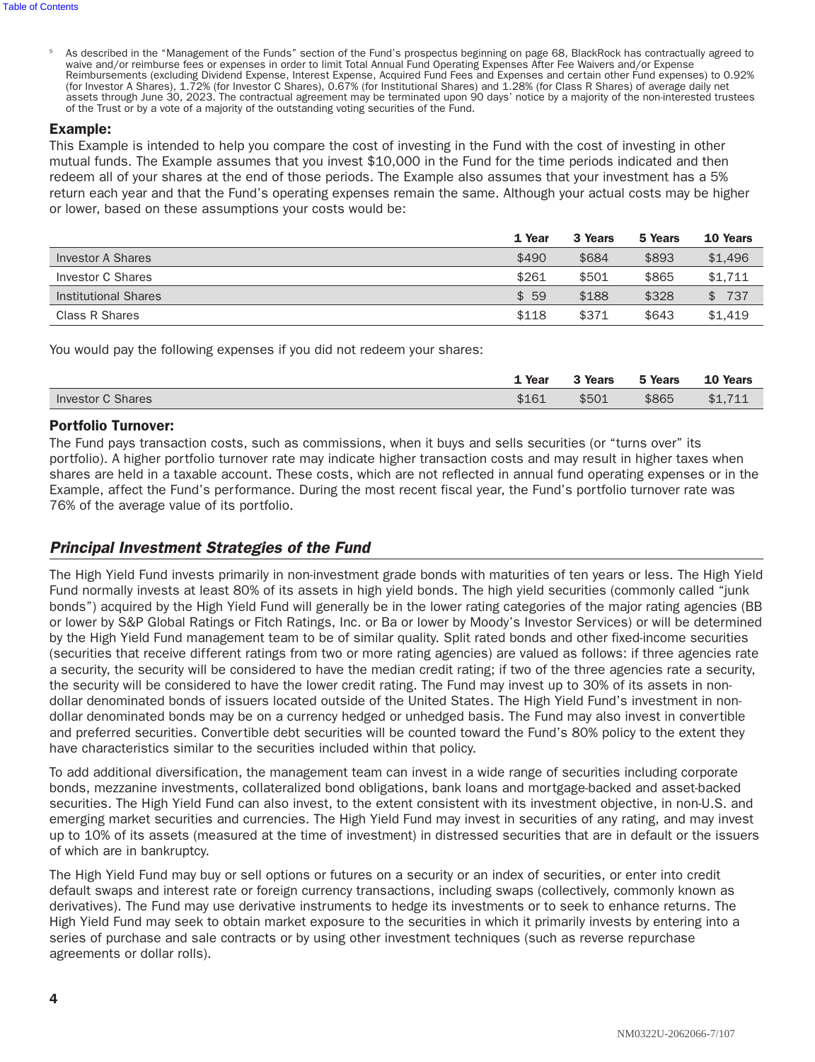[5] As described in the "Management of the Funds" section of the Fund's prospectus beginning on page 68, BlackRock has contractually agreed to waive and/or reimburse fees or expenses in order to limit Total Annual Fund Operating Expenses After Fee Waivers and/or Expense Reimbursements (excluding Dividend Expense, Interest Expense, Acquired Fund Fees and Expenses and certain other Fund expenses) to 0.92% (for Investor A Shares), 1.72% (for Investor C Shares), 0.67% (for Institutional Shares) and 1.28% (for Class R Shares) of average daily net assets through June 30, 2023. The contractual agreement may be terminated upon 90 days' notice by a majority of the non-interested trustees of the Trust or by a vote of a majority of the outstanding voting securities of the Fund.

**Example:**

This Example is intended to help you compare the cost of investing in the Fund with the cost of investing in other mutual funds. The Example assumes that you invest $10,000 in the Fund for the time periods indicated and then redeem all of your shares at the end of those periods. The Example also assumes that your investment has a 5% return each year and that the Fund's operating expenses remain the same. Although your actual costs may be higher or lower, based on these assumptions your costs would be:

| | 1 Year | 3 Years | 5 Years | 10 Years |
|---|---|---|---|---|
| Investor A Shares | $490 | $684 | $893 | $1,496 |
| Investor C Shares | $261 | $501 | $865 | $1,711 |
| Institutional Shares | $ 59 | $188 | $328 | $ 737 |
| Class R Shares | $118 | $371 | $643 | $1,419 |

You would pay the following expenses if you did not redeem your shares:

| | 1 Year | 3 Years | 5 Years | 10 Years |
|---|---|---|---|---|
| Investor C Shares | $161 | $501 | $865 | $1,711 |

**Portfolio Turnover:**

The Fund pays transaction costs, such as commissions, when it buys and sells securities (or "turns over" its portfolio). A higher portfolio turnover rate may indicate higher transaction costs and may result in higher taxes when shares are held in a taxable account. These costs, which are not reflected in annual fund operating expenses or in the Example, affect the Fund's performance. During the most recent fiscal year, the Fund's portfolio turnover rate was 76% of the average value of its portfolio.

## *Principal Investment Strategies of the Fund*

The High Yield Fund invests primarily in non-investment grade bonds with maturities of ten years or less. The High Yield Fund normally invests at least 80% of its assets in high yield bonds. The high yield securities (commonly called "junk bonds") acquired by the High Yield Fund will generally be in the lower rating categories of the major rating agencies (BB or lower by S&P Global Ratings or Fitch Ratings, Inc. or Ba or lower by Moody's Investor Services) or will be determined by the High Yield Fund management team to be of similar quality. Split rated bonds and other fixed-income securities (securities that receive different ratings from two or more rating agencies) are valued as follows: if three agencies rate a security, the security will be considered to have the median credit rating; if two of the three agencies rate a security, the security will be considered to have the lower credit rating. The Fund may invest up to 30% of its assets in non-dollar denominated bonds of issuers located outside of the United States. The High Yield Fund's investment in non-dollar denominated bonds may be on a currency hedged or unhedged basis. The Fund may also invest in convertible and preferred securities. Convertible debt securities will be counted toward the Fund's 80% policy to the extent they have characteristics similar to the securities included within that policy.

To add additional diversification, the management team can invest in a wide range of securities including corporate bonds, mezzanine investments, collateralized bond obligations, bank loans and mortgage-backed and asset-backed securities. The High Yield Fund can also invest, to the extent consistent with its investment objective, in non-U.S. and emerging market securities and currencies. The High Yield Fund may invest in securities of any rating, and may invest up to 10% of its assets (measured at the time of investment) in distressed securities that are in default or the issuers of which are in bankruptcy.

The High Yield Fund may buy or sell options or futures on a security or an index of securities, or enter into credit default swaps and interest rate or foreign currency transactions, including swaps (collectively, commonly known as derivatives). The Fund may use derivative instruments to hedge its investments or to seek to enhance returns. The High Yield Fund may seek to obtain market exposure to the securities in which it primarily invests by entering into a series of purchase and sale contracts or by using other investment techniques (such as reverse repurchase agreements or dollar rolls).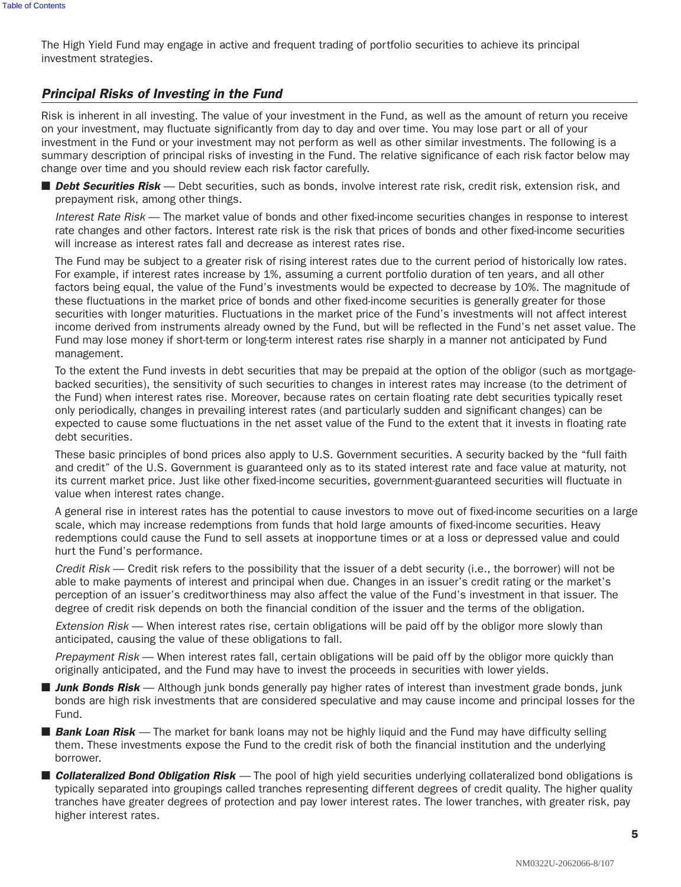The High Yield Fund may engage in active and frequent trading of portfolio securities to achieve its principal investment strategies.

## *Principal Risks of Investing in the Fund*

Risk is inherent in all investing. The value of your investment in the Fund, as well as the amount of return you receive on your investment, may fluctuate significantly from day to day and over time. You may lose part or all of your investment in the Fund or your investment may not perform as well as other similar investments. The following is a summary description of principal risks of investing in the Fund. The relative significance of each risk factor below may change over time and you should review each risk factor carefully.

- ***Debt Securities Risk*** — Debt securities, such as bonds, involve interest rate risk, credit risk, extension risk, and prepayment risk, among other things.

  *Interest Rate Risk* — The market value of bonds and other fixed-income securities changes in response to interest rate changes and other factors. Interest rate risk is the risk that prices of bonds and other fixed-income securities will increase as interest rates fall and decrease as interest rates rise.

  The Fund may be subject to a greater risk of rising interest rates due to the current period of historically low rates. For example, if interest rates increase by 1%, assuming a current portfolio duration of ten years, and all other factors being equal, the value of the Fund's investments would be expected to decrease by 10%. The magnitude of these fluctuations in the market price of bonds and other fixed-income securities is generally greater for those securities with longer maturities. Fluctuations in the market price of the Fund's investments will not affect interest income derived from instruments already owned by the Fund, but will be reflected in the Fund's net asset value. The Fund may lose money if short-term or long-term interest rates rise sharply in a manner not anticipated by Fund management.

  To the extent the Fund invests in debt securities that may be prepaid at the option of the obligor (such as mortgage-backed securities), the sensitivity of such securities to changes in interest rates may increase (to the detriment of the Fund) when interest rates rise. Moreover, because rates on certain floating rate debt securities typically reset only periodically, changes in prevailing interest rates (and particularly sudden and significant changes) can be expected to cause some fluctuations in the net asset value of the Fund to the extent that it invests in floating rate debt securities.

  These basic principles of bond prices also apply to U.S. Government securities. A security backed by the "full faith and credit" of the U.S. Government is guaranteed only as to its stated interest rate and face value at maturity, not its current market price. Just like other fixed-income securities, government-guaranteed securities will fluctuate in value when interest rates change.

  A general rise in interest rates has the potential to cause investors to move out of fixed-income securities on a large scale, which may increase redemptions from funds that hold large amounts of fixed-income securities. Heavy redemptions could cause the Fund to sell assets at inopportune times or at a loss or depressed value and could hurt the Fund's performance.

  *Credit Risk* — Credit risk refers to the possibility that the issuer of a debt security (i.e., the borrower) will not be able to make payments of interest and principal when due. Changes in an issuer's credit rating or the market's perception of an issuer's creditworthiness may also affect the value of the Fund's investment in that issuer. The degree of credit risk depends on both the financial condition of the issuer and the terms of the obligation.

  *Extension Risk* — When interest rates rise, certain obligations will be paid off by the obligor more slowly than anticipated, causing the value of these obligations to fall.

  *Prepayment Risk* — When interest rates fall, certain obligations will be paid off by the obligor more quickly than originally anticipated, and the Fund may have to invest the proceeds in securities with lower yields.

- ***Junk Bonds Risk*** — Although junk bonds generally pay higher rates of interest than investment grade bonds, junk bonds are high risk investments that are considered speculative and may cause income and principal losses for the Fund.

- ***Bank Loan Risk*** — The market for bank loans may not be highly liquid and the Fund may have difficulty selling them. These investments expose the Fund to the credit risk of both the financial institution and the underlying borrower.

- ***Collateralized Bond Obligation Risk*** — The pool of high yield securities underlying collateralized bond obligations is typically separated into groupings called tranches representing different degrees of credit quality. The higher quality tranches have greater degrees of protection and pay lower interest rates. The lower tranches, with greater risk, pay higher interest rates.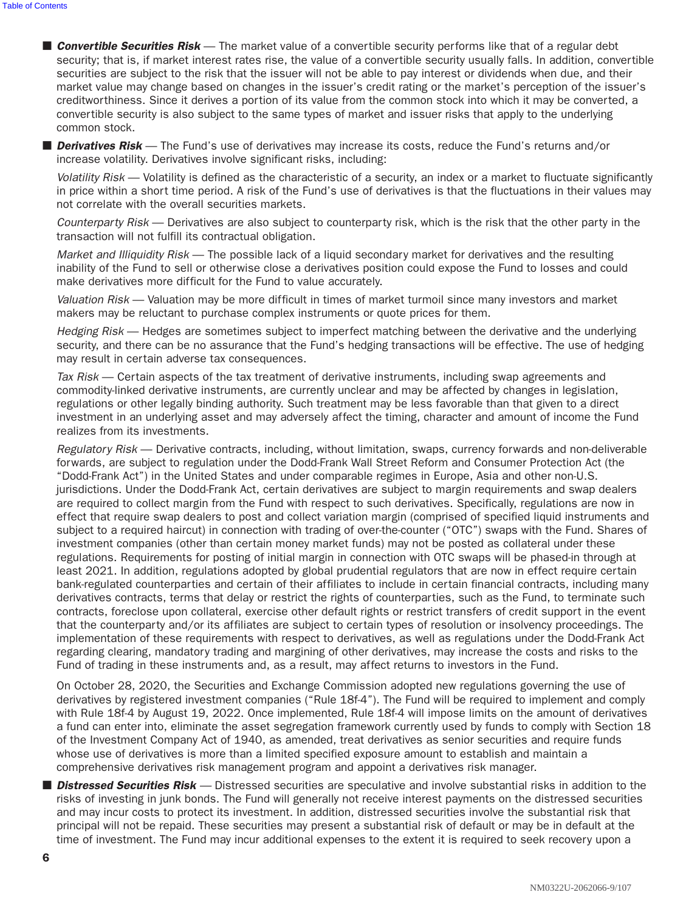- ***Convertible Securities Risk*** — The market value of a convertible security performs like that of a regular debt security; that is, if market interest rates rise, the value of a convertible security usually falls. In addition, convertible securities are subject to the risk that the issuer will not be able to pay interest or dividends when due, and their market value may change based on changes in the issuer's credit rating or the market's perception of the issuer's creditworthiness. Since it derives a portion of its value from the common stock into which it may be converted, a convertible security is also subject to the same types of market and issuer risks that apply to the underlying common stock.

- ***Derivatives Risk*** — The Fund's use of derivatives may increase its costs, reduce the Fund's returns and/or increase volatility. Derivatives involve significant risks, including:

  *Volatility Risk* — Volatility is defined as the characteristic of a security, an index or a market to fluctuate significantly in price within a short time period. A risk of the Fund's use of derivatives is that the fluctuations in their values may not correlate with the overall securities markets.

  *Counterparty Risk* — Derivatives are also subject to counterparty risk, which is the risk that the other party in the transaction will not fulfill its contractual obligation.

  *Market and Illiquidity Risk* — The possible lack of a liquid secondary market for derivatives and the resulting inability of the Fund to sell or otherwise close a derivatives position could expose the Fund to losses and could make derivatives more difficult for the Fund to value accurately.

  *Valuation Risk* — Valuation may be more difficult in times of market turmoil since many investors and market makers may be reluctant to purchase complex instruments or quote prices for them.

  *Hedging Risk* — Hedges are sometimes subject to imperfect matching between the derivative and the underlying security, and there can be no assurance that the Fund's hedging transactions will be effective. The use of hedging may result in certain adverse tax consequences.

  *Tax Risk* — Certain aspects of the tax treatment of derivative instruments, including swap agreements and commodity-linked derivative instruments, are currently unclear and may be affected by changes in legislation, regulations or other legally binding authority. Such treatment may be less favorable than that given to a direct investment in an underlying asset and may adversely affect the timing, character and amount of income the Fund realizes from its investments.

  *Regulatory Risk* — Derivative contracts, including, without limitation, swaps, currency forwards and non-deliverable forwards, are subject to regulation under the Dodd-Frank Wall Street Reform and Consumer Protection Act (the "Dodd-Frank Act") in the United States and under comparable regimes in Europe, Asia and other non-U.S. jurisdictions. Under the Dodd-Frank Act, certain derivatives are subject to margin requirements and swap dealers are required to collect margin from the Fund with respect to such derivatives. Specifically, regulations are now in effect that require swap dealers to post and collect variation margin (comprised of specified liquid instruments and subject to a required haircut) in connection with trading of over-the-counter ("OTC") swaps with the Fund. Shares of investment companies (other than certain money market funds) may not be posted as collateral under these regulations. Requirements for posting of initial margin in connection with OTC swaps will be phased-in through at least 2021. In addition, regulations adopted by global prudential regulators that are now in effect require certain bank-regulated counterparties and certain of their affiliates to include in certain financial contracts, including many derivatives contracts, terms that delay or restrict the rights of counterparties, such as the Fund, to terminate such contracts, foreclose upon collateral, exercise other default rights or restrict transfers of credit support in the event that the counterparty and/or its affiliates are subject to certain types of resolution or insolvency proceedings. The implementation of these requirements with respect to derivatives, as well as regulations under the Dodd-Frank Act regarding clearing, mandatory trading and margining of other derivatives, may increase the costs and risks to the Fund of trading in these instruments and, as a result, may affect returns to investors in the Fund.

  On October 28, 2020, the Securities and Exchange Commission adopted new regulations governing the use of derivatives by registered investment companies ("Rule 18f-4"). The Fund will be required to implement and comply with Rule 18f-4 by August 19, 2022. Once implemented, Rule 18f-4 will impose limits on the amount of derivatives a fund can enter into, eliminate the asset segregation framework currently used by funds to comply with Section 18 of the Investment Company Act of 1940, as amended, treat derivatives as senior securities and require funds whose use of derivatives is more than a limited specified exposure amount to establish and maintain a comprehensive derivatives risk management program and appoint a derivatives risk manager.

- ***Distressed Securities Risk*** — Distressed securities are speculative and involve substantial risks in addition to the risks of investing in junk bonds. The Fund will generally not receive interest payments on the distressed securities and may incur costs to protect its investment. In addition, distressed securities involve the substantial risk that principal will not be repaid. These securities may present a substantial risk of default or may be in default at the time of investment. The Fund may incur additional expenses to the extent it is required to seek recovery upon a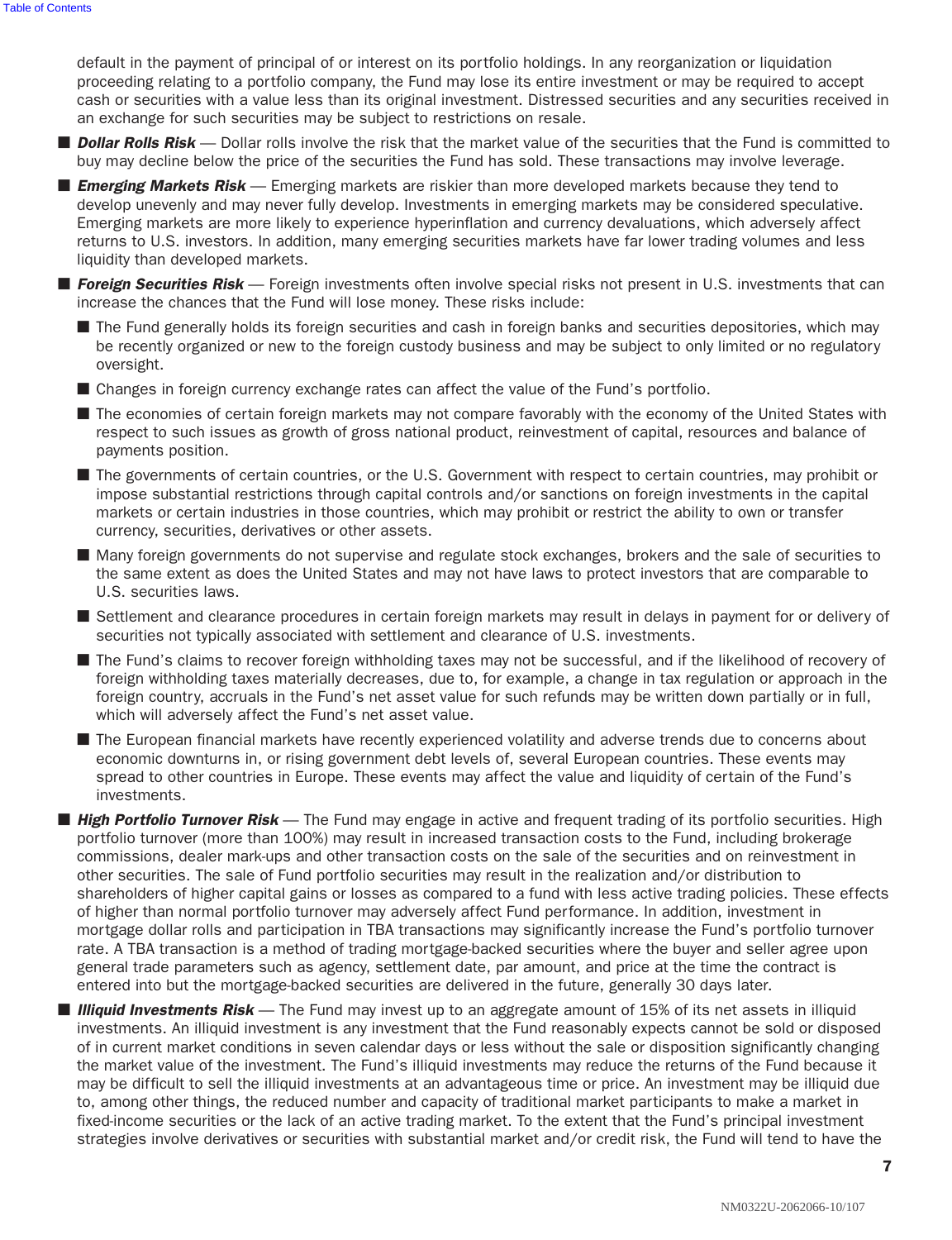default in the payment of principal of or interest on its portfolio holdings. In any reorganization or liquidation proceeding relating to a portfolio company, the Fund may lose its entire investment or may be required to accept cash or securities with a value less than its original investment. Distressed securities and any securities received in an exchange for such securities may be subject to restrictions on resale.

- ***Dollar Rolls Risk*** — Dollar rolls involve the risk that the market value of the securities that the Fund is committed to buy may decline below the price of the securities the Fund has sold. These transactions may involve leverage.
- ***Emerging Markets Risk*** — Emerging markets are riskier than more developed markets because they tend to develop unevenly and may never fully develop. Investments in emerging markets may be considered speculative. Emerging markets are more likely to experience hyperinflation and currency devaluations, which adversely affect returns to U.S. investors. In addition, many emerging securities markets have far lower trading volumes and less liquidity than developed markets.
- ***Foreign Securities Risk*** — Foreign investments often involve special risks not present in U.S. investments that can increase the chances that the Fund will lose money. These risks include:
  - The Fund generally holds its foreign securities and cash in foreign banks and securities depositories, which may be recently organized or new to the foreign custody business and may be subject to only limited or no regulatory oversight.
  - Changes in foreign currency exchange rates can affect the value of the Fund's portfolio.
  - The economies of certain foreign markets may not compare favorably with the economy of the United States with respect to such issues as growth of gross national product, reinvestment of capital, resources and balance of payments position.
  - The governments of certain countries, or the U.S. Government with respect to certain countries, may prohibit or impose substantial restrictions through capital controls and/or sanctions on foreign investments in the capital markets or certain industries in those countries, which may prohibit or restrict the ability to own or transfer currency, securities, derivatives or other assets.
  - Many foreign governments do not supervise and regulate stock exchanges, brokers and the sale of securities to the same extent as does the United States and may not have laws to protect investors that are comparable to U.S. securities laws.
  - Settlement and clearance procedures in certain foreign markets may result in delays in payment for or delivery of securities not typically associated with settlement and clearance of U.S. investments.
  - The Fund's claims to recover foreign withholding taxes may not be successful, and if the likelihood of recovery of foreign withholding taxes materially decreases, due to, for example, a change in tax regulation or approach in the foreign country, accruals in the Fund's net asset value for such refunds may be written down partially or in full, which will adversely affect the Fund's net asset value.
  - The European financial markets have recently experienced volatility and adverse trends due to concerns about economic downturns in, or rising government debt levels of, several European countries. These events may spread to other countries in Europe. These events may affect the value and liquidity of certain of the Fund's investments.
- ***High Portfolio Turnover Risk*** — The Fund may engage in active and frequent trading of its portfolio securities. High portfolio turnover (more than 100%) may result in increased transaction costs to the Fund, including brokerage commissions, dealer mark-ups and other transaction costs on the sale of the securities and on reinvestment in other securities. The sale of Fund portfolio securities may result in the realization and/or distribution to shareholders of higher capital gains or losses as compared to a fund with less active trading policies. These effects of higher than normal portfolio turnover may adversely affect Fund performance. In addition, investment in mortgage dollar rolls and participation in TBA transactions may significantly increase the Fund's portfolio turnover rate. A TBA transaction is a method of trading mortgage-backed securities where the buyer and seller agree upon general trade parameters such as agency, settlement date, par amount, and price at the time the contract is entered into but the mortgage-backed securities are delivered in the future, generally 30 days later.
- ***Illiquid Investments Risk*** — The Fund may invest up to an aggregate amount of 15% of its net assets in illiquid investments. An illiquid investment is any investment that the Fund reasonably expects cannot be sold or disposed of in current market conditions in seven calendar days or less without the sale or disposition significantly changing the market value of the investment. The Fund's illiquid investments may reduce the returns of the Fund because it may be difficult to sell the illiquid investments at an advantageous time or price. An investment may be illiquid due to, among other things, the reduced number and capacity of traditional market participants to make a market in fixed-income securities or the lack of an active trading market. To the extent that the Fund's principal investment strategies involve derivatives or securities with substantial market and/or credit risk, the Fund will tend to have the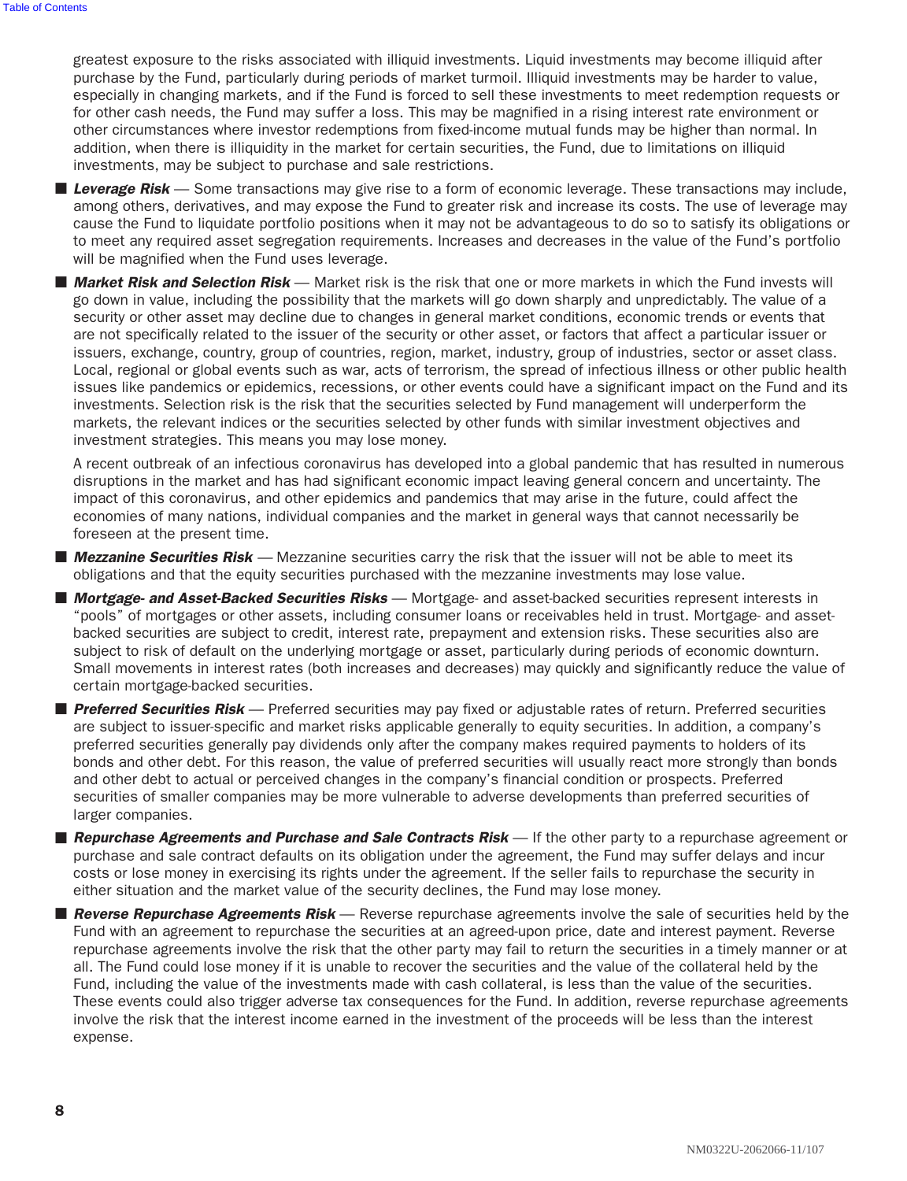greatest exposure to the risks associated with illiquid investments. Liquid investments may become illiquid after purchase by the Fund, particularly during periods of market turmoil. Illiquid investments may be harder to value, especially in changing markets, and if the Fund is forced to sell these investments to meet redemption requests or for other cash needs, the Fund may suffer a loss. This may be magnified in a rising interest rate environment or other circumstances where investor redemptions from fixed-income mutual funds may be higher than normal. In addition, when there is illiquidity in the market for certain securities, the Fund, due to limitations on illiquid investments, may be subject to purchase and sale restrictions.

- ***Leverage Risk*** — Some transactions may give rise to a form of economic leverage. These transactions may include, among others, derivatives, and may expose the Fund to greater risk and increase its costs. The use of leverage may cause the Fund to liquidate portfolio positions when it may not be advantageous to do so to satisfy its obligations or to meet any required asset segregation requirements. Increases and decreases in the value of the Fund's portfolio will be magnified when the Fund uses leverage.

- ***Market Risk and Selection Risk*** — Market risk is the risk that one or more markets in which the Fund invests will go down in value, including the possibility that the markets will go down sharply and unpredictably. The value of a security or other asset may decline due to changes in general market conditions, economic trends or events that are not specifically related to the issuer of the security or other asset, or factors that affect a particular issuer or issuers, exchange, country, group of countries, region, market, industry, group of industries, sector or asset class. Local, regional or global events such as war, acts of terrorism, the spread of infectious illness or other public health issues like pandemics or epidemics, recessions, or other events could have a significant impact on the Fund and its investments. Selection risk is the risk that the securities selected by Fund management will underperform the markets, the relevant indices or the securities selected by other funds with similar investment objectives and investment strategies. This means you may lose money.

  A recent outbreak of an infectious coronavirus has developed into a global pandemic that has resulted in numerous disruptions in the market and has had significant economic impact leaving general concern and uncertainty. The impact of this coronavirus, and other epidemics and pandemics that may arise in the future, could affect the economies of many nations, individual companies and the market in general ways that cannot necessarily be foreseen at the present time.

- ***Mezzanine Securities Risk*** — Mezzanine securities carry the risk that the issuer will not be able to meet its obligations and that the equity securities purchased with the mezzanine investments may lose value.

- ***Mortgage- and Asset-Backed Securities Risks*** — Mortgage- and asset-backed securities represent interests in "pools" of mortgages or other assets, including consumer loans or receivables held in trust. Mortgage- and asset-backed securities are subject to credit, interest rate, prepayment and extension risks. These securities also are subject to risk of default on the underlying mortgage or asset, particularly during periods of economic downturn. Small movements in interest rates (both increases and decreases) may quickly and significantly reduce the value of certain mortgage-backed securities.

- ***Preferred Securities Risk*** — Preferred securities may pay fixed or adjustable rates of return. Preferred securities are subject to issuer-specific and market risks applicable generally to equity securities. In addition, a company's preferred securities generally pay dividends only after the company makes required payments to holders of its bonds and other debt. For this reason, the value of preferred securities will usually react more strongly than bonds and other debt to actual or perceived changes in the company's financial condition or prospects. Preferred securities of smaller companies may be more vulnerable to adverse developments than preferred securities of larger companies.

- ***Repurchase Agreements and Purchase and Sale Contracts Risk*** — If the other party to a repurchase agreement or purchase and sale contract defaults on its obligation under the agreement, the Fund may suffer delays and incur costs or lose money in exercising its rights under the agreement. If the seller fails to repurchase the security in either situation and the market value of the security declines, the Fund may lose money.

- ***Reverse Repurchase Agreements Risk*** — Reverse repurchase agreements involve the sale of securities held by the Fund with an agreement to repurchase the securities at an agreed-upon price, date and interest payment. Reverse repurchase agreements involve the risk that the other party may fail to return the securities in a timely manner or at all. The Fund could lose money if it is unable to recover the securities and the value of the collateral held by the Fund, including the value of the investments made with cash collateral, is less than the value of the securities. These events could also trigger adverse tax consequences for the Fund. In addition, reverse repurchase agreements involve the risk that the interest income earned in the investment of the proceeds will be less than the interest expense.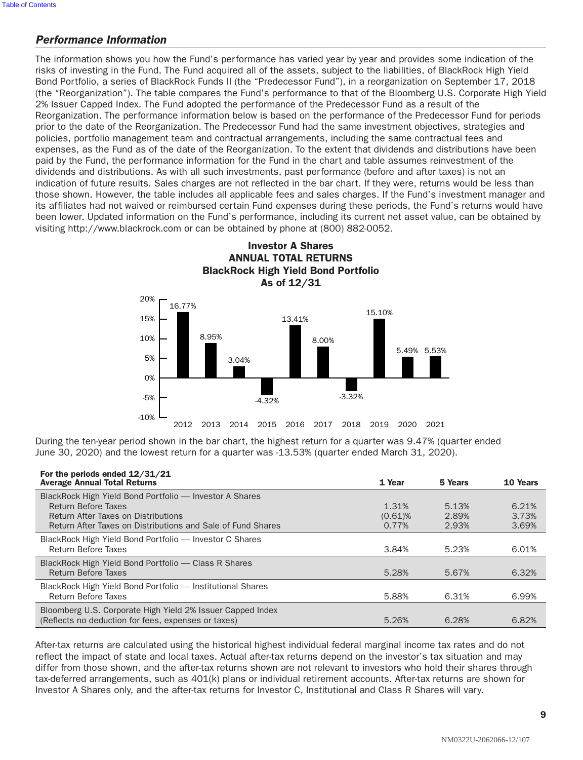### *Performance Information*

The information shows you how the Fund's performance has varied year by year and provides some indication of the risks of investing in the Fund. The Fund acquired all of the assets, subject to the liabilities, of BlackRock High Yield Bond Portfolio, a series of BlackRock Funds II (the "Predecessor Fund"), in a reorganization on September 17, 2018 (the "Reorganization"). The table compares the Fund's performance to that of the Bloomberg U.S. Corporate High Yield 2% Issuer Capped Index. The Fund adopted the performance of the Predecessor Fund as a result of the Reorganization. The performance information below is based on the performance of the Predecessor Fund for periods prior to the date of the Reorganization. The Predecessor Fund had the same investment objectives, strategies and policies, portfolio management team and contractual arrangements, including the same contractual fees and expenses, as the Fund as of the date of the Reorganization. To the extent that dividends and distributions have been paid by the Fund, the performance information for the Fund in the chart and table assumes reinvestment of the dividends and distributions. As with all such investments, past performance (before and after taxes) is not an indication of future results. Sales charges are not reflected in the bar chart. If they were, returns would be less than those shown. However, the table includes all applicable fees and sales charges. If the Fund's investment manager and its affiliates had not waived or reimbursed certain Fund expenses during these periods, the Fund's returns would have been lower. Updated information on the Fund's performance, including its current net asset value, can be obtained by visiting http://www.blackrock.com or can be obtained by phone at (800) 882-0052.

**Investor A Shares**
**ANNUAL TOTAL RETURNS**
**BlackRock High Yield Bond Portfolio**
**As of 12/31**

| 2012 | 2013 | 2014 | 2015 | 2016 | 2017 | 2018 | 2019 | 2020 | 2021 |
|---|---|---|---|---|---|---|---|---|---|
| 16.77% | 8.95% | 3.04% | -4.32% | 13.41% | 8.00% | -3.32% | 15.10% | 5.49% | 5.53% |

During the ten-year period shown in the bar chart, the highest return for a quarter was 9.47% (quarter ended June 30, 2020) and the lowest return for a quarter was -13.53% (quarter ended March 31, 2020).

| For the periods ended 12/31/21<br>Average Annual Total Returns | 1 Year | 5 Years | 10 Years |
|---|---|---|---|
| BlackRock High Yield Bond Portfolio — Investor A Shares | | | |
| Return Before Taxes | 1.31% | 5.13% | 6.21% |
| Return After Taxes on Distributions | (0.61)% | 2.89% | 3.73% |
| Return After Taxes on Distributions and Sale of Fund Shares | 0.77% | 2.93% | 3.69% |
| BlackRock High Yield Bond Portfolio — Investor C Shares | | | |
| Return Before Taxes | 3.84% | 5.23% | 6.01% |
| BlackRock High Yield Bond Portfolio — Class R Shares | | | |
| Return Before Taxes | 5.28% | 5.67% | 6.32% |
| BlackRock High Yield Bond Portfolio — Institutional Shares | | | |
| Return Before Taxes | 5.88% | 6.31% | 6.99% |
| Bloomberg U.S. Corporate High Yield 2% Issuer Capped Index<br>(Reflects no deduction for fees, expenses or taxes) | 5.26% | 6.28% | 6.82% |

After-tax returns are calculated using the historical highest individual federal marginal income tax rates and do not reflect the impact of state and local taxes. Actual after-tax returns depend on the investor's tax situation and may differ from those shown, and the after-tax returns shown are not relevant to investors who hold their shares through tax-deferred arrangements, such as 401(k) plans or individual retirement accounts. After-tax returns are shown for Investor A Shares only, and the after-tax returns for Investor C, Institutional and Class R Shares will vary.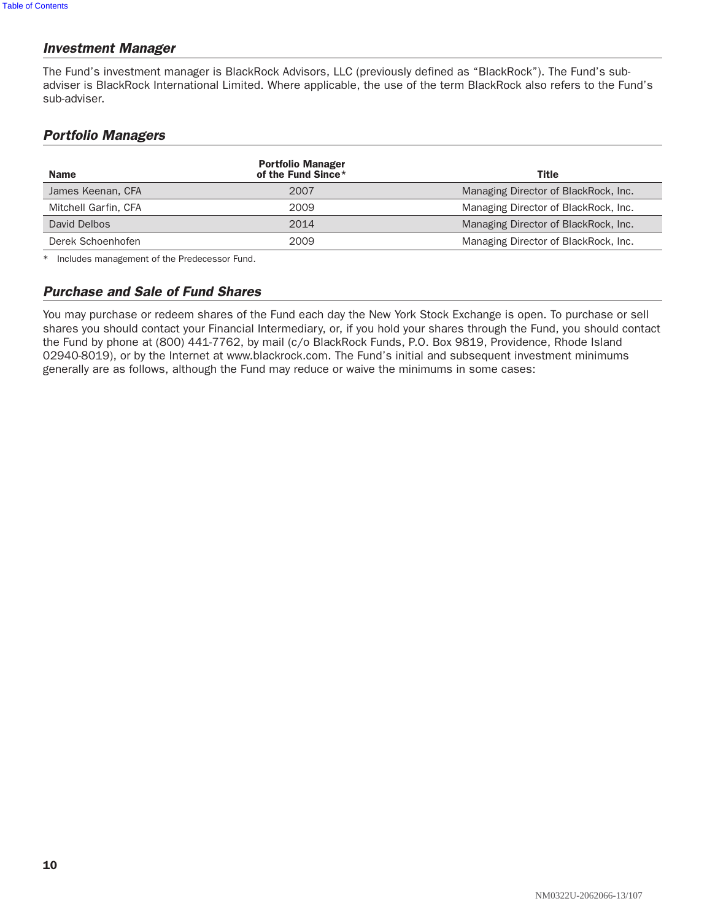### *Investment Manager*

The Fund's investment manager is BlackRock Advisors, LLC (previously defined as "BlackRock"). The Fund's sub-adviser is BlackRock International Limited. Where applicable, the use of the term BlackRock also refers to the Fund's sub-adviser.

### *Portfolio Managers*

| Name | Portfolio Manager of the Fund Since* | Title |
|---|---|---|
| James Keenan, CFA | 2007 | Managing Director of BlackRock, Inc. |
| Mitchell Garfin, CFA | 2009 | Managing Director of BlackRock, Inc. |
| David Delbos | 2014 | Managing Director of BlackRock, Inc. |
| Derek Schoenhofen | 2009 | Managing Director of BlackRock, Inc. |

\* Includes management of the Predecessor Fund.

### *Purchase and Sale of Fund Shares*

You may purchase or redeem shares of the Fund each day the New York Stock Exchange is open. To purchase or sell shares you should contact your Financial Intermediary, or, if you hold your shares through the Fund, you should contact the Fund by phone at (800) 441-7762, by mail (c/o BlackRock Funds, P.O. Box 9819, Providence, Rhode Island 02940-8019), or by the Internet at www.blackrock.com. The Fund's initial and subsequent investment minimums generally are as follows, although the Fund may reduce or waive the minimums in some cases: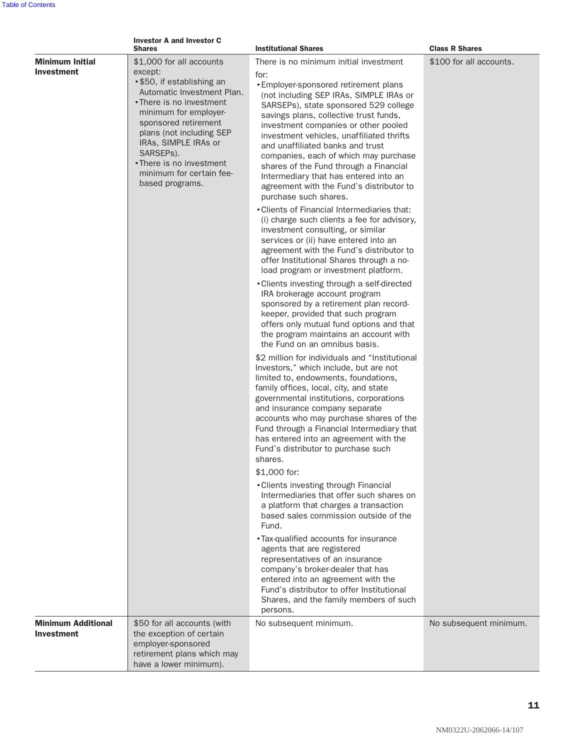| | Investor A and Investor C Shares | Institutional Shares | Class R Shares |
|---|---|---|---|
| **Minimum Initial Investment** | $1,000 for all accounts except:<br>• $50, if establishing an Automatic Investment Plan.<br>• There is no investment minimum for employer-sponsored retirement plans (not including SEP IRAs, SIMPLE IRAs or SARSEPs).<br>• There is no investment minimum for certain fee-based programs. | There is no minimum initial investment for:<br>• Employer-sponsored retirement plans (not including SEP IRAs, SIMPLE IRAs or SARSEPs), state sponsored 529 college savings plans, collective trust funds, investment companies or other pooled investment vehicles, unaffiliated thrifts and unaffiliated banks and trust companies, each of which may purchase shares of the Fund through a Financial Intermediary that has entered into an agreement with the Fund's distributor to purchase such shares.<br>• Clients of Financial Intermediaries that: (i) charge such clients a fee for advisory, investment consulting, or similar services or (ii) have entered into an agreement with the Fund's distributor to offer Institutional Shares through a no-load program or investment platform.<br>• Clients investing through a self-directed IRA brokerage account program sponsored by a retirement plan record-keeper, provided that such program offers only mutual fund options and that the program maintains an account with the Fund on an omnibus basis.<br>$2 million for individuals and "Institutional Investors," which include, but are not limited to, endowments, foundations, family offices, local, city, and state governmental institutions, corporations and insurance company separate accounts who may purchase shares of the Fund through a Financial Intermediary that has entered into an agreement with the Fund's distributor to purchase such shares.<br>$1,000 for:<br>• Clients investing through Financial Intermediaries that offer such shares on a platform that charges a transaction based sales commission outside of the Fund.<br>• Tax-qualified accounts for insurance agents that are registered representatives of an insurance company's broker-dealer that has entered into an agreement with the Fund's distributor to offer Institutional Shares, and the family members of such persons. | $100 for all accounts. |
| **Minimum Additional Investment** | $50 for all accounts (with the exception of certain employer-sponsored retirement plans which may have a lower minimum). | No subsequent minimum. | No subsequent minimum. |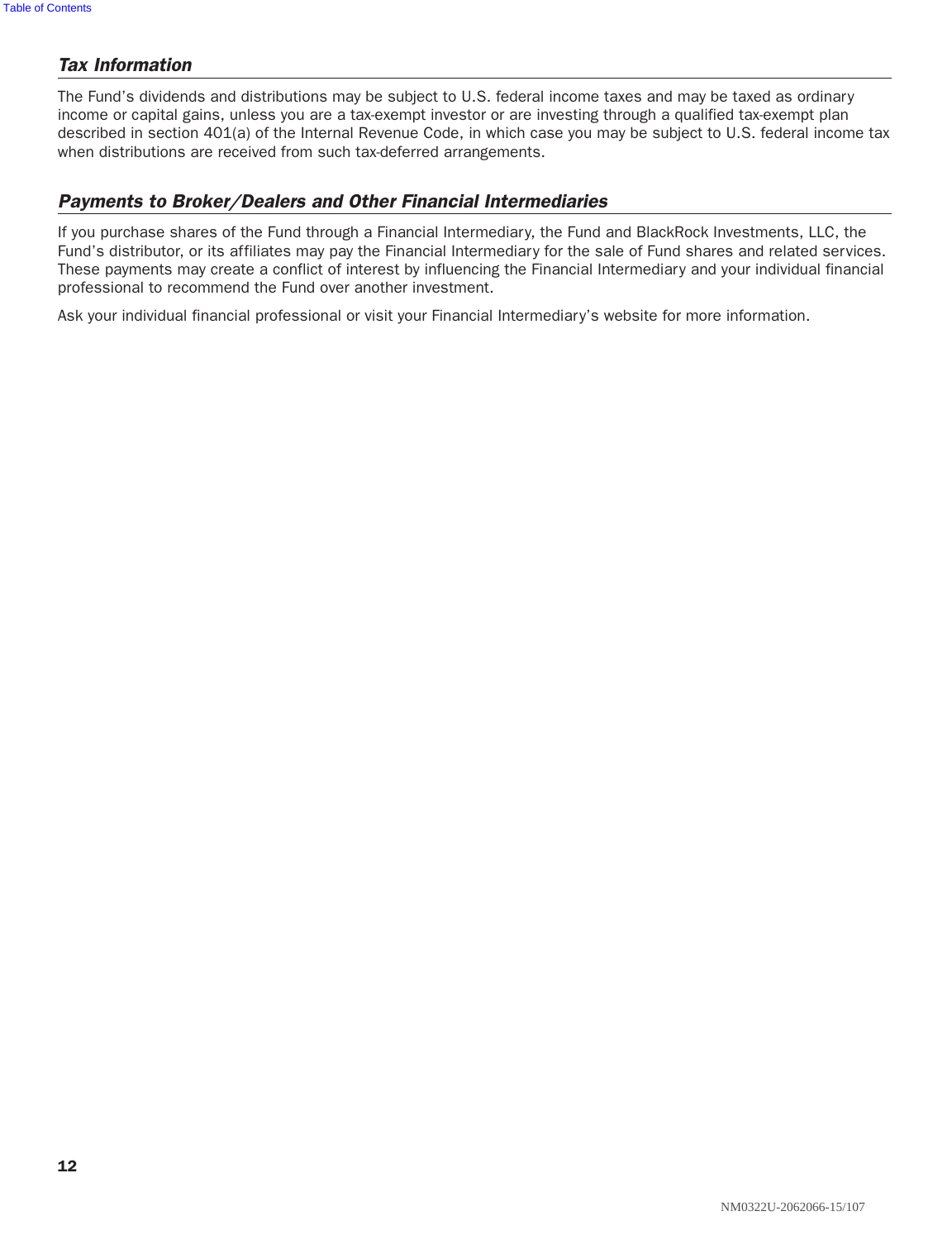### *Tax Information*

The Fund's dividends and distributions may be subject to U.S. federal income taxes and may be taxed as ordinary income or capital gains, unless you are a tax-exempt investor or are investing through a qualified tax-exempt plan described in section 401(a) of the Internal Revenue Code, in which case you may be subject to U.S. federal income tax when distributions are received from such tax-deferred arrangements.

### *Payments to Broker/Dealers and Other Financial Intermediaries*

If you purchase shares of the Fund through a Financial Intermediary, the Fund and BlackRock Investments, LLC, the Fund's distributor, or its affiliates may pay the Financial Intermediary for the sale of Fund shares and related services. These payments may create a conflict of interest by influencing the Financial Intermediary and your individual financial professional to recommend the Fund over another investment.

Ask your individual financial professional or visit your Financial Intermediary's website for more information.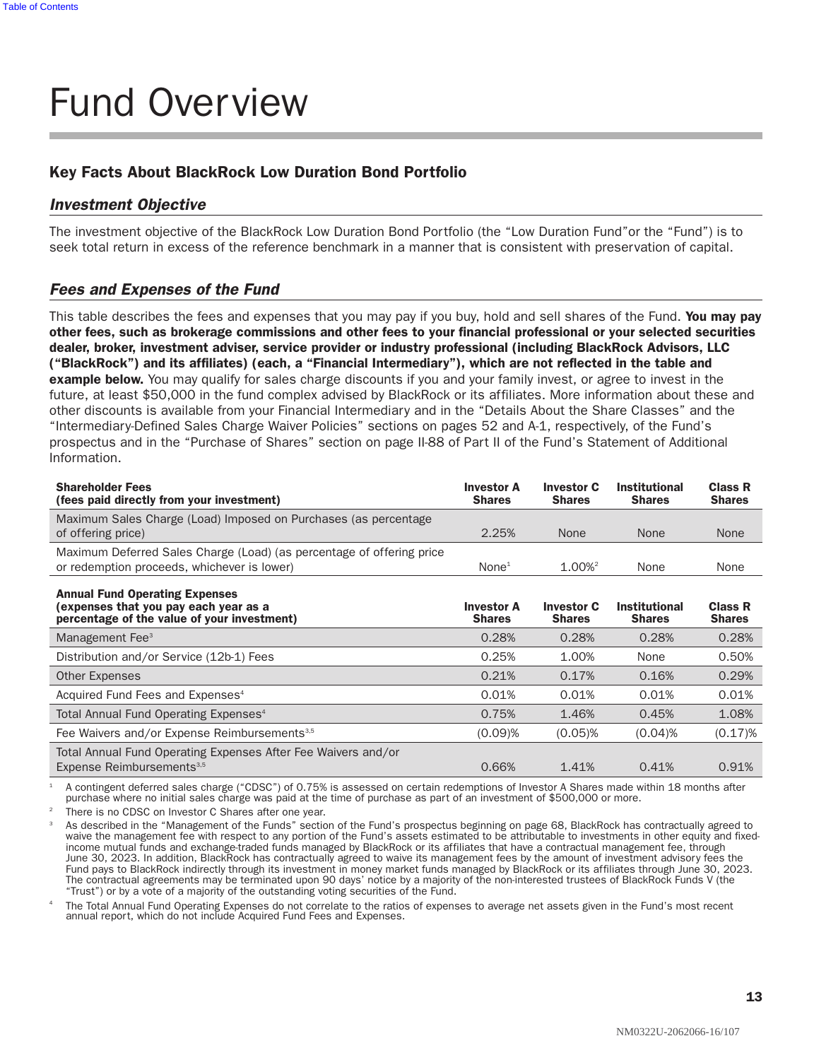# Fund Overview

## Key Facts About BlackRock Low Duration Bond Portfolio

### *Investment Objective*

The investment objective of the BlackRock Low Duration Bond Portfolio (the "Low Duration Fund"or the "Fund") is to seek total return in excess of the reference benchmark in a manner that is consistent with preservation of capital.

### *Fees and Expenses of the Fund*

This table describes the fees and expenses that you may pay if you buy, hold and sell shares of the Fund. **You may pay other fees, such as brokerage commissions and other fees to your financial professional or your selected securities dealer, broker, investment adviser, service provider or industry professional (including BlackRock Advisors, LLC ("BlackRock") and its affiliates) (each, a "Financial Intermediary"), which are not reflected in the table and example below.** You may qualify for sales charge discounts if you and your family invest, or agree to invest in the future, at least $50,000 in the fund complex advised by BlackRock or its affiliates. More information about these and other discounts is available from your Financial Intermediary and in the "Details About the Share Classes" and the "Intermediary-Defined Sales Charge Waiver Policies" sections on pages 52 and A-1, respectively, of the Fund's prospectus and in the "Purchase of Shares" section on page II-88 of Part II of the Fund's Statement of Additional Information.

| **Shareholder Fees (fees paid directly from your investment)** | **Investor A Shares** | **Investor C Shares** | **Institutional Shares** | **Class R Shares** |
|---|---|---|---|---|
| Maximum Sales Charge (Load) Imposed on Purchases (as percentage of offering price) | 2.25% | None | None | None |
| Maximum Deferred Sales Charge (Load) (as percentage of offering price or redemption proceeds, whichever is lower) | None[1] | 1.00%[2] | None | None |

| **Annual Fund Operating Expenses (expenses that you pay each year as a percentage of the value of your investment)** | **Investor A Shares** | **Investor C Shares** | **Institutional Shares** | **Class R Shares** |
|---|---|---|---|---|
| Management Fee[3] | 0.28% | 0.28% | 0.28% | 0.28% |
| Distribution and/or Service (12b-1) Fees | 0.25% | 1.00% | None | 0.50% |
| Other Expenses | 0.21% | 0.17% | 0.16% | 0.29% |
| Acquired Fund Fees and Expenses[4] | 0.01% | 0.01% | 0.01% | 0.01% |
| Total Annual Fund Operating Expenses[4] | 0.75% | 1.46% | 0.45% | 1.08% |
| Fee Waivers and/or Expense Reimbursements[3,5] | (0.09)% | (0.05)% | (0.04)% | (0.17)% |
| Total Annual Fund Operating Expenses After Fee Waivers and/or Expense Reimbursements[3,5] | 0.66% | 1.41% | 0.41% | 0.91% |

[1] A contingent deferred sales charge ("CDSC") of 0.75% is assessed on certain redemptions of Investor A Shares made within 18 months after purchase where no initial sales charge was paid at the time of purchase as part of an investment of $500,000 or more.

[2] There is no CDSC on Investor C Shares after one year.

[3] As described in the "Management of the Funds" section of the Fund's prospectus beginning on page 68, BlackRock has contractually agreed to waive the management fee with respect to any portion of the Fund's assets estimated to be attributable to investments in other equity and fixed-income mutual funds and exchange-traded funds managed by BlackRock or its affiliates that have a contractual management fee, through June 30, 2023. In addition, BlackRock has contractually agreed to waive its management fees by the amount of investment advisory fees the Fund pays to BlackRock indirectly through its investment in money market funds managed by BlackRock or its affiliates through June 30, 2023. The contractual agreements may be terminated upon 90 days' notice by a majority of the non-interested trustees of BlackRock Funds V (the "Trust") or by a vote of a majority of the outstanding voting securities of the Fund.

[4] The Total Annual Fund Operating Expenses do not correlate to the ratios of expenses to average net assets given in the Fund's most recent annual report, which do not include Acquired Fund Fees and Expenses.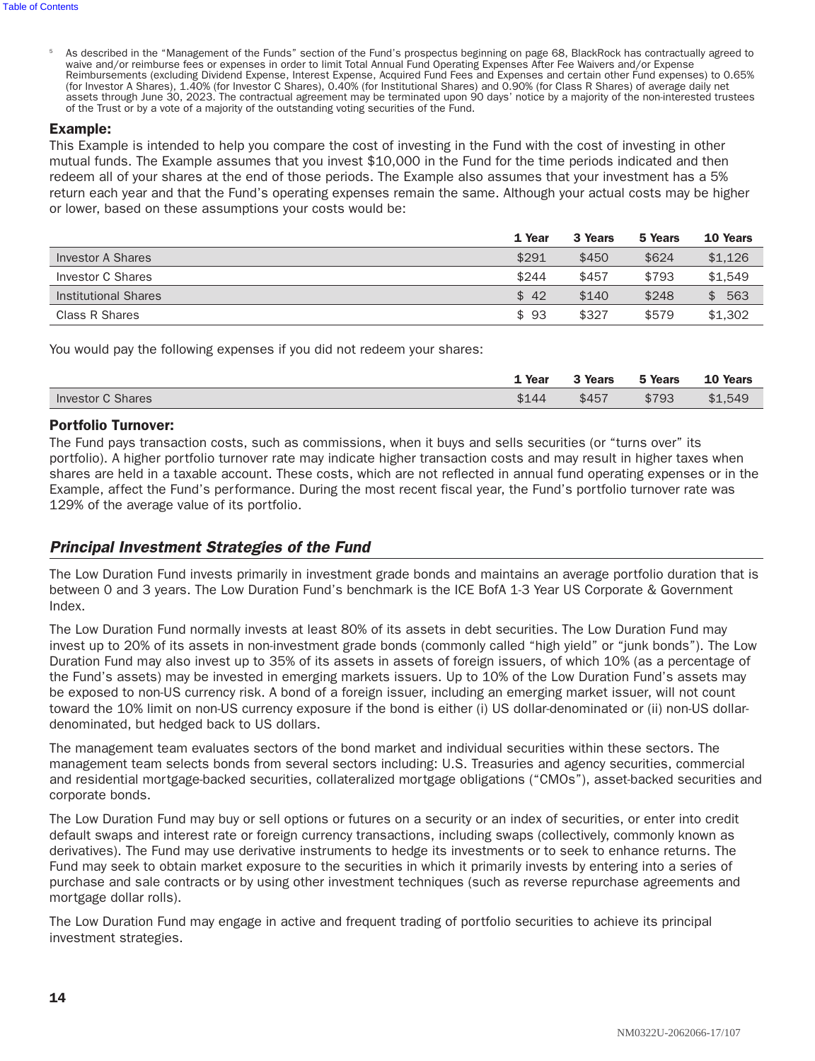[5] As described in the "Management of the Funds" section of the Fund's prospectus beginning on page 68, BlackRock has contractually agreed to waive and/or reimburse fees or expenses in order to limit Total Annual Fund Operating Expenses After Fee Waivers and/or Expense Reimbursements (excluding Dividend Expense, Interest Expense, Acquired Fund Fees and Expenses and certain other Fund expenses) to 0.65% (for Investor A Shares), 1.40% (for Investor C Shares), 0.40% (for Institutional Shares) and 0.90% (for Class R Shares) of average daily net assets through June 30, 2023. The contractual agreement may be terminated upon 90 days' notice by a majority of the non-interested trustees of the Trust or by a vote of a majority of the outstanding voting securities of the Fund.

**Example:**

This Example is intended to help you compare the cost of investing in the Fund with the cost of investing in other mutual funds. The Example assumes that you invest $10,000 in the Fund for the time periods indicated and then redeem all of your shares at the end of those periods. The Example also assumes that your investment has a 5% return each year and that the Fund's operating expenses remain the same. Although your actual costs may be higher or lower, based on these assumptions your costs would be:

| | 1 Year | 3 Years | 5 Years | 10 Years |
|---|---|---|---|---|
| Investor A Shares | $291 | $450 | $624 | $1,126 |
| Investor C Shares | $244 | $457 | $793 | $1,549 |
| Institutional Shares | $ 42 | $140 | $248 | $ 563 |
| Class R Shares | $ 93 | $327 | $579 | $1,302 |

You would pay the following expenses if you did not redeem your shares:

| | 1 Year | 3 Years | 5 Years | 10 Years |
|---|---|---|---|---|
| Investor C Shares | $144 | $457 | $793 | $1,549 |

**Portfolio Turnover:**

The Fund pays transaction costs, such as commissions, when it buys and sells securities (or "turns over" its portfolio). A higher portfolio turnover rate may indicate higher transaction costs and may result in higher taxes when shares are held in a taxable account. These costs, which are not reflected in annual fund operating expenses or in the Example, affect the Fund's performance. During the most recent fiscal year, the Fund's portfolio turnover rate was 129% of the average value of its portfolio.

## *Principal Investment Strategies of the Fund*

The Low Duration Fund invests primarily in investment grade bonds and maintains an average portfolio duration that is between 0 and 3 years. The Low Duration Fund's benchmark is the ICE BofA 1-3 Year US Corporate & Government Index.

The Low Duration Fund normally invests at least 80% of its assets in debt securities. The Low Duration Fund may invest up to 20% of its assets in non-investment grade bonds (commonly called "high yield" or "junk bonds"). The Low Duration Fund may also invest up to 35% of its assets in assets of foreign issuers, of which 10% (as a percentage of the Fund's assets) may be invested in emerging markets issuers. Up to 10% of the Low Duration Fund's assets may be exposed to non-US currency risk. A bond of a foreign issuer, including an emerging market issuer, will not count toward the 10% limit on non-US currency exposure if the bond is either (i) US dollar-denominated or (ii) non-US dollar-denominated, but hedged back to US dollars.

The management team evaluates sectors of the bond market and individual securities within these sectors. The management team selects bonds from several sectors including: U.S. Treasuries and agency securities, commercial and residential mortgage-backed securities, collateralized mortgage obligations ("CMOs"), asset-backed securities and corporate bonds.

The Low Duration Fund may buy or sell options or futures on a security or an index of securities, or enter into credit default swaps and interest rate or foreign currency transactions, including swaps (collectively, commonly known as derivatives). The Fund may use derivative instruments to hedge its investments or to seek to enhance returns. The Fund may seek to obtain market exposure to the securities in which it primarily invests by entering into a series of purchase and sale contracts or by using other investment techniques (such as reverse repurchase agreements and mortgage dollar rolls).

The Low Duration Fund may engage in active and frequent trading of portfolio securities to achieve its principal investment strategies.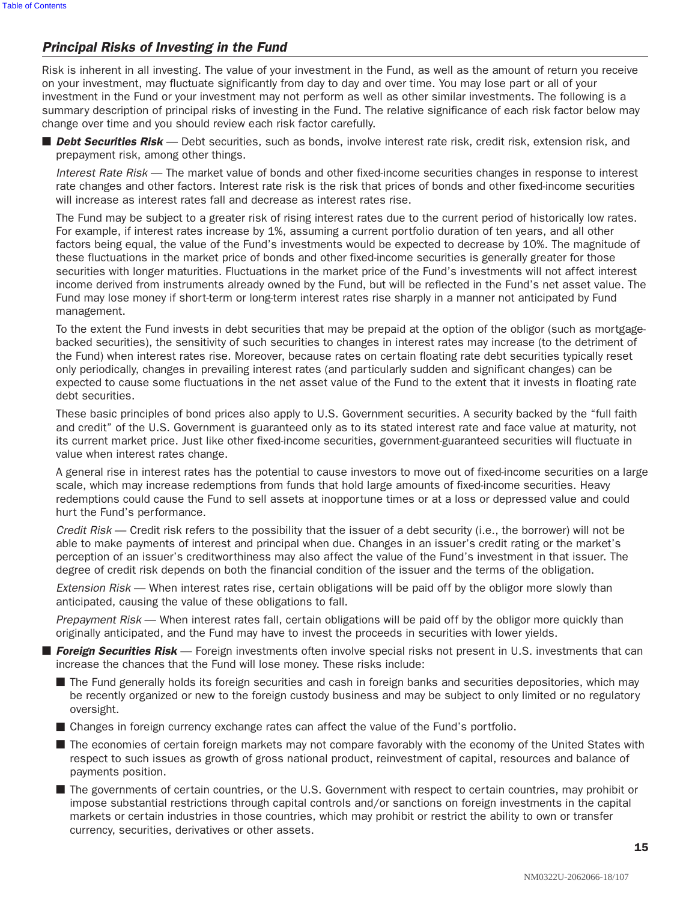## *Principal Risks of Investing in the Fund*

Risk is inherent in all investing. The value of your investment in the Fund, as well as the amount of return you receive on your investment, may fluctuate significantly from day to day and over time. You may lose part or all of your investment in the Fund or your investment may not perform as well as other similar investments. The following is a summary description of principal risks of investing in the Fund. The relative significance of each risk factor below may change over time and you should review each risk factor carefully.

- ***Debt Securities Risk*** — Debt securities, such as bonds, involve interest rate risk, credit risk, extension risk, and prepayment risk, among other things.

  *Interest Rate Risk* — The market value of bonds and other fixed-income securities changes in response to interest rate changes and other factors. Interest rate risk is the risk that prices of bonds and other fixed-income securities will increase as interest rates fall and decrease as interest rates rise.

  The Fund may be subject to a greater risk of rising interest rates due to the current period of historically low rates. For example, if interest rates increase by 1%, assuming a current portfolio duration of ten years, and all other factors being equal, the value of the Fund's investments would be expected to decrease by 10%. The magnitude of these fluctuations in the market price of bonds and other fixed-income securities is generally greater for those securities with longer maturities. Fluctuations in the market price of the Fund's investments will not affect interest income derived from instruments already owned by the Fund, but will be reflected in the Fund's net asset value. The Fund may lose money if short-term or long-term interest rates rise sharply in a manner not anticipated by Fund management.

  To the extent the Fund invests in debt securities that may be prepaid at the option of the obligor (such as mortgage-backed securities), the sensitivity of such securities to changes in interest rates may increase (to the detriment of the Fund) when interest rates rise. Moreover, because rates on certain floating rate debt securities typically reset only periodically, changes in prevailing interest rates (and particularly sudden and significant changes) can be expected to cause some fluctuations in the net asset value of the Fund to the extent that it invests in floating rate debt securities.

  These basic principles of bond prices also apply to U.S. Government securities. A security backed by the "full faith and credit" of the U.S. Government is guaranteed only as to its stated interest rate and face value at maturity, not its current market price. Just like other fixed-income securities, government-guaranteed securities will fluctuate in value when interest rates change.

  A general rise in interest rates has the potential to cause investors to move out of fixed-income securities on a large scale, which may increase redemptions from funds that hold large amounts of fixed-income securities. Heavy redemptions could cause the Fund to sell assets at inopportune times or at a loss or depressed value and could hurt the Fund's performance.

  *Credit Risk* — Credit risk refers to the possibility that the issuer of a debt security (i.e., the borrower) will not be able to make payments of interest and principal when due. Changes in an issuer's credit rating or the market's perception of an issuer's creditworthiness may also affect the value of the Fund's investment in that issuer. The degree of credit risk depends on both the financial condition of the issuer and the terms of the obligation.

  *Extension Risk* — When interest rates rise, certain obligations will be paid off by the obligor more slowly than anticipated, causing the value of these obligations to fall.

  *Prepayment Risk* — When interest rates fall, certain obligations will be paid off by the obligor more quickly than originally anticipated, and the Fund may have to invest the proceeds in securities with lower yields.

- ***Foreign Securities Risk*** — Foreign investments often involve special risks not present in U.S. investments that can increase the chances that the Fund will lose money. These risks include:

  - The Fund generally holds its foreign securities and cash in foreign banks and securities depositories, which may be recently organized or new to the foreign custody business and may be subject to only limited or no regulatory oversight.
  - Changes in foreign currency exchange rates can affect the value of the Fund's portfolio.
  - The economies of certain foreign markets may not compare favorably with the economy of the United States with respect to such issues as growth of gross national product, reinvestment of capital, resources and balance of payments position.
  - The governments of certain countries, or the U.S. Government with respect to certain countries, may prohibit or impose substantial restrictions through capital controls and/or sanctions on foreign investments in the capital markets or certain industries in those countries, which may prohibit or restrict the ability to own or transfer currency, securities, derivatives or other assets.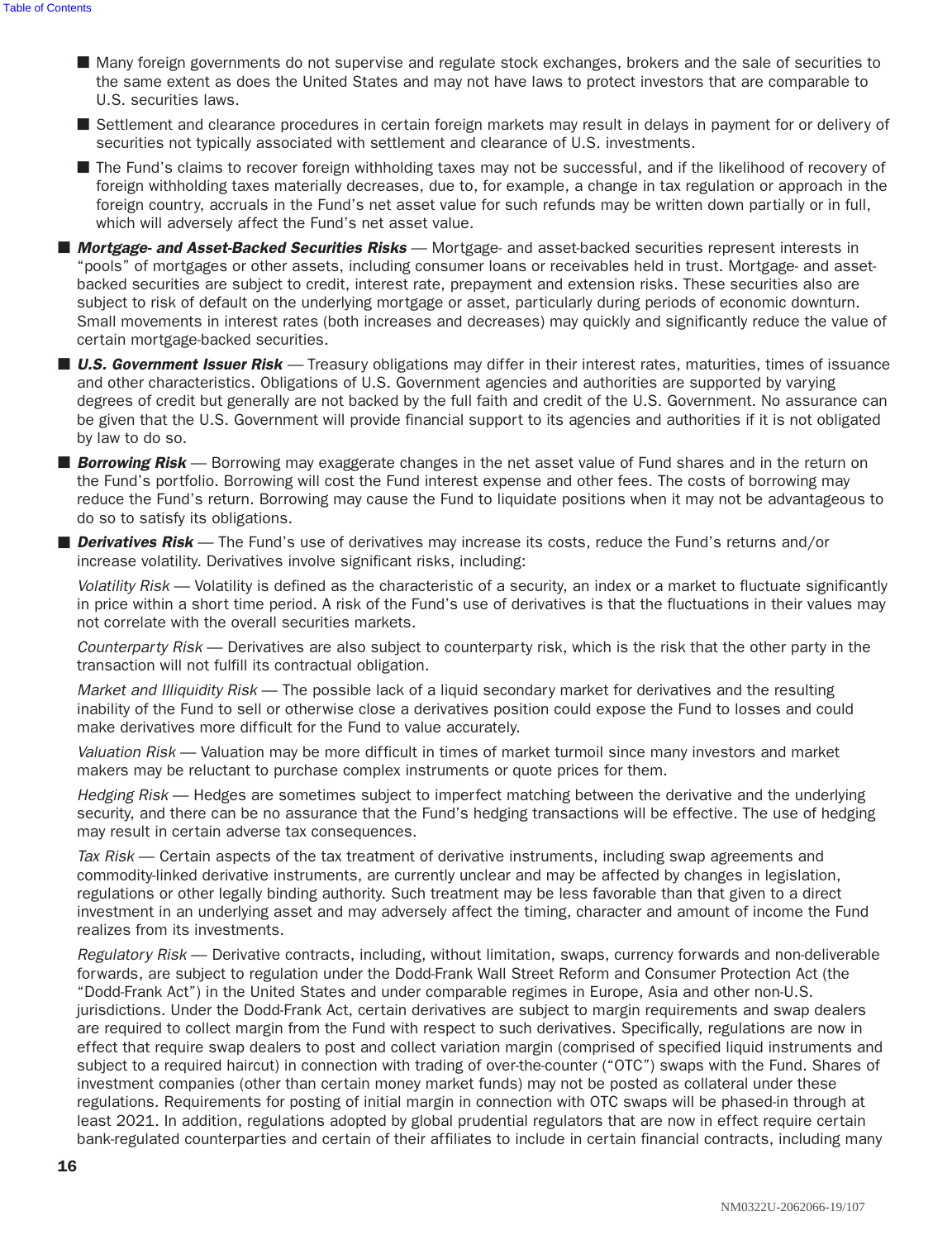- Many foreign governments do not supervise and regulate stock exchanges, brokers and the sale of securities to the same extent as does the United States and may not have laws to protect investors that are comparable to U.S. securities laws.
- Settlement and clearance procedures in certain foreign markets may result in delays in payment for or delivery of securities not typically associated with settlement and clearance of U.S. investments.
- The Fund's claims to recover foreign withholding taxes may not be successful, and if the likelihood of recovery of foreign withholding taxes materially decreases, due to, for example, a change in tax regulation or approach in the foreign country, accruals in the Fund's net asset value for such refunds may be written down partially or in full, which will adversely affect the Fund's net asset value.

- ***Mortgage- and Asset-Backed Securities Risks*** — Mortgage- and asset-backed securities represent interests in "pools" of mortgages or other assets, including consumer loans or receivables held in trust. Mortgage- and asset-backed securities are subject to credit, interest rate, prepayment and extension risks. These securities also are subject to risk of default on the underlying mortgage or asset, particularly during periods of economic downturn. Small movements in interest rates (both increases and decreases) may quickly and significantly reduce the value of certain mortgage-backed securities.
- ***U.S. Government Issuer Risk*** — Treasury obligations may differ in their interest rates, maturities, times of issuance and other characteristics. Obligations of U.S. Government agencies and authorities are supported by varying degrees of credit but generally are not backed by the full faith and credit of the U.S. Government. No assurance can be given that the U.S. Government will provide financial support to its agencies and authorities if it is not obligated by law to do so.
- ***Borrowing Risk*** — Borrowing may exaggerate changes in the net asset value of Fund shares and in the return on the Fund's portfolio. Borrowing will cost the Fund interest expense and other fees. The costs of borrowing may reduce the Fund's return. Borrowing may cause the Fund to liquidate positions when it may not be advantageous to do so to satisfy its obligations.
- ***Derivatives Risk*** — The Fund's use of derivatives may increase its costs, reduce the Fund's returns and/or increase volatility. Derivatives involve significant risks, including:

  *Volatility Risk* — Volatility is defined as the characteristic of a security, an index or a market to fluctuate significantly in price within a short time period. A risk of the Fund's use of derivatives is that the fluctuations in their values may not correlate with the overall securities markets.

  *Counterparty Risk* — Derivatives are also subject to counterparty risk, which is the risk that the other party in the transaction will not fulfill its contractual obligation.

  *Market and Illiquidity Risk* — The possible lack of a liquid secondary market for derivatives and the resulting inability of the Fund to sell or otherwise close a derivatives position could expose the Fund to losses and could make derivatives more difficult for the Fund to value accurately.

  *Valuation Risk* — Valuation may be more difficult in times of market turmoil since many investors and market makers may be reluctant to purchase complex instruments or quote prices for them.

  *Hedging Risk* — Hedges are sometimes subject to imperfect matching between the derivative and the underlying security, and there can be no assurance that the Fund's hedging transactions will be effective. The use of hedging may result in certain adverse tax consequences.

  *Tax Risk* — Certain aspects of the tax treatment of derivative instruments, including swap agreements and commodity-linked derivative instruments, are currently unclear and may be affected by changes in legislation, regulations or other legally binding authority. Such treatment may be less favorable than that given to a direct investment in an underlying asset and may adversely affect the timing, character and amount of income the Fund realizes from its investments.

  *Regulatory Risk* — Derivative contracts, including, without limitation, swaps, currency forwards and non-deliverable forwards, are subject to regulation under the Dodd-Frank Wall Street Reform and Consumer Protection Act (the "Dodd-Frank Act") in the United States and under comparable regimes in Europe, Asia and other non-U.S. jurisdictions. Under the Dodd-Frank Act, certain derivatives are subject to margin requirements and swap dealers are required to collect margin from the Fund with respect to such derivatives. Specifically, regulations are now in effect that require swap dealers to post and collect variation margin (comprised of specified liquid instruments and subject to a required haircut) in connection with trading of over-the-counter ("OTC") swaps with the Fund. Shares of investment companies (other than certain money market funds) may not be posted as collateral under these regulations. Requirements for posting of initial margin in connection with OTC swaps will be phased-in through at least 2021. In addition, regulations adopted by global prudential regulators that are now in effect require certain bank-regulated counterparties and certain of their affiliates to include in certain financial contracts, including many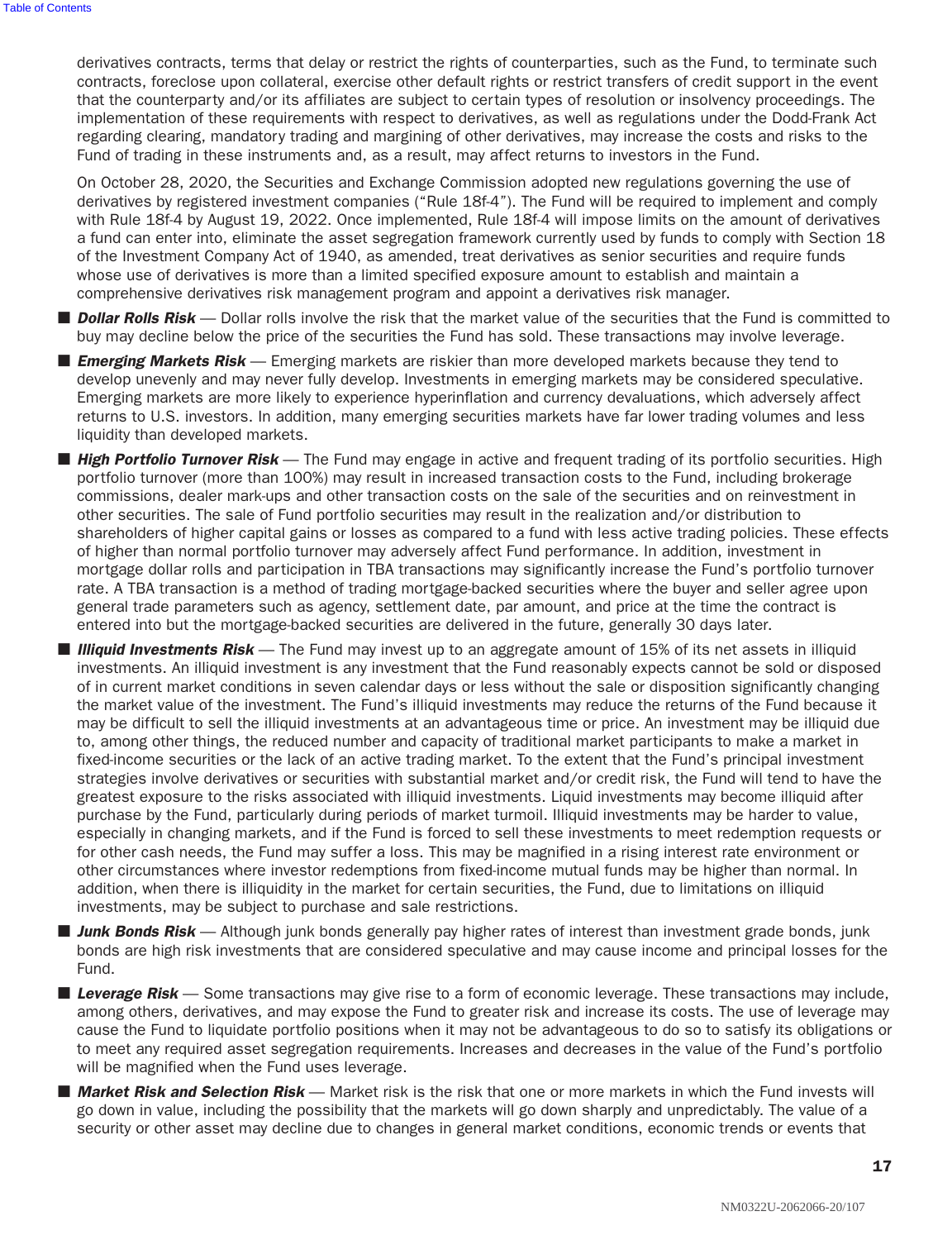derivatives contracts, terms that delay or restrict the rights of counterparties, such as the Fund, to terminate such contracts, foreclose upon collateral, exercise other default rights or restrict transfers of credit support in the event that the counterparty and/or its affiliates are subject to certain types of resolution or insolvency proceedings. The implementation of these requirements with respect to derivatives, as well as regulations under the Dodd-Frank Act regarding clearing, mandatory trading and margining of other derivatives, may increase the costs and risks to the Fund of trading in these instruments and, as a result, may affect returns to investors in the Fund.

On October 28, 2020, the Securities and Exchange Commission adopted new regulations governing the use of derivatives by registered investment companies ("Rule 18f-4"). The Fund will be required to implement and comply with Rule 18f-4 by August 19, 2022. Once implemented, Rule 18f-4 will impose limits on the amount of derivatives a fund can enter into, eliminate the asset segregation framework currently used by funds to comply with Section 18 of the Investment Company Act of 1940, as amended, treat derivatives as senior securities and require funds whose use of derivatives is more than a limited specified exposure amount to establish and maintain a comprehensive derivatives risk management program and appoint a derivatives risk manager.

- ***Dollar Rolls Risk*** — Dollar rolls involve the risk that the market value of the securities that the Fund is committed to buy may decline below the price of the securities the Fund has sold. These transactions may involve leverage.
- ***Emerging Markets Risk*** — Emerging markets are riskier than more developed markets because they tend to develop unevenly and may never fully develop. Investments in emerging markets may be considered speculative. Emerging markets are more likely to experience hyperinflation and currency devaluations, which adversely affect returns to U.S. investors. In addition, many emerging securities markets have far lower trading volumes and less liquidity than developed markets.
- ***High Portfolio Turnover Risk*** — The Fund may engage in active and frequent trading of its portfolio securities. High portfolio turnover (more than 100%) may result in increased transaction costs to the Fund, including brokerage commissions, dealer mark-ups and other transaction costs on the sale of the securities and on reinvestment in other securities. The sale of Fund portfolio securities may result in the realization and/or distribution to shareholders of higher capital gains or losses as compared to a fund with less active trading policies. These effects of higher than normal portfolio turnover may adversely affect Fund performance. In addition, investment in mortgage dollar rolls and participation in TBA transactions may significantly increase the Fund's portfolio turnover rate. A TBA transaction is a method of trading mortgage-backed securities where the buyer and seller agree upon general trade parameters such as agency, settlement date, par amount, and price at the time the contract is entered into but the mortgage-backed securities are delivered in the future, generally 30 days later.
- ***Illiquid Investments Risk*** — The Fund may invest up to an aggregate amount of 15% of its net assets in illiquid investments. An illiquid investment is any investment that the Fund reasonably expects cannot be sold or disposed of in current market conditions in seven calendar days or less without the sale or disposition significantly changing the market value of the investment. The Fund's illiquid investments may reduce the returns of the Fund because it may be difficult to sell the illiquid investments at an advantageous time or price. An investment may be illiquid due to, among other things, the reduced number and capacity of traditional market participants to make a market in fixed-income securities or the lack of an active trading market. To the extent that the Fund's principal investment strategies involve derivatives or securities with substantial market and/or credit risk, the Fund will tend to have the greatest exposure to the risks associated with illiquid investments. Liquid investments may become illiquid after purchase by the Fund, particularly during periods of market turmoil. Illiquid investments may be harder to value, especially in changing markets, and if the Fund is forced to sell these investments to meet redemption requests or for other cash needs, the Fund may suffer a loss. This may be magnified in a rising interest rate environment or other circumstances where investor redemptions from fixed-income mutual funds may be higher than normal. In addition, when there is illiquidity in the market for certain securities, the Fund, due to limitations on illiquid investments, may be subject to purchase and sale restrictions.
- ***Junk Bonds Risk*** — Although junk bonds generally pay higher rates of interest than investment grade bonds, junk bonds are high risk investments that are considered speculative and may cause income and principal losses for the Fund.
- ***Leverage Risk*** — Some transactions may give rise to a form of economic leverage. These transactions may include, among others, derivatives, and may expose the Fund to greater risk and increase its costs. The use of leverage may cause the Fund to liquidate portfolio positions when it may not be advantageous to do so to satisfy its obligations or to meet any required asset segregation requirements. Increases and decreases in the value of the Fund's portfolio will be magnified when the Fund uses leverage.
- ***Market Risk and Selection Risk*** — Market risk is the risk that one or more markets in which the Fund invests will go down in value, including the possibility that the markets will go down sharply and unpredictably. The value of a security or other asset may decline due to changes in general market conditions, economic trends or events that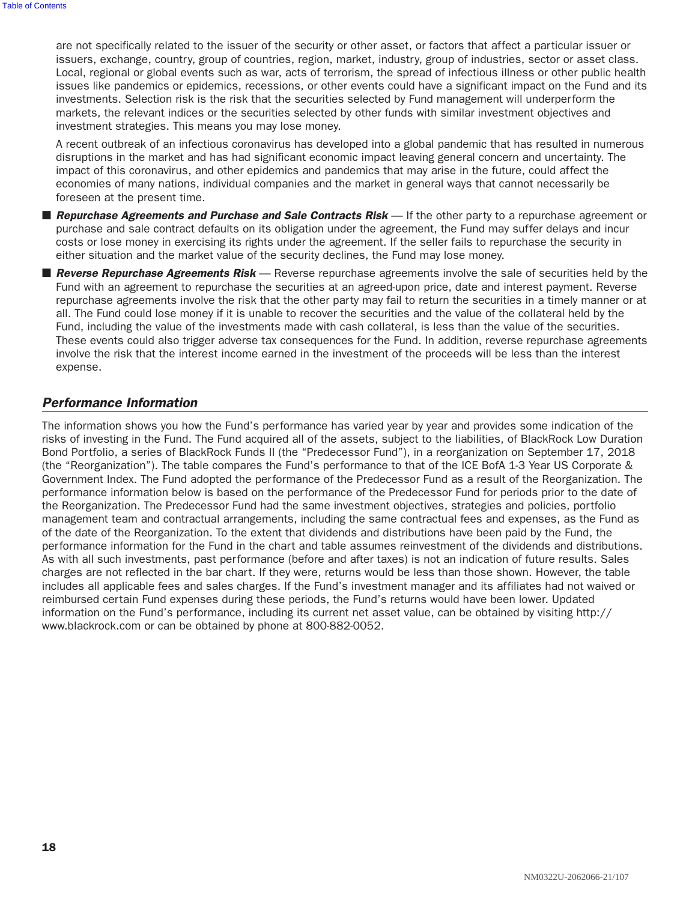are not specifically related to the issuer of the security or other asset, or factors that affect a particular issuer or issuers, exchange, country, group of countries, region, market, industry, group of industries, sector or asset class. Local, regional or global events such as war, acts of terrorism, the spread of infectious illness or other public health issues like pandemics or epidemics, recessions, or other events could have a significant impact on the Fund and its investments. Selection risk is the risk that the securities selected by Fund management will underperform the markets, the relevant indices or the securities selected by other funds with similar investment objectives and investment strategies. This means you may lose money.

A recent outbreak of an infectious coronavirus has developed into a global pandemic that has resulted in numerous disruptions in the market and has had significant economic impact leaving general concern and uncertainty. The impact of this coronavirus, and other epidemics and pandemics that may arise in the future, could affect the economies of many nations, individual companies and the market in general ways that cannot necessarily be foreseen at the present time.

- ***Repurchase Agreements and Purchase and Sale Contracts Risk*** — If the other party to a repurchase agreement or purchase and sale contract defaults on its obligation under the agreement, the Fund may suffer delays and incur costs or lose money in exercising its rights under the agreement. If the seller fails to repurchase the security in either situation and the market value of the security declines, the Fund may lose money.
- ***Reverse Repurchase Agreements Risk*** — Reverse repurchase agreements involve the sale of securities held by the Fund with an agreement to repurchase the securities at an agreed-upon price, date and interest payment. Reverse repurchase agreements involve the risk that the other party may fail to return the securities in a timely manner or at all. The Fund could lose money if it is unable to recover the securities and the value of the collateral held by the Fund, including the value of the investments made with cash collateral, is less than the value of the securities. These events could also trigger adverse tax consequences for the Fund. In addition, reverse repurchase agreements involve the risk that the interest income earned in the investment of the proceeds will be less than the interest expense.

## *Performance Information*

The information shows you how the Fund's performance has varied year by year and provides some indication of the risks of investing in the Fund. The Fund acquired all of the assets, subject to the liabilities, of BlackRock Low Duration Bond Portfolio, a series of BlackRock Funds II (the "Predecessor Fund"), in a reorganization on September 17, 2018 (the "Reorganization"). The table compares the Fund's performance to that of the ICE BofA 1-3 Year US Corporate & Government Index. The Fund adopted the performance of the Predecessor Fund as a result of the Reorganization. The performance information below is based on the performance of the Predecessor Fund for periods prior to the date of the Reorganization. The Predecessor Fund had the same investment objectives, strategies and policies, portfolio management team and contractual arrangements, including the same contractual fees and expenses, as the Fund as of the date of the Reorganization. To the extent that dividends and distributions have been paid by the Fund, the performance information for the Fund in the chart and table assumes reinvestment of the dividends and distributions. As with all such investments, past performance (before and after taxes) is not an indication of future results. Sales charges are not reflected in the bar chart. If they were, returns would be less than those shown. However, the table includes all applicable fees and sales charges. If the Fund's investment manager and its affiliates had not waived or reimbursed certain Fund expenses during these periods, the Fund's returns would have been lower. Updated information on the Fund's performance, including its current net asset value, can be obtained by visiting http://www.blackrock.com or can be obtained by phone at 800-882-0052.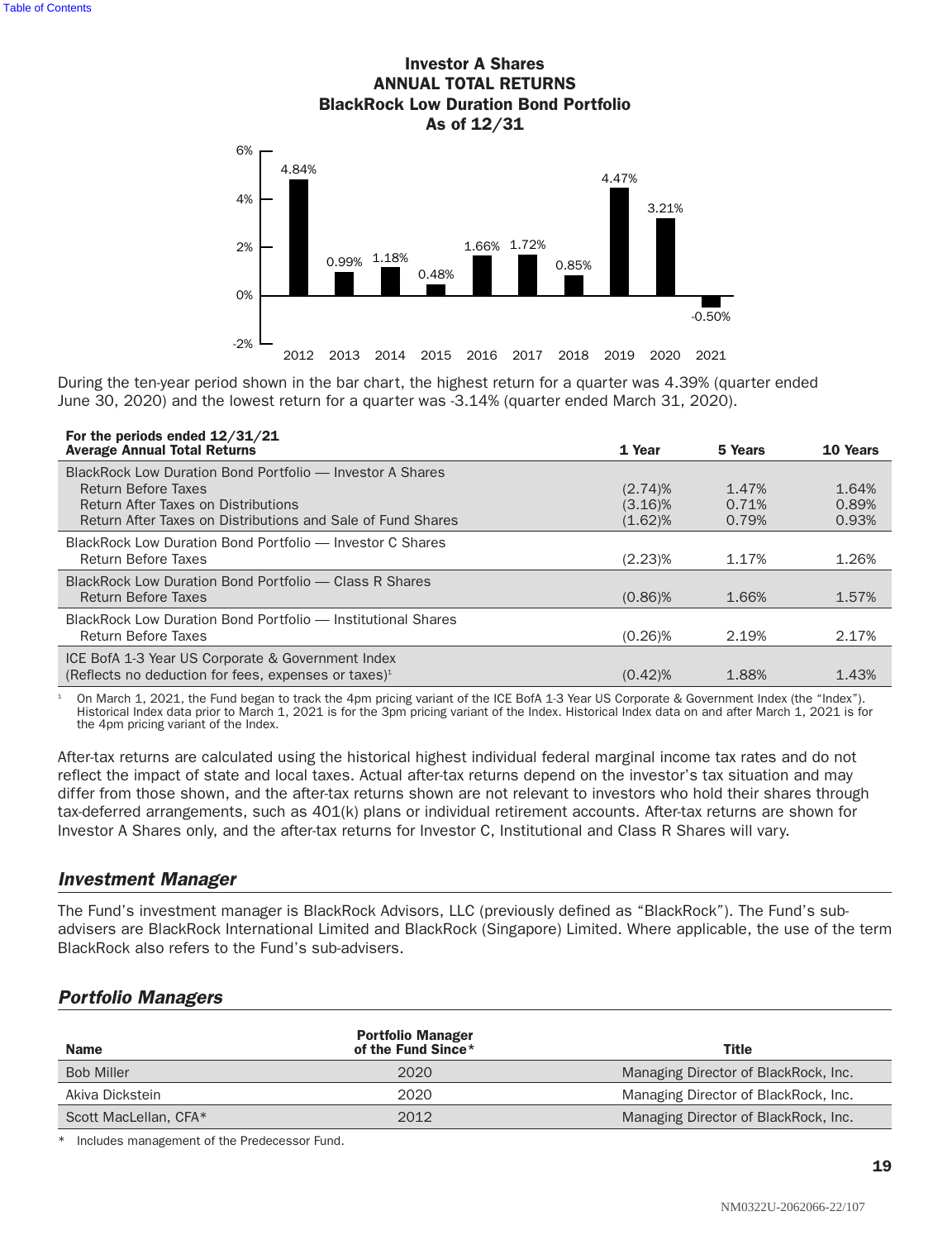**Investor A Shares**
**ANNUAL TOTAL RETURNS**
**BlackRock Low Duration Bond Portfolio**
**As of 12/31**

| Year | Return |
|---|---|
| 2012 | 4.84% |
| 2013 | 0.99% |
| 2014 | 1.18% |
| 2015 | 0.48% |
| 2016 | 1.66% |
| 2017 | 1.72% |
| 2018 | 0.85% |
| 2019 | 4.47% |
| 2020 | 3.21% |
| 2021 | -0.50% |

During the ten-year period shown in the bar chart, the highest return for a quarter was 4.39% (quarter ended June 30, 2020) and the lowest return for a quarter was -3.14% (quarter ended March 31, 2020).

| For the periods ended 12/31/21<br>Average Annual Total Returns | 1 Year | 5 Years | 10 Years |
|---|---|---|---|
| BlackRock Low Duration Bond Portfolio — Investor A Shares | | | |
| Return Before Taxes | (2.74)% | 1.47% | 1.64% |
| Return After Taxes on Distributions | (3.16)% | 0.71% | 0.89% |
| Return After Taxes on Distributions and Sale of Fund Shares | (1.62)% | 0.79% | 0.93% |
| BlackRock Low Duration Bond Portfolio — Investor C Shares | | | |
| Return Before Taxes | (2.23)% | 1.17% | 1.26% |
| BlackRock Low Duration Bond Portfolio — Class R Shares | | | |
| Return Before Taxes | (0.86)% | 1.66% | 1.57% |
| BlackRock Low Duration Bond Portfolio — Institutional Shares | | | |
| Return Before Taxes | (0.26)% | 2.19% | 2.17% |
| ICE BofA 1-3 Year US Corporate & Government Index<br>(Reflects no deduction for fees, expenses or taxes)[1] | (0.42)% | 1.88% | 1.43% |

[1] On March 1, 2021, the Fund began to track the 4pm pricing variant of the ICE BofA 1-3 Year US Corporate & Government Index (the "Index"). Historical Index data prior to March 1, 2021 is for the 3pm pricing variant of the Index. Historical Index data on and after March 1, 2021 is for the 4pm pricing variant of the Index.

After-tax returns are calculated using the historical highest individual federal marginal income tax rates and do not reflect the impact of state and local taxes. Actual after-tax returns depend on the investor's tax situation and may differ from those shown, and the after-tax returns shown are not relevant to investors who hold their shares through tax-deferred arrangements, such as 401(k) plans or individual retirement accounts. After-tax returns are shown for Investor A Shares only, and the after-tax returns for Investor C, Institutional and Class R Shares will vary.

## *Investment Manager*

The Fund's investment manager is BlackRock Advisors, LLC (previously defined as "BlackRock"). The Fund's sub-advisers are BlackRock International Limited and BlackRock (Singapore) Limited. Where applicable, the use of the term BlackRock also refers to the Fund's sub-advisers.

## *Portfolio Managers*

| Name | Portfolio Manager of the Fund Since* | Title |
|---|---|---|
| Bob Miller | 2020 | Managing Director of BlackRock, Inc. |
| Akiva Dickstein | 2020 | Managing Director of BlackRock, Inc. |
| Scott MacLellan, CFA* | 2012 | Managing Director of BlackRock, Inc. |

\* Includes management of the Predecessor Fund.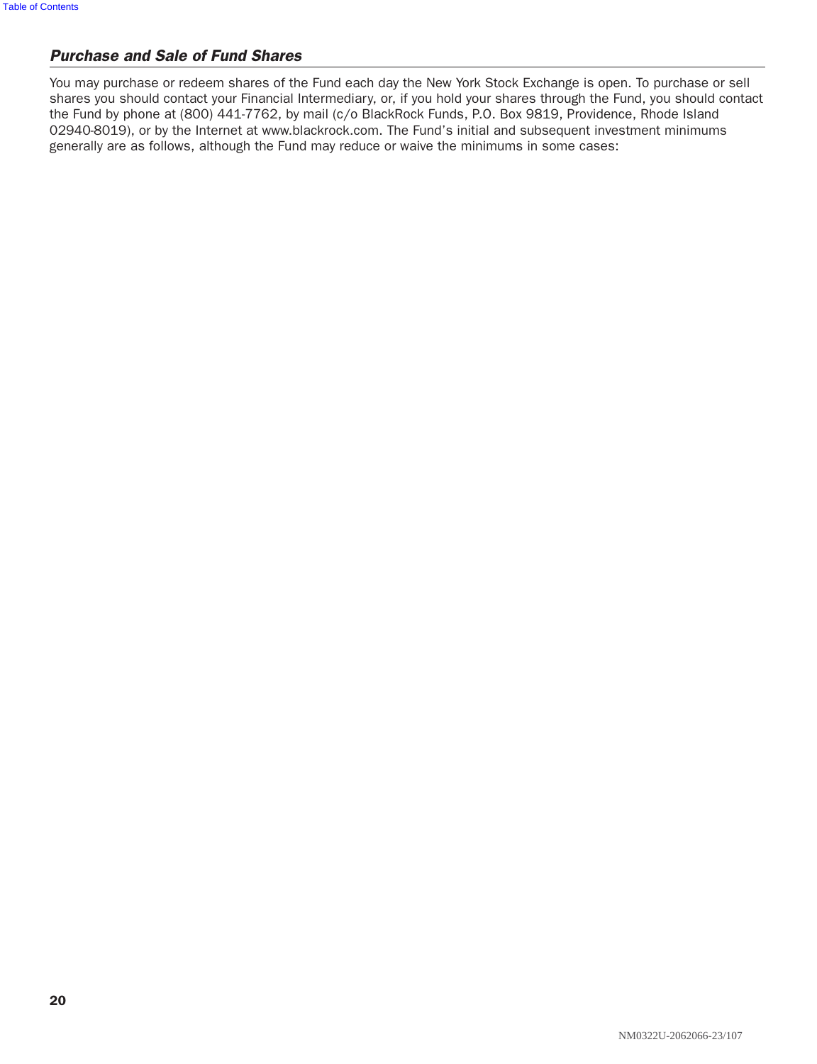### *Purchase and Sale of Fund Shares*

You may purchase or redeem shares of the Fund each day the New York Stock Exchange is open. To purchase or sell shares you should contact your Financial Intermediary, or, if you hold your shares through the Fund, you should contact the Fund by phone at (800) 441-7762, by mail (c/o BlackRock Funds, P.O. Box 9819, Providence, Rhode Island 02940-8019), or by the Internet at www.blackrock.com. The Fund's initial and subsequent investment minimums generally are as follows, although the Fund may reduce or waive the minimums in some cases: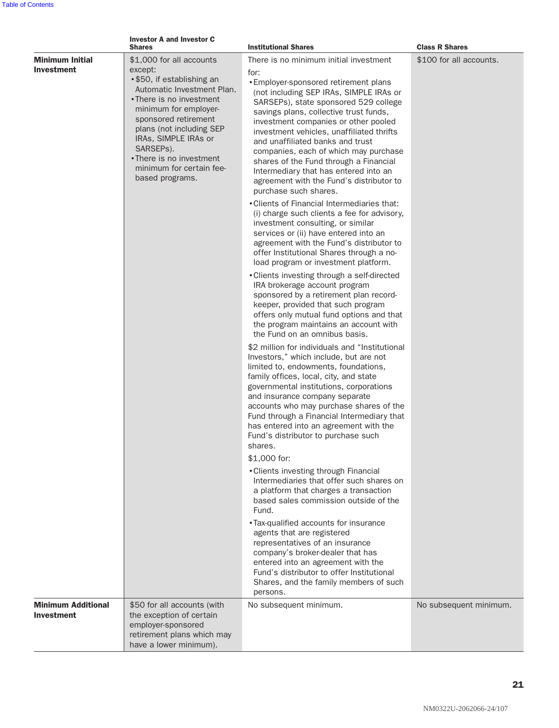| | Investor A and Investor C Shares | Institutional Shares | Class R Shares |
|---|---|---|---|
| **Minimum Initial Investment** | $1,000 for all accounts except:<br>• $50, if establishing an Automatic Investment Plan.<br>• There is no investment minimum for employer-sponsored retirement plans (not including SEP IRAs, SIMPLE IRAs or SARSEPs).<br>• There is no investment minimum for certain fee-based programs. | There is no minimum initial investment for:<br>• Employer-sponsored retirement plans (not including SEP IRAs, SIMPLE IRAs or SARSEPs), state sponsored 529 college savings plans, collective trust funds, investment companies or other pooled investment vehicles, unaffiliated thrifts and unaffiliated banks and trust companies, each of which may purchase shares of the Fund through a Financial Intermediary that has entered into an agreement with the Fund's distributor to purchase such shares.<br>• Clients of Financial Intermediaries that: (i) charge such clients a fee for advisory, investment consulting, or similar services or (ii) have entered into an agreement with the Fund's distributor to offer Institutional Shares through a no-load program or investment platform.<br>• Clients investing through a self-directed IRA brokerage account program sponsored by a retirement plan record-keeper, provided that such program offers only mutual fund options and that the program maintains an account with the Fund on an omnibus basis.<br>$2 million for individuals and "Institutional Investors," which include, but are not limited to, endowments, foundations, family offices, local, city, and state governmental institutions, corporations and insurance company separate accounts who may purchase shares of the Fund through a Financial Intermediary that has entered into an agreement with the Fund's distributor to purchase such shares.<br>$1,000 for:<br>• Clients investing through Financial Intermediaries that offer such shares on a platform that charges a transaction based sales commission outside of the Fund.<br>• Tax-qualified accounts for insurance agents that are registered representatives of an insurance company's broker-dealer that has entered into an agreement with the Fund's distributor to offer Institutional Shares, and the family members of such persons. | $100 for all accounts. |
| **Minimum Additional Investment** | $50 for all accounts (with the exception of certain employer-sponsored retirement plans which may have a lower minimum). | No subsequent minimum. | No subsequent minimum. |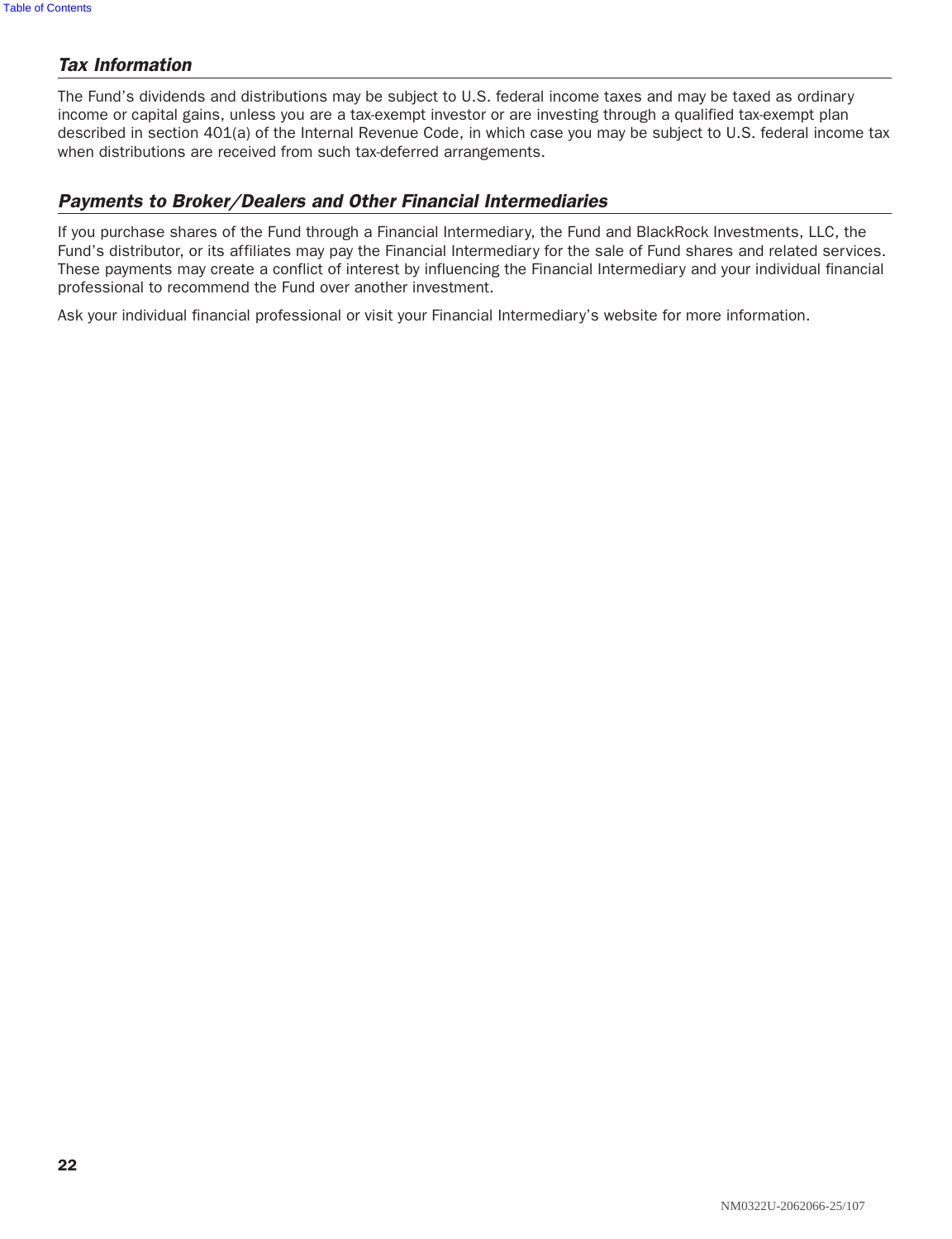### *Tax Information*

The Fund's dividends and distributions may be subject to U.S. federal income taxes and may be taxed as ordinary income or capital gains, unless you are a tax-exempt investor or are investing through a qualified tax-exempt plan described in section 401(a) of the Internal Revenue Code, in which case you may be subject to U.S. federal income tax when distributions are received from such tax-deferred arrangements.

### *Payments to Broker/Dealers and Other Financial Intermediaries*

If you purchase shares of the Fund through a Financial Intermediary, the Fund and BlackRock Investments, LLC, the Fund's distributor, or its affiliates may pay the Financial Intermediary for the sale of Fund shares and related services. These payments may create a conflict of interest by influencing the Financial Intermediary and your individual financial professional to recommend the Fund over another investment.

Ask your individual financial professional or visit your Financial Intermediary's website for more information.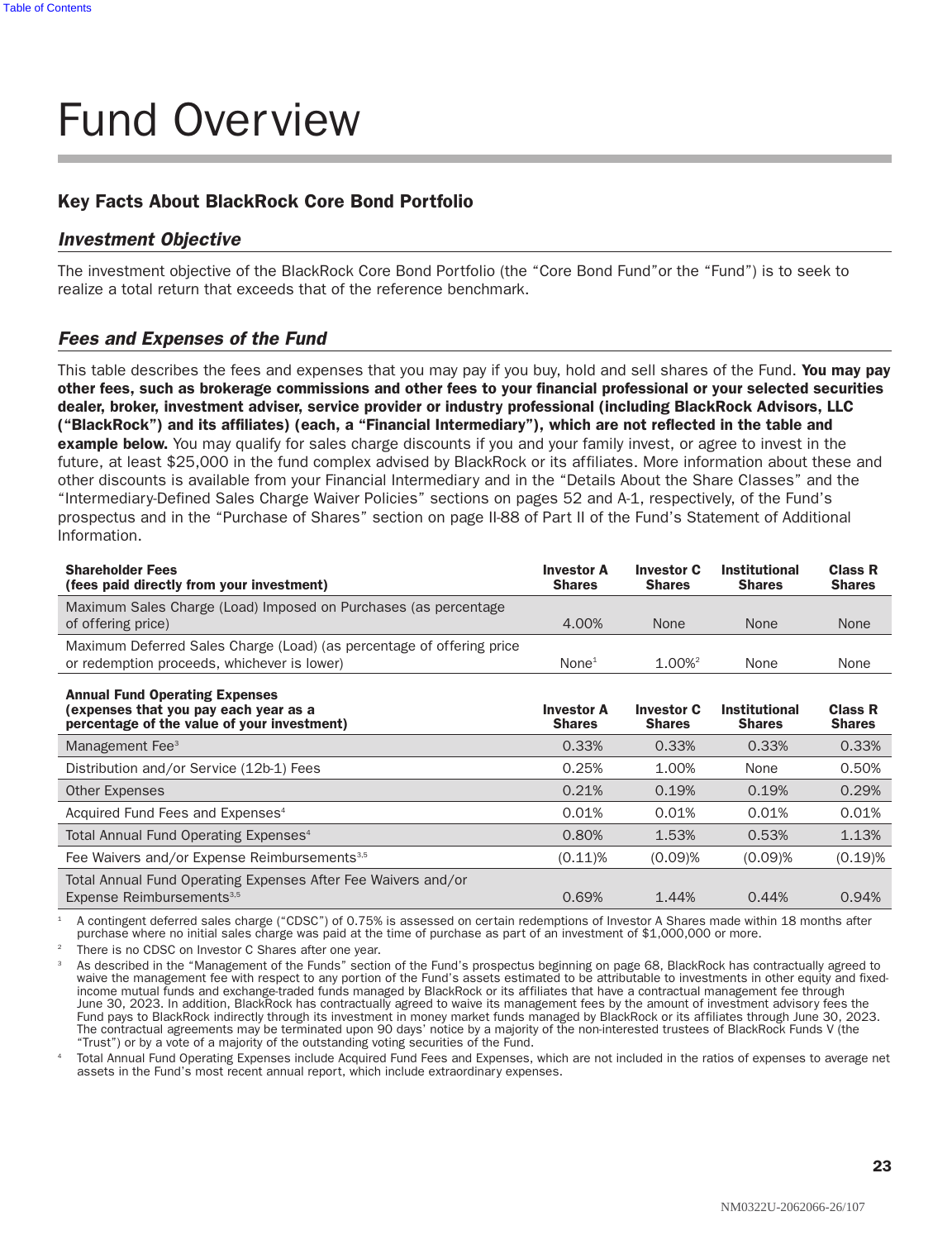# Fund Overview

## Key Facts About BlackRock Core Bond Portfolio

### *Investment Objective*

The investment objective of the BlackRock Core Bond Portfolio (the "Core Bond Fund"or the "Fund") is to seek to realize a total return that exceeds that of the reference benchmark.

### *Fees and Expenses of the Fund*

This table describes the fees and expenses that you may pay if you buy, hold and sell shares of the Fund. **You may pay other fees, such as brokerage commissions and other fees to your financial professional or your selected securities dealer, broker, investment adviser, service provider or industry professional (including BlackRock Advisors, LLC ("BlackRock") and its affiliates) (each, a "Financial Intermediary"), which are not reflected in the table and example below.** You may qualify for sales charge discounts if you and your family invest, or agree to invest in the future, at least $25,000 in the fund complex advised by BlackRock or its affiliates. More information about these and other discounts is available from your Financial Intermediary and in the "Details About the Share Classes" and the "Intermediary-Defined Sales Charge Waiver Policies" sections on pages 52 and A-1, respectively, of the Fund's prospectus and in the "Purchase of Shares" section on page II-88 of Part II of the Fund's Statement of Additional Information.

| **Shareholder Fees (fees paid directly from your investment)** | **Investor A Shares** | **Investor C Shares** | **Institutional Shares** | **Class R Shares** |
|---|---|---|---|---|
| Maximum Sales Charge (Load) Imposed on Purchases (as percentage of offering price) | 4.00% | None | None | None |
| Maximum Deferred Sales Charge (Load) (as percentage of offering price or redemption proceeds, whichever is lower) | None[1] | 1.00%[2] | None | None |

| **Annual Fund Operating Expenses (expenses that you pay each year as a percentage of the value of your investment)** | **Investor A Shares** | **Investor C Shares** | **Institutional Shares** | **Class R Shares** |
|---|---|---|---|---|
| Management Fee[3] | 0.33% | 0.33% | 0.33% | 0.33% |
| Distribution and/or Service (12b-1) Fees | 0.25% | 1.00% | None | 0.50% |
| Other Expenses | 0.21% | 0.19% | 0.19% | 0.29% |
| Acquired Fund Fees and Expenses[4] | 0.01% | 0.01% | 0.01% | 0.01% |
| Total Annual Fund Operating Expenses[4] | 0.80% | 1.53% | 0.53% | 1.13% |
| Fee Waivers and/or Expense Reimbursements[3,5] | (0.11)% | (0.09)% | (0.09)% | (0.19)% |
| Total Annual Fund Operating Expenses After Fee Waivers and/or Expense Reimbursements[3,5] | 0.69% | 1.44% | 0.44% | 0.94% |

[1] A contingent deferred sales charge ("CDSC") of 0.75% is assessed on certain redemptions of Investor A Shares made within 18 months after purchase where no initial sales charge was paid at the time of purchase as part of an investment of $1,000,000 or more.

[2] There is no CDSC on Investor C Shares after one year.

[3] As described in the "Management of the Funds" section of the Fund's prospectus beginning on page 68, BlackRock has contractually agreed to waive the management fee with respect to any portion of the Fund's assets estimated to be attributable to investments in other equity and fixed-income mutual funds and exchange-traded funds managed by BlackRock or its affiliates that have a contractual management fee through June 30, 2023. In addition, BlackRock has contractually agreed to waive its management fees by the amount of investment advisory fees the Fund pays to BlackRock indirectly through its investment in money market funds managed by BlackRock or its affiliates through June 30, 2023. The contractual agreements may be terminated upon 90 days' notice by a majority of the non-interested trustees of BlackRock Funds V (the "Trust") or by a vote of a majority of the outstanding voting securities of the Fund.

[4] Total Annual Fund Operating Expenses include Acquired Fund Fees and Expenses, which are not included in the ratios of expenses to average net assets in the Fund's most recent annual report, which include extraordinary expenses.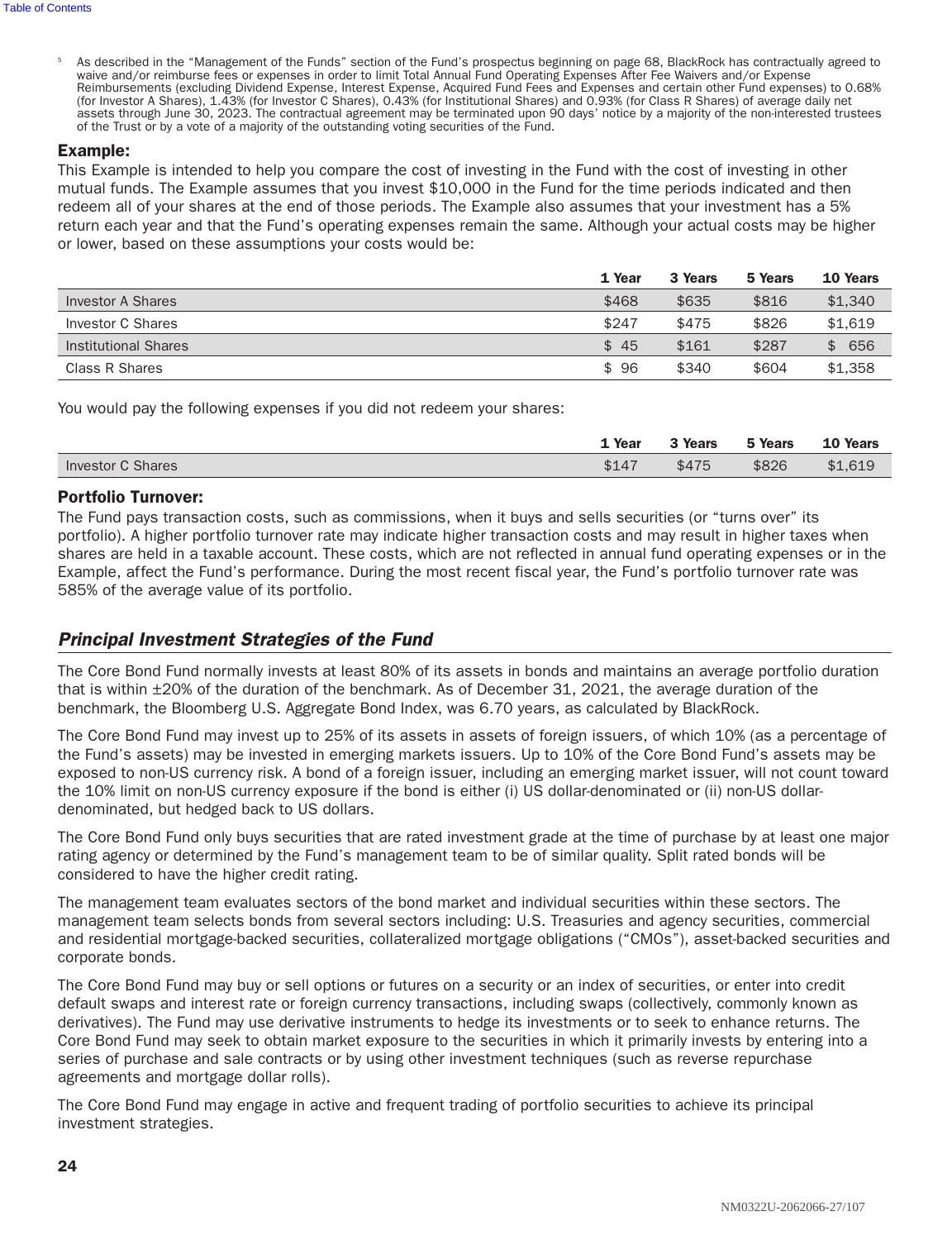[5] As described in the "Management of the Funds" section of the Fund's prospectus beginning on page 68, BlackRock has contractually agreed to waive and/or reimburse fees or expenses in order to limit Total Annual Fund Operating Expenses After Fee Waivers and/or Expense Reimbursements (excluding Dividend Expense, Interest Expense, Acquired Fund Fees and Expenses and certain other Fund expenses) to 0.68% (for Investor A Shares), 1.43% (for Investor C Shares), 0.43% (for Institutional Shares) and 0.93% (for Class R Shares) of average daily net assets through June 30, 2023. The contractual agreement may be terminated upon 90 days' notice by a majority of the non-interested trustees of the Trust or by a vote of a majority of the outstanding voting securities of the Fund.

**Example:**

This Example is intended to help you compare the cost of investing in the Fund with the cost of investing in other mutual funds. The Example assumes that you invest $10,000 in the Fund for the time periods indicated and then redeem all of your shares at the end of those periods. The Example also assumes that your investment has a 5% return each year and that the Fund's operating expenses remain the same. Although your actual costs may be higher or lower, based on these assumptions your costs would be:

| | 1 Year | 3 Years | 5 Years | 10 Years |
|---|---|---|---|---|
| Investor A Shares | $468 | $635 | $816 | $1,340 |
| Investor C Shares | $247 | $475 | $826 | $1,619 |
| Institutional Shares | $ 45 | $161 | $287 | $ 656 |
| Class R Shares | $ 96 | $340 | $604 | $1,358 |

You would pay the following expenses if you did not redeem your shares:

| | 1 Year | 3 Years | 5 Years | 10 Years |
|---|---|---|---|---|
| Investor C Shares | $147 | $475 | $826 | $1,619 |

**Portfolio Turnover:**

The Fund pays transaction costs, such as commissions, when it buys and sells securities (or "turns over" its portfolio). A higher portfolio turnover rate may indicate higher transaction costs and may result in higher taxes when shares are held in a taxable account. These costs, which are not reflected in annual fund operating expenses or in the Example, affect the Fund's performance. During the most recent fiscal year, the Fund's portfolio turnover rate was 585% of the average value of its portfolio.

## *Principal Investment Strategies of the Fund*

The Core Bond Fund normally invests at least 80% of its assets in bonds and maintains an average portfolio duration that is within ±20% of the duration of the benchmark. As of December 31, 2021, the average duration of the benchmark, the Bloomberg U.S. Aggregate Bond Index, was 6.70 years, as calculated by BlackRock.

The Core Bond Fund may invest up to 25% of its assets in assets of foreign issuers, of which 10% (as a percentage of the Fund's assets) may be invested in emerging markets issuers. Up to 10% of the Core Bond Fund's assets may be exposed to non-US currency risk. A bond of a foreign issuer, including an emerging market issuer, will not count toward the 10% limit on non-US currency exposure if the bond is either (i) US dollar-denominated or (ii) non-US dollar-denominated, but hedged back to US dollars.

The Core Bond Fund only buys securities that are rated investment grade at the time of purchase by at least one major rating agency or determined by the Fund's management team to be of similar quality. Split rated bonds will be considered to have the higher credit rating.

The management team evaluates sectors of the bond market and individual securities within these sectors. The management team selects bonds from several sectors including: U.S. Treasuries and agency securities, commercial and residential mortgage-backed securities, collateralized mortgage obligations ("CMOs"), asset-backed securities and corporate bonds.

The Core Bond Fund may buy or sell options or futures on a security or an index of securities, or enter into credit default swaps and interest rate or foreign currency transactions, including swaps (collectively, commonly known as derivatives). The Fund may use derivative instruments to hedge its investments or to seek to enhance returns. The Core Bond Fund may seek to obtain market exposure to the securities in which it primarily invests by entering into a series of purchase and sale contracts or by using other investment techniques (such as reverse repurchase agreements and mortgage dollar rolls).

The Core Bond Fund may engage in active and frequent trading of portfolio securities to achieve its principal investment strategies.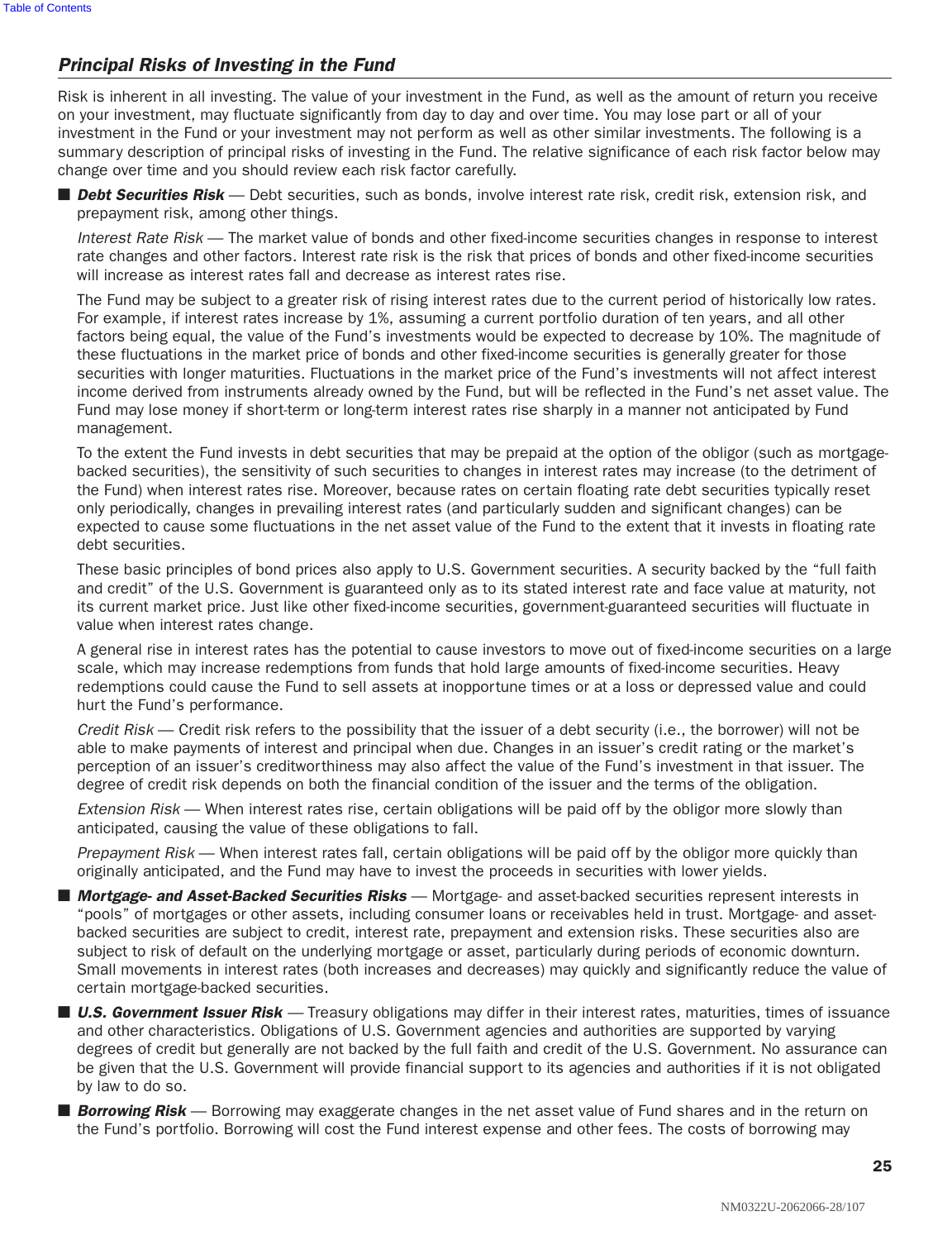## *Principal Risks of Investing in the Fund*

Risk is inherent in all investing. The value of your investment in the Fund, as well as the amount of return you receive on your investment, may fluctuate significantly from day to day and over time. You may lose part or all of your investment in the Fund or your investment may not perform as well as other similar investments. The following is a summary description of principal risks of investing in the Fund. The relative significance of each risk factor below may change over time and you should review each risk factor carefully.

- ***Debt Securities Risk*** — Debt securities, such as bonds, involve interest rate risk, credit risk, extension risk, and prepayment risk, among other things.

  *Interest Rate Risk* — The market value of bonds and other fixed-income securities changes in response to interest rate changes and other factors. Interest rate risk is the risk that prices of bonds and other fixed-income securities will increase as interest rates fall and decrease as interest rates rise.

  The Fund may be subject to a greater risk of rising interest rates due to the current period of historically low rates. For example, if interest rates increase by 1%, assuming a current portfolio duration of ten years, and all other factors being equal, the value of the Fund's investments would be expected to decrease by 10%. The magnitude of these fluctuations in the market price of bonds and other fixed-income securities is generally greater for those securities with longer maturities. Fluctuations in the market price of the Fund's investments will not affect interest income derived from instruments already owned by the Fund, but will be reflected in the Fund's net asset value. The Fund may lose money if short-term or long-term interest rates rise sharply in a manner not anticipated by Fund management.

  To the extent the Fund invests in debt securities that may be prepaid at the option of the obligor (such as mortgage-backed securities), the sensitivity of such securities to changes in interest rates may increase (to the detriment of the Fund) when interest rates rise. Moreover, because rates on certain floating rate debt securities typically reset only periodically, changes in prevailing interest rates (and particularly sudden and significant changes) can be expected to cause some fluctuations in the net asset value of the Fund to the extent that it invests in floating rate debt securities.

  These basic principles of bond prices also apply to U.S. Government securities. A security backed by the "full faith and credit" of the U.S. Government is guaranteed only as to its stated interest rate and face value at maturity, not its current market price. Just like other fixed-income securities, government-guaranteed securities will fluctuate in value when interest rates change.

  A general rise in interest rates has the potential to cause investors to move out of fixed-income securities on a large scale, which may increase redemptions from funds that hold large amounts of fixed-income securities. Heavy redemptions could cause the Fund to sell assets at inopportune times or at a loss or depressed value and could hurt the Fund's performance.

  *Credit Risk* — Credit risk refers to the possibility that the issuer of a debt security (i.e., the borrower) will not be able to make payments of interest and principal when due. Changes in an issuer's credit rating or the market's perception of an issuer's creditworthiness may also affect the value of the Fund's investment in that issuer. The degree of credit risk depends on both the financial condition of the issuer and the terms of the obligation.

  *Extension Risk* — When interest rates rise, certain obligations will be paid off by the obligor more slowly than anticipated, causing the value of these obligations to fall.

  *Prepayment Risk* — When interest rates fall, certain obligations will be paid off by the obligor more quickly than originally anticipated, and the Fund may have to invest the proceeds in securities with lower yields.

- ***Mortgage- and Asset-Backed Securities Risks*** — Mortgage- and asset-backed securities represent interests in "pools" of mortgages or other assets, including consumer loans or receivables held in trust. Mortgage- and asset-backed securities are subject to credit, interest rate, prepayment and extension risks. These securities also are subject to risk of default on the underlying mortgage or asset, particularly during periods of economic downturn. Small movements in interest rates (both increases and decreases) may quickly and significantly reduce the value of certain mortgage-backed securities.

- ***U.S. Government Issuer Risk*** — Treasury obligations may differ in their interest rates, maturities, times of issuance and other characteristics. Obligations of U.S. Government agencies and authorities are supported by varying degrees of credit but generally are not backed by the full faith and credit of the U.S. Government. No assurance can be given that the U.S. Government will provide financial support to its agencies and authorities if it is not obligated by law to do so.

- ***Borrowing Risk*** — Borrowing may exaggerate changes in the net asset value of Fund shares and in the return on the Fund's portfolio. Borrowing will cost the Fund interest expense and other fees. The costs of borrowing may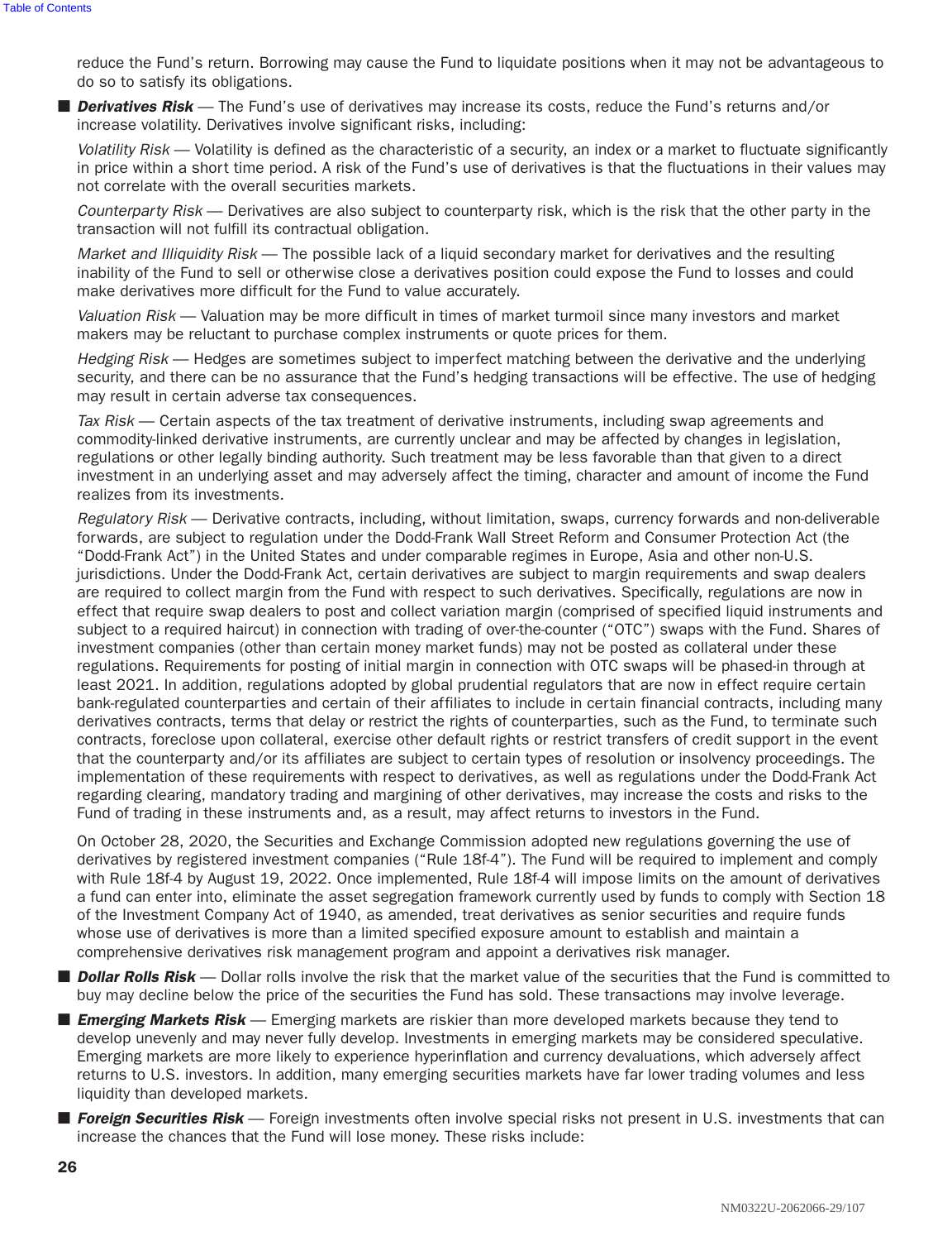reduce the Fund's return. Borrowing may cause the Fund to liquidate positions when it may not be advantageous to do so to satisfy its obligations.

- ***Derivatives Risk*** — The Fund's use of derivatives may increase its costs, reduce the Fund's returns and/or increase volatility. Derivatives involve significant risks, including:

  *Volatility Risk* — Volatility is defined as the characteristic of a security, an index or a market to fluctuate significantly in price within a short time period. A risk of the Fund's use of derivatives is that the fluctuations in their values may not correlate with the overall securities markets.

  *Counterparty Risk* — Derivatives are also subject to counterparty risk, which is the risk that the other party in the transaction will not fulfill its contractual obligation.

  *Market and Illiquidity Risk* — The possible lack of a liquid secondary market for derivatives and the resulting inability of the Fund to sell or otherwise close a derivatives position could expose the Fund to losses and could make derivatives more difficult for the Fund to value accurately.

  *Valuation Risk* — Valuation may be more difficult in times of market turmoil since many investors and market makers may be reluctant to purchase complex instruments or quote prices for them.

  *Hedging Risk* — Hedges are sometimes subject to imperfect matching between the derivative and the underlying security, and there can be no assurance that the Fund's hedging transactions will be effective. The use of hedging may result in certain adverse tax consequences.

  *Tax Risk* — Certain aspects of the tax treatment of derivative instruments, including swap agreements and commodity-linked derivative instruments, are currently unclear and may be affected by changes in legislation, regulations or other legally binding authority. Such treatment may be less favorable than that given to a direct investment in an underlying asset and may adversely affect the timing, character and amount of income the Fund realizes from its investments.

  *Regulatory Risk* — Derivative contracts, including, without limitation, swaps, currency forwards and non-deliverable forwards, are subject to regulation under the Dodd-Frank Wall Street Reform and Consumer Protection Act (the "Dodd-Frank Act") in the United States and under comparable regimes in Europe, Asia and other non-U.S. jurisdictions. Under the Dodd-Frank Act, certain derivatives are subject to margin requirements and swap dealers are required to collect margin from the Fund with respect to such derivatives. Specifically, regulations are now in effect that require swap dealers to post and collect variation margin (comprised of specified liquid instruments and subject to a required haircut) in connection with trading of over-the-counter ("OTC") swaps with the Fund. Shares of investment companies (other than certain money market funds) may not be posted as collateral under these regulations. Requirements for posting of initial margin in connection with OTC swaps will be phased-in through at least 2021. In addition, regulations adopted by global prudential regulators that are now in effect require certain bank-regulated counterparties and certain of their affiliates to include in certain financial contracts, including many derivatives contracts, terms that delay or restrict the rights of counterparties, such as the Fund, to terminate such contracts, foreclose upon collateral, exercise other default rights or restrict transfers of credit support in the event that the counterparty and/or its affiliates are subject to certain types of resolution or insolvency proceedings. The implementation of these requirements with respect to derivatives, as well as regulations under the Dodd-Frank Act regarding clearing, mandatory trading and margining of other derivatives, may increase the costs and risks to the Fund of trading in these instruments and, as a result, may affect returns to investors in the Fund.

  On October 28, 2020, the Securities and Exchange Commission adopted new regulations governing the use of derivatives by registered investment companies ("Rule 18f-4"). The Fund will be required to implement and comply with Rule 18f-4 by August 19, 2022. Once implemented, Rule 18f-4 will impose limits on the amount of derivatives a fund can enter into, eliminate the asset segregation framework currently used by funds to comply with Section 18 of the Investment Company Act of 1940, as amended, treat derivatives as senior securities and require funds whose use of derivatives is more than a limited specified exposure amount to establish and maintain a comprehensive derivatives risk management program and appoint a derivatives risk manager.

- ***Dollar Rolls Risk*** — Dollar rolls involve the risk that the market value of the securities that the Fund is committed to buy may decline below the price of the securities the Fund has sold. These transactions may involve leverage.

- ***Emerging Markets Risk*** — Emerging markets are riskier than more developed markets because they tend to develop unevenly and may never fully develop. Investments in emerging markets may be considered speculative. Emerging markets are more likely to experience hyperinflation and currency devaluations, which adversely affect returns to U.S. investors. In addition, many emerging securities markets have far lower trading volumes and less liquidity than developed markets.

- ***Foreign Securities Risk*** — Foreign investments often involve special risks not present in U.S. investments that can increase the chances that the Fund will lose money. These risks include: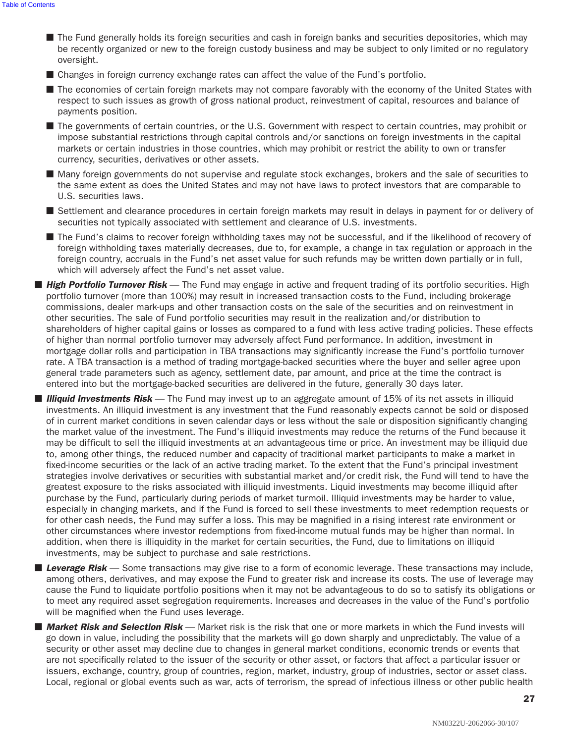- The Fund generally holds its foreign securities and cash in foreign banks and securities depositories, which may be recently organized or new to the foreign custody business and may be subject to only limited or no regulatory oversight.
- Changes in foreign currency exchange rates can affect the value of the Fund's portfolio.
- The economies of certain foreign markets may not compare favorably with the economy of the United States with respect to such issues as growth of gross national product, reinvestment of capital, resources and balance of payments position.
- The governments of certain countries, or the U.S. Government with respect to certain countries, may prohibit or impose substantial restrictions through capital controls and/or sanctions on foreign investments in the capital markets or certain industries in those countries, which may prohibit or restrict the ability to own or transfer currency, securities, derivatives or other assets.
- Many foreign governments do not supervise and regulate stock exchanges, brokers and the sale of securities to the same extent as does the United States and may not have laws to protect investors that are comparable to U.S. securities laws.
- Settlement and clearance procedures in certain foreign markets may result in delays in payment for or delivery of securities not typically associated with settlement and clearance of U.S. investments.
- The Fund's claims to recover foreign withholding taxes may not be successful, and if the likelihood of recovery of foreign withholding taxes materially decreases, due to, for example, a change in tax regulation or approach in the foreign country, accruals in the Fund's net asset value for such refunds may be written down partially or in full, which will adversely affect the Fund's net asset value.

- ***High Portfolio Turnover Risk*** — The Fund may engage in active and frequent trading of its portfolio securities. High portfolio turnover (more than 100%) may result in increased transaction costs to the Fund, including brokerage commissions, dealer mark-ups and other transaction costs on the sale of the securities and on reinvestment in other securities. The sale of Fund portfolio securities may result in the realization and/or distribution to shareholders of higher capital gains or losses as compared to a fund with less active trading policies. These effects of higher than normal portfolio turnover may adversely affect Fund performance. In addition, investment in mortgage dollar rolls and participation in TBA transactions may significantly increase the Fund's portfolio turnover rate. A TBA transaction is a method of trading mortgage-backed securities where the buyer and seller agree upon general trade parameters such as agency, settlement date, par amount, and price at the time the contract is entered into but the mortgage-backed securities are delivered in the future, generally 30 days later.
- ***Illiquid Investments Risk*** — The Fund may invest up to an aggregate amount of 15% of its net assets in illiquid investments. An illiquid investment is any investment that the Fund reasonably expects cannot be sold or disposed of in current market conditions in seven calendar days or less without the sale or disposition significantly changing the market value of the investment. The Fund's illiquid investments may reduce the returns of the Fund because it may be difficult to sell the illiquid investments at an advantageous time or price. An investment may be illiquid due to, among other things, the reduced number and capacity of traditional market participants to make a market in fixed-income securities or the lack of an active trading market. To the extent that the Fund's principal investment strategies involve derivatives or securities with substantial market and/or credit risk, the Fund will tend to have the greatest exposure to the risks associated with illiquid investments. Liquid investments may become illiquid after purchase by the Fund, particularly during periods of market turmoil. Illiquid investments may be harder to value, especially in changing markets, and if the Fund is forced to sell these investments to meet redemption requests or for other cash needs, the Fund may suffer a loss. This may be magnified in a rising interest rate environment or other circumstances where investor redemptions from fixed-income mutual funds may be higher than normal. In addition, when there is illiquidity in the market for certain securities, the Fund, due to limitations on illiquid investments, may be subject to purchase and sale restrictions.
- ***Leverage Risk*** — Some transactions may give rise to a form of economic leverage. These transactions may include, among others, derivatives, and may expose the Fund to greater risk and increase its costs. The use of leverage may cause the Fund to liquidate portfolio positions when it may not be advantageous to do so to satisfy its obligations or to meet any required asset segregation requirements. Increases and decreases in the value of the Fund's portfolio will be magnified when the Fund uses leverage.
- ***Market Risk and Selection Risk*** — Market risk is the risk that one or more markets in which the Fund invests will go down in value, including the possibility that the markets will go down sharply and unpredictably. The value of a security or other asset may decline due to changes in general market conditions, economic trends or events that are not specifically related to the issuer of the security or other asset, or factors that affect a particular issuer or issuers, exchange, country, group of countries, region, market, industry, group of industries, sector or asset class. Local, regional or global events such as war, acts of terrorism, the spread of infectious illness or other public health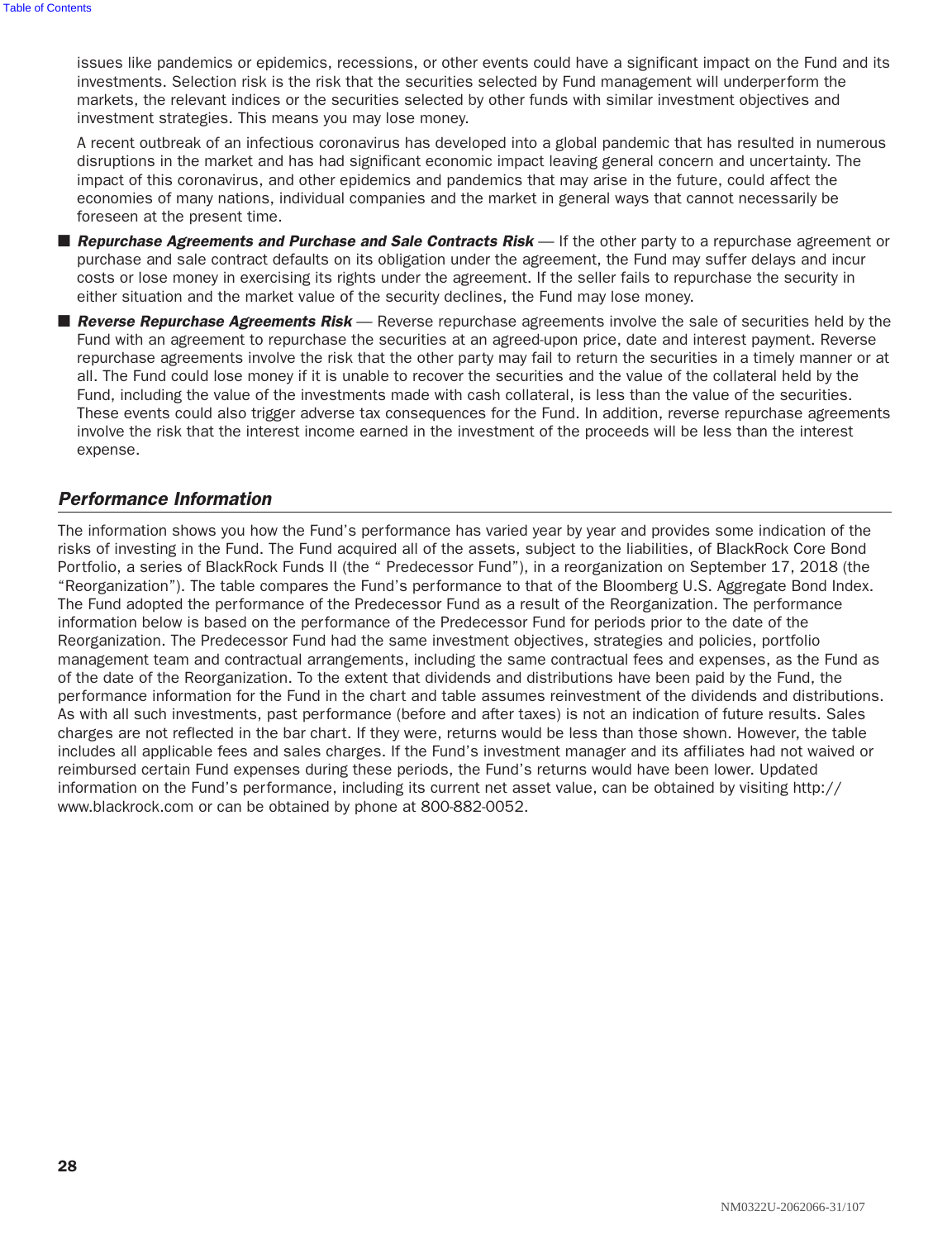issues like pandemics or epidemics, recessions, or other events could have a significant impact on the Fund and its investments. Selection risk is the risk that the securities selected by Fund management will underperform the markets, the relevant indices or the securities selected by other funds with similar investment objectives and investment strategies. This means you may lose money.

A recent outbreak of an infectious coronavirus has developed into a global pandemic that has resulted in numerous disruptions in the market and has had significant economic impact leaving general concern and uncertainty. The impact of this coronavirus, and other epidemics and pandemics that may arise in the future, could affect the economies of many nations, individual companies and the market in general ways that cannot necessarily be foreseen at the present time.

- ***Repurchase Agreements and Purchase and Sale Contracts Risk*** — If the other party to a repurchase agreement or purchase and sale contract defaults on its obligation under the agreement, the Fund may suffer delays and incur costs or lose money in exercising its rights under the agreement. If the seller fails to repurchase the security in either situation and the market value of the security declines, the Fund may lose money.
- ***Reverse Repurchase Agreements Risk*** — Reverse repurchase agreements involve the sale of securities held by the Fund with an agreement to repurchase the securities at an agreed-upon price, date and interest payment. Reverse repurchase agreements involve the risk that the other party may fail to return the securities in a timely manner or at all. The Fund could lose money if it is unable to recover the securities and the value of the collateral held by the Fund, including the value of the investments made with cash collateral, is less than the value of the securities. These events could also trigger adverse tax consequences for the Fund. In addition, reverse repurchase agreements involve the risk that the interest income earned in the investment of the proceeds will be less than the interest expense.

## *Performance Information*

The information shows you how the Fund's performance has varied year by year and provides some indication of the risks of investing in the Fund. The Fund acquired all of the assets, subject to the liabilities, of BlackRock Core Bond Portfolio, a series of BlackRock Funds II (the " Predecessor Fund"), in a reorganization on September 17, 2018 (the "Reorganization"). The table compares the Fund's performance to that of the Bloomberg U.S. Aggregate Bond Index. The Fund adopted the performance of the Predecessor Fund as a result of the Reorganization. The performance information below is based on the performance of the Predecessor Fund for periods prior to the date of the Reorganization. The Predecessor Fund had the same investment objectives, strategies and policies, portfolio management team and contractual arrangements, including the same contractual fees and expenses, as the Fund as of the date of the Reorganization. To the extent that dividends and distributions have been paid by the Fund, the performance information for the Fund in the chart and table assumes reinvestment of the dividends and distributions. As with all such investments, past performance (before and after taxes) is not an indication of future results. Sales charges are not reflected in the bar chart. If they were, returns would be less than those shown. However, the table includes all applicable fees and sales charges. If the Fund's investment manager and its affiliates had not waived or reimbursed certain Fund expenses during these periods, the Fund's returns would have been lower. Updated information on the Fund's performance, including its current net asset value, can be obtained by visiting http://www.blackrock.com or can be obtained by phone at 800-882-0052.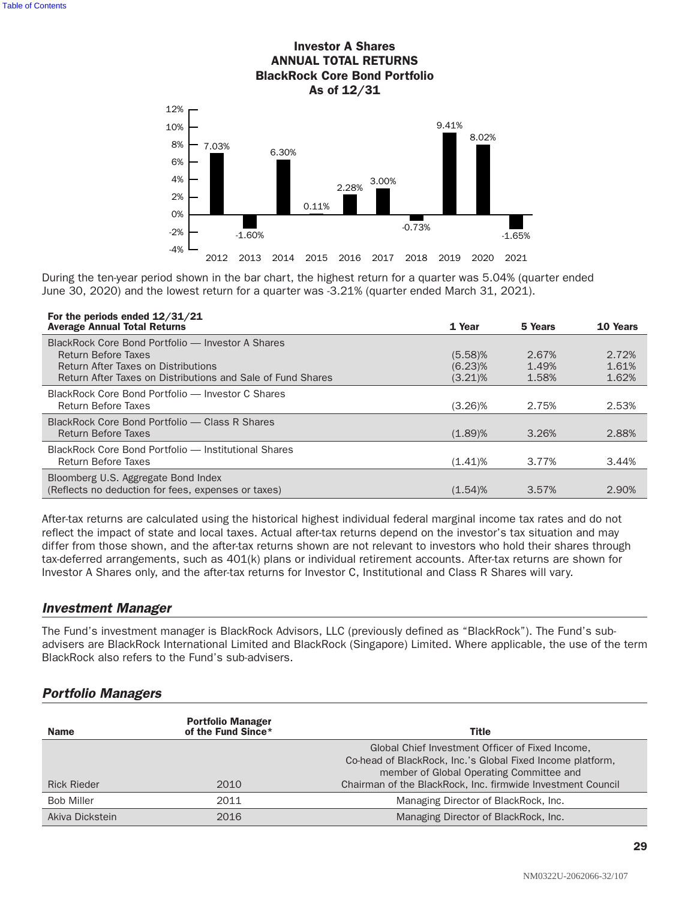**Investor A Shares**
**ANNUAL TOTAL RETURNS**
**BlackRock Core Bond Portfolio**
**As of 12/31**

| Year | Return |
|---|---|
| 2012 | 7.03% |
| 2013 | -1.60% |
| 2014 | 6.30% |
| 2015 | 0.11% |
| 2016 | 2.28% |
| 2017 | 3.00% |
| 2018 | -0.73% |
| 2019 | 9.41% |
| 2020 | 8.02% |
| 2021 | -1.65% |

During the ten-year period shown in the bar chart, the highest return for a quarter was 5.04% (quarter ended June 30, 2020) and the lowest return for a quarter was -3.21% (quarter ended March 31, 2021).

| For the periods ended 12/31/21 Average Annual Total Returns | 1 Year | 5 Years | 10 Years |
|---|---|---|---|
| BlackRock Core Bond Portfolio — Investor A Shares | | | |
| Return Before Taxes | (5.58)% | 2.67% | 2.72% |
| Return After Taxes on Distributions | (6.23)% | 1.49% | 1.61% |
| Return After Taxes on Distributions and Sale of Fund Shares | (3.21)% | 1.58% | 1.62% |
| BlackRock Core Bond Portfolio — Investor C Shares | | | |
| Return Before Taxes | (3.26)% | 2.75% | 2.53% |
| BlackRock Core Bond Portfolio — Class R Shares | | | |
| Return Before Taxes | (1.89)% | 3.26% | 2.88% |
| BlackRock Core Bond Portfolio — Institutional Shares | | | |
| Return Before Taxes | (1.41)% | 3.77% | 3.44% |
| Bloomberg U.S. Aggregate Bond Index (Reflects no deduction for fees, expenses or taxes) | (1.54)% | 3.57% | 2.90% |

After-tax returns are calculated using the historical highest individual federal marginal income tax rates and do not reflect the impact of state and local taxes. Actual after-tax returns depend on the investor's tax situation and may differ from those shown, and the after-tax returns shown are not relevant to investors who hold their shares through tax-deferred arrangements, such as 401(k) plans or individual retirement accounts. After-tax returns are shown for Investor A Shares only, and the after-tax returns for Investor C, Institutional and Class R Shares will vary.

## *Investment Manager*

The Fund's investment manager is BlackRock Advisors, LLC (previously defined as "BlackRock"). The Fund's sub-advisers are BlackRock International Limited and BlackRock (Singapore) Limited. Where applicable, the use of the term BlackRock also refers to the Fund's sub-advisers.

## *Portfolio Managers*

| Name | Portfolio Manager of the Fund Since* | Title |
|---|---|---|
| Rick Rieder | 2010 | Global Chief Investment Officer of Fixed Income, Co-head of BlackRock, Inc.'s Global Fixed Income platform, member of Global Operating Committee and Chairman of the BlackRock, Inc. firmwide Investment Council |
| Bob Miller | 2011 | Managing Director of BlackRock, Inc. |
| Akiva Dickstein | 2016 | Managing Director of BlackRock, Inc. |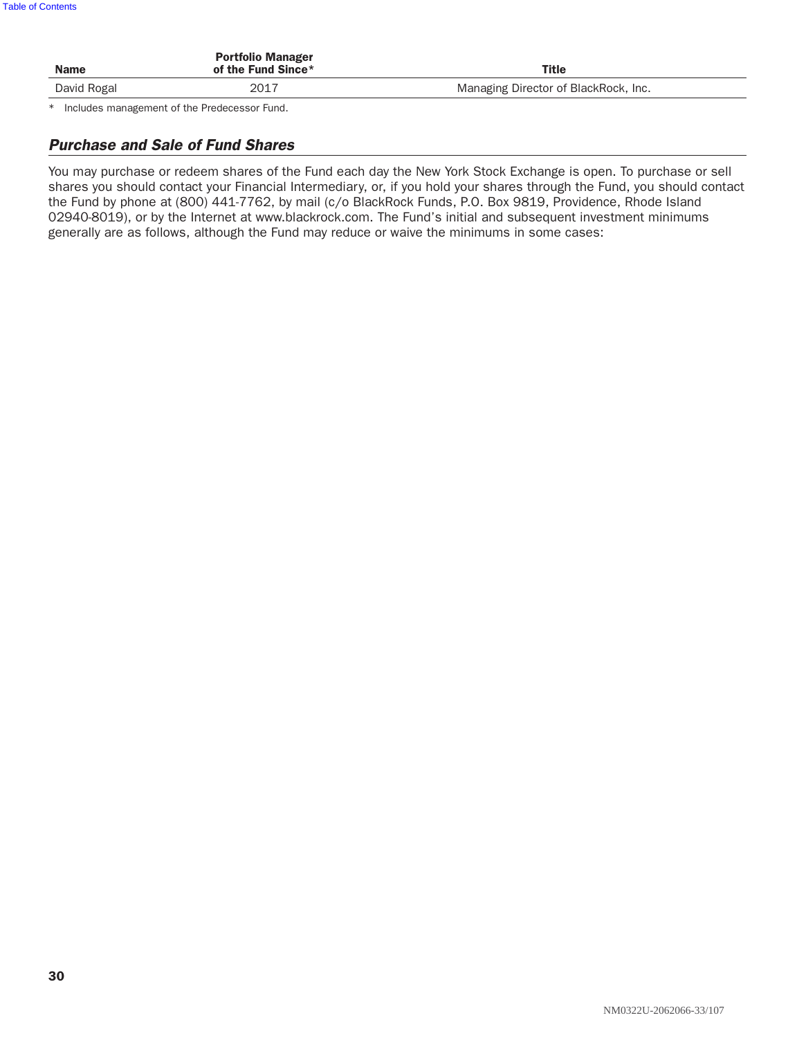| Name | Portfolio Manager of the Fund Since* | Title |
|---|---|---|
| David Rogal | 2017 | Managing Director of BlackRock, Inc. |

* Includes management of the Predecessor Fund.

### *Purchase and Sale of Fund Shares*

You may purchase or redeem shares of the Fund each day the New York Stock Exchange is open. To purchase or sell shares you should contact your Financial Intermediary, or, if you hold your shares through the Fund, you should contact the Fund by phone at (800) 441-7762, by mail (c/o BlackRock Funds, P.O. Box 9819, Providence, Rhode Island 02940-8019), or by the Internet at www.blackrock.com. The Fund's initial and subsequent investment minimums generally are as follows, although the Fund may reduce or waive the minimums in some cases: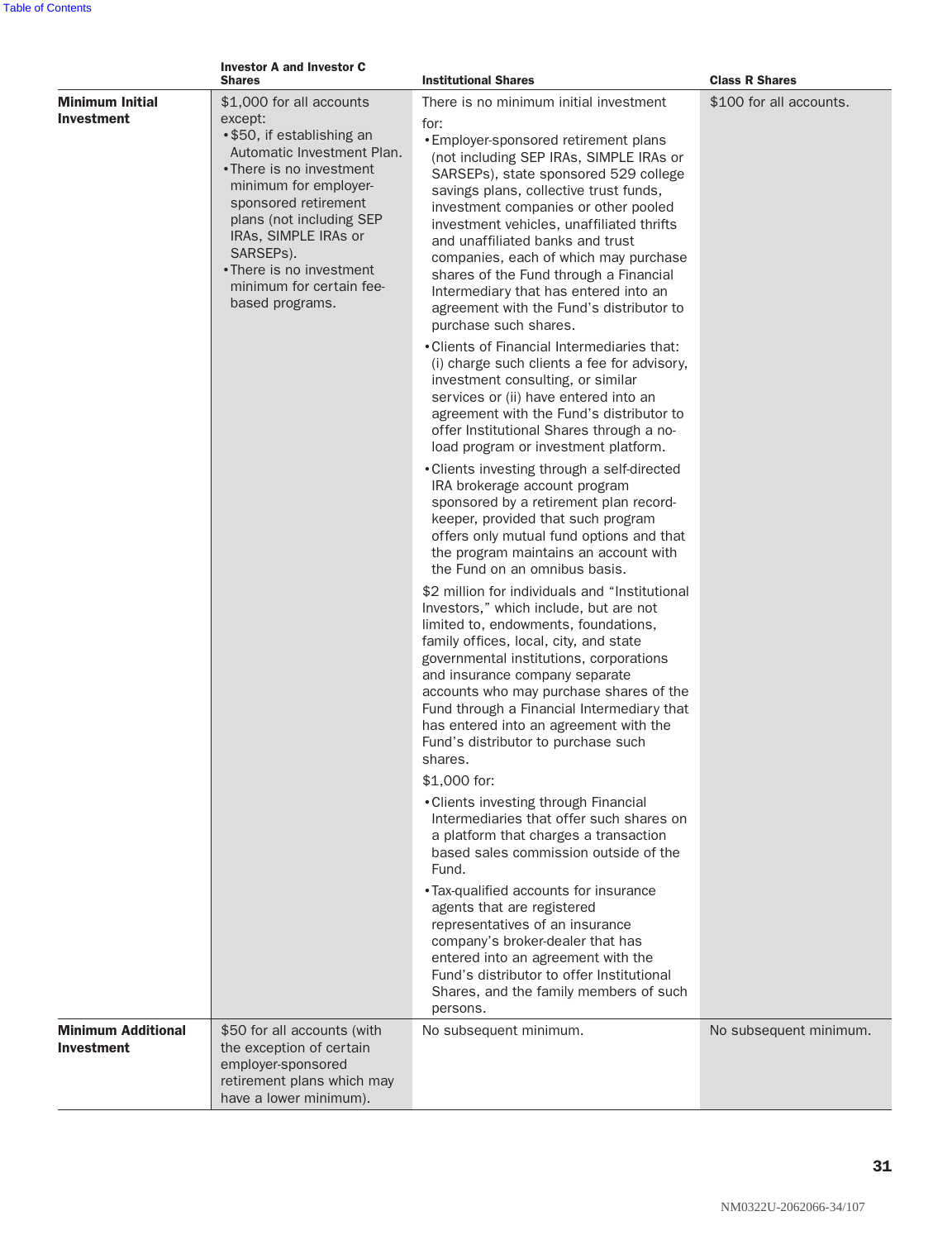| | Investor A and Investor C Shares | Institutional Shares | Class R Shares |
|---|---|---|---|
| **Minimum Initial Investment** | $1,000 for all accounts except:<br>• $50, if establishing an Automatic Investment Plan.<br>• There is no investment minimum for employer-sponsored retirement plans (not including SEP IRAs, SIMPLE IRAs or SARSEPs).<br>• There is no investment minimum for certain fee-based programs. | There is no minimum initial investment for:<br>• Employer-sponsored retirement plans (not including SEP IRAs, SIMPLE IRAs or SARSEPs), state sponsored 529 college savings plans, collective trust funds, investment companies or other pooled investment vehicles, unaffiliated thrifts and unaffiliated banks and trust companies, each of which may purchase shares of the Fund through a Financial Intermediary that has entered into an agreement with the Fund's distributor to purchase such shares.<br>• Clients of Financial Intermediaries that: (i) charge such clients a fee for advisory, investment consulting, or similar services or (ii) have entered into an agreement with the Fund's distributor to offer Institutional Shares through a no-load program or investment platform.<br>• Clients investing through a self-directed IRA brokerage account program sponsored by a retirement plan record-keeper, provided that such program offers only mutual fund options and that the program maintains an account with the Fund on an omnibus basis.<br>$2 million for individuals and "Institutional Investors," which include, but are not limited to, endowments, foundations, family offices, local, city, and state governmental institutions, corporations and insurance company separate accounts who may purchase shares of the Fund through a Financial Intermediary that has entered into an agreement with the Fund's distributor to purchase such shares.<br>$1,000 for:<br>• Clients investing through Financial Intermediaries that offer such shares on a platform that charges a transaction based sales commission outside of the Fund.<br>• Tax-qualified accounts for insurance agents that are registered representatives of an insurance company's broker-dealer that has entered into an agreement with the Fund's distributor to offer Institutional Shares, and the family members of such persons. | $100 for all accounts. |
| **Minimum Additional Investment** | $50 for all accounts (with the exception of certain employer-sponsored retirement plans which may have a lower minimum). | No subsequent minimum. | No subsequent minimum. |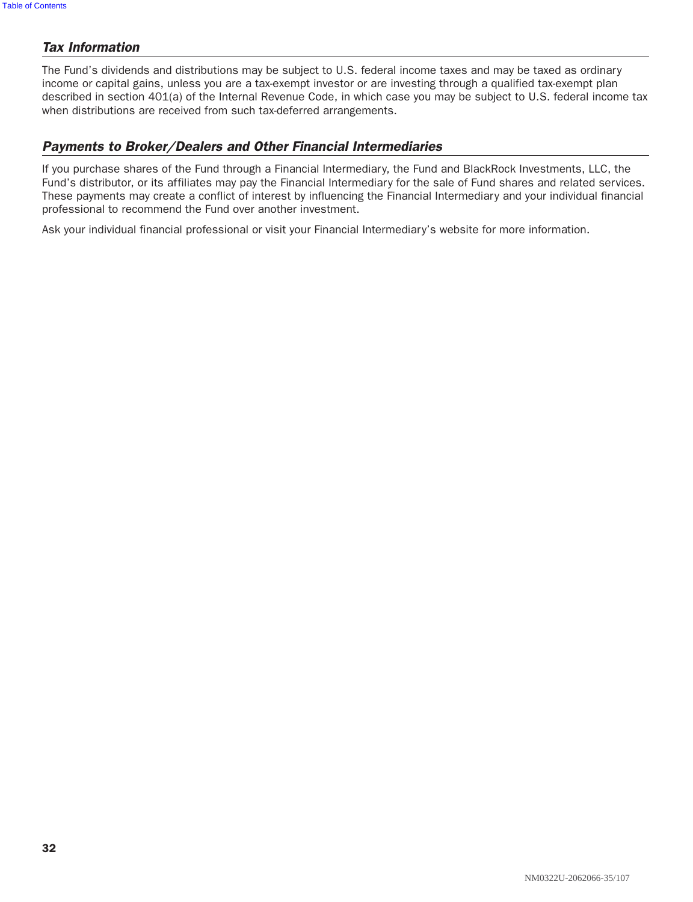### *Tax Information*

The Fund’s dividends and distributions may be subject to U.S. federal income taxes and may be taxed as ordinary income or capital gains, unless you are a tax-exempt investor or are investing through a qualified tax-exempt plan described in section 401(a) of the Internal Revenue Code, in which case you may be subject to U.S. federal income tax when distributions are received from such tax-deferred arrangements.

### *Payments to Broker/Dealers and Other Financial Intermediaries*

If you purchase shares of the Fund through a Financial Intermediary, the Fund and BlackRock Investments, LLC, the Fund’s distributor, or its affiliates may pay the Financial Intermediary for the sale of Fund shares and related services. These payments may create a conflict of interest by influencing the Financial Intermediary and your individual financial professional to recommend the Fund over another investment.

Ask your individual financial professional or visit your Financial Intermediary’s website for more information.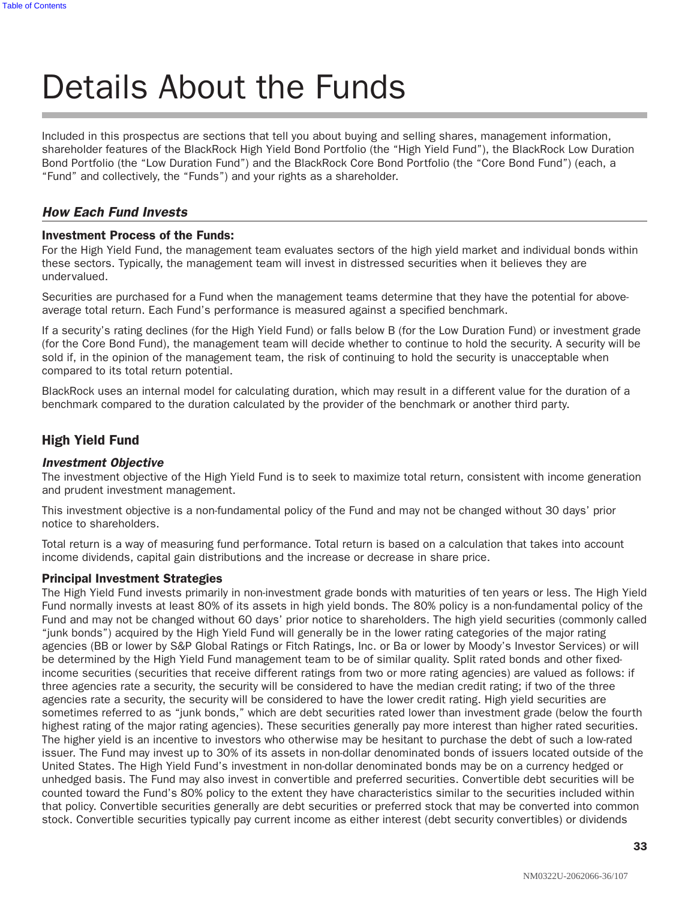# Details About the Funds

Included in this prospectus are sections that tell you about buying and selling shares, management information, shareholder features of the BlackRock High Yield Bond Portfolio (the "High Yield Fund"), the BlackRock Low Duration Bond Portfolio (the "Low Duration Fund") and the BlackRock Core Bond Portfolio (the "Core Bond Fund") (each, a "Fund" and collectively, the "Funds") and your rights as a shareholder.

## *How Each Fund Invests*

### Investment Process of the Funds:

For the High Yield Fund, the management team evaluates sectors of the high yield market and individual bonds within these sectors. Typically, the management team will invest in distressed securities when it believes they are undervalued.

Securities are purchased for a Fund when the management teams determine that they have the potential for above-average total return. Each Fund's performance is measured against a specified benchmark.

If a security's rating declines (for the High Yield Fund) or falls below B (for the Low Duration Fund) or investment grade (for the Core Bond Fund), the management team will decide whether to continue to hold the security. A security will be sold if, in the opinion of the management team, the risk of continuing to hold the security is unacceptable when compared to its total return potential.

BlackRock uses an internal model for calculating duration, which may result in a different value for the duration of a benchmark compared to the duration calculated by the provider of the benchmark or another third party.

## High Yield Fund

### *Investment Objective*

The investment objective of the High Yield Fund is to seek to maximize total return, consistent with income generation and prudent investment management.

This investment objective is a non-fundamental policy of the Fund and may not be changed without 30 days' prior notice to shareholders.

Total return is a way of measuring fund performance. Total return is based on a calculation that takes into account income dividends, capital gain distributions and the increase or decrease in share price.

### Principal Investment Strategies

The High Yield Fund invests primarily in non-investment grade bonds with maturities of ten years or less. The High Yield Fund normally invests at least 80% of its assets in high yield bonds. The 80% policy is a non-fundamental policy of the Fund and may not be changed without 60 days' prior notice to shareholders. The high yield securities (commonly called "junk bonds") acquired by the High Yield Fund will generally be in the lower rating categories of the major rating agencies (BB or lower by S&P Global Ratings or Fitch Ratings, Inc. or Ba or lower by Moody's Investor Services) or will be determined by the High Yield Fund management team to be of similar quality. Split rated bonds and other fixed-income securities (securities that receive different ratings from two or more rating agencies) are valued as follows: if three agencies rate a security, the security will be considered to have the median credit rating; if two of the three agencies rate a security, the security will be considered to have the lower credit rating. High yield securities are sometimes referred to as "junk bonds," which are debt securities rated lower than investment grade (below the fourth highest rating of the major rating agencies). These securities generally pay more interest than higher rated securities. The higher yield is an incentive to investors who otherwise may be hesitant to purchase the debt of such a low-rated issuer. The Fund may invest up to 30% of its assets in non-dollar denominated bonds of issuers located outside of the United States. The High Yield Fund's investment in non-dollar denominated bonds may be on a currency hedged or unhedged basis. The Fund may also invest in convertible and preferred securities. Convertible debt securities will be counted toward the Fund's 80% policy to the extent they have characteristics similar to the securities included within that policy. Convertible securities generally are debt securities or preferred stock that may be converted into common stock. Convertible securities typically pay current income as either interest (debt security convertibles) or dividends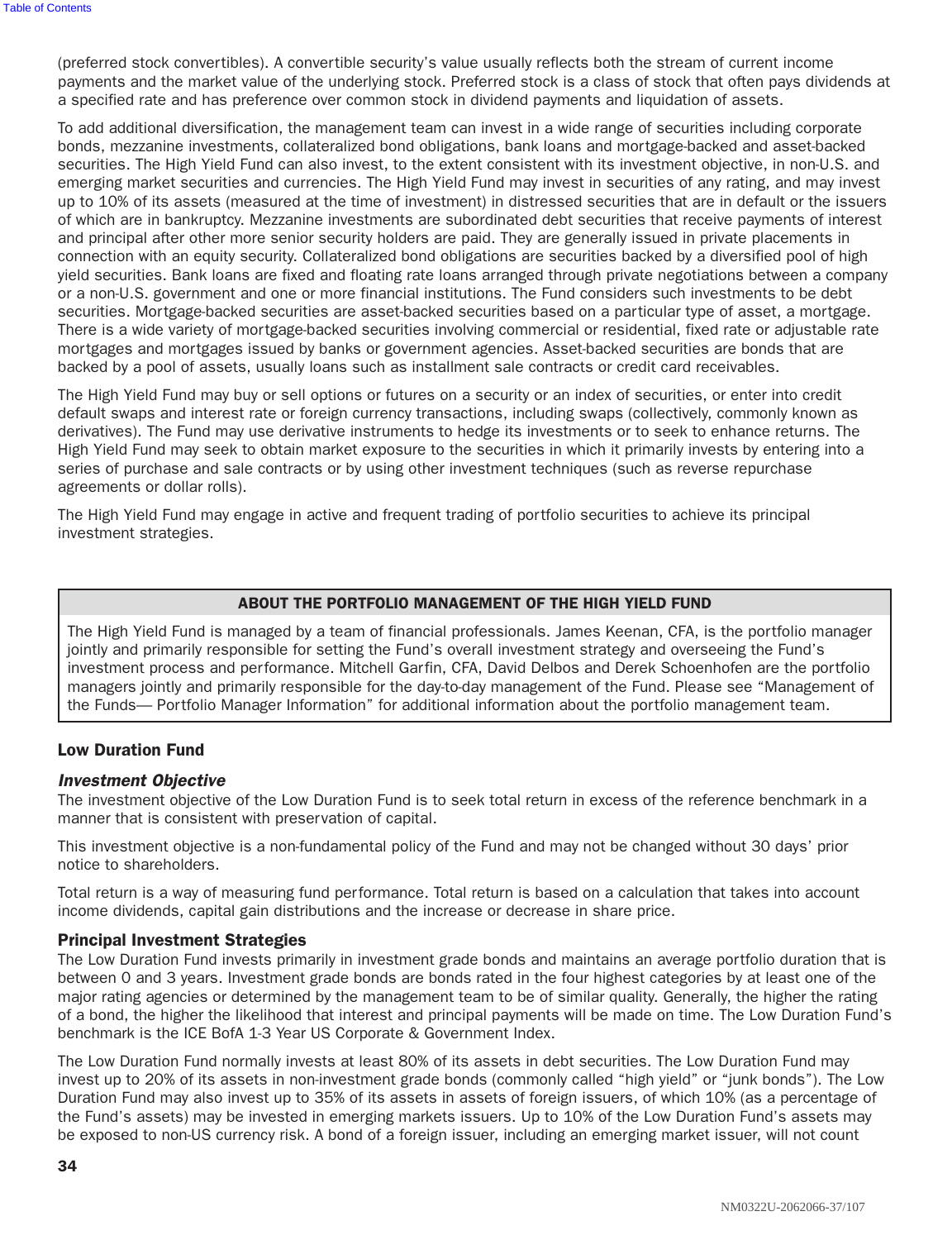(preferred stock convertibles). A convertible security's value usually reflects both the stream of current income payments and the market value of the underlying stock. Preferred stock is a class of stock that often pays dividends at a specified rate and has preference over common stock in dividend payments and liquidation of assets.

To add additional diversification, the management team can invest in a wide range of securities including corporate bonds, mezzanine investments, collateralized bond obligations, bank loans and mortgage-backed and asset-backed securities. The High Yield Fund can also invest, to the extent consistent with its investment objective, in non-U.S. and emerging market securities and currencies. The High Yield Fund may invest in securities of any rating, and may invest up to 10% of its assets (measured at the time of investment) in distressed securities that are in default or the issuers of which are in bankruptcy. Mezzanine investments are subordinated debt securities that receive payments of interest and principal after other more senior security holders are paid. They are generally issued in private placements in connection with an equity security. Collateralized bond obligations are securities backed by a diversified pool of high yield securities. Bank loans are fixed and floating rate loans arranged through private negotiations between a company or a non-U.S. government and one or more financial institutions. The Fund considers such investments to be debt securities. Mortgage-backed securities are asset-backed securities based on a particular type of asset, a mortgage. There is a wide variety of mortgage-backed securities involving commercial or residential, fixed rate or adjustable rate mortgages and mortgages issued by banks or government agencies. Asset-backed securities are bonds that are backed by a pool of assets, usually loans such as installment sale contracts or credit card receivables.

The High Yield Fund may buy or sell options or futures on a security or an index of securities, or enter into credit default swaps and interest rate or foreign currency transactions, including swaps (collectively, commonly known as derivatives). The Fund may use derivative instruments to hedge its investments or to seek to enhance returns. The High Yield Fund may seek to obtain market exposure to the securities in which it primarily invests by entering into a series of purchase and sale contracts or by using other investment techniques (such as reverse repurchase agreements or dollar rolls).

The High Yield Fund may engage in active and frequent trading of portfolio securities to achieve its principal investment strategies.

| ABOUT THE PORTFOLIO MANAGEMENT OF THE HIGH YIELD FUND |
|---|
| The High Yield Fund is managed by a team of financial professionals. James Keenan, CFA, is the portfolio manager jointly and primarily responsible for setting the Fund's overall investment strategy and overseeing the Fund's investment process and performance. Mitchell Garfin, CFA, David Delbos and Derek Schoenhofen are the portfolio managers jointly and primarily responsible for the day-to-day management of the Fund. Please see "Management of the Funds— Portfolio Manager Information" for additional information about the portfolio management team. |

## Low Duration Fund

### *Investment Objective*

The investment objective of the Low Duration Fund is to seek total return in excess of the reference benchmark in a manner that is consistent with preservation of capital.

This investment objective is a non-fundamental policy of the Fund and may not be changed without 30 days' prior notice to shareholders.

Total return is a way of measuring fund performance. Total return is based on a calculation that takes into account income dividends, capital gain distributions and the increase or decrease in share price.

### Principal Investment Strategies

The Low Duration Fund invests primarily in investment grade bonds and maintains an average portfolio duration that is between 0 and 3 years. Investment grade bonds are bonds rated in the four highest categories by at least one of the major rating agencies or determined by the management team to be of similar quality. Generally, the higher the rating of a bond, the higher the likelihood that interest and principal payments will be made on time. The Low Duration Fund's benchmark is the ICE BofA 1-3 Year US Corporate & Government Index.

The Low Duration Fund normally invests at least 80% of its assets in debt securities. The Low Duration Fund may invest up to 20% of its assets in non-investment grade bonds (commonly called "high yield" or "junk bonds"). The Low Duration Fund may also invest up to 35% of its assets in assets of foreign issuers, of which 10% (as a percentage of the Fund's assets) may be invested in emerging markets issuers. Up to 10% of the Low Duration Fund's assets may be exposed to non-US currency risk. A bond of a foreign issuer, including an emerging market issuer, will not count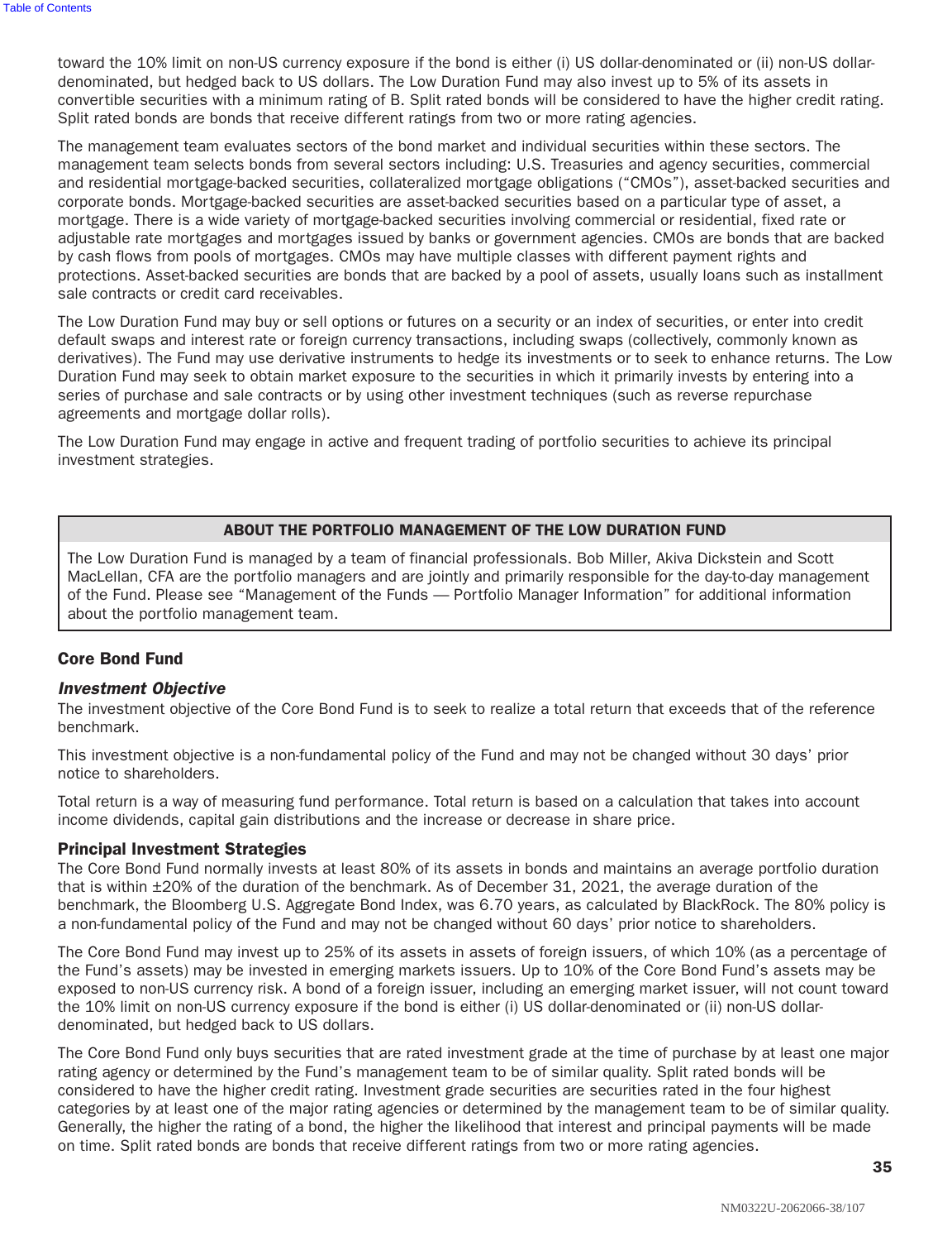toward the 10% limit on non-US currency exposure if the bond is either (i) US dollar-denominated or (ii) non-US dollar-denominated, but hedged back to US dollars. The Low Duration Fund may also invest up to 5% of its assets in convertible securities with a minimum rating of B. Split rated bonds will be considered to have the higher credit rating. Split rated bonds are bonds that receive different ratings from two or more rating agencies.

The management team evaluates sectors of the bond market and individual securities within these sectors. The management team selects bonds from several sectors including: U.S. Treasuries and agency securities, commercial and residential mortgage-backed securities, collateralized mortgage obligations ("CMOs"), asset-backed securities and corporate bonds. Mortgage-backed securities are asset-backed securities based on a particular type of asset, a mortgage. There is a wide variety of mortgage-backed securities involving commercial or residential, fixed rate or adjustable rate mortgages and mortgages issued by banks or government agencies. CMOs are bonds that are backed by cash flows from pools of mortgages. CMOs may have multiple classes with different payment rights and protections. Asset-backed securities are bonds that are backed by a pool of assets, usually loans such as installment sale contracts or credit card receivables.

The Low Duration Fund may buy or sell options or futures on a security or an index of securities, or enter into credit default swaps and interest rate or foreign currency transactions, including swaps (collectively, commonly known as derivatives). The Fund may use derivative instruments to hedge its investments or to seek to enhance returns. The Low Duration Fund may seek to obtain market exposure to the securities in which it primarily invests by entering into a series of purchase and sale contracts or by using other investment techniques (such as reverse repurchase agreements and mortgage dollar rolls).

The Low Duration Fund may engage in active and frequent trading of portfolio securities to achieve its principal investment strategies.

**ABOUT THE PORTFOLIO MANAGEMENT OF THE LOW DURATION FUND**

The Low Duration Fund is managed by a team of financial professionals. Bob Miller, Akiva Dickstein and Scott MacLellan, CFA are the portfolio managers and are jointly and primarily responsible for the day-to-day management of the Fund. Please see "Management of the Funds — Portfolio Manager Information" for additional information about the portfolio management team.

### Core Bond Fund

#### *Investment Objective*

The investment objective of the Core Bond Fund is to seek to realize a total return that exceeds that of the reference benchmark.

This investment objective is a non-fundamental policy of the Fund and may not be changed without 30 days' prior notice to shareholders.

Total return is a way of measuring fund performance. Total return is based on a calculation that takes into account income dividends, capital gain distributions and the increase or decrease in share price.

#### Principal Investment Strategies

The Core Bond Fund normally invests at least 80% of its assets in bonds and maintains an average portfolio duration that is within ±20% of the duration of the benchmark. As of December 31, 2021, the average duration of the benchmark, the Bloomberg U.S. Aggregate Bond Index, was 6.70 years, as calculated by BlackRock. The 80% policy is a non-fundamental policy of the Fund and may not be changed without 60 days' prior notice to shareholders.

The Core Bond Fund may invest up to 25% of its assets in assets of foreign issuers, of which 10% (as a percentage of the Fund's assets) may be invested in emerging markets issuers. Up to 10% of the Core Bond Fund's assets may be exposed to non-US currency risk. A bond of a foreign issuer, including an emerging market issuer, will not count toward the 10% limit on non-US currency exposure if the bond is either (i) US dollar-denominated or (ii) non-US dollar-denominated, but hedged back to US dollars.

The Core Bond Fund only buys securities that are rated investment grade at the time of purchase by at least one major rating agency or determined by the Fund's management team to be of similar quality. Split rated bonds will be considered to have the higher credit rating. Investment grade securities are securities rated in the four highest categories by at least one of the major rating agencies or determined by the management team to be of similar quality. Generally, the higher the rating of a bond, the higher the likelihood that interest and principal payments will be made on time. Split rated bonds are bonds that receive different ratings from two or more rating agencies.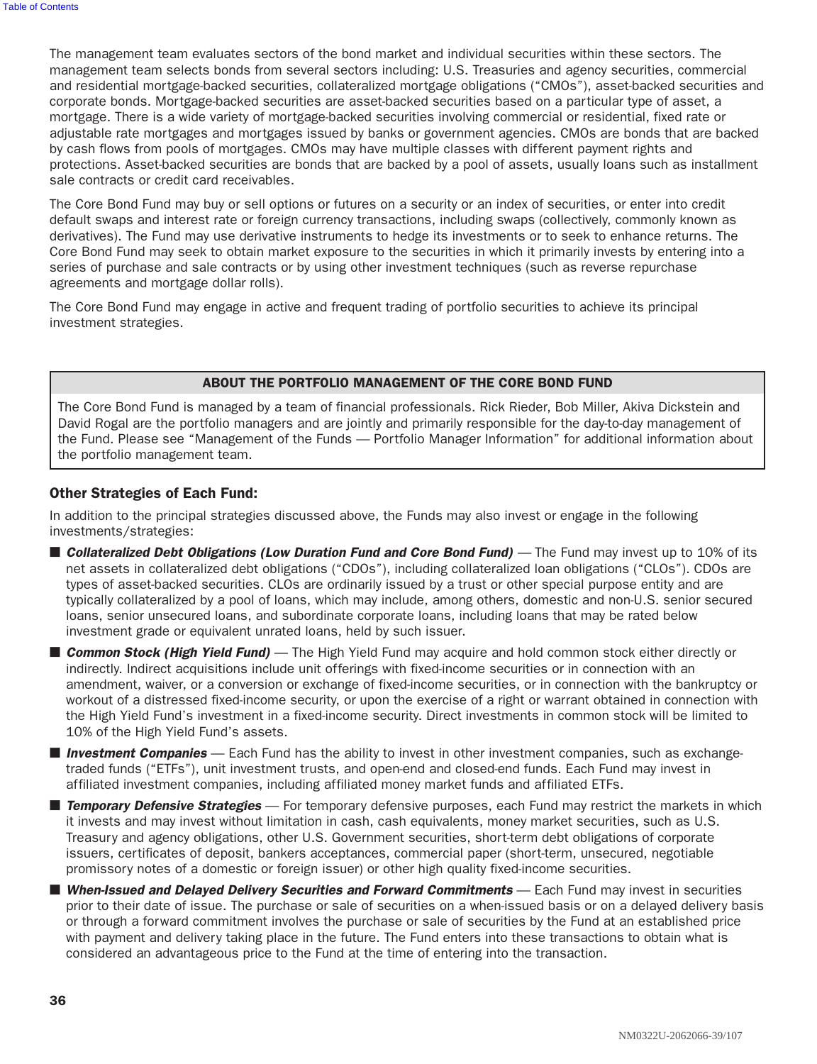The management team evaluates sectors of the bond market and individual securities within these sectors. The management team selects bonds from several sectors including: U.S. Treasuries and agency securities, commercial and residential mortgage-backed securities, collateralized mortgage obligations ("CMOs"), asset-backed securities and corporate bonds. Mortgage-backed securities are asset-backed securities based on a particular type of asset, a mortgage. There is a wide variety of mortgage-backed securities involving commercial or residential, fixed rate or adjustable rate mortgages and mortgages issued by banks or government agencies. CMOs are bonds that are backed by cash flows from pools of mortgages. CMOs may have multiple classes with different payment rights and protections. Asset-backed securities are bonds that are backed by a pool of assets, usually loans such as installment sale contracts or credit card receivables.

The Core Bond Fund may buy or sell options or futures on a security or an index of securities, or enter into credit default swaps and interest rate or foreign currency transactions, including swaps (collectively, commonly known as derivatives). The Fund may use derivative instruments to hedge its investments or to seek to enhance returns. The Core Bond Fund may seek to obtain market exposure to the securities in which it primarily invests by entering into a series of purchase and sale contracts or by using other investment techniques (such as reverse repurchase agreements and mortgage dollar rolls).

The Core Bond Fund may engage in active and frequent trading of portfolio securities to achieve its principal investment strategies.

| ABOUT THE PORTFOLIO MANAGEMENT OF THE CORE BOND FUND |
|---|
| The Core Bond Fund is managed by a team of financial professionals. Rick Rieder, Bob Miller, Akiva Dickstein and David Rogal are the portfolio managers and are jointly and primarily responsible for the day-to-day management of the Fund. Please see "Management of the Funds — Portfolio Manager Information" for additional information about the portfolio management team. |

### Other Strategies of Each Fund:

In addition to the principal strategies discussed above, the Funds may also invest or engage in the following investments/strategies:

- ***Collateralized Debt Obligations (Low Duration Fund and Core Bond Fund)*** — The Fund may invest up to 10% of its net assets in collateralized debt obligations ("CDOs"), including collateralized loan obligations ("CLOs"). CDOs are types of asset-backed securities. CLOs are ordinarily issued by a trust or other special purpose entity and are typically collateralized by a pool of loans, which may include, among others, domestic and non-U.S. senior secured loans, senior unsecured loans, and subordinate corporate loans, including loans that may be rated below investment grade or equivalent unrated loans, held by such issuer.
- ***Common Stock (High Yield Fund)*** — The High Yield Fund may acquire and hold common stock either directly or indirectly. Indirect acquisitions include unit offerings with fixed-income securities or in connection with an amendment, waiver, or a conversion or exchange of fixed-income securities, or in connection with the bankruptcy or workout of a distressed fixed-income security, or upon the exercise of a right or warrant obtained in connection with the High Yield Fund's investment in a fixed-income security. Direct investments in common stock will be limited to 10% of the High Yield Fund's assets.
- ***Investment Companies*** — Each Fund has the ability to invest in other investment companies, such as exchange-traded funds ("ETFs"), unit investment trusts, and open-end and closed-end funds. Each Fund may invest in affiliated investment companies, including affiliated money market funds and affiliated ETFs.
- ***Temporary Defensive Strategies*** — For temporary defensive purposes, each Fund may restrict the markets in which it invests and may invest without limitation in cash, cash equivalents, money market securities, such as U.S. Treasury and agency obligations, other U.S. Government securities, short-term debt obligations of corporate issuers, certificates of deposit, bankers acceptances, commercial paper (short-term, unsecured, negotiable promissory notes of a domestic or foreign issuer) or other high quality fixed-income securities.
- ***When-Issued and Delayed Delivery Securities and Forward Commitments*** — Each Fund may invest in securities prior to their date of issue. The purchase or sale of securities on a when-issued basis or on a delayed delivery basis or through a forward commitment involves the purchase or sale of securities by the Fund at an established price with payment and delivery taking place in the future. The Fund enters into these transactions to obtain what is considered an advantageous price to the Fund at the time of entering into the transaction.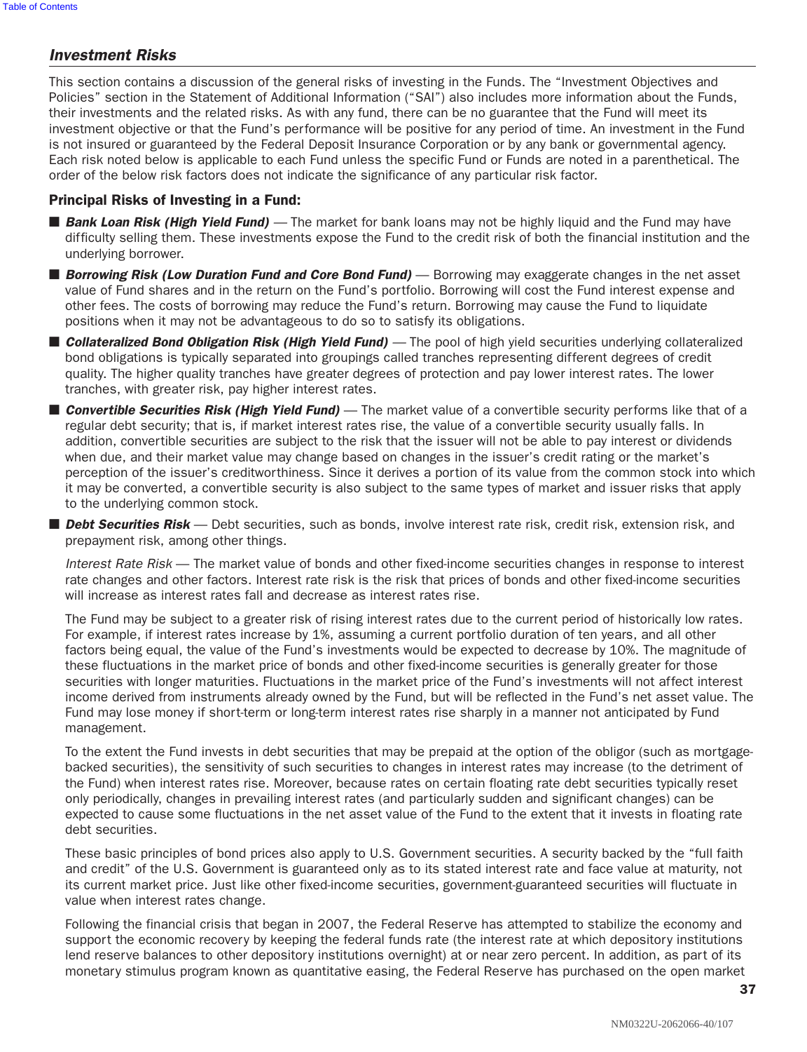## *Investment Risks*

This section contains a discussion of the general risks of investing in the Funds. The "Investment Objectives and Policies" section in the Statement of Additional Information ("SAI") also includes more information about the Funds, their investments and the related risks. As with any fund, there can be no guarantee that the Fund will meet its investment objective or that the Fund's performance will be positive for any period of time. An investment in the Fund is not insured or guaranteed by the Federal Deposit Insurance Corporation or by any bank or governmental agency. Each risk noted below is applicable to each Fund unless the specific Fund or Funds are noted in a parenthetical. The order of the below risk factors does not indicate the significance of any particular risk factor.

### Principal Risks of Investing in a Fund:

- ***Bank Loan Risk (High Yield Fund)*** — The market for bank loans may not be highly liquid and the Fund may have difficulty selling them. These investments expose the Fund to the credit risk of both the financial institution and the underlying borrower.
- ***Borrowing Risk (Low Duration Fund and Core Bond Fund)*** — Borrowing may exaggerate changes in the net asset value of Fund shares and in the return on the Fund's portfolio. Borrowing will cost the Fund interest expense and other fees. The costs of borrowing may reduce the Fund's return. Borrowing may cause the Fund to liquidate positions when it may not be advantageous to do so to satisfy its obligations.
- ***Collateralized Bond Obligation Risk (High Yield Fund)*** — The pool of high yield securities underlying collateralized bond obligations is typically separated into groupings called tranches representing different degrees of credit quality. The higher quality tranches have greater degrees of protection and pay lower interest rates. The lower tranches, with greater risk, pay higher interest rates.
- ***Convertible Securities Risk (High Yield Fund)*** — The market value of a convertible security performs like that of a regular debt security; that is, if market interest rates rise, the value of a convertible security usually falls. In addition, convertible securities are subject to the risk that the issuer will not be able to pay interest or dividends when due, and their market value may change based on changes in the issuer's credit rating or the market's perception of the issuer's creditworthiness. Since it derives a portion of its value from the common stock into which it may be converted, a convertible security is also subject to the same types of market and issuer risks that apply to the underlying common stock.
- ***Debt Securities Risk*** — Debt securities, such as bonds, involve interest rate risk, credit risk, extension risk, and prepayment risk, among other things.

  *Interest Rate Risk* — The market value of bonds and other fixed-income securities changes in response to interest rate changes and other factors. Interest rate risk is the risk that prices of bonds and other fixed-income securities will increase as interest rates fall and decrease as interest rates rise.

  The Fund may be subject to a greater risk of rising interest rates due to the current period of historically low rates. For example, if interest rates increase by 1%, assuming a current portfolio duration of ten years, and all other factors being equal, the value of the Fund's investments would be expected to decrease by 10%. The magnitude of these fluctuations in the market price of bonds and other fixed-income securities is generally greater for those securities with longer maturities. Fluctuations in the market price of the Fund's investments will not affect interest income derived from instruments already owned by the Fund, but will be reflected in the Fund's net asset value. The Fund may lose money if short-term or long-term interest rates rise sharply in a manner not anticipated by Fund management.

  To the extent the Fund invests in debt securities that may be prepaid at the option of the obligor (such as mortgage-backed securities), the sensitivity of such securities to changes in interest rates may increase (to the detriment of the Fund) when interest rates rise. Moreover, because rates on certain floating rate debt securities typically reset only periodically, changes in prevailing interest rates (and particularly sudden and significant changes) can be expected to cause some fluctuations in the net asset value of the Fund to the extent that it invests in floating rate debt securities.

  These basic principles of bond prices also apply to U.S. Government securities. A security backed by the "full faith and credit" of the U.S. Government is guaranteed only as to its stated interest rate and face value at maturity, not its current market price. Just like other fixed-income securities, government-guaranteed securities will fluctuate in value when interest rates change.

  Following the financial crisis that began in 2007, the Federal Reserve has attempted to stabilize the economy and support the economic recovery by keeping the federal funds rate (the interest rate at which depository institutions lend reserve balances to other depository institutions overnight) at or near zero percent. In addition, as part of its monetary stimulus program known as quantitative easing, the Federal Reserve has purchased on the open market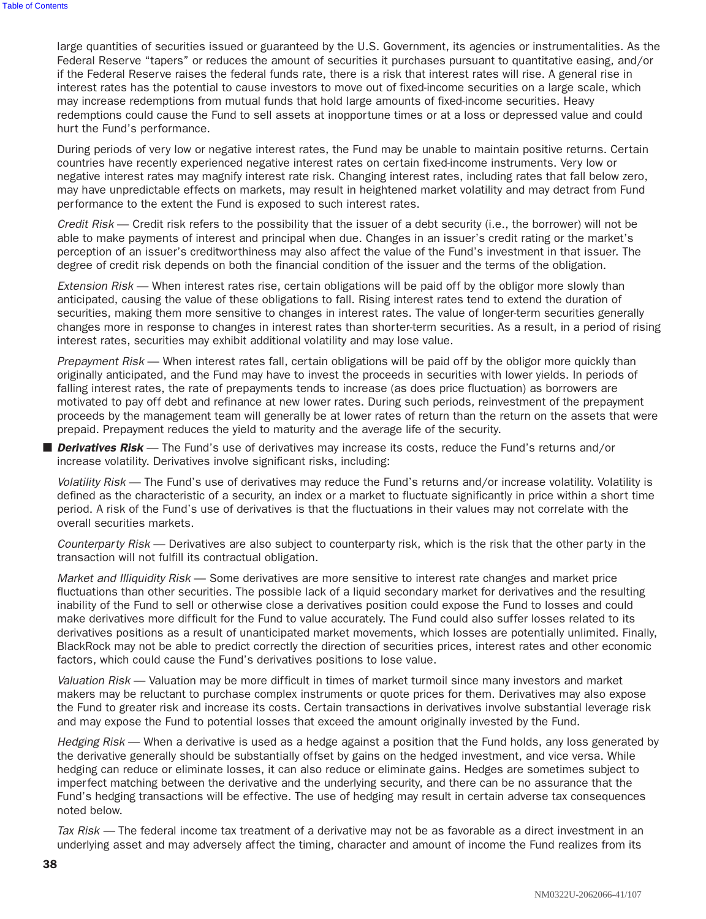large quantities of securities issued or guaranteed by the U.S. Government, its agencies or instrumentalities. As the Federal Reserve "tapers" or reduces the amount of securities it purchases pursuant to quantitative easing, and/or if the Federal Reserve raises the federal funds rate, there is a risk that interest rates will rise. A general rise in interest rates has the potential to cause investors to move out of fixed-income securities on a large scale, which may increase redemptions from mutual funds that hold large amounts of fixed-income securities. Heavy redemptions could cause the Fund to sell assets at inopportune times or at a loss or depressed value and could hurt the Fund's performance.

During periods of very low or negative interest rates, the Fund may be unable to maintain positive returns. Certain countries have recently experienced negative interest rates on certain fixed-income instruments. Very low or negative interest rates may magnify interest rate risk. Changing interest rates, including rates that fall below zero, may have unpredictable effects on markets, may result in heightened market volatility and may detract from Fund performance to the extent the Fund is exposed to such interest rates.

*Credit Risk* — Credit risk refers to the possibility that the issuer of a debt security (i.e., the borrower) will not be able to make payments of interest and principal when due. Changes in an issuer's credit rating or the market's perception of an issuer's creditworthiness may also affect the value of the Fund's investment in that issuer. The degree of credit risk depends on both the financial condition of the issuer and the terms of the obligation.

*Extension Risk* — When interest rates rise, certain obligations will be paid off by the obligor more slowly than anticipated, causing the value of these obligations to fall. Rising interest rates tend to extend the duration of securities, making them more sensitive to changes in interest rates. The value of longer-term securities generally changes more in response to changes in interest rates than shorter-term securities. As a result, in a period of rising interest rates, securities may exhibit additional volatility and may lose value.

*Prepayment Risk* — When interest rates fall, certain obligations will be paid off by the obligor more quickly than originally anticipated, and the Fund may have to invest the proceeds in securities with lower yields. In periods of falling interest rates, the rate of prepayments tends to increase (as does price fluctuation) as borrowers are motivated to pay off debt and refinance at new lower rates. During such periods, reinvestment of the prepayment proceeds by the management team will generally be at lower rates of return than the return on the assets that were prepaid. Prepayment reduces the yield to maturity and the average life of the security.

- ***Derivatives Risk*** — The Fund's use of derivatives may increase its costs, reduce the Fund's returns and/or increase volatility. Derivatives involve significant risks, including:

*Volatility Risk* — The Fund's use of derivatives may reduce the Fund's returns and/or increase volatility. Volatility is defined as the characteristic of a security, an index or a market to fluctuate significantly in price within a short time period. A risk of the Fund's use of derivatives is that the fluctuations in their values may not correlate with the overall securities markets.

*Counterparty Risk* — Derivatives are also subject to counterparty risk, which is the risk that the other party in the transaction will not fulfill its contractual obligation.

*Market and Illiquidity Risk* — Some derivatives are more sensitive to interest rate changes and market price fluctuations than other securities. The possible lack of a liquid secondary market for derivatives and the resulting inability of the Fund to sell or otherwise close a derivatives position could expose the Fund to losses and could make derivatives more difficult for the Fund to value accurately. The Fund could also suffer losses related to its derivatives positions as a result of unanticipated market movements, which losses are potentially unlimited. Finally, BlackRock may not be able to predict correctly the direction of securities prices, interest rates and other economic factors, which could cause the Fund's derivatives positions to lose value.

*Valuation Risk* — Valuation may be more difficult in times of market turmoil since many investors and market makers may be reluctant to purchase complex instruments or quote prices for them. Derivatives may also expose the Fund to greater risk and increase its costs. Certain transactions in derivatives involve substantial leverage risk and may expose the Fund to potential losses that exceed the amount originally invested by the Fund.

*Hedging Risk* — When a derivative is used as a hedge against a position that the Fund holds, any loss generated by the derivative generally should be substantially offset by gains on the hedged investment, and vice versa. While hedging can reduce or eliminate losses, it can also reduce or eliminate gains. Hedges are sometimes subject to imperfect matching between the derivative and the underlying security, and there can be no assurance that the Fund's hedging transactions will be effective. The use of hedging may result in certain adverse tax consequences noted below.

*Tax Risk* — The federal income tax treatment of a derivative may not be as favorable as a direct investment in an underlying asset and may adversely affect the timing, character and amount of income the Fund realizes from its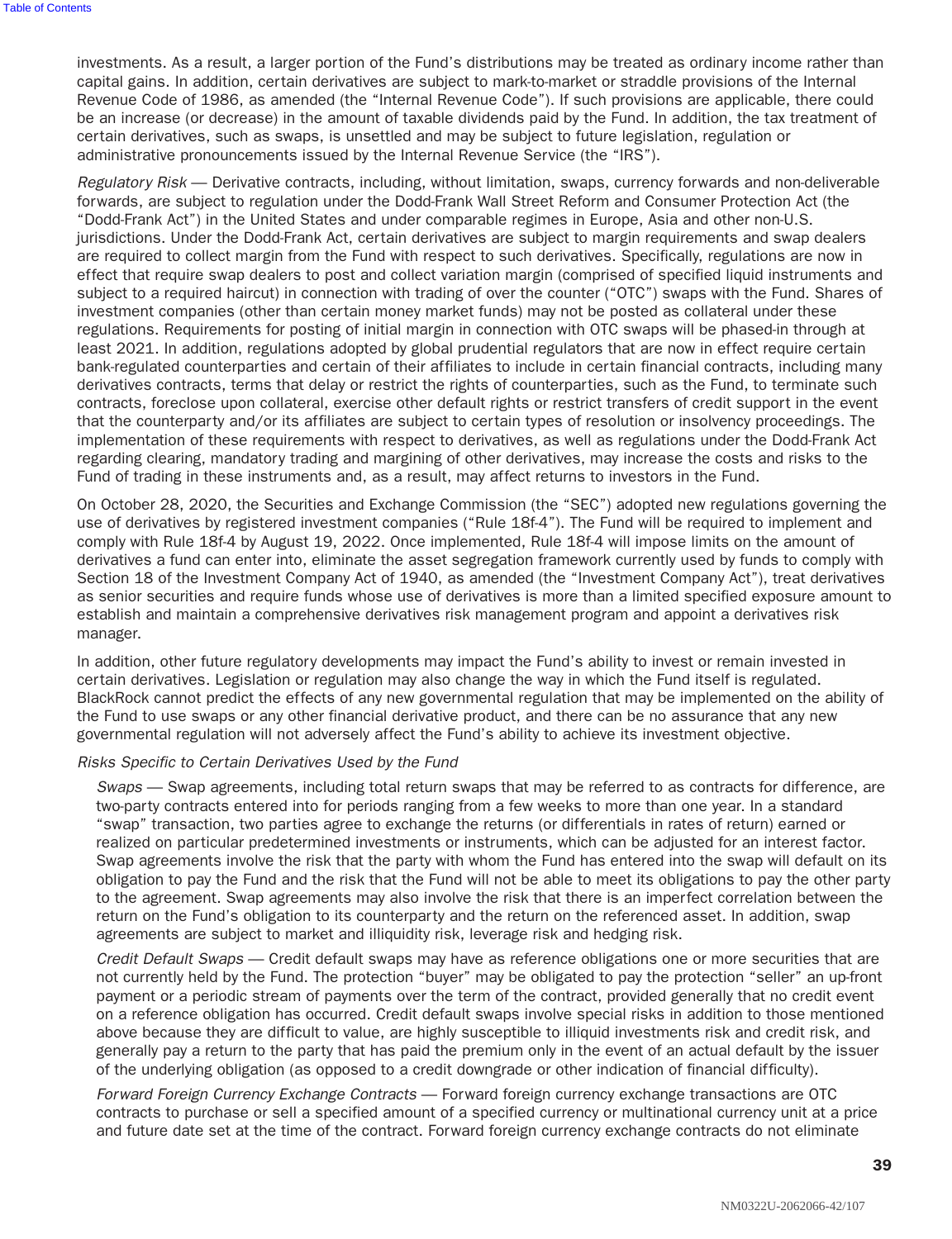investments. As a result, a larger portion of the Fund's distributions may be treated as ordinary income rather than capital gains. In addition, certain derivatives are subject to mark-to-market or straddle provisions of the Internal Revenue Code of 1986, as amended (the "Internal Revenue Code"). If such provisions are applicable, there could be an increase (or decrease) in the amount of taxable dividends paid by the Fund. In addition, the tax treatment of certain derivatives, such as swaps, is unsettled and may be subject to future legislation, regulation or administrative pronouncements issued by the Internal Revenue Service (the "IRS").

*Regulatory Risk* — Derivative contracts, including, without limitation, swaps, currency forwards and non-deliverable forwards, are subject to regulation under the Dodd-Frank Wall Street Reform and Consumer Protection Act (the "Dodd-Frank Act") in the United States and under comparable regimes in Europe, Asia and other non-U.S. jurisdictions. Under the Dodd-Frank Act, certain derivatives are subject to margin requirements and swap dealers are required to collect margin from the Fund with respect to such derivatives. Specifically, regulations are now in effect that require swap dealers to post and collect variation margin (comprised of specified liquid instruments and subject to a required haircut) in connection with trading of over the counter ("OTC") swaps with the Fund. Shares of investment companies (other than certain money market funds) may not be posted as collateral under these regulations. Requirements for posting of initial margin in connection with OTC swaps will be phased-in through at least 2021. In addition, regulations adopted by global prudential regulators that are now in effect require certain bank-regulated counterparties and certain of their affiliates to include in certain financial contracts, including many derivatives contracts, terms that delay or restrict the rights of counterparties, such as the Fund, to terminate such contracts, foreclose upon collateral, exercise other default rights or restrict transfers of credit support in the event that the counterparty and/or its affiliates are subject to certain types of resolution or insolvency proceedings. The implementation of these requirements with respect to derivatives, as well as regulations under the Dodd-Frank Act regarding clearing, mandatory trading and margining of other derivatives, may increase the costs and risks to the Fund of trading in these instruments and, as a result, may affect returns to investors in the Fund.

On October 28, 2020, the Securities and Exchange Commission (the "SEC") adopted new regulations governing the use of derivatives by registered investment companies ("Rule 18f-4"). The Fund will be required to implement and comply with Rule 18f-4 by August 19, 2022. Once implemented, Rule 18f-4 will impose limits on the amount of derivatives a fund can enter into, eliminate the asset segregation framework currently used by funds to comply with Section 18 of the Investment Company Act of 1940, as amended (the "Investment Company Act"), treat derivatives as senior securities and require funds whose use of derivatives is more than a limited specified exposure amount to establish and maintain a comprehensive derivatives risk management program and appoint a derivatives risk manager.

In addition, other future regulatory developments may impact the Fund's ability to invest or remain invested in certain derivatives. Legislation or regulation may also change the way in which the Fund itself is regulated. BlackRock cannot predict the effects of any new governmental regulation that may be implemented on the ability of the Fund to use swaps or any other financial derivative product, and there can be no assurance that any new governmental regulation will not adversely affect the Fund's ability to achieve its investment objective.

*Risks Specific to Certain Derivatives Used by the Fund*

*Swaps* — Swap agreements, including total return swaps that may be referred to as contracts for difference, are two-party contracts entered into for periods ranging from a few weeks to more than one year. In a standard "swap" transaction, two parties agree to exchange the returns (or differentials in rates of return) earned or realized on particular predetermined investments or instruments, which can be adjusted for an interest factor. Swap agreements involve the risk that the party with whom the Fund has entered into the swap will default on its obligation to pay the Fund and the risk that the Fund will not be able to meet its obligations to pay the other party to the agreement. Swap agreements may also involve the risk that there is an imperfect correlation between the return on the Fund's obligation to its counterparty and the return on the referenced asset. In addition, swap agreements are subject to market and illiquidity risk, leverage risk and hedging risk.

*Credit Default Swaps* — Credit default swaps may have as reference obligations one or more securities that are not currently held by the Fund. The protection "buyer" may be obligated to pay the protection "seller" an up-front payment or a periodic stream of payments over the term of the contract, provided generally that no credit event on a reference obligation has occurred. Credit default swaps involve special risks in addition to those mentioned above because they are difficult to value, are highly susceptible to illiquid investments risk and credit risk, and generally pay a return to the party that has paid the premium only in the event of an actual default by the issuer of the underlying obligation (as opposed to a credit downgrade or other indication of financial difficulty).

*Forward Foreign Currency Exchange Contracts* — Forward foreign currency exchange transactions are OTC contracts to purchase or sell a specified amount of a specified currency or multinational currency unit at a price and future date set at the time of the contract. Forward foreign currency exchange contracts do not eliminate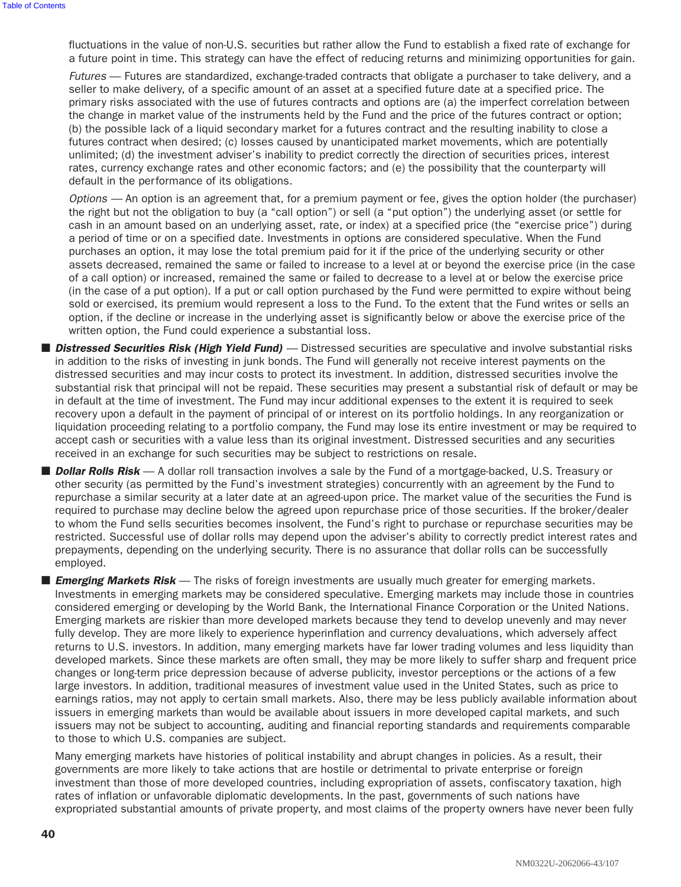fluctuations in the value of non-U.S. securities but rather allow the Fund to establish a fixed rate of exchange for a future point in time. This strategy can have the effect of reducing returns and minimizing opportunities for gain.

*Futures* — Futures are standardized, exchange-traded contracts that obligate a purchaser to take delivery, and a seller to make delivery, of a specific amount of an asset at a specified future date at a specified price. The primary risks associated with the use of futures contracts and options are (a) the imperfect correlation between the change in market value of the instruments held by the Fund and the price of the futures contract or option; (b) the possible lack of a liquid secondary market for a futures contract and the resulting inability to close a futures contract when desired; (c) losses caused by unanticipated market movements, which are potentially unlimited; (d) the investment adviser's inability to predict correctly the direction of securities prices, interest rates, currency exchange rates and other economic factors; and (e) the possibility that the counterparty will default in the performance of its obligations.

*Options* — An option is an agreement that, for a premium payment or fee, gives the option holder (the purchaser) the right but not the obligation to buy (a "call option") or sell (a "put option") the underlying asset (or settle for cash in an amount based on an underlying asset, rate, or index) at a specified price (the "exercise price") during a period of time or on a specified date. Investments in options are considered speculative. When the Fund purchases an option, it may lose the total premium paid for it if the price of the underlying security or other assets decreased, remained the same or failed to increase to a level at or beyond the exercise price (in the case of a call option) or increased, remained the same or failed to decrease to a level at or below the exercise price (in the case of a put option). If a put or call option purchased by the Fund were permitted to expire without being sold or exercised, its premium would represent a loss to the Fund. To the extent that the Fund writes or sells an option, if the decline or increase in the underlying asset is significantly below or above the exercise price of the written option, the Fund could experience a substantial loss.

- ***Distressed Securities Risk (High Yield Fund)*** — Distressed securities are speculative and involve substantial risks in addition to the risks of investing in junk bonds. The Fund will generally not receive interest payments on the distressed securities and may incur costs to protect its investment. In addition, distressed securities involve the substantial risk that principal will not be repaid. These securities may present a substantial risk of default or may be in default at the time of investment. The Fund may incur additional expenses to the extent it is required to seek recovery upon a default in the payment of principal of or interest on its portfolio holdings. In any reorganization or liquidation proceeding relating to a portfolio company, the Fund may lose its entire investment or may be required to accept cash or securities with a value less than its original investment. Distressed securities and any securities received in an exchange for such securities may be subject to restrictions on resale.

- ***Dollar Rolls Risk*** — A dollar roll transaction involves a sale by the Fund of a mortgage-backed, U.S. Treasury or other security (as permitted by the Fund's investment strategies) concurrently with an agreement by the Fund to repurchase a similar security at a later date at an agreed-upon price. The market value of the securities the Fund is required to purchase may decline below the agreed upon repurchase price of those securities. If the broker/dealer to whom the Fund sells securities becomes insolvent, the Fund's right to purchase or repurchase securities may be restricted. Successful use of dollar rolls may depend upon the adviser's ability to correctly predict interest rates and prepayments, depending on the underlying security. There is no assurance that dollar rolls can be successfully employed.

- ***Emerging Markets Risk*** — The risks of foreign investments are usually much greater for emerging markets. Investments in emerging markets may be considered speculative. Emerging markets may include those in countries considered emerging or developing by the World Bank, the International Finance Corporation or the United Nations. Emerging markets are riskier than more developed markets because they tend to develop unevenly and may never fully develop. They are more likely to experience hyperinflation and currency devaluations, which adversely affect returns to U.S. investors. In addition, many emerging markets have far lower trading volumes and less liquidity than developed markets. Since these markets are often small, they may be more likely to suffer sharp and frequent price changes or long-term price depression because of adverse publicity, investor perceptions or the actions of a few large investors. In addition, traditional measures of investment value used in the United States, such as price to earnings ratios, may not apply to certain small markets. Also, there may be less publicly available information about issuers in emerging markets than would be available about issuers in more developed capital markets, and such issuers may not be subject to accounting, auditing and financial reporting standards and requirements comparable to those to which U.S. companies are subject.

  Many emerging markets have histories of political instability and abrupt changes in policies. As a result, their governments are more likely to take actions that are hostile or detrimental to private enterprise or foreign investment than those of more developed countries, including expropriation of assets, confiscatory taxation, high rates of inflation or unfavorable diplomatic developments. In the past, governments of such nations have expropriated substantial amounts of private property, and most claims of the property owners have never been fully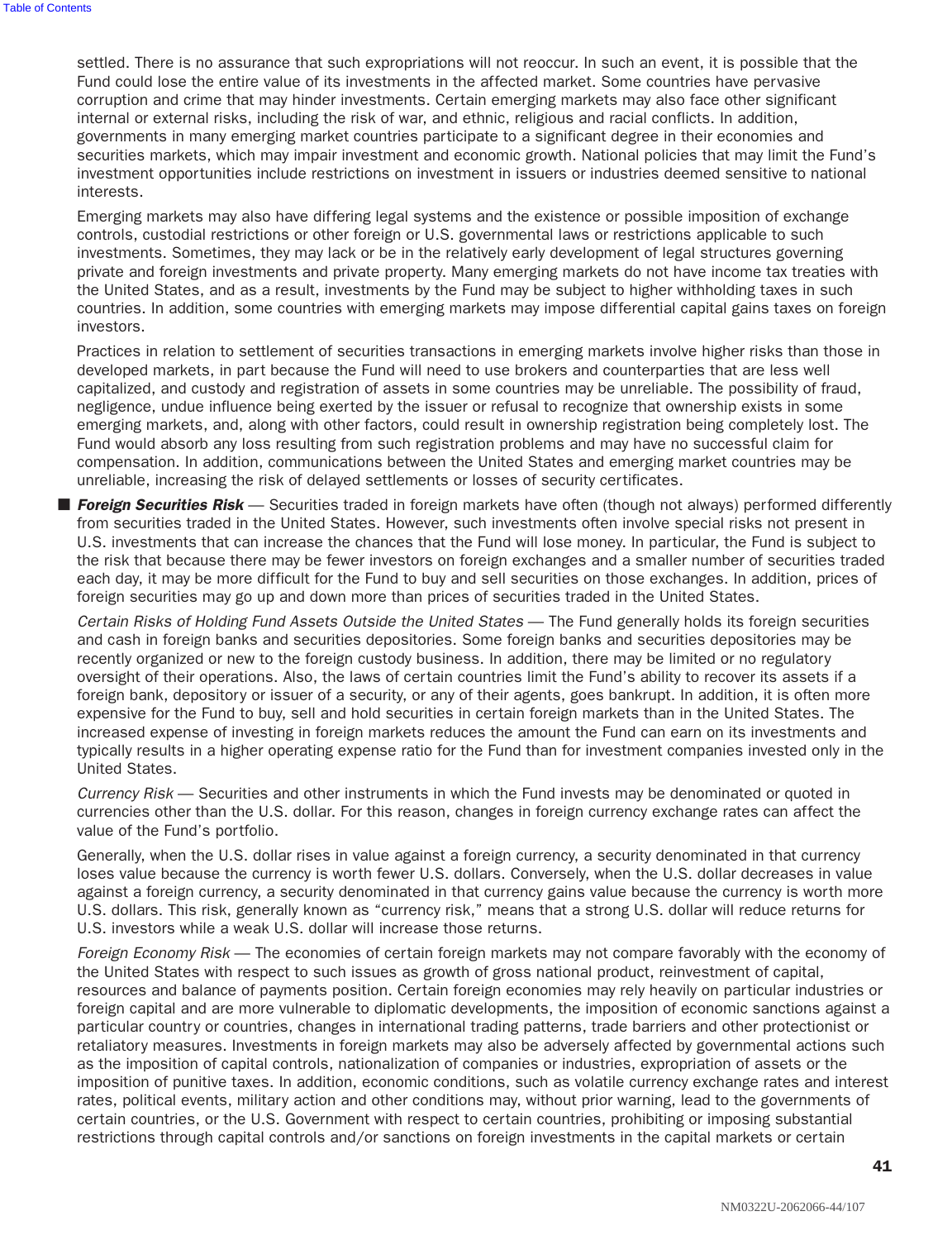settled. There is no assurance that such expropriations will not reoccur. In such an event, it is possible that the Fund could lose the entire value of its investments in the affected market. Some countries have pervasive corruption and crime that may hinder investments. Certain emerging markets may also face other significant internal or external risks, including the risk of war, and ethnic, religious and racial conflicts. In addition, governments in many emerging market countries participate to a significant degree in their economies and securities markets, which may impair investment and economic growth. National policies that may limit the Fund's investment opportunities include restrictions on investment in issuers or industries deemed sensitive to national interests.

Emerging markets may also have differing legal systems and the existence or possible imposition of exchange controls, custodial restrictions or other foreign or U.S. governmental laws or restrictions applicable to such investments. Sometimes, they may lack or be in the relatively early development of legal structures governing private and foreign investments and private property. Many emerging markets do not have income tax treaties with the United States, and as a result, investments by the Fund may be subject to higher withholding taxes in such countries. In addition, some countries with emerging markets may impose differential capital gains taxes on foreign investors.

Practices in relation to settlement of securities transactions in emerging markets involve higher risks than those in developed markets, in part because the Fund will need to use brokers and counterparties that are less well capitalized, and custody and registration of assets in some countries may be unreliable. The possibility of fraud, negligence, undue influence being exerted by the issuer or refusal to recognize that ownership exists in some emerging markets, and, along with other factors, could result in ownership registration being completely lost. The Fund would absorb any loss resulting from such registration problems and may have no successful claim for compensation. In addition, communications between the United States and emerging market countries may be unreliable, increasing the risk of delayed settlements or losses of security certificates.

- ***Foreign Securities Risk*** — Securities traded in foreign markets have often (though not always) performed differently from securities traded in the United States. However, such investments often involve special risks not present in U.S. investments that can increase the chances that the Fund will lose money. In particular, the Fund is subject to the risk that because there may be fewer investors on foreign exchanges and a smaller number of securities traded each day, it may be more difficult for the Fund to buy and sell securities on those exchanges. In addition, prices of foreign securities may go up and down more than prices of securities traded in the United States.

  *Certain Risks of Holding Fund Assets Outside the United States* — The Fund generally holds its foreign securities and cash in foreign banks and securities depositories. Some foreign banks and securities depositories may be recently organized or new to the foreign custody business. In addition, there may be limited or no regulatory oversight of their operations. Also, the laws of certain countries limit the Fund's ability to recover its assets if a foreign bank, depository or issuer of a security, or any of their agents, goes bankrupt. In addition, it is often more expensive for the Fund to buy, sell and hold securities in certain foreign markets than in the United States. The increased expense of investing in foreign markets reduces the amount the Fund can earn on its investments and typically results in a higher operating expense ratio for the Fund than for investment companies invested only in the United States.

  *Currency Risk* — Securities and other instruments in which the Fund invests may be denominated or quoted in currencies other than the U.S. dollar. For this reason, changes in foreign currency exchange rates can affect the value of the Fund's portfolio.

  Generally, when the U.S. dollar rises in value against a foreign currency, a security denominated in that currency loses value because the currency is worth fewer U.S. dollars. Conversely, when the U.S. dollar decreases in value against a foreign currency, a security denominated in that currency gains value because the currency is worth more U.S. dollars. This risk, generally known as "currency risk," means that a strong U.S. dollar will reduce returns for U.S. investors while a weak U.S. dollar will increase those returns.

  *Foreign Economy Risk* — The economies of certain foreign markets may not compare favorably with the economy of the United States with respect to such issues as growth of gross national product, reinvestment of capital, resources and balance of payments position. Certain foreign economies may rely heavily on particular industries or foreign capital and are more vulnerable to diplomatic developments, the imposition of economic sanctions against a particular country or countries, changes in international trading patterns, trade barriers and other protectionist or retaliatory measures. Investments in foreign markets may also be adversely affected by governmental actions such as the imposition of capital controls, nationalization of companies or industries, expropriation of assets or the imposition of punitive taxes. In addition, economic conditions, such as volatile currency exchange rates and interest rates, political events, military action and other conditions may, without prior warning, lead to the governments of certain countries, or the U.S. Government with respect to certain countries, prohibiting or imposing substantial restrictions through capital controls and/or sanctions on foreign investments in the capital markets or certain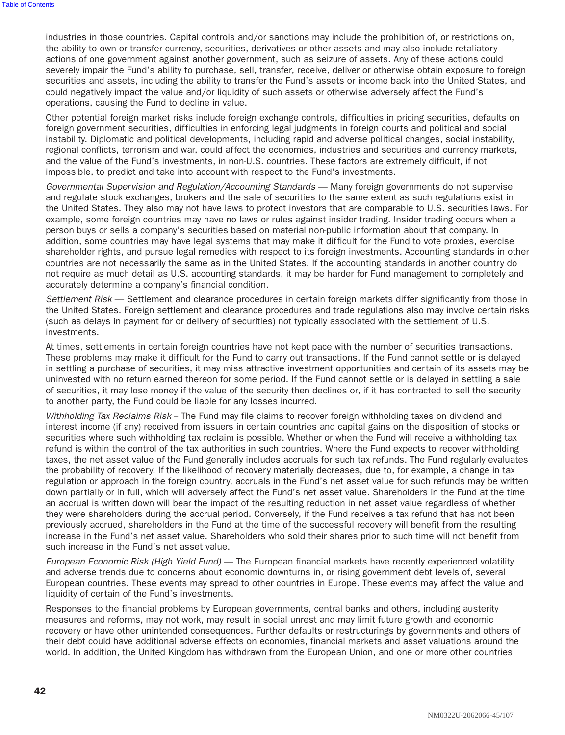industries in those countries. Capital controls and/or sanctions may include the prohibition of, or restrictions on, the ability to own or transfer currency, securities, derivatives or other assets and may also include retaliatory actions of one government against another government, such as seizure of assets. Any of these actions could severely impair the Fund's ability to purchase, sell, transfer, receive, deliver or otherwise obtain exposure to foreign securities and assets, including the ability to transfer the Fund's assets or income back into the United States, and could negatively impact the value and/or liquidity of such assets or otherwise adversely affect the Fund's operations, causing the Fund to decline in value.

Other potential foreign market risks include foreign exchange controls, difficulties in pricing securities, defaults on foreign government securities, difficulties in enforcing legal judgments in foreign courts and political and social instability. Diplomatic and political developments, including rapid and adverse political changes, social instability, regional conflicts, terrorism and war, could affect the economies, industries and securities and currency markets, and the value of the Fund's investments, in non-U.S. countries. These factors are extremely difficult, if not impossible, to predict and take into account with respect to the Fund's investments.

*Governmental Supervision and Regulation/Accounting Standards* — Many foreign governments do not supervise and regulate stock exchanges, brokers and the sale of securities to the same extent as such regulations exist in the United States. They also may not have laws to protect investors that are comparable to U.S. securities laws. For example, some foreign countries may have no laws or rules against insider trading. Insider trading occurs when a person buys or sells a company's securities based on material non-public information about that company. In addition, some countries may have legal systems that may make it difficult for the Fund to vote proxies, exercise shareholder rights, and pursue legal remedies with respect to its foreign investments. Accounting standards in other countries are not necessarily the same as in the United States. If the accounting standards in another country do not require as much detail as U.S. accounting standards, it may be harder for Fund management to completely and accurately determine a company's financial condition.

*Settlement Risk* — Settlement and clearance procedures in certain foreign markets differ significantly from those in the United States. Foreign settlement and clearance procedures and trade regulations also may involve certain risks (such as delays in payment for or delivery of securities) not typically associated with the settlement of U.S. investments.

At times, settlements in certain foreign countries have not kept pace with the number of securities transactions. These problems may make it difficult for the Fund to carry out transactions. If the Fund cannot settle or is delayed in settling a purchase of securities, it may miss attractive investment opportunities and certain of its assets may be uninvested with no return earned thereon for some period. If the Fund cannot settle or is delayed in settling a sale of securities, it may lose money if the value of the security then declines or, if it has contracted to sell the security to another party, the Fund could be liable for any losses incurred.

*Withholding Tax Reclaims Risk* – The Fund may file claims to recover foreign withholding taxes on dividend and interest income (if any) received from issuers in certain countries and capital gains on the disposition of stocks or securities where such withholding tax reclaim is possible. Whether or when the Fund will receive a withholding tax refund is within the control of the tax authorities in such countries. Where the Fund expects to recover withholding taxes, the net asset value of the Fund generally includes accruals for such tax refunds. The Fund regularly evaluates the probability of recovery. If the likelihood of recovery materially decreases, due to, for example, a change in tax regulation or approach in the foreign country, accruals in the Fund's net asset value for such refunds may be written down partially or in full, which will adversely affect the Fund's net asset value. Shareholders in the Fund at the time an accrual is written down will bear the impact of the resulting reduction in net asset value regardless of whether they were shareholders during the accrual period. Conversely, if the Fund receives a tax refund that has not been previously accrued, shareholders in the Fund at the time of the successful recovery will benefit from the resulting increase in the Fund's net asset value. Shareholders who sold their shares prior to such time will not benefit from such increase in the Fund's net asset value.

*European Economic Risk (High Yield Fund)* — The European financial markets have recently experienced volatility and adverse trends due to concerns about economic downturns in, or rising government debt levels of, several European countries. These events may spread to other countries in Europe. These events may affect the value and liquidity of certain of the Fund's investments.

Responses to the financial problems by European governments, central banks and others, including austerity measures and reforms, may not work, may result in social unrest and may limit future growth and economic recovery or have other unintended consequences. Further defaults or restructurings by governments and others of their debt could have additional adverse effects on economies, financial markets and asset valuations around the world. In addition, the United Kingdom has withdrawn from the European Union, and one or more other countries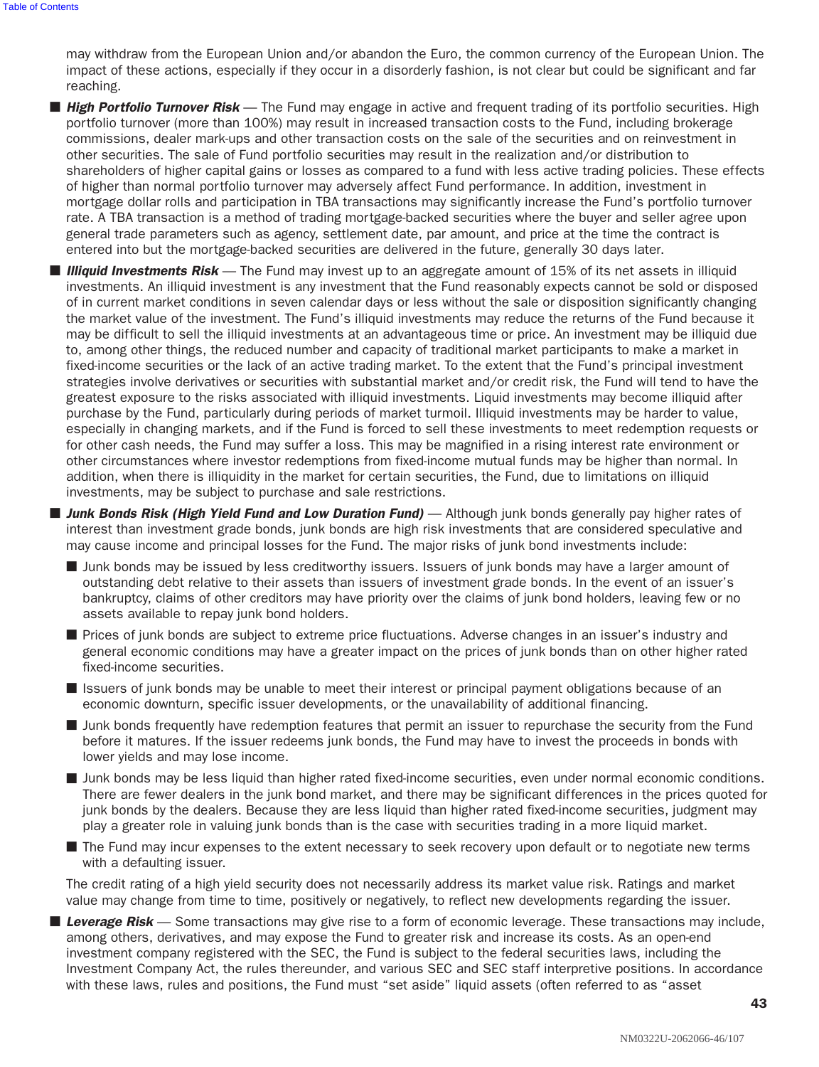may withdraw from the European Union and/or abandon the Euro, the common currency of the European Union. The impact of these actions, especially if they occur in a disorderly fashion, is not clear but could be significant and far reaching.

- ***High Portfolio Turnover Risk*** — The Fund may engage in active and frequent trading of its portfolio securities. High portfolio turnover (more than 100%) may result in increased transaction costs to the Fund, including brokerage commissions, dealer mark-ups and other transaction costs on the sale of the securities and on reinvestment in other securities. The sale of Fund portfolio securities may result in the realization and/or distribution to shareholders of higher capital gains or losses as compared to a fund with less active trading policies. These effects of higher than normal portfolio turnover may adversely affect Fund performance. In addition, investment in mortgage dollar rolls and participation in TBA transactions may significantly increase the Fund's portfolio turnover rate. A TBA transaction is a method of trading mortgage-backed securities where the buyer and seller agree upon general trade parameters such as agency, settlement date, par amount, and price at the time the contract is entered into but the mortgage-backed securities are delivered in the future, generally 30 days later.
- ***Illiquid Investments Risk*** — The Fund may invest up to an aggregate amount of 15% of its net assets in illiquid investments. An illiquid investment is any investment that the Fund reasonably expects cannot be sold or disposed of in current market conditions in seven calendar days or less without the sale or disposition significantly changing the market value of the investment. The Fund's illiquid investments may reduce the returns of the Fund because it may be difficult to sell the illiquid investments at an advantageous time or price. An investment may be illiquid due to, among other things, the reduced number and capacity of traditional market participants to make a market in fixed-income securities or the lack of an active trading market. To the extent that the Fund's principal investment strategies involve derivatives or securities with substantial market and/or credit risk, the Fund will tend to have the greatest exposure to the risks associated with illiquid investments. Liquid investments may become illiquid after purchase by the Fund, particularly during periods of market turmoil. Illiquid investments may be harder to value, especially in changing markets, and if the Fund is forced to sell these investments to meet redemption requests or for other cash needs, the Fund may suffer a loss. This may be magnified in a rising interest rate environment or other circumstances where investor redemptions from fixed-income mutual funds may be higher than normal. In addition, when there is illiquidity in the market for certain securities, the Fund, due to limitations on illiquid investments, may be subject to purchase and sale restrictions.
- ***Junk Bonds Risk (High Yield Fund and Low Duration Fund)*** — Although junk bonds generally pay higher rates of interest than investment grade bonds, junk bonds are high risk investments that are considered speculative and may cause income and principal losses for the Fund. The major risks of junk bond investments include:
  - Junk bonds may be issued by less creditworthy issuers. Issuers of junk bonds may have a larger amount of outstanding debt relative to their assets than issuers of investment grade bonds. In the event of an issuer's bankruptcy, claims of other creditors may have priority over the claims of junk bond holders, leaving few or no assets available to repay junk bond holders.
  - Prices of junk bonds are subject to extreme price fluctuations. Adverse changes in an issuer's industry and general economic conditions may have a greater impact on the prices of junk bonds than on other higher rated fixed-income securities.
  - Issuers of junk bonds may be unable to meet their interest or principal payment obligations because of an economic downturn, specific issuer developments, or the unavailability of additional financing.
  - Junk bonds frequently have redemption features that permit an issuer to repurchase the security from the Fund before it matures. If the issuer redeems junk bonds, the Fund may have to invest the proceeds in bonds with lower yields and may lose income.
  - Junk bonds may be less liquid than higher rated fixed-income securities, even under normal economic conditions. There are fewer dealers in the junk bond market, and there may be significant differences in the prices quoted for junk bonds by the dealers. Because they are less liquid than higher rated fixed-income securities, judgment may play a greater role in valuing junk bonds than is the case with securities trading in a more liquid market.
  - The Fund may incur expenses to the extent necessary to seek recovery upon default or to negotiate new terms with a defaulting issuer.

  The credit rating of a high yield security does not necessarily address its market value risk. Ratings and market value may change from time to time, positively or negatively, to reflect new developments regarding the issuer.
- ***Leverage Risk*** — Some transactions may give rise to a form of economic leverage. These transactions may include, among others, derivatives, and may expose the Fund to greater risk and increase its costs. As an open-end investment company registered with the SEC, the Fund is subject to the federal securities laws, including the Investment Company Act, the rules thereunder, and various SEC and SEC staff interpretive positions. In accordance with these laws, rules and positions, the Fund must "set aside" liquid assets (often referred to as "asset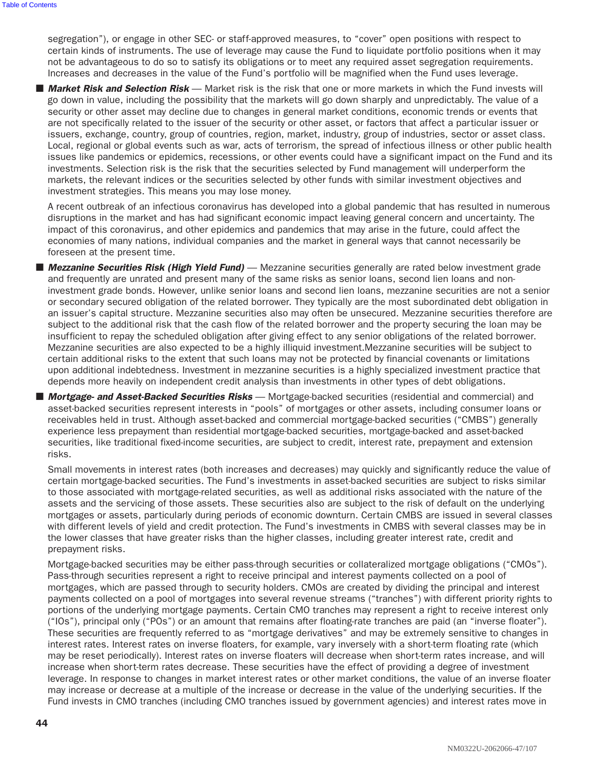segregation"), or engage in other SEC- or staff-approved measures, to "cover" open positions with respect to certain kinds of instruments. The use of leverage may cause the Fund to liquidate portfolio positions when it may not be advantageous to do so to satisfy its obligations or to meet any required asset segregation requirements. Increases and decreases in the value of the Fund's portfolio will be magnified when the Fund uses leverage.

- ***Market Risk and Selection Risk*** — Market risk is the risk that one or more markets in which the Fund invests will go down in value, including the possibility that the markets will go down sharply and unpredictably. The value of a security or other asset may decline due to changes in general market conditions, economic trends or events that are not specifically related to the issuer of the security or other asset, or factors that affect a particular issuer or issuers, exchange, country, group of countries, region, market, industry, group of industries, sector or asset class. Local, regional or global events such as war, acts of terrorism, the spread of infectious illness or other public health issues like pandemics or epidemics, recessions, or other events could have a significant impact on the Fund and its investments. Selection risk is the risk that the securities selected by Fund management will underperform the markets, the relevant indices or the securities selected by other funds with similar investment objectives and investment strategies. This means you may lose money.

  A recent outbreak of an infectious coronavirus has developed into a global pandemic that has resulted in numerous disruptions in the market and has had significant economic impact leaving general concern and uncertainty. The impact of this coronavirus, and other epidemics and pandemics that may arise in the future, could affect the economies of many nations, individual companies and the market in general ways that cannot necessarily be foreseen at the present time.

- ***Mezzanine Securities Risk (High Yield Fund)*** — Mezzanine securities generally are rated below investment grade and frequently are unrated and present many of the same risks as senior loans, second lien loans and non-investment grade bonds. However, unlike senior loans and second lien loans, mezzanine securities are not a senior or secondary secured obligation of the related borrower. They typically are the most subordinated debt obligation in an issuer's capital structure. Mezzanine securities also may often be unsecured. Mezzanine securities therefore are subject to the additional risk that the cash flow of the related borrower and the property securing the loan may be insufficient to repay the scheduled obligation after giving effect to any senior obligations of the related borrower. Mezzanine securities are also expected to be a highly illiquid investment.Mezzanine securities will be subject to certain additional risks to the extent that such loans may not be protected by financial covenants or limitations upon additional indebtedness. Investment in mezzanine securities is a highly specialized investment practice that depends more heavily on independent credit analysis than investments in other types of debt obligations.

- ***Mortgage- and Asset-Backed Securities Risks*** — Mortgage-backed securities (residential and commercial) and asset-backed securities represent interests in "pools" of mortgages or other assets, including consumer loans or receivables held in trust. Although asset-backed and commercial mortgage-backed securities ("CMBS") generally experience less prepayment than residential mortgage-backed securities, mortgage-backed and asset-backed securities, like traditional fixed-income securities, are subject to credit, interest rate, prepayment and extension risks.

  Small movements in interest rates (both increases and decreases) may quickly and significantly reduce the value of certain mortgage-backed securities. The Fund's investments in asset-backed securities are subject to risks similar to those associated with mortgage-related securities, as well as additional risks associated with the nature of the assets and the servicing of those assets. These securities also are subject to the risk of default on the underlying mortgages or assets, particularly during periods of economic downturn. Certain CMBS are issued in several classes with different levels of yield and credit protection. The Fund's investments in CMBS with several classes may be in the lower classes that have greater risks than the higher classes, including greater interest rate, credit and prepayment risks.

  Mortgage-backed securities may be either pass-through securities or collateralized mortgage obligations ("CMOs"). Pass-through securities represent a right to receive principal and interest payments collected on a pool of mortgages, which are passed through to security holders. CMOs are created by dividing the principal and interest payments collected on a pool of mortgages into several revenue streams ("tranches") with different priority rights to portions of the underlying mortgage payments. Certain CMO tranches may represent a right to receive interest only ("IOs"), principal only ("POs") or an amount that remains after floating-rate tranches are paid (an "inverse floater"). These securities are frequently referred to as "mortgage derivatives" and may be extremely sensitive to changes in interest rates. Interest rates on inverse floaters, for example, vary inversely with a short-term floating rate (which may be reset periodically). Interest rates on inverse floaters will decrease when short-term rates increase, and will increase when short-term rates decrease. These securities have the effect of providing a degree of investment leverage. In response to changes in market interest rates or other market conditions, the value of an inverse floater may increase or decrease at a multiple of the increase or decrease in the value of the underlying securities. If the Fund invests in CMO tranches (including CMO tranches issued by government agencies) and interest rates move in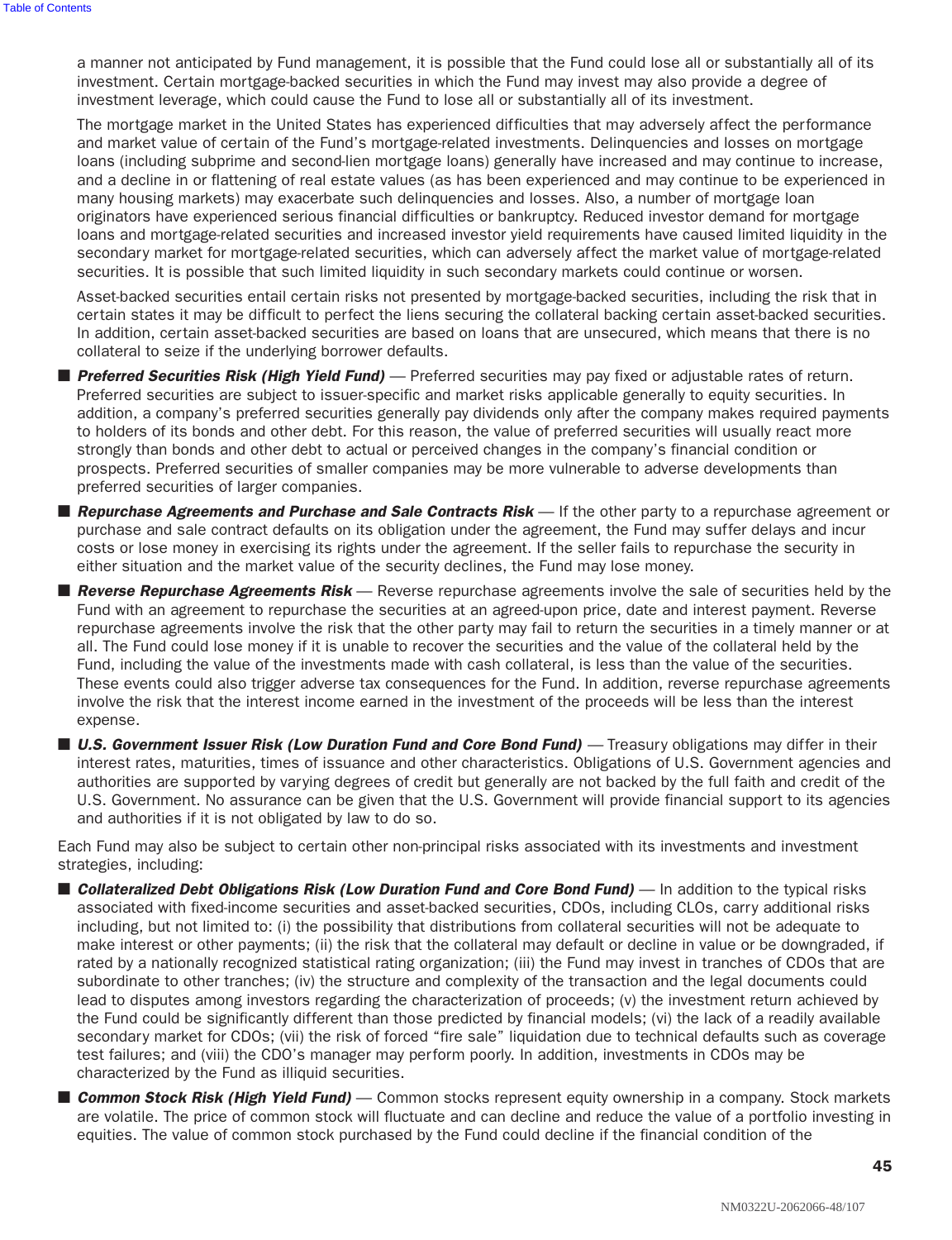a manner not anticipated by Fund management, it is possible that the Fund could lose all or substantially all of its investment. Certain mortgage-backed securities in which the Fund may invest may also provide a degree of investment leverage, which could cause the Fund to lose all or substantially all of its investment.

The mortgage market in the United States has experienced difficulties that may adversely affect the performance and market value of certain of the Fund's mortgage-related investments. Delinquencies and losses on mortgage loans (including subprime and second-lien mortgage loans) generally have increased and may continue to increase, and a decline in or flattening of real estate values (as has been experienced and may continue to be experienced in many housing markets) may exacerbate such delinquencies and losses. Also, a number of mortgage loan originators have experienced serious financial difficulties or bankruptcy. Reduced investor demand for mortgage loans and mortgage-related securities and increased investor yield requirements have caused limited liquidity in the secondary market for mortgage-related securities, which can adversely affect the market value of mortgage-related securities. It is possible that such limited liquidity in such secondary markets could continue or worsen.

Asset-backed securities entail certain risks not presented by mortgage-backed securities, including the risk that in certain states it may be difficult to perfect the liens securing the collateral backing certain asset-backed securities. In addition, certain asset-backed securities are based on loans that are unsecured, which means that there is no collateral to seize if the underlying borrower defaults.

- ***Preferred Securities Risk (High Yield Fund)*** — Preferred securities may pay fixed or adjustable rates of return. Preferred securities are subject to issuer-specific and market risks applicable generally to equity securities. In addition, a company's preferred securities generally pay dividends only after the company makes required payments to holders of its bonds and other debt. For this reason, the value of preferred securities will usually react more strongly than bonds and other debt to actual or perceived changes in the company's financial condition or prospects. Preferred securities of smaller companies may be more vulnerable to adverse developments than preferred securities of larger companies.
- ***Repurchase Agreements and Purchase and Sale Contracts Risk*** — If the other party to a repurchase agreement or purchase and sale contract defaults on its obligation under the agreement, the Fund may suffer delays and incur costs or lose money in exercising its rights under the agreement. If the seller fails to repurchase the security in either situation and the market value of the security declines, the Fund may lose money.
- ***Reverse Repurchase Agreements Risk*** — Reverse repurchase agreements involve the sale of securities held by the Fund with an agreement to repurchase the securities at an agreed-upon price, date and interest payment. Reverse repurchase agreements involve the risk that the other party may fail to return the securities in a timely manner or at all. The Fund could lose money if it is unable to recover the securities and the value of the collateral held by the Fund, including the value of the investments made with cash collateral, is less than the value of the securities. These events could also trigger adverse tax consequences for the Fund. In addition, reverse repurchase agreements involve the risk that the interest income earned in the investment of the proceeds will be less than the interest expense.
- ***U.S. Government Issuer Risk (Low Duration Fund and Core Bond Fund)*** — Treasury obligations may differ in their interest rates, maturities, times of issuance and other characteristics. Obligations of U.S. Government agencies and authorities are supported by varying degrees of credit but generally are not backed by the full faith and credit of the U.S. Government. No assurance can be given that the U.S. Government will provide financial support to its agencies and authorities if it is not obligated by law to do so.

Each Fund may also be subject to certain other non-principal risks associated with its investments and investment strategies, including:

- ***Collateralized Debt Obligations Risk (Low Duration Fund and Core Bond Fund)*** — In addition to the typical risks associated with fixed-income securities and asset-backed securities, CDOs, including CLOs, carry additional risks including, but not limited to: (i) the possibility that distributions from collateral securities will not be adequate to make interest or other payments; (ii) the risk that the collateral may default or decline in value or be downgraded, if rated by a nationally recognized statistical rating organization; (iii) the Fund may invest in tranches of CDOs that are subordinate to other tranches; (iv) the structure and complexity of the transaction and the legal documents could lead to disputes among investors regarding the characterization of proceeds; (v) the investment return achieved by the Fund could be significantly different than those predicted by financial models; (vi) the lack of a readily available secondary market for CDOs; (vii) the risk of forced "fire sale" liquidation due to technical defaults such as coverage test failures; and (viii) the CDO's manager may perform poorly. In addition, investments in CDOs may be characterized by the Fund as illiquid securities.
- ***Common Stock Risk (High Yield Fund)*** — Common stocks represent equity ownership in a company. Stock markets are volatile. The price of common stock will fluctuate and can decline and reduce the value of a portfolio investing in equities. The value of common stock purchased by the Fund could decline if the financial condition of the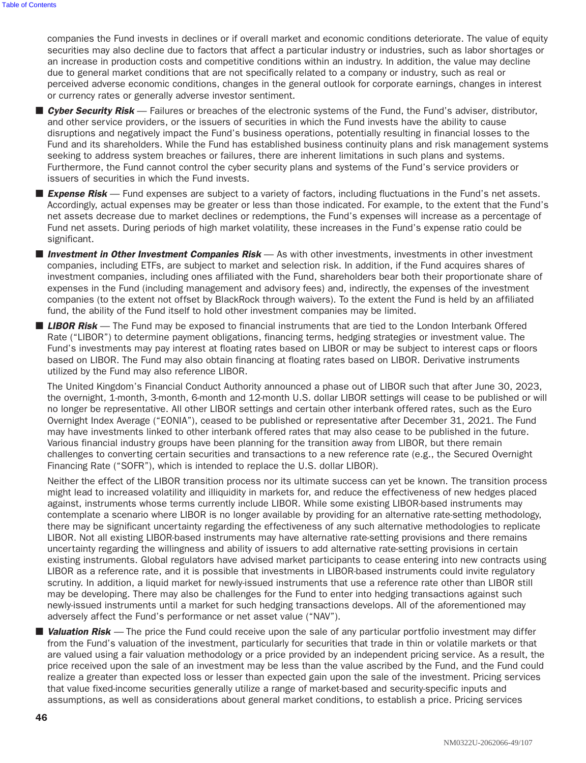companies the Fund invests in declines or if overall market and economic conditions deteriorate. The value of equity securities may also decline due to factors that affect a particular industry or industries, such as labor shortages or an increase in production costs and competitive conditions within an industry. In addition, the value may decline due to general market conditions that are not specifically related to a company or industry, such as real or perceived adverse economic conditions, changes in the general outlook for corporate earnings, changes in interest or currency rates or generally adverse investor sentiment.

- ***Cyber Security Risk*** — Failures or breaches of the electronic systems of the Fund, the Fund's adviser, distributor, and other service providers, or the issuers of securities in which the Fund invests have the ability to cause disruptions and negatively impact the Fund's business operations, potentially resulting in financial losses to the Fund and its shareholders. While the Fund has established business continuity plans and risk management systems seeking to address system breaches or failures, there are inherent limitations in such plans and systems. Furthermore, the Fund cannot control the cyber security plans and systems of the Fund's service providers or issuers of securities in which the Fund invests.
- ***Expense Risk*** — Fund expenses are subject to a variety of factors, including fluctuations in the Fund's net assets. Accordingly, actual expenses may be greater or less than those indicated. For example, to the extent that the Fund's net assets decrease due to market declines or redemptions, the Fund's expenses will increase as a percentage of Fund net assets. During periods of high market volatility, these increases in the Fund's expense ratio could be significant.
- ***Investment in Other Investment Companies Risk*** — As with other investments, investments in other investment companies, including ETFs, are subject to market and selection risk. In addition, if the Fund acquires shares of investment companies, including ones affiliated with the Fund, shareholders bear both their proportionate share of expenses in the Fund (including management and advisory fees) and, indirectly, the expenses of the investment companies (to the extent not offset by BlackRock through waivers). To the extent the Fund is held by an affiliated fund, the ability of the Fund itself to hold other investment companies may be limited.
- ***LIBOR Risk*** — The Fund may be exposed to financial instruments that are tied to the London Interbank Offered Rate ("LIBOR") to determine payment obligations, financing terms, hedging strategies or investment value. The Fund's investments may pay interest at floating rates based on LIBOR or may be subject to interest caps or floors based on LIBOR. The Fund may also obtain financing at floating rates based on LIBOR. Derivative instruments utilized by the Fund may also reference LIBOR.

  The United Kingdom's Financial Conduct Authority announced a phase out of LIBOR such that after June 30, 2023, the overnight, 1-month, 3-month, 6-month and 12-month U.S. dollar LIBOR settings will cease to be published or will no longer be representative. All other LIBOR settings and certain other interbank offered rates, such as the Euro Overnight Index Average ("EONIA"), ceased to be published or representative after December 31, 2021. The Fund may have investments linked to other interbank offered rates that may also cease to be published in the future. Various financial industry groups have been planning for the transition away from LIBOR, but there remain challenges to converting certain securities and transactions to a new reference rate (e.g., the Secured Overnight Financing Rate ("SOFR"), which is intended to replace the U.S. dollar LIBOR).

  Neither the effect of the LIBOR transition process nor its ultimate success can yet be known. The transition process might lead to increased volatility and illiquidity in markets for, and reduce the effectiveness of new hedges placed against, instruments whose terms currently include LIBOR. While some existing LIBOR-based instruments may contemplate a scenario where LIBOR is no longer available by providing for an alternative rate-setting methodology, there may be significant uncertainty regarding the effectiveness of any such alternative methodologies to replicate LIBOR. Not all existing LIBOR-based instruments may have alternative rate-setting provisions and there remains uncertainty regarding the willingness and ability of issuers to add alternative rate-setting provisions in certain existing instruments. Global regulators have advised market participants to cease entering into new contracts using LIBOR as a reference rate, and it is possible that investments in LIBOR-based instruments could invite regulatory scrutiny. In addition, a liquid market for newly-issued instruments that use a reference rate other than LIBOR still may be developing. There may also be challenges for the Fund to enter into hedging transactions against such newly-issued instruments until a market for such hedging transactions develops. All of the aforementioned may adversely affect the Fund's performance or net asset value ("NAV").
- ***Valuation Risk*** — The price the Fund could receive upon the sale of any particular portfolio investment may differ from the Fund's valuation of the investment, particularly for securities that trade in thin or volatile markets or that are valued using a fair valuation methodology or a price provided by an independent pricing service. As a result, the price received upon the sale of an investment may be less than the value ascribed by the Fund, and the Fund could realize a greater than expected loss or lesser than expected gain upon the sale of the investment. Pricing services that value fixed-income securities generally utilize a range of market-based and security-specific inputs and assumptions, as well as considerations about general market conditions, to establish a price. Pricing services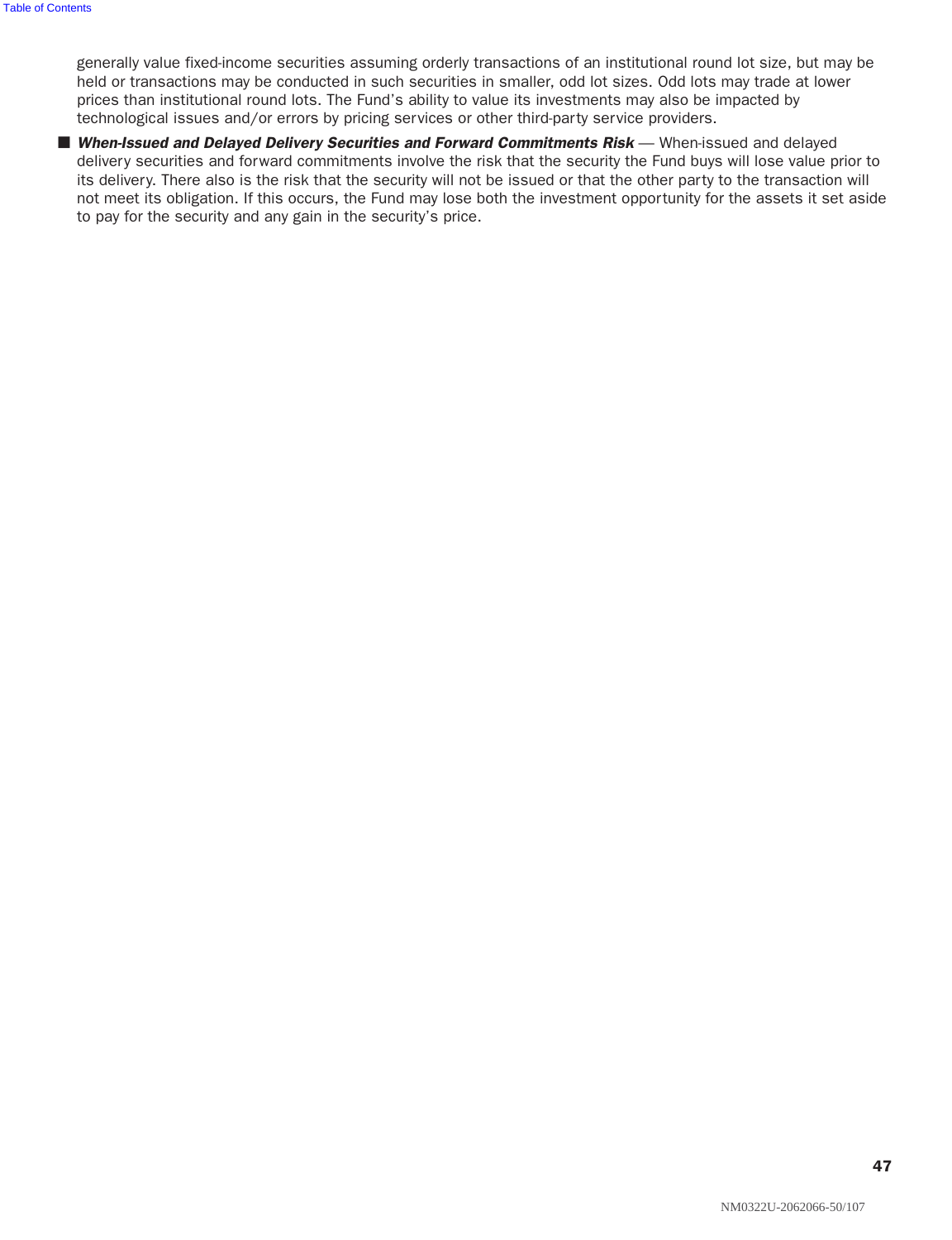generally value fixed-income securities assuming orderly transactions of an institutional round lot size, but may be held or transactions may be conducted in such securities in smaller, odd lot sizes. Odd lots may trade at lower prices than institutional round lots. The Fund's ability to value its investments may also be impacted by technological issues and/or errors by pricing services or other third-party service providers.

- ***When-Issued and Delayed Delivery Securities and Forward Commitments Risk*** — When-issued and delayed delivery securities and forward commitments involve the risk that the security the Fund buys will lose value prior to its delivery. There also is the risk that the security will not be issued or that the other party to the transaction will not meet its obligation. If this occurs, the Fund may lose both the investment opportunity for the assets it set aside to pay for the security and any gain in the security's price.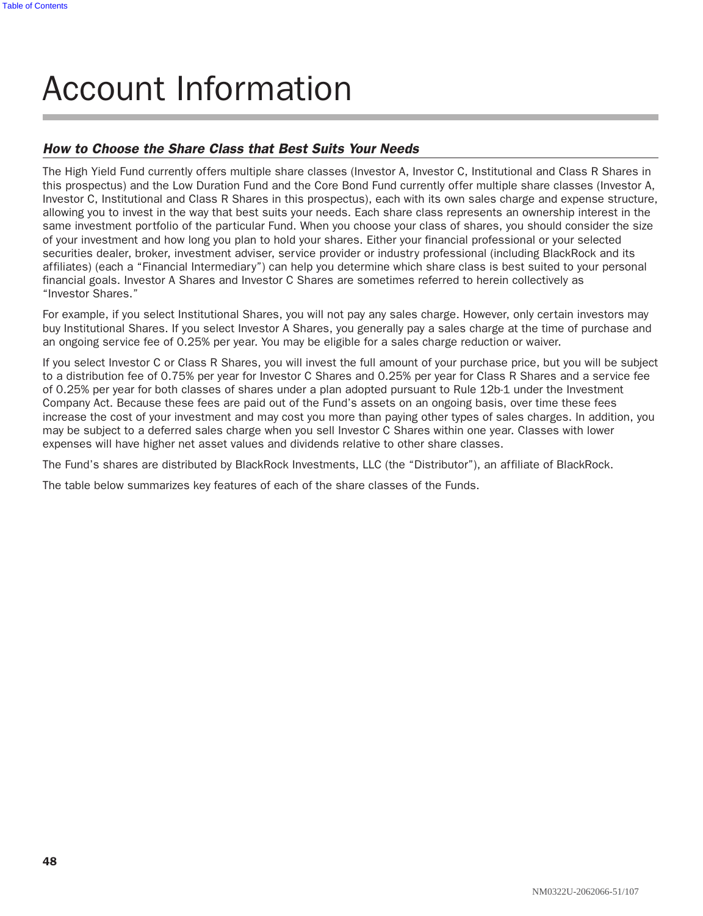# Account Information

### *How to Choose the Share Class that Best Suits Your Needs*

The High Yield Fund currently offers multiple share classes (Investor A, Investor C, Institutional and Class R Shares in this prospectus) and the Low Duration Fund and the Core Bond Fund currently offer multiple share classes (Investor A, Investor C, Institutional and Class R Shares in this prospectus), each with its own sales charge and expense structure, allowing you to invest in the way that best suits your needs. Each share class represents an ownership interest in the same investment portfolio of the particular Fund. When you choose your class of shares, you should consider the size of your investment and how long you plan to hold your shares. Either your financial professional or your selected securities dealer, broker, investment adviser, service provider or industry professional (including BlackRock and its affiliates) (each a "Financial Intermediary") can help you determine which share class is best suited to your personal financial goals. Investor A Shares and Investor C Shares are sometimes referred to herein collectively as "Investor Shares."

For example, if you select Institutional Shares, you will not pay any sales charge. However, only certain investors may buy Institutional Shares. If you select Investor A Shares, you generally pay a sales charge at the time of purchase and an ongoing service fee of 0.25% per year. You may be eligible for a sales charge reduction or waiver.

If you select Investor C or Class R Shares, you will invest the full amount of your purchase price, but you will be subject to a distribution fee of 0.75% per year for Investor C Shares and 0.25% per year for Class R Shares and a service fee of 0.25% per year for both classes of shares under a plan adopted pursuant to Rule 12b-1 under the Investment Company Act. Because these fees are paid out of the Fund's assets on an ongoing basis, over time these fees increase the cost of your investment and may cost you more than paying other types of sales charges. In addition, you may be subject to a deferred sales charge when you sell Investor C Shares within one year. Classes with lower expenses will have higher net asset values and dividends relative to other share classes.

The Fund's shares are distributed by BlackRock Investments, LLC (the "Distributor"), an affiliate of BlackRock.

The table below summarizes key features of each of the share classes of the Funds.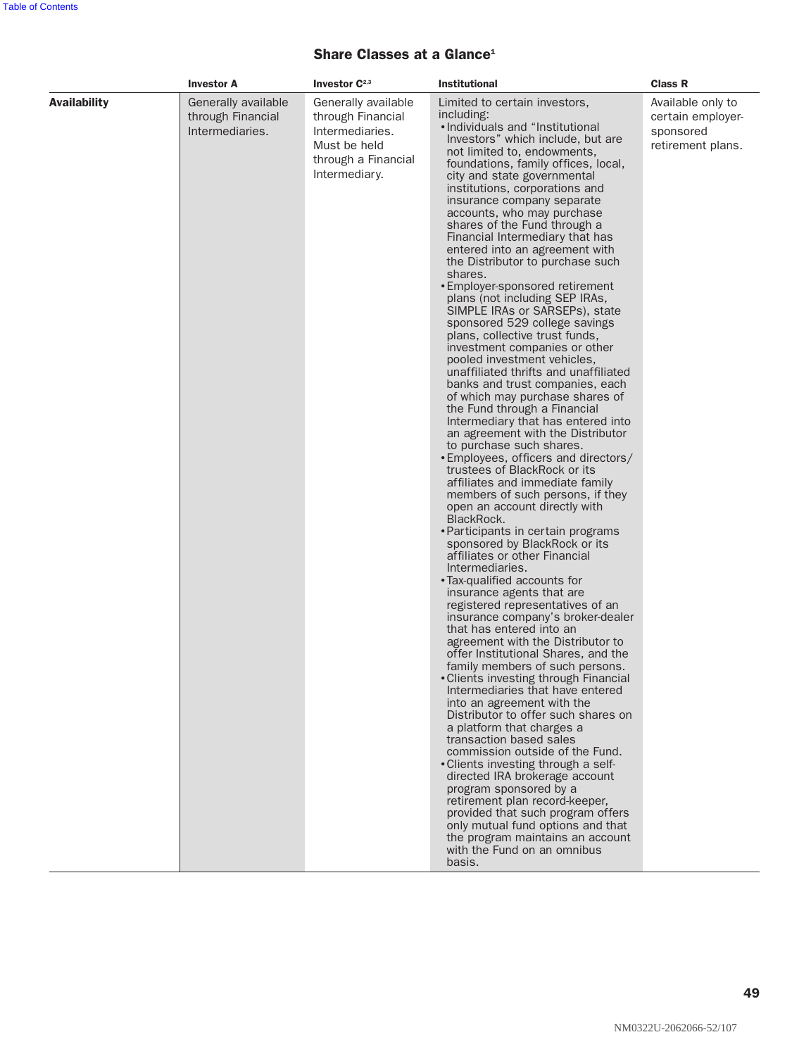## Share Classes at a Glance[1]

| | Investor A | Investor C[2,3] | Institutional | Class R |
|---|---|---|---|---|
| **Availability** | Generally available through Financial Intermediaries. | Generally available through Financial Intermediaries. Must be held through a Financial Intermediary. | Limited to certain investors, including:<br>• Individuals and "Institutional Investors" which include, but are not limited to, endowments, foundations, family offices, local, city and state governmental institutions, corporations and insurance company separate accounts, who may purchase shares of the Fund through a Financial Intermediary that has entered into an agreement with the Distributor to purchase such shares.<br>• Employer-sponsored retirement plans (not including SEP IRAs, SIMPLE IRAs or SARSEPs), state sponsored 529 college savings plans, collective trust funds, investment companies or other pooled investment vehicles, unaffiliated thrifts and unaffiliated banks and trust companies, each of which may purchase shares of the Fund through a Financial Intermediary that has entered into an agreement with the Distributor to purchase such shares.<br>• Employees, officers and directors/trustees of BlackRock or its affiliates and immediate family members of such persons, if they open an account directly with BlackRock.<br>• Participants in certain programs sponsored by BlackRock or its affiliates or other Financial Intermediaries.<br>• Tax-qualified accounts for insurance agents that are registered representatives of an insurance company's broker-dealer that has entered into an agreement with the Distributor to offer Institutional Shares, and the family members of such persons.<br>• Clients investing through Financial Intermediaries that have entered into an agreement with the Distributor to offer such shares on a platform that charges a transaction based sales commission outside of the Fund.<br>• Clients investing through a self-directed IRA brokerage account program sponsored by a retirement plan record-keeper, provided that such program offers only mutual fund options and that the program maintains an account with the Fund on an omnibus basis. | Available only to certain employer-sponsored retirement plans. |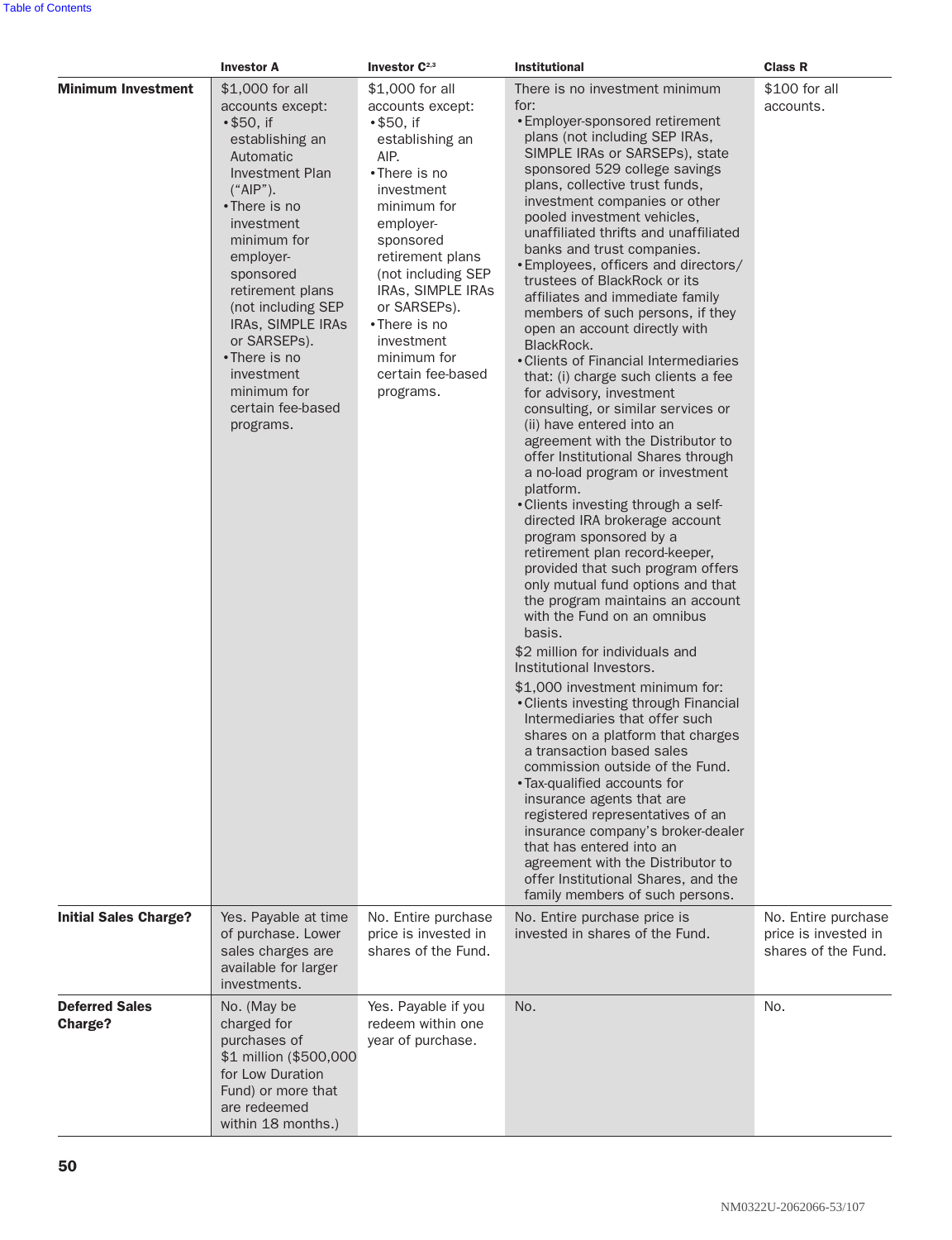| | Investor A | Investor C[2,3] | Institutional | Class R |
|---|---|---|---|---|
| **Minimum Investment** | $1,000 for all accounts except:<br>• $50, if establishing an Automatic Investment Plan (“AIP”).<br>• There is no investment minimum for employer-sponsored retirement plans (not including SEP IRAs, SIMPLE IRAs or SARSEPs).<br>• There is no investment minimum for certain fee-based programs. | $1,000 for all accounts except:<br>• $50, if establishing an AIP.<br>• There is no investment minimum for employer-sponsored retirement plans (not including SEP IRAs, SIMPLE IRAs or SARSEPs).<br>• There is no investment minimum for certain fee-based programs. | There is no investment minimum for:<br>• Employer-sponsored retirement plans (not including SEP IRAs, SIMPLE IRAs or SARSEPs), state sponsored 529 college savings plans, collective trust funds, investment companies or other pooled investment vehicles, unaffiliated thrifts and unaffiliated banks and trust companies.<br>• Employees, officers and directors/trustees of BlackRock or its affiliates and immediate family members of such persons, if they open an account directly with BlackRock.<br>• Clients of Financial Intermediaries that: (i) charge such clients a fee for advisory, investment consulting, or similar services or (ii) have entered into an agreement with the Distributor to offer Institutional Shares through a no-load program or investment platform.<br>• Clients investing through a self-directed IRA brokerage account program sponsored by a retirement plan record-keeper, provided that such program offers only mutual fund options and that the program maintains an account with the Fund on an omnibus basis.<br>$2 million for individuals and Institutional Investors.<br>$1,000 investment minimum for:<br>• Clients investing through Financial Intermediaries that offer such shares on a platform that charges a transaction based sales commission outside of the Fund.<br>• Tax-qualified accounts for insurance agents that are registered representatives of an insurance company’s broker-dealer that has entered into an agreement with the Distributor to offer Institutional Shares, and the family members of such persons. | $100 for all accounts. |
| **Initial Sales Charge?** | Yes. Payable at time of purchase. Lower sales charges are available for larger investments. | No. Entire purchase price is invested in shares of the Fund. | No. Entire purchase price is invested in shares of the Fund. | No. Entire purchase price is invested in shares of the Fund. |
| **Deferred Sales Charge?** | No. (May be charged for purchases of $1 million ($500,000 for Low Duration Fund) or more that are redeemed within 18 months.) | Yes. Payable if you redeem within one year of purchase. | No. | No. |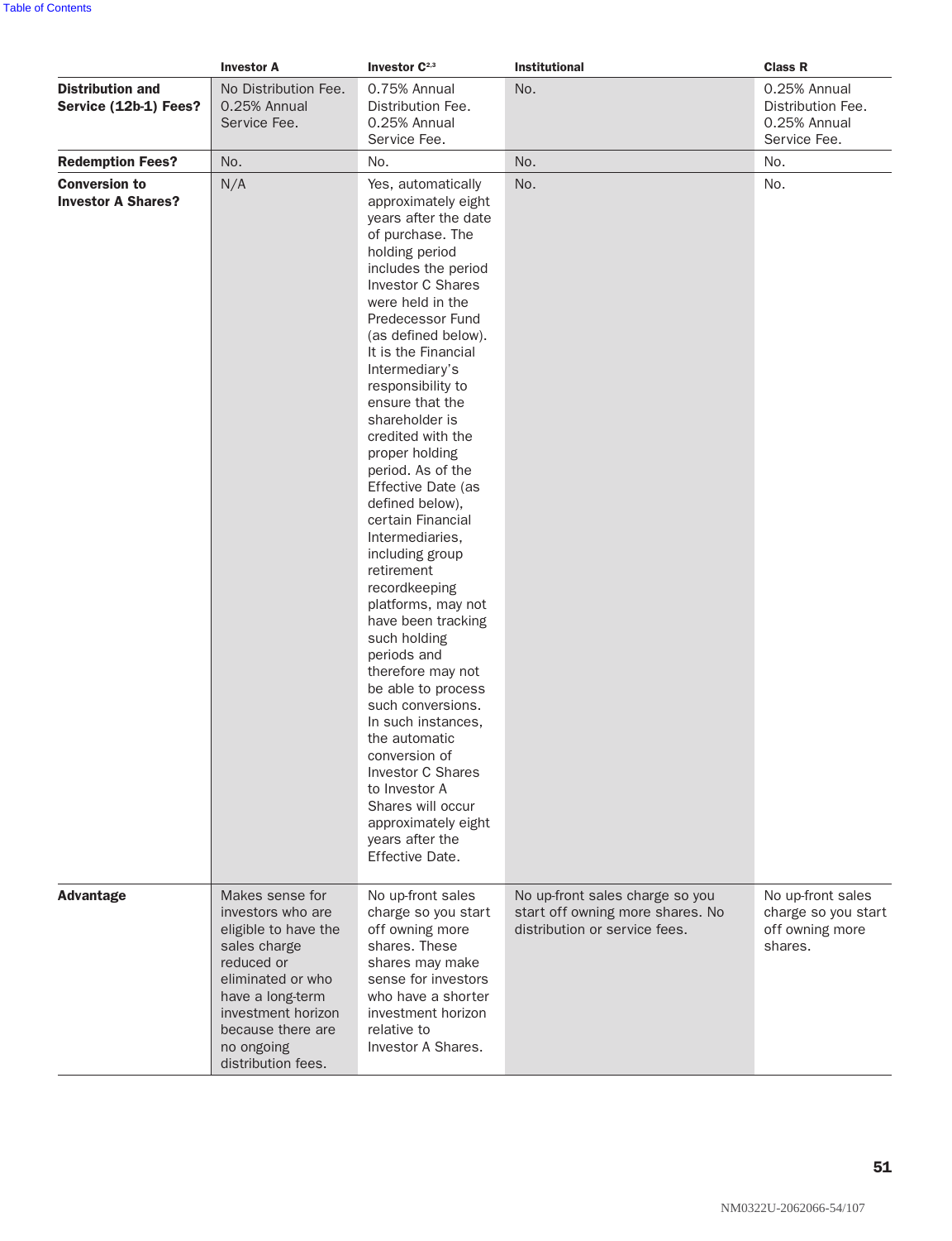| | Investor A | Investor C[2,3] | Institutional | Class R |
|---|---|---|---|---|
| **Distribution and Service (12b-1) Fees?** | No Distribution Fee. 0.25% Annual Service Fee. | 0.75% Annual Distribution Fee. 0.25% Annual Service Fee. | No. | 0.25% Annual Distribution Fee. 0.25% Annual Service Fee. |
| **Redemption Fees?** | No. | No. | No. | No. |
| **Conversion to Investor A Shares?** | N/A | Yes, automatically approximately eight years after the date of purchase. The holding period includes the period Investor C Shares were held in the Predecessor Fund (as defined below). It is the Financial Intermediary's responsibility to ensure that the shareholder is credited with the proper holding period. As of the Effective Date (as defined below), certain Financial Intermediaries, including group retirement recordkeeping platforms, may not have been tracking such holding periods and therefore may not be able to process such conversions. In such instances, the automatic conversion of Investor C Shares to Investor A Shares will occur approximately eight years after the Effective Date. | No. | No. |
| **Advantage** | Makes sense for investors who are eligible to have the sales charge reduced or eliminated or who have a long-term investment horizon because there are no ongoing distribution fees. | No up-front sales charge so you start off owning more shares. These shares may make sense for investors who have a shorter investment horizon relative to Investor A Shares. | No up-front sales charge so you start off owning more shares. No distribution or service fees. | No up-front sales charge so you start off owning more shares. |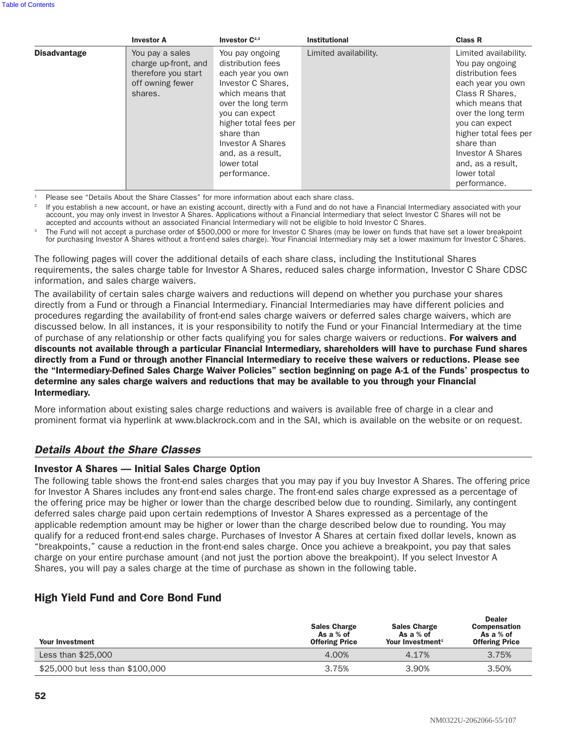| | Investor A | Investor C[2,3] | Institutional | Class R |
|---|---|---|---|---|
| **Disadvantage** | You pay a sales charge up-front, and therefore you start off owning fewer shares. | You pay ongoing distribution fees each year you own Investor C Shares, which means that over the long term you can expect higher total fees per share than Investor A Shares and, as a result, lower total performance. | Limited availability. | Limited availability. You pay ongoing distribution fees each year you own Class R Shares, which means that over the long term you can expect higher total fees per share than Investor A Shares and, as a result, lower total performance. |

[1] Please see "Details About the Share Classes" for more information about each share class.

[2] If you establish a new account, or have an existing account, directly with a Fund and do not have a Financial Intermediary associated with your account, you may only invest in Investor A Shares. Applications without a Financial Intermediary that select Investor C Shares will not be accepted and accounts without an associated Financial Intermediary will not be eligible to hold Investor C Shares.

[3] The Fund will not accept a purchase order of $500,000 or more for Investor C Shares (may be lower on funds that have set a lower breakpoint for purchasing Investor A Shares without a front-end sales charge). Your Financial Intermediary may set a lower maximum for Investor C Shares.

The following pages will cover the additional details of each share class, including the Institutional Shares requirements, the sales charge table for Investor A Shares, reduced sales charge information, Investor C Share CDSC information, and sales charge waivers.

The availability of certain sales charge waivers and reductions will depend on whether you purchase your shares directly from a Fund or through a Financial Intermediary. Financial Intermediaries may have different policies and procedures regarding the availability of front-end sales charge waivers or deferred sales charge waivers, which are discussed below. In all instances, it is your responsibility to notify the Fund or your Financial Intermediary at the time of purchase of any relationship or other facts qualifying you for sales charge waivers or reductions. **For waivers and discounts not available through a particular Financial Intermediary, shareholders will have to purchase Fund shares directly from a Fund or through another Financial Intermediary to receive these waivers or reductions. Please see the "Intermediary-Defined Sales Charge Waiver Policies" section beginning on page A-1 of the Funds' prospectus to determine any sales charge waivers and reductions that may be available to you through your Financial Intermediary.**

More information about existing sales charge reductions and waivers is available free of charge in a clear and prominent format via hyperlink at www.blackrock.com and in the SAI, which is available on the website or on request.

## *Details About the Share Classes*

### Investor A Shares — Initial Sales Charge Option

The following table shows the front-end sales charges that you may pay if you buy Investor A Shares. The offering price for Investor A Shares includes any front-end sales charge. The front-end sales charge expressed as a percentage of the offering price may be higher or lower than the charge described below due to rounding. Similarly, any contingent deferred sales charge paid upon certain redemptions of Investor A Shares expressed as a percentage of the applicable redemption amount may be higher or lower than the charge described below due to rounding. You may qualify for a reduced front-end sales charge. Purchases of Investor A Shares at certain fixed dollar levels, known as "breakpoints," cause a reduction in the front-end sales charge. Once you achieve a breakpoint, you pay that sales charge on your entire purchase amount (and not just the portion above the breakpoint). If you select Investor A Shares, you will pay a sales charge at the time of purchase as shown in the following table.

### High Yield Fund and Core Bond Fund

| Your Investment | Sales Charge As a % of Offering Price | Sales Charge As a % of Your Investment[1] | Dealer Compensation As a % of Offering Price |
|---|---|---|---|
| Less than $25,000 | 4.00% | 4.17% | 3.75% |
| $25,000 but less than $100,000 | 3.75% | 3.90% | 3.50% |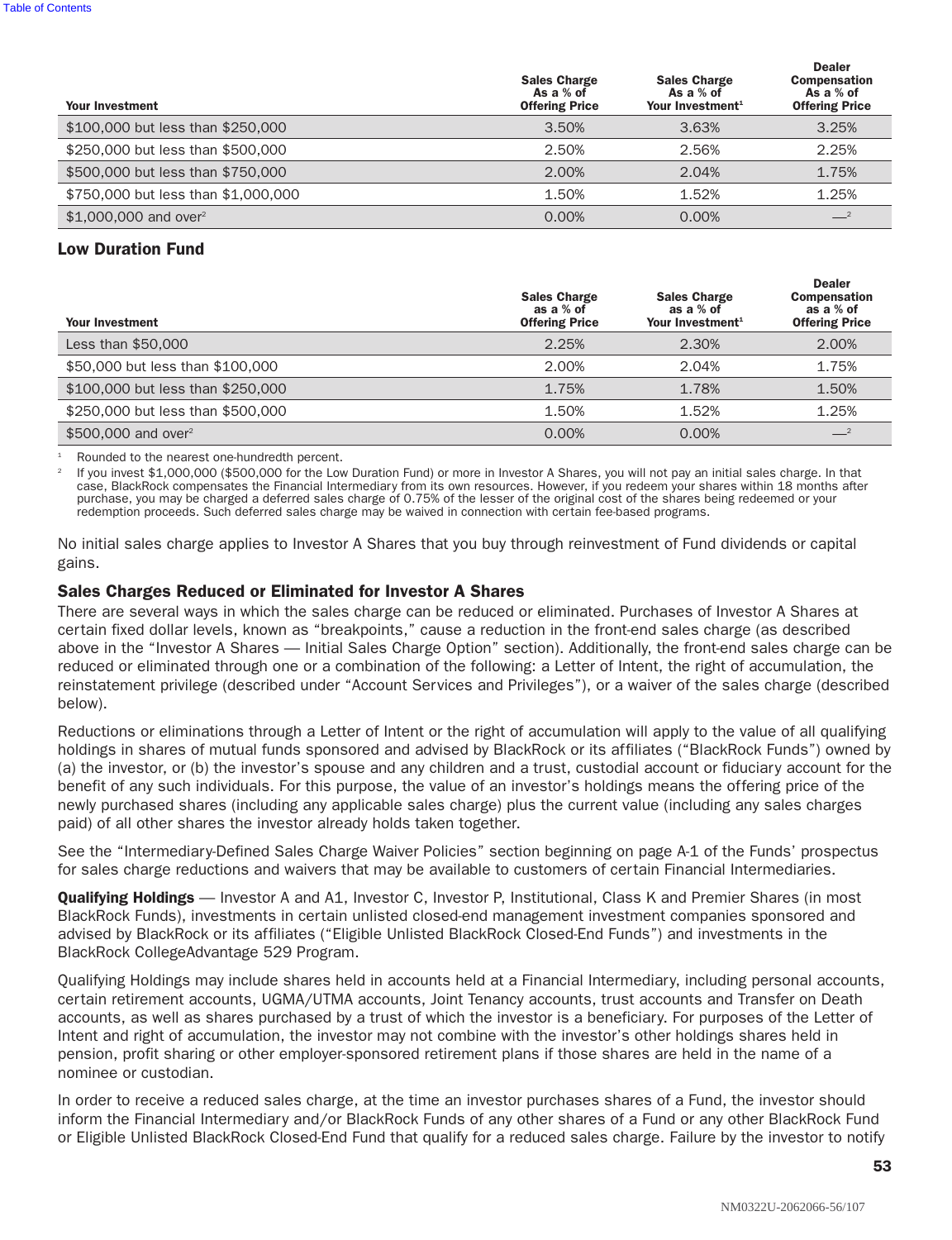| Your Investment | Sales Charge As a % of Offering Price | Sales Charge As a % of Your Investment[1] | Dealer Compensation As a % of Offering Price |
|---|---|---|---|
| $100,000 but less than $250,000 | 3.50% | 3.63% | 3.25% |
| $250,000 but less than $500,000 | 2.50% | 2.56% | 2.25% |
| $500,000 but less than $750,000 | 2.00% | 2.04% | 1.75% |
| $750,000 but less than $1,000,000 | 1.50% | 1.52% | 1.25% |
| $1,000,000 and over[2] | 0.00% | 0.00% | —[2] |

### Low Duration Fund

| Your Investment | Sales Charge as a % of Offering Price | Sales Charge as a % of Your Investment[1] | Dealer Compensation as a % of Offering Price |
|---|---|---|---|
| Less than $50,000 | 2.25% | 2.30% | 2.00% |
| $50,000 but less than $100,000 | 2.00% | 2.04% | 1.75% |
| $100,000 but less than $250,000 | 1.75% | 1.78% | 1.50% |
| $250,000 but less than $500,000 | 1.50% | 1.52% | 1.25% |
| $500,000 and over[2] | 0.00% | 0.00% | —[2] |

[1] Rounded to the nearest one-hundredth percent.

[2] If you invest $1,000,000 ($500,000 for the Low Duration Fund) or more in Investor A Shares, you will not pay an initial sales charge. In that case, BlackRock compensates the Financial Intermediary from its own resources. However, if you redeem your shares within 18 months after purchase, you may be charged a deferred sales charge of 0.75% of the lesser of the original cost of the shares being redeemed or your redemption proceeds. Such deferred sales charge may be waived in connection with certain fee-based programs.

No initial sales charge applies to Investor A Shares that you buy through reinvestment of Fund dividends or capital gains.

### Sales Charges Reduced or Eliminated for Investor A Shares

There are several ways in which the sales charge can be reduced or eliminated. Purchases of Investor A Shares at certain fixed dollar levels, known as "breakpoints," cause a reduction in the front-end sales charge (as described above in the "Investor A Shares — Initial Sales Charge Option" section). Additionally, the front-end sales charge can be reduced or eliminated through one or a combination of the following: a Letter of Intent, the right of accumulation, the reinstatement privilege (described under "Account Services and Privileges"), or a waiver of the sales charge (described below).

Reductions or eliminations through a Letter of Intent or the right of accumulation will apply to the value of all qualifying holdings in shares of mutual funds sponsored and advised by BlackRock or its affiliates ("BlackRock Funds") owned by (a) the investor, or (b) the investor's spouse and any children and a trust, custodial account or fiduciary account for the benefit of any such individuals. For this purpose, the value of an investor's holdings means the offering price of the newly purchased shares (including any applicable sales charge) plus the current value (including any sales charges paid) of all other shares the investor already holds taken together.

See the "Intermediary-Defined Sales Charge Waiver Policies" section beginning on page A-1 of the Funds' prospectus for sales charge reductions and waivers that may be available to customers of certain Financial Intermediaries.

**Qualifying Holdings** — Investor A and A1, Investor C, Investor P, Institutional, Class K and Premier Shares (in most BlackRock Funds), investments in certain unlisted closed-end management investment companies sponsored and advised by BlackRock or its affiliates ("Eligible Unlisted BlackRock Closed-End Funds") and investments in the BlackRock CollegeAdvantage 529 Program.

Qualifying Holdings may include shares held in accounts held at a Financial Intermediary, including personal accounts, certain retirement accounts, UGMA/UTMA accounts, Joint Tenancy accounts, trust accounts and Transfer on Death accounts, as well as shares purchased by a trust of which the investor is a beneficiary. For purposes of the Letter of Intent and right of accumulation, the investor may not combine with the investor's other holdings shares held in pension, profit sharing or other employer-sponsored retirement plans if those shares are held in the name of a nominee or custodian.

In order to receive a reduced sales charge, at the time an investor purchases shares of a Fund, the investor should inform the Financial Intermediary and/or BlackRock Funds of any other shares of a Fund or any other BlackRock Fund or Eligible Unlisted BlackRock Closed-End Fund that qualify for a reduced sales charge. Failure by the investor to notify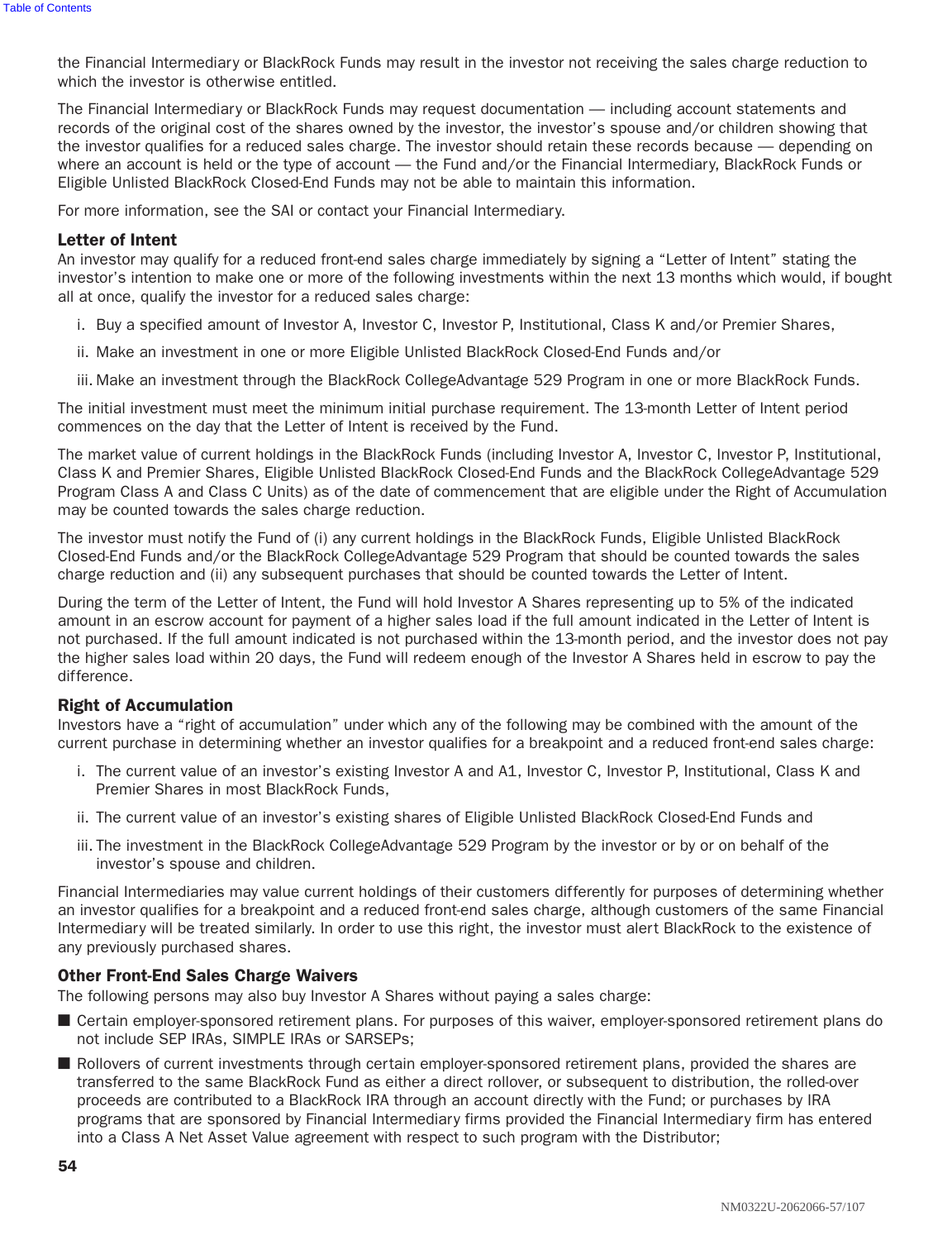the Financial Intermediary or BlackRock Funds may result in the investor not receiving the sales charge reduction to which the investor is otherwise entitled.

The Financial Intermediary or BlackRock Funds may request documentation — including account statements and records of the original cost of the shares owned by the investor, the investor's spouse and/or children showing that the investor qualifies for a reduced sales charge. The investor should retain these records because — depending on where an account is held or the type of account — the Fund and/or the Financial Intermediary, BlackRock Funds or Eligible Unlisted BlackRock Closed-End Funds may not be able to maintain this information.

For more information, see the SAI or contact your Financial Intermediary.

### Letter of Intent

An investor may qualify for a reduced front-end sales charge immediately by signing a "Letter of Intent" stating the investor's intention to make one or more of the following investments within the next 13 months which would, if bought all at once, qualify the investor for a reduced sales charge:

i. Buy a specified amount of Investor A, Investor C, Investor P, Institutional, Class K and/or Premier Shares,

ii. Make an investment in one or more Eligible Unlisted BlackRock Closed-End Funds and/or

iii. Make an investment through the BlackRock CollegeAdvantage 529 Program in one or more BlackRock Funds.

The initial investment must meet the minimum initial purchase requirement. The 13-month Letter of Intent period commences on the day that the Letter of Intent is received by the Fund.

The market value of current holdings in the BlackRock Funds (including Investor A, Investor C, Investor P, Institutional, Class K and Premier Shares, Eligible Unlisted BlackRock Closed-End Funds and the BlackRock CollegeAdvantage 529 Program Class A and Class C Units) as of the date of commencement that are eligible under the Right of Accumulation may be counted towards the sales charge reduction.

The investor must notify the Fund of (i) any current holdings in the BlackRock Funds, Eligible Unlisted BlackRock Closed-End Funds and/or the BlackRock CollegeAdvantage 529 Program that should be counted towards the sales charge reduction and (ii) any subsequent purchases that should be counted towards the Letter of Intent.

During the term of the Letter of Intent, the Fund will hold Investor A Shares representing up to 5% of the indicated amount in an escrow account for payment of a higher sales load if the full amount indicated in the Letter of Intent is not purchased. If the full amount indicated is not purchased within the 13-month period, and the investor does not pay the higher sales load within 20 days, the Fund will redeem enough of the Investor A Shares held in escrow to pay the difference.

### Right of Accumulation

Investors have a "right of accumulation" under which any of the following may be combined with the amount of the current purchase in determining whether an investor qualifies for a breakpoint and a reduced front-end sales charge:

i. The current value of an investor's existing Investor A and A1, Investor C, Investor P, Institutional, Class K and Premier Shares in most BlackRock Funds,

ii. The current value of an investor's existing shares of Eligible Unlisted BlackRock Closed-End Funds and

iii. The investment in the BlackRock CollegeAdvantage 529 Program by the investor or by or on behalf of the investor's spouse and children.

Financial Intermediaries may value current holdings of their customers differently for purposes of determining whether an investor qualifies for a breakpoint and a reduced front-end sales charge, although customers of the same Financial Intermediary will be treated similarly. In order to use this right, the investor must alert BlackRock to the existence of any previously purchased shares.

### Other Front-End Sales Charge Waivers

The following persons may also buy Investor A Shares without paying a sales charge:

- Certain employer-sponsored retirement plans. For purposes of this waiver, employer-sponsored retirement plans do not include SEP IRAs, SIMPLE IRAs or SARSEPs;
- Rollovers of current investments through certain employer-sponsored retirement plans, provided the shares are transferred to the same BlackRock Fund as either a direct rollover, or subsequent to distribution, the rolled-over proceeds are contributed to a BlackRock IRA through an account directly with the Fund; or purchases by IRA programs that are sponsored by Financial Intermediary firms provided the Financial Intermediary firm has entered into a Class A Net Asset Value agreement with respect to such program with the Distributor;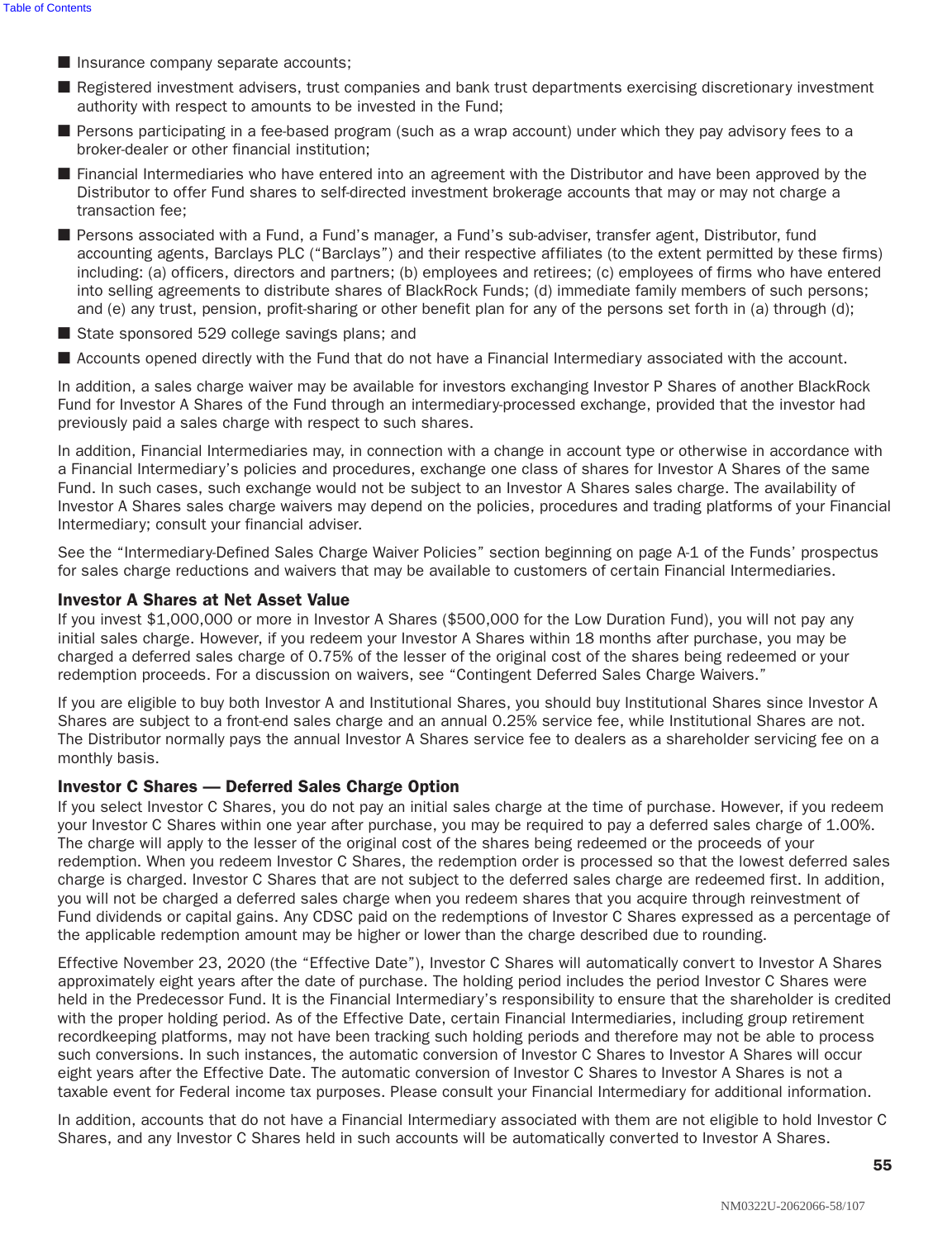- Insurance company separate accounts;
- Registered investment advisers, trust companies and bank trust departments exercising discretionary investment authority with respect to amounts to be invested in the Fund;
- Persons participating in a fee-based program (such as a wrap account) under which they pay advisory fees to a broker-dealer or other financial institution;
- Financial Intermediaries who have entered into an agreement with the Distributor and have been approved by the Distributor to offer Fund shares to self-directed investment brokerage accounts that may or may not charge a transaction fee;
- Persons associated with a Fund, a Fund's manager, a Fund's sub-adviser, transfer agent, Distributor, fund accounting agents, Barclays PLC ("Barclays") and their respective affiliates (to the extent permitted by these firms) including: (a) officers, directors and partners; (b) employees and retirees; (c) employees of firms who have entered into selling agreements to distribute shares of BlackRock Funds; (d) immediate family members of such persons; and (e) any trust, pension, profit-sharing or other benefit plan for any of the persons set forth in (a) through (d);
- State sponsored 529 college savings plans; and
- Accounts opened directly with the Fund that do not have a Financial Intermediary associated with the account.

In addition, a sales charge waiver may be available for investors exchanging Investor P Shares of another BlackRock Fund for Investor A Shares of the Fund through an intermediary-processed exchange, provided that the investor had previously paid a sales charge with respect to such shares.

In addition, Financial Intermediaries may, in connection with a change in account type or otherwise in accordance with a Financial Intermediary's policies and procedures, exchange one class of shares for Investor A Shares of the same Fund. In such cases, such exchange would not be subject to an Investor A Shares sales charge. The availability of Investor A Shares sales charge waivers may depend on the policies, procedures and trading platforms of your Financial Intermediary; consult your financial adviser.

See the "Intermediary-Defined Sales Charge Waiver Policies" section beginning on page A-1 of the Funds' prospectus for sales charge reductions and waivers that may be available to customers of certain Financial Intermediaries.

### Investor A Shares at Net Asset Value

If you invest $1,000,000 or more in Investor A Shares ($500,000 for the Low Duration Fund), you will not pay any initial sales charge. However, if you redeem your Investor A Shares within 18 months after purchase, you may be charged a deferred sales charge of 0.75% of the lesser of the original cost of the shares being redeemed or your redemption proceeds. For a discussion on waivers, see "Contingent Deferred Sales Charge Waivers."

If you are eligible to buy both Investor A and Institutional Shares, you should buy Institutional Shares since Investor A Shares are subject to a front-end sales charge and an annual 0.25% service fee, while Institutional Shares are not. The Distributor normally pays the annual Investor A Shares service fee to dealers as a shareholder servicing fee on a monthly basis.

### Investor C Shares — Deferred Sales Charge Option

If you select Investor C Shares, you do not pay an initial sales charge at the time of purchase. However, if you redeem your Investor C Shares within one year after purchase, you may be required to pay a deferred sales charge of 1.00%. The charge will apply to the lesser of the original cost of the shares being redeemed or the proceeds of your redemption. When you redeem Investor C Shares, the redemption order is processed so that the lowest deferred sales charge is charged. Investor C Shares that are not subject to the deferred sales charge are redeemed first. In addition, you will not be charged a deferred sales charge when you redeem shares that you acquire through reinvestment of Fund dividends or capital gains. Any CDSC paid on the redemptions of Investor C Shares expressed as a percentage of the applicable redemption amount may be higher or lower than the charge described due to rounding.

Effective November 23, 2020 (the "Effective Date"), Investor C Shares will automatically convert to Investor A Shares approximately eight years after the date of purchase. The holding period includes the period Investor C Shares were held in the Predecessor Fund. It is the Financial Intermediary's responsibility to ensure that the shareholder is credited with the proper holding period. As of the Effective Date, certain Financial Intermediaries, including group retirement recordkeeping platforms, may not have been tracking such holding periods and therefore may not be able to process such conversions. In such instances, the automatic conversion of Investor C Shares to Investor A Shares will occur eight years after the Effective Date. The automatic conversion of Investor C Shares to Investor A Shares is not a taxable event for Federal income tax purposes. Please consult your Financial Intermediary for additional information.

In addition, accounts that do not have a Financial Intermediary associated with them are not eligible to hold Investor C Shares, and any Investor C Shares held in such accounts will be automatically converted to Investor A Shares.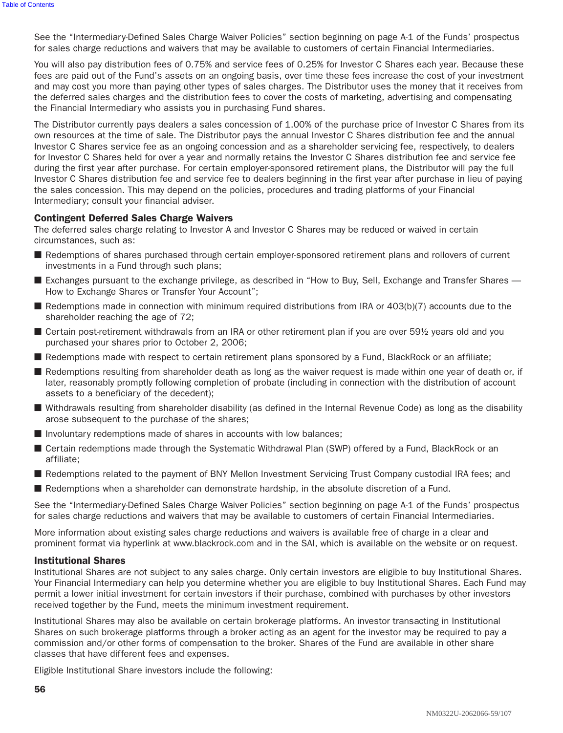See the "Intermediary-Defined Sales Charge Waiver Policies" section beginning on page A-1 of the Funds' prospectus for sales charge reductions and waivers that may be available to customers of certain Financial Intermediaries.

You will also pay distribution fees of 0.75% and service fees of 0.25% for Investor C Shares each year. Because these fees are paid out of the Fund's assets on an ongoing basis, over time these fees increase the cost of your investment and may cost you more than paying other types of sales charges. The Distributor uses the money that it receives from the deferred sales charges and the distribution fees to cover the costs of marketing, advertising and compensating the Financial Intermediary who assists you in purchasing Fund shares.

The Distributor currently pays dealers a sales concession of 1.00% of the purchase price of Investor C Shares from its own resources at the time of sale. The Distributor pays the annual Investor C Shares distribution fee and the annual Investor C Shares service fee as an ongoing concession and as a shareholder servicing fee, respectively, to dealers for Investor C Shares held for over a year and normally retains the Investor C Shares distribution fee and service fee during the first year after purchase. For certain employer-sponsored retirement plans, the Distributor will pay the full Investor C Shares distribution fee and service fee to dealers beginning in the first year after purchase in lieu of paying the sales concession. This may depend on the policies, procedures and trading platforms of your Financial Intermediary; consult your financial adviser.

### Contingent Deferred Sales Charge Waivers

The deferred sales charge relating to Investor A and Investor C Shares may be reduced or waived in certain circumstances, such as:

- Redemptions of shares purchased through certain employer-sponsored retirement plans and rollovers of current investments in a Fund through such plans;
- Exchanges pursuant to the exchange privilege, as described in "How to Buy, Sell, Exchange and Transfer Shares — How to Exchange Shares or Transfer Your Account";
- Redemptions made in connection with minimum required distributions from IRA or 403(b)(7) accounts due to the shareholder reaching the age of 72;
- Certain post-retirement withdrawals from an IRA or other retirement plan if you are over 59½ years old and you purchased your shares prior to October 2, 2006;
- Redemptions made with respect to certain retirement plans sponsored by a Fund, BlackRock or an affiliate;
- Redemptions resulting from shareholder death as long as the waiver request is made within one year of death or, if later, reasonably promptly following completion of probate (including in connection with the distribution of account assets to a beneficiary of the decedent);
- Withdrawals resulting from shareholder disability (as defined in the Internal Revenue Code) as long as the disability arose subsequent to the purchase of the shares;
- Involuntary redemptions made of shares in accounts with low balances;
- Certain redemptions made through the Systematic Withdrawal Plan (SWP) offered by a Fund, BlackRock or an affiliate;
- Redemptions related to the payment of BNY Mellon Investment Servicing Trust Company custodial IRA fees; and
- Redemptions when a shareholder can demonstrate hardship, in the absolute discretion of a Fund.

See the "Intermediary-Defined Sales Charge Waiver Policies" section beginning on page A-1 of the Funds' prospectus for sales charge reductions and waivers that may be available to customers of certain Financial Intermediaries.

More information about existing sales charge reductions and waivers is available free of charge in a clear and prominent format via hyperlink at www.blackrock.com and in the SAI, which is available on the website or on request.

### Institutional Shares

Institutional Shares are not subject to any sales charge. Only certain investors are eligible to buy Institutional Shares. Your Financial Intermediary can help you determine whether you are eligible to buy Institutional Shares. Each Fund may permit a lower initial investment for certain investors if their purchase, combined with purchases by other investors received together by the Fund, meets the minimum investment requirement.

Institutional Shares may also be available on certain brokerage platforms. An investor transacting in Institutional Shares on such brokerage platforms through a broker acting as an agent for the investor may be required to pay a commission and/or other forms of compensation to the broker. Shares of the Fund are available in other share classes that have different fees and expenses.

Eligible Institutional Share investors include the following: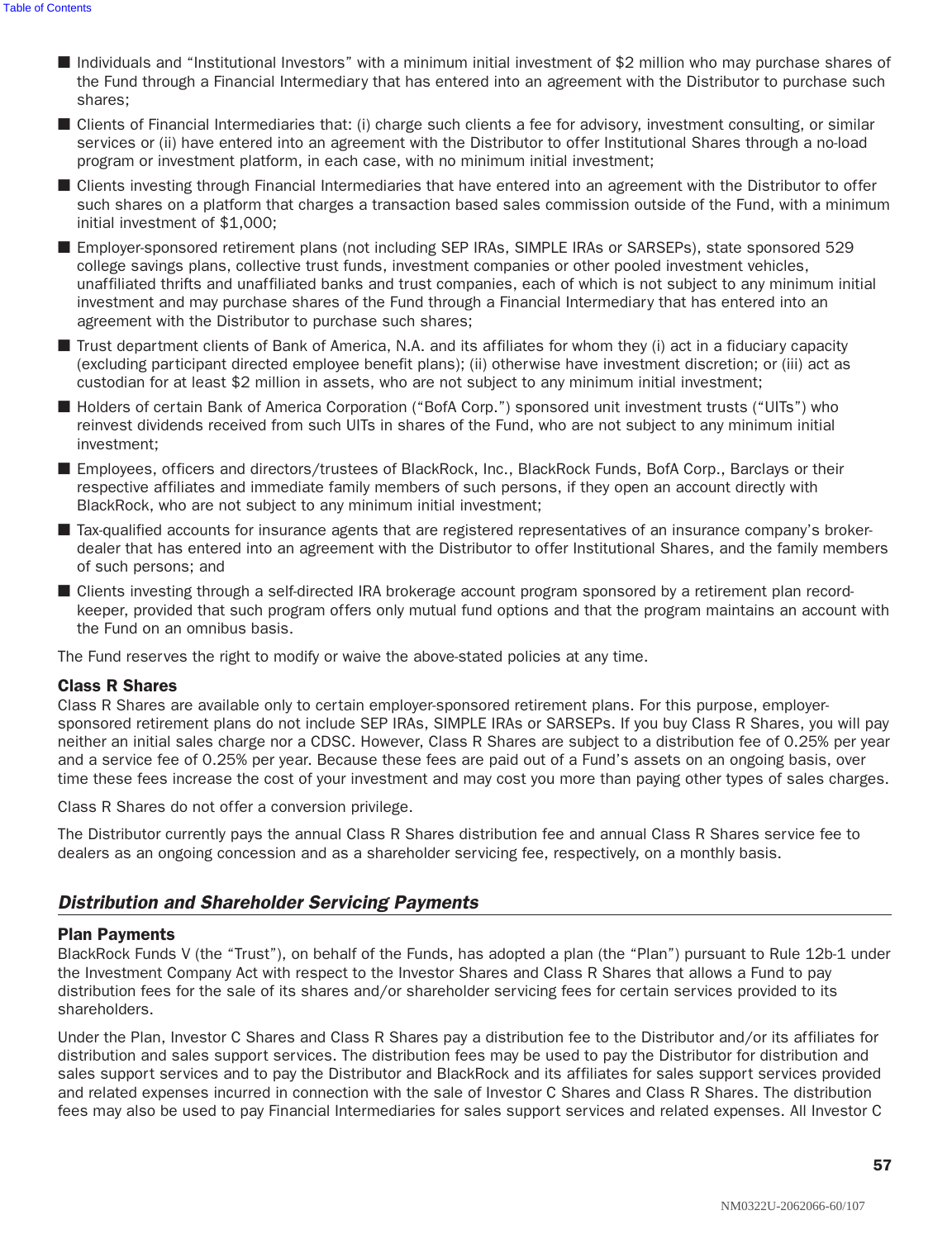- Individuals and "Institutional Investors" with a minimum initial investment of $2 million who may purchase shares of the Fund through a Financial Intermediary that has entered into an agreement with the Distributor to purchase such shares;
- Clients of Financial Intermediaries that: (i) charge such clients a fee for advisory, investment consulting, or similar services or (ii) have entered into an agreement with the Distributor to offer Institutional Shares through a no-load program or investment platform, in each case, with no minimum initial investment;
- Clients investing through Financial Intermediaries that have entered into an agreement with the Distributor to offer such shares on a platform that charges a transaction based sales commission outside of the Fund, with a minimum initial investment of $1,000;
- Employer-sponsored retirement plans (not including SEP IRAs, SIMPLE IRAs or SARSEPs), state sponsored 529 college savings plans, collective trust funds, investment companies or other pooled investment vehicles, unaffiliated thrifts and unaffiliated banks and trust companies, each of which is not subject to any minimum initial investment and may purchase shares of the Fund through a Financial Intermediary that has entered into an agreement with the Distributor to purchase such shares;
- Trust department clients of Bank of America, N.A. and its affiliates for whom they (i) act in a fiduciary capacity (excluding participant directed employee benefit plans); (ii) otherwise have investment discretion; or (iii) act as custodian for at least $2 million in assets, who are not subject to any minimum initial investment;
- Holders of certain Bank of America Corporation ("BofA Corp.") sponsored unit investment trusts ("UITs") who reinvest dividends received from such UITs in shares of the Fund, who are not subject to any minimum initial investment;
- Employees, officers and directors/trustees of BlackRock, Inc., BlackRock Funds, BofA Corp., Barclays or their respective affiliates and immediate family members of such persons, if they open an account directly with BlackRock, who are not subject to any minimum initial investment;
- Tax-qualified accounts for insurance agents that are registered representatives of an insurance company's broker-dealer that has entered into an agreement with the Distributor to offer Institutional Shares, and the family members of such persons; and
- Clients investing through a self-directed IRA brokerage account program sponsored by a retirement plan record-keeper, provided that such program offers only mutual fund options and that the program maintains an account with the Fund on an omnibus basis.

The Fund reserves the right to modify or waive the above-stated policies at any time.

### Class R Shares

Class R Shares are available only to certain employer-sponsored retirement plans. For this purpose, employer-sponsored retirement plans do not include SEP IRAs, SIMPLE IRAs or SARSEPs. If you buy Class R Shares, you will pay neither an initial sales charge nor a CDSC. However, Class R Shares are subject to a distribution fee of 0.25% per year and a service fee of 0.25% per year. Because these fees are paid out of a Fund's assets on an ongoing basis, over time these fees increase the cost of your investment and may cost you more than paying other types of sales charges.

Class R Shares do not offer a conversion privilege.

The Distributor currently pays the annual Class R Shares distribution fee and annual Class R Shares service fee to dealers as an ongoing concession and as a shareholder servicing fee, respectively, on a monthly basis.

## *Distribution and Shareholder Servicing Payments*

### Plan Payments

BlackRock Funds V (the "Trust"), on behalf of the Funds, has adopted a plan (the "Plan") pursuant to Rule 12b-1 under the Investment Company Act with respect to the Investor Shares and Class R Shares that allows a Fund to pay distribution fees for the sale of its shares and/or shareholder servicing fees for certain services provided to its shareholders.

Under the Plan, Investor C Shares and Class R Shares pay a distribution fee to the Distributor and/or its affiliates for distribution and sales support services. The distribution fees may be used to pay the Distributor for distribution and sales support services and to pay the Distributor and BlackRock and its affiliates for sales support services provided and related expenses incurred in connection with the sale of Investor C Shares and Class R Shares. The distribution fees may also be used to pay Financial Intermediaries for sales support services and related expenses. All Investor C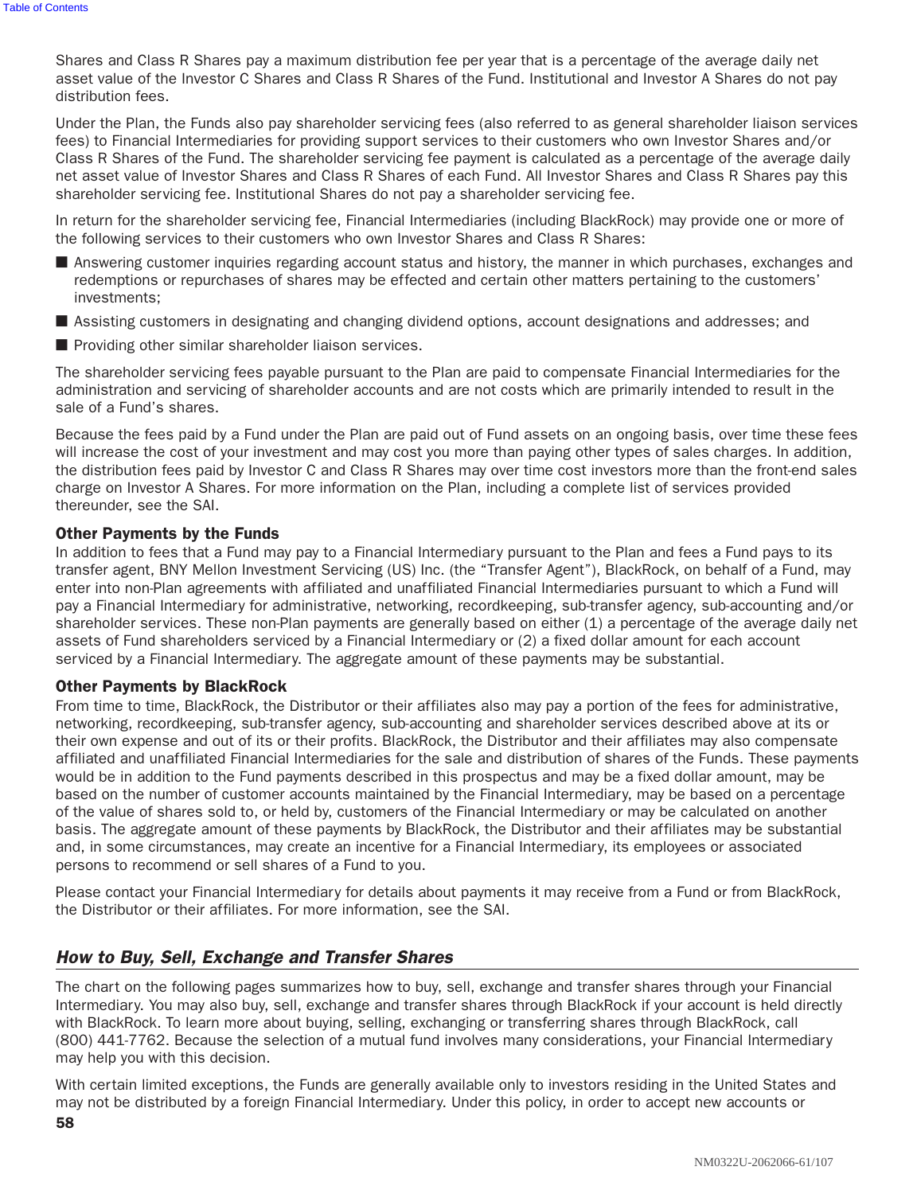Shares and Class R Shares pay a maximum distribution fee per year that is a percentage of the average daily net asset value of the Investor C Shares and Class R Shares of the Fund. Institutional and Investor A Shares do not pay distribution fees.

Under the Plan, the Funds also pay shareholder servicing fees (also referred to as general shareholder liaison services fees) to Financial Intermediaries for providing support services to their customers who own Investor Shares and/or Class R Shares of the Fund. The shareholder servicing fee payment is calculated as a percentage of the average daily net asset value of Investor Shares and Class R Shares of each Fund. All Investor Shares and Class R Shares pay this shareholder servicing fee. Institutional Shares do not pay a shareholder servicing fee.

In return for the shareholder servicing fee, Financial Intermediaries (including BlackRock) may provide one or more of the following services to their customers who own Investor Shares and Class R Shares:

- Answering customer inquiries regarding account status and history, the manner in which purchases, exchanges and redemptions or repurchases of shares may be effected and certain other matters pertaining to the customers' investments;
- Assisting customers in designating and changing dividend options, account designations and addresses; and
- Providing other similar shareholder liaison services.

The shareholder servicing fees payable pursuant to the Plan are paid to compensate Financial Intermediaries for the administration and servicing of shareholder accounts and are not costs which are primarily intended to result in the sale of a Fund's shares.

Because the fees paid by a Fund under the Plan are paid out of Fund assets on an ongoing basis, over time these fees will increase the cost of your investment and may cost you more than paying other types of sales charges. In addition, the distribution fees paid by Investor C and Class R Shares may over time cost investors more than the front-end sales charge on Investor A Shares. For more information on the Plan, including a complete list of services provided thereunder, see the SAI.

### Other Payments by the Funds

In addition to fees that a Fund may pay to a Financial Intermediary pursuant to the Plan and fees a Fund pays to its transfer agent, BNY Mellon Investment Servicing (US) Inc. (the "Transfer Agent"), BlackRock, on behalf of a Fund, may enter into non-Plan agreements with affiliated and unaffiliated Financial Intermediaries pursuant to which a Fund will pay a Financial Intermediary for administrative, networking, recordkeeping, sub-transfer agency, sub-accounting and/or shareholder services. These non-Plan payments are generally based on either (1) a percentage of the average daily net assets of Fund shareholders serviced by a Financial Intermediary or (2) a fixed dollar amount for each account serviced by a Financial Intermediary. The aggregate amount of these payments may be substantial.

### Other Payments by BlackRock

From time to time, BlackRock, the Distributor or their affiliates also may pay a portion of the fees for administrative, networking, recordkeeping, sub-transfer agency, sub-accounting and shareholder services described above at its or their own expense and out of its or their profits. BlackRock, the Distributor and their affiliates may also compensate affiliated and unaffiliated Financial Intermediaries for the sale and distribution of shares of the Funds. These payments would be in addition to the Fund payments described in this prospectus and may be a fixed dollar amount, may be based on the number of customer accounts maintained by the Financial Intermediary, may be based on a percentage of the value of shares sold to, or held by, customers of the Financial Intermediary or may be calculated on another basis. The aggregate amount of these payments by BlackRock, the Distributor and their affiliates may be substantial and, in some circumstances, may create an incentive for a Financial Intermediary, its employees or associated persons to recommend or sell shares of a Fund to you.

Please contact your Financial Intermediary for details about payments it may receive from a Fund or from BlackRock, the Distributor or their affiliates. For more information, see the SAI.

## *How to Buy, Sell, Exchange and Transfer Shares*

The chart on the following pages summarizes how to buy, sell, exchange and transfer shares through your Financial Intermediary. You may also buy, sell, exchange and transfer shares through BlackRock if your account is held directly with BlackRock. To learn more about buying, selling, exchanging or transferring shares through BlackRock, call (800) 441-7762. Because the selection of a mutual fund involves many considerations, your Financial Intermediary may help you with this decision.

With certain limited exceptions, the Funds are generally available only to investors residing in the United States and may not be distributed by a foreign Financial Intermediary. Under this policy, in order to accept new accounts or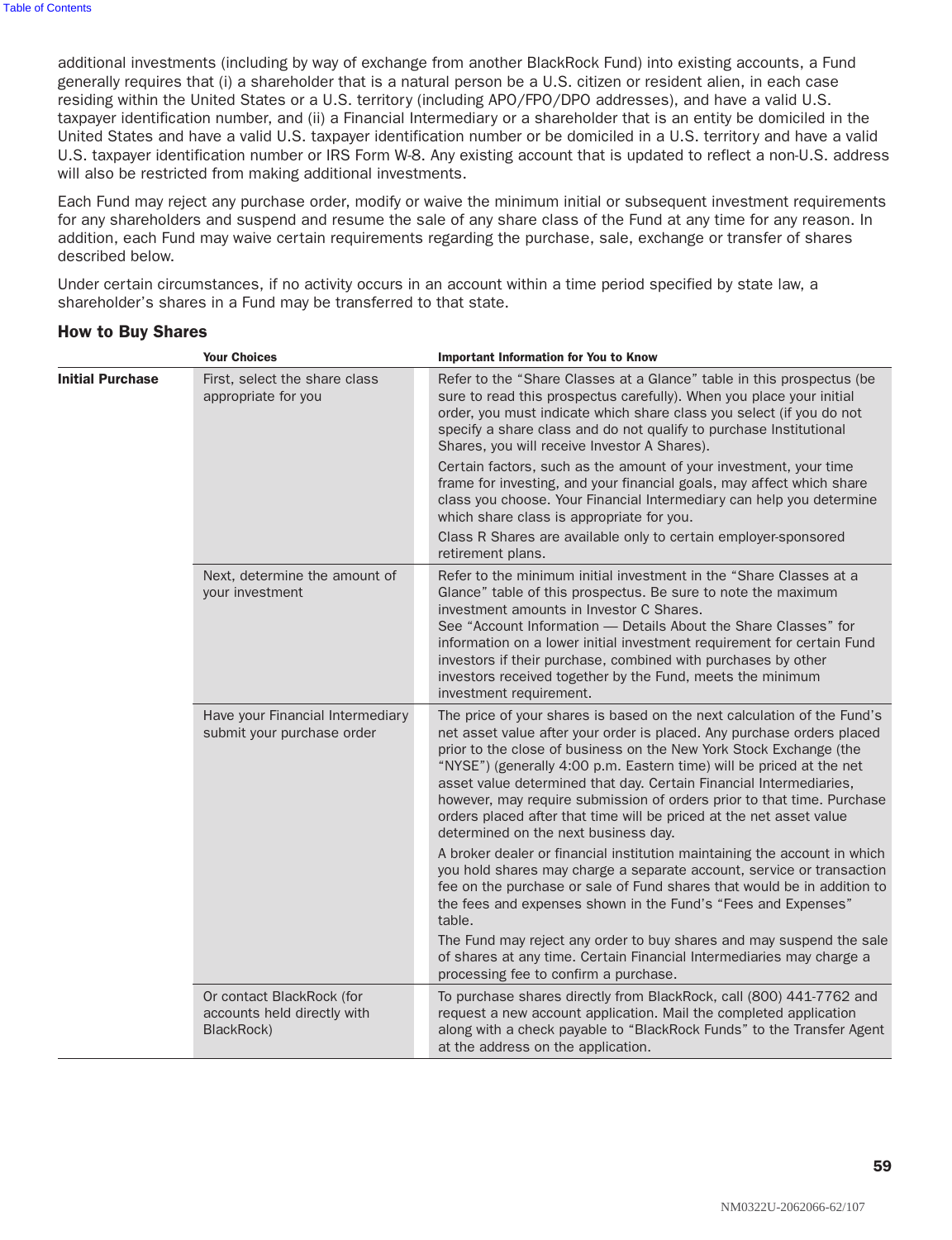additional investments (including by way of exchange from another BlackRock Fund) into existing accounts, a Fund generally requires that (i) a shareholder that is a natural person be a U.S. citizen or resident alien, in each case residing within the United States or a U.S. territory (including APO/FPO/DPO addresses), and have a valid U.S. taxpayer identification number, and (ii) a Financial Intermediary or a shareholder that is an entity be domiciled in the United States and have a valid U.S. taxpayer identification number or be domiciled in a U.S. territory and have a valid U.S. taxpayer identification number or IRS Form W-8. Any existing account that is updated to reflect a non-U.S. address will also be restricted from making additional investments.

Each Fund may reject any purchase order, modify or waive the minimum initial or subsequent investment requirements for any shareholders and suspend and resume the sale of any share class of the Fund at any time for any reason. In addition, each Fund may waive certain requirements regarding the purchase, sale, exchange or transfer of shares described below.

Under certain circumstances, if no activity occurs in an account within a time period specified by state law, a shareholder's shares in a Fund may be transferred to that state.

## How to Buy Shares

| | Your Choices | Important Information for You to Know |
|---|---|---|
| **Initial Purchase** | First, select the share class appropriate for you | Refer to the "Share Classes at a Glance" table in this prospectus (be sure to read this prospectus carefully). When you place your initial order, you must indicate which share class you select (if you do not specify a share class and do not qualify to purchase Institutional Shares, you will receive Investor A Shares).<br><br>Certain factors, such as the amount of your investment, your time frame for investing, and your financial goals, may affect which share class you choose. Your Financial Intermediary can help you determine which share class is appropriate for you.<br><br>Class R Shares are available only to certain employer-sponsored retirement plans. |
| | Next, determine the amount of your investment | Refer to the minimum initial investment in the "Share Classes at a Glance" table of this prospectus. Be sure to note the maximum investment amounts in Investor C Shares.<br>See "Account Information — Details About the Share Classes" for information on a lower initial investment requirement for certain Fund investors if their purchase, combined with purchases by other investors received together by the Fund, meets the minimum investment requirement. |
| | Have your Financial Intermediary submit your purchase order | The price of your shares is based on the next calculation of the Fund's net asset value after your order is placed. Any purchase orders placed prior to the close of business on the New York Stock Exchange (the "NYSE") (generally 4:00 p.m. Eastern time) will be priced at the net asset value determined that day. Certain Financial Intermediaries, however, may require submission of orders prior to that time. Purchase orders placed after that time will be priced at the net asset value determined on the next business day.<br><br>A broker dealer or financial institution maintaining the account in which you hold shares may charge a separate account, service or transaction fee on the purchase or sale of Fund shares that would be in addition to the fees and expenses shown in the Fund's "Fees and Expenses" table.<br><br>The Fund may reject any order to buy shares and may suspend the sale of shares at any time. Certain Financial Intermediaries may charge a processing fee to confirm a purchase. |
| | Or contact BlackRock (for accounts held directly with BlackRock) | To purchase shares directly from BlackRock, call (800) 441-7762 and request a new account application. Mail the completed application along with a check payable to "BlackRock Funds" to the Transfer Agent at the address on the application. |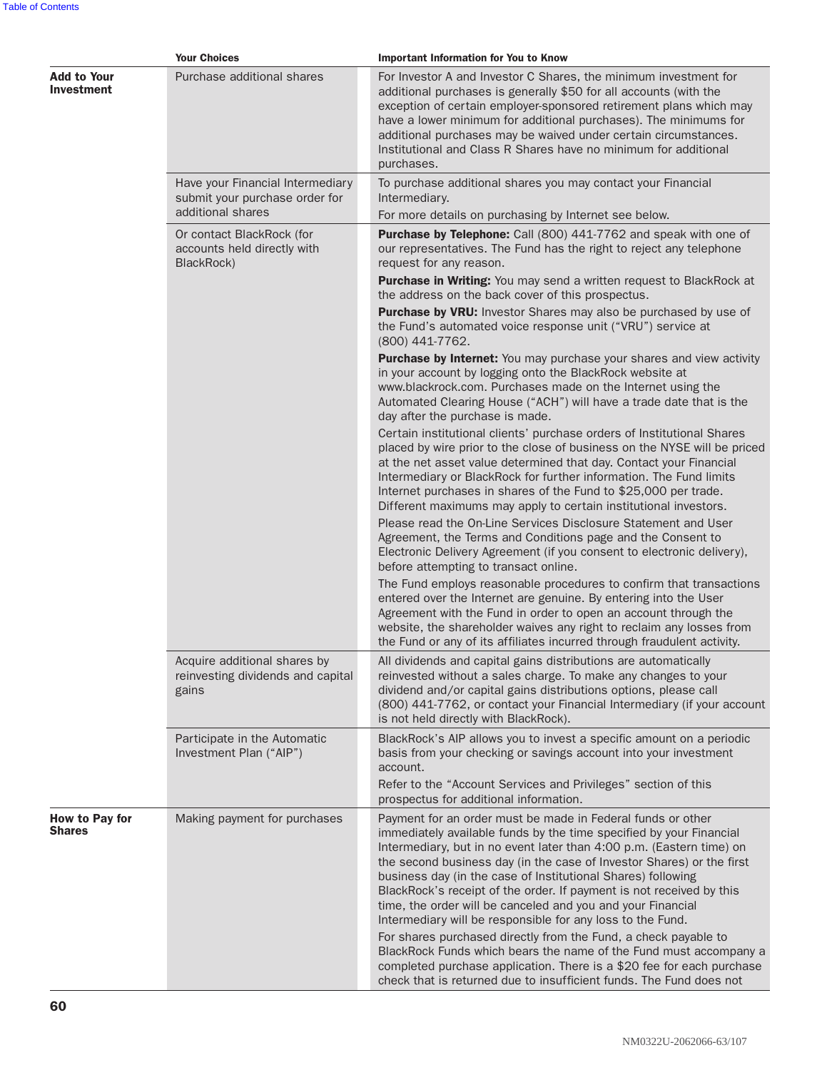| | Your Choices | Important Information for You to Know |
|---|---|---|
| **Add to Your Investment** | Purchase additional shares | For Investor A and Investor C Shares, the minimum investment for additional purchases is generally $50 for all accounts (with the exception of certain employer-sponsored retirement plans which may have a lower minimum for additional purchases). The minimums for additional purchases may be waived under certain circumstances. Institutional and Class R Shares have no minimum for additional purchases. |
| | Have your Financial Intermediary submit your purchase order for additional shares | To purchase additional shares you may contact your Financial Intermediary.<br>For more details on purchasing by Internet see below. |
| | Or contact BlackRock (for accounts held directly with BlackRock) | **Purchase by Telephone:** Call (800) 441-7762 and speak with one of our representatives. The Fund has the right to reject any telephone request for any reason.<br>**Purchase in Writing:** You may send a written request to BlackRock at the address on the back cover of this prospectus.<br>**Purchase by VRU:** Investor Shares may also be purchased by use of the Fund's automated voice response unit ("VRU") service at (800) 441-7762.<br>**Purchase by Internet:** You may purchase your shares and view activity in your account by logging onto the BlackRock website at www.blackrock.com. Purchases made on the Internet using the Automated Clearing House ("ACH") will have a trade date that is the day after the purchase is made.<br>Certain institutional clients' purchase orders of Institutional Shares placed by wire prior to the close of business on the NYSE will be priced at the net asset value determined that day. Contact your Financial Intermediary or BlackRock for further information. The Fund limits Internet purchases in shares of the Fund to $25,000 per trade. Different maximums may apply to certain institutional investors.<br>Please read the On-Line Services Disclosure Statement and User Agreement, the Terms and Conditions page and the Consent to Electronic Delivery Agreement (if you consent to electronic delivery), before attempting to transact online.<br>The Fund employs reasonable procedures to confirm that transactions entered over the Internet are genuine. By entering into the User Agreement with the Fund in order to open an account through the website, the shareholder waives any right to reclaim any losses from the Fund or any of its affiliates incurred through fraudulent activity. |
| | Acquire additional shares by reinvesting dividends and capital gains | All dividends and capital gains distributions are automatically reinvested without a sales charge. To make any changes to your dividend and/or capital gains distributions options, please call (800) 441-7762, or contact your Financial Intermediary (if your account is not held directly with BlackRock). |
| | Participate in the Automatic Investment Plan ("AIP") | BlackRock's AIP allows you to invest a specific amount on a periodic basis from your checking or savings account into your investment account.<br>Refer to the "Account Services and Privileges" section of this prospectus for additional information. |
| **How to Pay for Shares** | Making payment for purchases | Payment for an order must be made in Federal funds or other immediately available funds by the time specified by your Financial Intermediary, but in no event later than 4:00 p.m. (Eastern time) on the second business day (in the case of Investor Shares) or the first business day (in the case of Institutional Shares) following BlackRock's receipt of the order. If payment is not received by this time, the order will be canceled and you and your Financial Intermediary will be responsible for any loss to the Fund.<br>For shares purchased directly from the Fund, a check payable to BlackRock Funds which bears the name of the Fund must accompany a completed purchase application. There is a $20 fee for each purchase check that is returned due to insufficient funds. The Fund does not |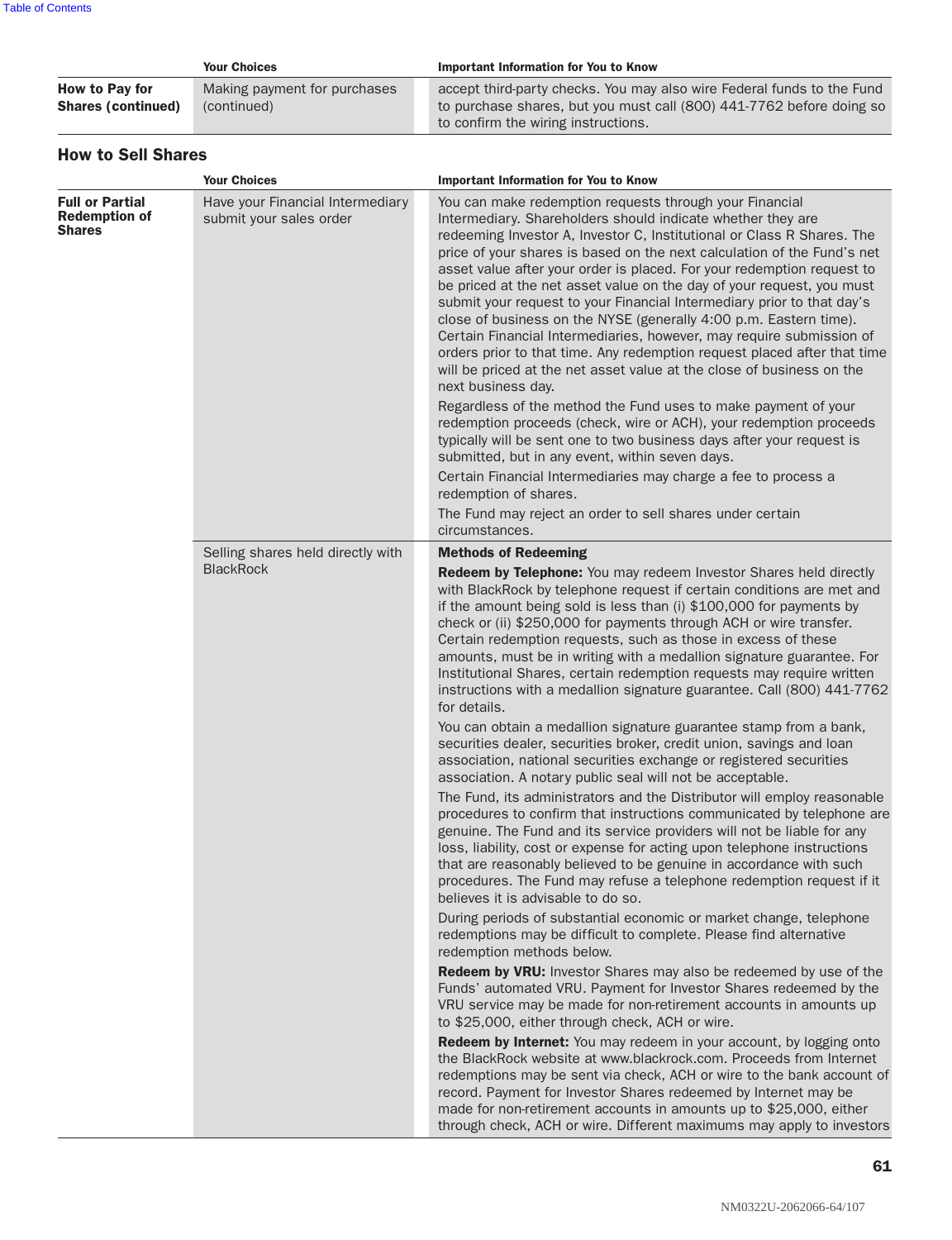|  | Your Choices | Important Information for You to Know |
|---|---|---|
| **How to Pay for Shares (continued)** | Making payment for purchases (continued) | accept third-party checks. You may also wire Federal funds to the Fund to purchase shares, but you must call (800) 441-7762 before doing so to confirm the wiring instructions. |

## How to Sell Shares

|  | Your Choices | Important Information for You to Know |
|---|---|---|
| **Full or Partial Redemption of Shares** | Have your Financial Intermediary submit your sales order | You can make redemption requests through your Financial Intermediary. Shareholders should indicate whether they are redeeming Investor A, Investor C, Institutional or Class R Shares. The price of your shares is based on the next calculation of the Fund's net asset value after your order is placed. For your redemption request to be priced at the net asset value on the day of your request, you must submit your request to your Financial Intermediary prior to that day's close of business on the NYSE (generally 4:00 p.m. Eastern time). Certain Financial Intermediaries, however, may require submission of orders prior to that time. Any redemption request placed after that time will be priced at the net asset value at the close of business on the next business day.<br><br>Regardless of the method the Fund uses to make payment of your redemption proceeds (check, wire or ACH), your redemption proceeds typically will be sent one to two business days after your request is submitted, but in any event, within seven days.<br><br>Certain Financial Intermediaries may charge a fee to process a redemption of shares.<br><br>The Fund may reject an order to sell shares under certain circumstances. |
|  | Selling shares held directly with BlackRock | **Methods of Redeeming**<br><br>**Redeem by Telephone:** You may redeem Investor Shares held directly with BlackRock by telephone request if certain conditions are met and if the amount being sold is less than (i) $100,000 for payments by check or (ii) $250,000 for payments through ACH or wire transfer. Certain redemption requests, such as those in excess of these amounts, must be in writing with a medallion signature guarantee. For Institutional Shares, certain redemption requests may require written instructions with a medallion signature guarantee. Call (800) 441-7762 for details.<br><br>You can obtain a medallion signature guarantee stamp from a bank, securities dealer, securities broker, credit union, savings and loan association, national securities exchange or registered securities association. A notary public seal will not be acceptable.<br><br>The Fund, its administrators and the Distributor will employ reasonable procedures to confirm that instructions communicated by telephone are genuine. The Fund and its service providers will not be liable for any loss, liability, cost or expense for acting upon telephone instructions that are reasonably believed to be genuine in accordance with such procedures. The Fund may refuse a telephone redemption request if it believes it is advisable to do so.<br><br>During periods of substantial economic or market change, telephone redemptions may be difficult to complete. Please find alternative redemption methods below.<br><br>**Redeem by VRU:** Investor Shares may also be redeemed by use of the Funds' automated VRU. Payment for Investor Shares redeemed by the VRU service may be made for non-retirement accounts in amounts up to $25,000, either through check, ACH or wire.<br><br>**Redeem by Internet:** You may redeem in your account, by logging onto the BlackRock website at www.blackrock.com. Proceeds from Internet redemptions may be sent via check, ACH or wire to the bank account of record. Payment for Investor Shares redeemed by Internet may be made for non-retirement accounts in amounts up to $25,000, either through check, ACH or wire. Different maximums may apply to investors |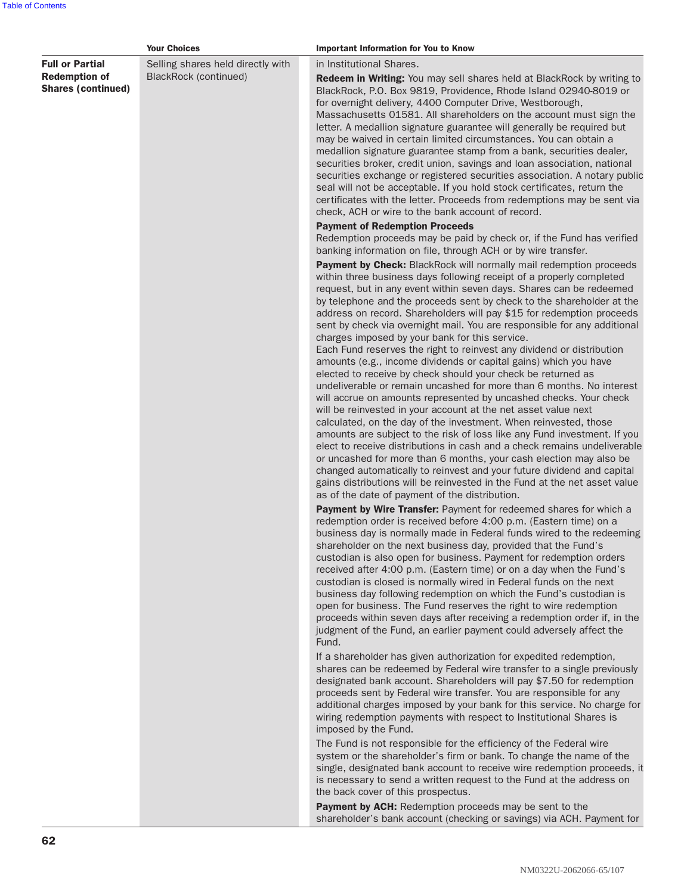| | Your Choices | Important Information for You to Know |
|---|---|---|
| **Full or Partial Redemption of Shares (continued)** | Selling shares held directly with BlackRock (continued) | in Institutional Shares.<br><br>**Redeem in Writing:** You may sell shares held at BlackRock by writing to BlackRock, P.O. Box 9819, Providence, Rhode Island 02940-8019 or for overnight delivery, 4400 Computer Drive, Westborough, Massachusetts 01581. All shareholders on the account must sign the letter. A medallion signature guarantee will generally be required but may be waived in certain limited circumstances. You can obtain a medallion signature guarantee stamp from a bank, securities dealer, securities broker, credit union, savings and loan association, national securities exchange or registered securities association. A notary public seal will not be acceptable. If you hold stock certificates, return the certificates with the letter. Proceeds from redemptions may be sent via check, ACH or wire to the bank account of record.<br><br>**Payment of Redemption Proceeds**<br>Redemption proceeds may be paid by check or, if the Fund has verified banking information on file, through ACH or by wire transfer.<br><br>**Payment by Check:** BlackRock will normally mail redemption proceeds within three business days following receipt of a properly completed request, but in any event within seven days. Shares can be redeemed by telephone and the proceeds sent by check to the shareholder at the address on record. Shareholders will pay $15 for redemption proceeds sent by check via overnight mail. You are responsible for any additional charges imposed by your bank for this service.<br>Each Fund reserves the right to reinvest any dividend or distribution amounts (e.g., income dividends or capital gains) which you have elected to receive by check should your check be returned as undeliverable or remain uncashed for more than 6 months. No interest will accrue on amounts represented by uncashed checks. Your check will be reinvested in your account at the net asset value next calculated, on the day of the investment. When reinvested, those amounts are subject to the risk of loss like any Fund investment. If you elect to receive distributions in cash and a check remains undeliverable or uncashed for more than 6 months, your cash election may also be changed automatically to reinvest and your future dividend and capital gains distributions will be reinvested in the Fund at the net asset value as of the date of payment of the distribution.<br><br>**Payment by Wire Transfer:** Payment for redeemed shares for which a redemption order is received before 4:00 p.m. (Eastern time) on a business day is normally made in Federal funds wired to the redeeming shareholder on the next business day, provided that the Fund's custodian is also open for business. Payment for redemption orders received after 4:00 p.m. (Eastern time) or on a day when the Fund's custodian is closed is normally wired in Federal funds on the next business day following redemption on which the Fund's custodian is open for business. The Fund reserves the right to wire redemption proceeds within seven days after receiving a redemption order if, in the judgment of the Fund, an earlier payment could adversely affect the Fund.<br><br>If a shareholder has given authorization for expedited redemption, shares can be redeemed by Federal wire transfer to a single previously designated bank account. Shareholders will pay $7.50 for redemption proceeds sent by Federal wire transfer. You are responsible for any additional charges imposed by your bank for this service. No charge for wiring redemption payments with respect to Institutional Shares is imposed by the Fund.<br><br>The Fund is not responsible for the efficiency of the Federal wire system or the shareholder's firm or bank. To change the name of the single, designated bank account to receive wire redemption proceeds, it is necessary to send a written request to the Fund at the address on the back cover of this prospectus.<br><br>**Payment by ACH:** Redemption proceeds may be sent to the shareholder's bank account (checking or savings) via ACH. Payment for |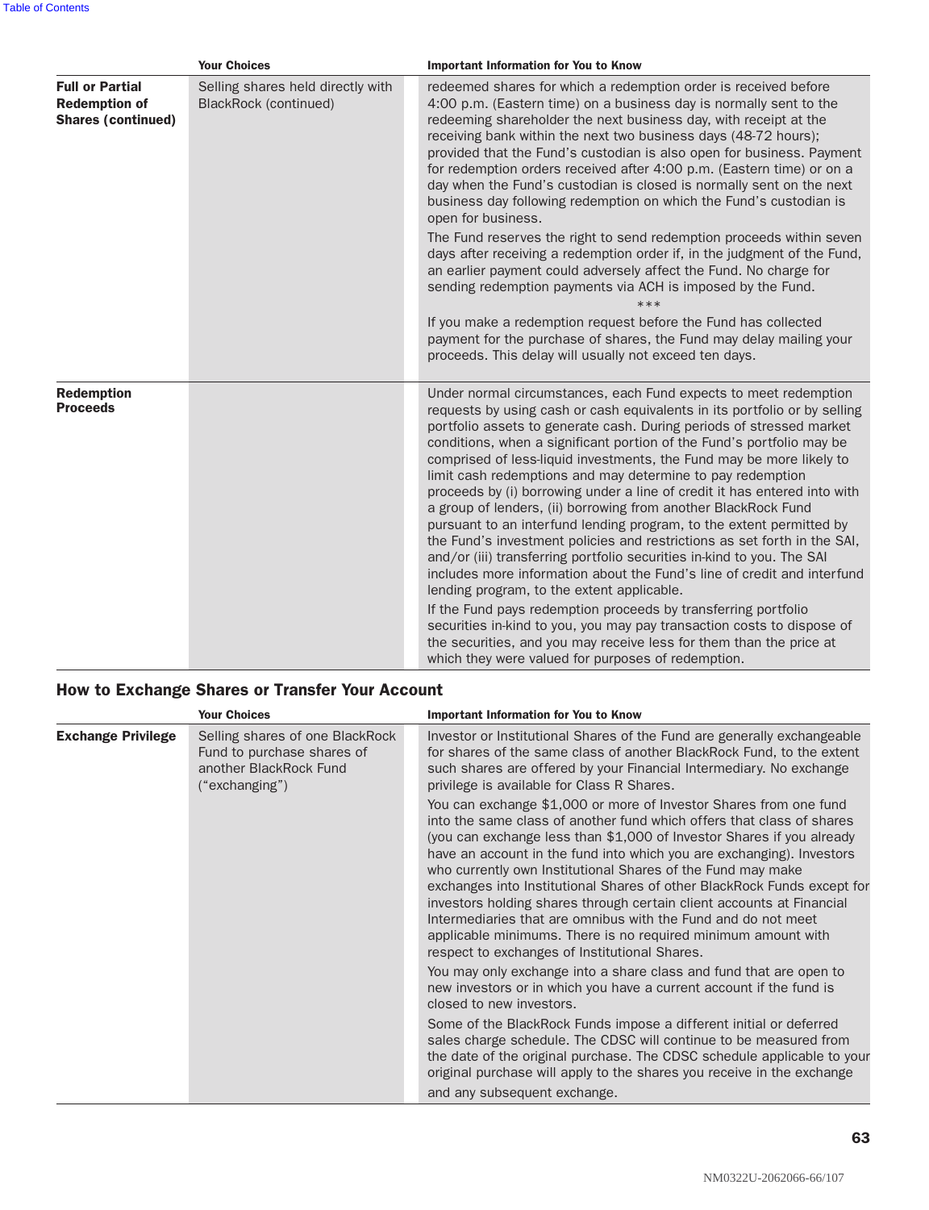| | Your Choices | Important Information for You to Know |
|---|---|---|
| **Full or Partial Redemption of Shares (continued)** | Selling shares held directly with BlackRock (continued) | redeemed shares for which a redemption order is received before 4:00 p.m. (Eastern time) on a business day is normally sent to the redeeming shareholder the next business day, with receipt at the receiving bank within the next two business days (48-72 hours); provided that the Fund's custodian is also open for business. Payment for redemption orders received after 4:00 p.m. (Eastern time) or on a day when the Fund's custodian is closed is normally sent on the next business day following redemption on which the Fund's custodian is open for business.<br><br>The Fund reserves the right to send redemption proceeds within seven days after receiving a redemption order if, in the judgment of the Fund, an earlier payment could adversely affect the Fund. No charge for sending redemption payments via ACH is imposed by the Fund.<br><br>***<br><br>If you make a redemption request before the Fund has collected payment for the purchase of shares, the Fund may delay mailing your proceeds. This delay will usually not exceed ten days. |
| **Redemption Proceeds** | | Under normal circumstances, each Fund expects to meet redemption requests by using cash or cash equivalents in its portfolio or by selling portfolio assets to generate cash. During periods of stressed market conditions, when a significant portion of the Fund's portfolio may be comprised of less-liquid investments, the Fund may be more likely to limit cash redemptions and may determine to pay redemption proceeds by (i) borrowing under a line of credit it has entered into with a group of lenders, (ii) borrowing from another BlackRock Fund pursuant to an interfund lending program, to the extent permitted by the Fund's investment policies and restrictions as set forth in the SAI, and/or (iii) transferring portfolio securities in-kind to you. The SAI includes more information about the Fund's line of credit and interfund lending program, to the extent applicable.<br><br>If the Fund pays redemption proceeds by transferring portfolio securities in-kind to you, you may pay transaction costs to dispose of the securities, and you may receive less for them than the price at which they were valued for purposes of redemption. |

## How to Exchange Shares or Transfer Your Account

| | Your Choices | Important Information for You to Know |
|---|---|---|
| **Exchange Privilege** | Selling shares of one BlackRock Fund to purchase shares of another BlackRock Fund ("exchanging") | Investor or Institutional Shares of the Fund are generally exchangeable for shares of the same class of another BlackRock Fund, to the extent such shares are offered by your Financial Intermediary. No exchange privilege is available for Class R Shares.<br><br>You can exchange $1,000 or more of Investor Shares from one fund into the same class of another fund which offers that class of shares (you can exchange less than $1,000 of Investor Shares if you already have an account in the fund into which you are exchanging). Investors who currently own Institutional Shares of the Fund may make exchanges into Institutional Shares of other BlackRock Funds except for investors holding shares through certain client accounts at Financial Intermediaries that are omnibus with the Fund and do not meet applicable minimums. There is no required minimum amount with respect to exchanges of Institutional Shares.<br><br>You may only exchange into a share class and fund that are open to new investors or in which you have a current account if the fund is closed to new investors.<br><br>Some of the BlackRock Funds impose a different initial or deferred sales charge schedule. The CDSC will continue to be measured from the date of the original purchase. The CDSC schedule applicable to your original purchase will apply to the shares you receive in the exchange and any subsequent exchange. |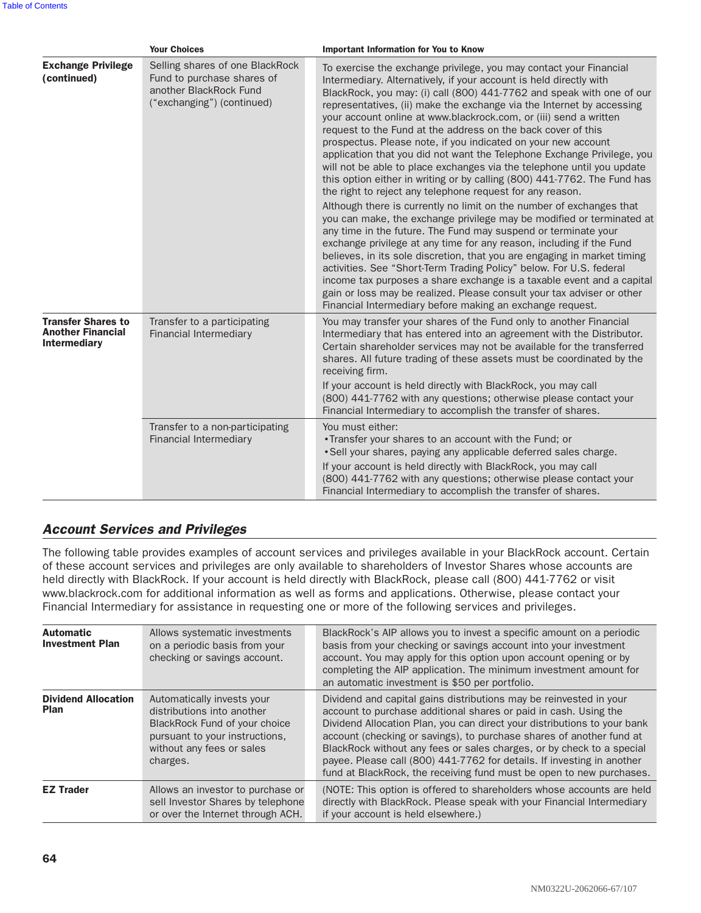| | Your Choices | Important Information for You to Know |
|---|---|---|
| **Exchange Privilege (continued)** | Selling shares of one BlackRock Fund to purchase shares of another BlackRock Fund ("exchanging") (continued) | To exercise the exchange privilege, you may contact your Financial Intermediary. Alternatively, if your account is held directly with BlackRock, you may: (i) call (800) 441-7762 and speak with one of our representatives, (ii) make the exchange via the Internet by accessing your account online at www.blackrock.com, or (iii) send a written request to the Fund at the address on the back cover of this prospectus. Please note, if you indicated on your new account application that you did not want the Telephone Exchange Privilege, you will not be able to place exchanges via the telephone until you update this option either in writing or by calling (800) 441-7762. The Fund has the right to reject any telephone request for any reason.<br>Although there is currently no limit on the number of exchanges that you can make, the exchange privilege may be modified or terminated at any time in the future. The Fund may suspend or terminate your exchange privilege at any time for any reason, including if the Fund believes, in its sole discretion, that you are engaging in market timing activities. See "Short-Term Trading Policy" below. For U.S. federal income tax purposes a share exchange is a taxable event and a capital gain or loss may be realized. Please consult your tax adviser or other Financial Intermediary before making an exchange request. |
| **Transfer Shares to Another Financial Intermediary** | Transfer to a participating Financial Intermediary | You may transfer your shares of the Fund only to another Financial Intermediary that has entered into an agreement with the Distributor. Certain shareholder services may not be available for the transferred shares. All future trading of these assets must be coordinated by the receiving firm.<br>If your account is held directly with BlackRock, you may call (800) 441-7762 with any questions; otherwise please contact your Financial Intermediary to accomplish the transfer of shares. |
| | Transfer to a non-participating Financial Intermediary | You must either:<br>• Transfer your shares to an account with the Fund; or<br>• Sell your shares, paying any applicable deferred sales charge.<br>If your account is held directly with BlackRock, you may call (800) 441-7762 with any questions; otherwise please contact your Financial Intermediary to accomplish the transfer of shares. |

## *Account Services and Privileges*

The following table provides examples of account services and privileges available in your BlackRock account. Certain of these account services and privileges are only available to shareholders of Investor Shares whose accounts are held directly with BlackRock. If your account is held directly with BlackRock, please call (800) 441-7762 or visit www.blackrock.com for additional information as well as forms and applications. Otherwise, please contact your Financial Intermediary for assistance in requesting one or more of the following services and privileges.

| | | |
|---|---|---|
| **Automatic Investment Plan** | Allows systematic investments on a periodic basis from your checking or savings account. | BlackRock's AIP allows you to invest a specific amount on a periodic basis from your checking or savings account into your investment account. You may apply for this option upon account opening or by completing the AIP application. The minimum investment amount for an automatic investment is $50 per portfolio. |
| **Dividend Allocation Plan** | Automatically invests your distributions into another BlackRock Fund of your choice pursuant to your instructions, without any fees or sales charges. | Dividend and capital gains distributions may be reinvested in your account to purchase additional shares or paid in cash. Using the Dividend Allocation Plan, you can direct your distributions to your bank account (checking or savings), to purchase shares of another fund at BlackRock without any fees or sales charges, or by check to a special payee. Please call (800) 441-7762 for details. If investing in another fund at BlackRock, the receiving fund must be open to new purchases. |
| **EZ Trader** | Allows an investor to purchase or sell Investor Shares by telephone or over the Internet through ACH. | (NOTE: This option is offered to shareholders whose accounts are held directly with BlackRock. Please speak with your Financial Intermediary if your account is held elsewhere.) |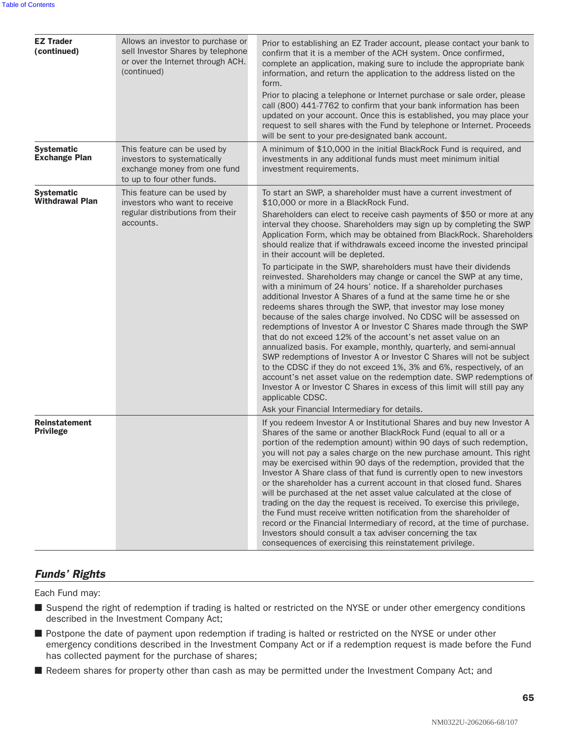| | | |
|---|---|---|
| **EZ Trader (continued)** | Allows an investor to purchase or sell Investor Shares by telephone or over the Internet through ACH. (continued) | Prior to establishing an EZ Trader account, please contact your bank to confirm that it is a member of the ACH system. Once confirmed, complete an application, making sure to include the appropriate bank information, and return the application to the address listed on the form.<br>Prior to placing a telephone or Internet purchase or sale order, please call (800) 441-7762 to confirm that your bank information has been updated on your account. Once this is established, you may place your request to sell shares with the Fund by telephone or Internet. Proceeds will be sent to your pre-designated bank account. |
| **Systematic Exchange Plan** | This feature can be used by investors to systematically exchange money from one fund to up to four other funds. | A minimum of $10,000 in the initial BlackRock Fund is required, and investments in any additional funds must meet minimum initial investment requirements. |
| **Systematic Withdrawal Plan** | This feature can be used by investors who want to receive regular distributions from their accounts. | To start an SWP, a shareholder must have a current investment of $10,000 or more in a BlackRock Fund.<br>Shareholders can elect to receive cash payments of $50 or more at any interval they choose. Shareholders may sign up by completing the SWP Application Form, which may be obtained from BlackRock. Shareholders should realize that if withdrawals exceed income the invested principal in their account will be depleted.<br>To participate in the SWP, shareholders must have their dividends reinvested. Shareholders may change or cancel the SWP at any time, with a minimum of 24 hours' notice. If a shareholder purchases additional Investor A Shares of a fund at the same time he or she redeems shares through the SWP, that investor may lose money because of the sales charge involved. No CDSC will be assessed on redemptions of Investor A or Investor C Shares made through the SWP that do not exceed 12% of the account's net asset value on an annualized basis. For example, monthly, quarterly, and semi-annual SWP redemptions of Investor A or Investor C Shares will not be subject to the CDSC if they do not exceed 1%, 3% and 6%, respectively, of an account's net asset value on the redemption date. SWP redemptions of Investor A or Investor C Shares in excess of this limit will still pay any applicable CDSC.<br>Ask your Financial Intermediary for details. |
| **Reinstatement Privilege** | | If you redeem Investor A or Institutional Shares and buy new Investor A Shares of the same or another BlackRock Fund (equal to all or a portion of the redemption amount) within 90 days of such redemption, you will not pay a sales charge on the new purchase amount. This right may be exercised within 90 days of the redemption, provided that the Investor A Share class of that fund is currently open to new investors or the shareholder has a current account in that closed fund. Shares will be purchased at the net asset value calculated at the close of trading on the day the request is received. To exercise this privilege, the Fund must receive written notification from the shareholder of record or the Financial Intermediary of record, at the time of purchase. Investors should consult a tax adviser concerning the tax consequences of exercising this reinstatement privilege. |

## *Funds' Rights*

Each Fund may:

- Suspend the right of redemption if trading is halted or restricted on the NYSE or under other emergency conditions described in the Investment Company Act;
- Postpone the date of payment upon redemption if trading is halted or restricted on the NYSE or under other emergency conditions described in the Investment Company Act or if a redemption request is made before the Fund has collected payment for the purchase of shares;
- Redeem shares for property other than cash as may be permitted under the Investment Company Act; and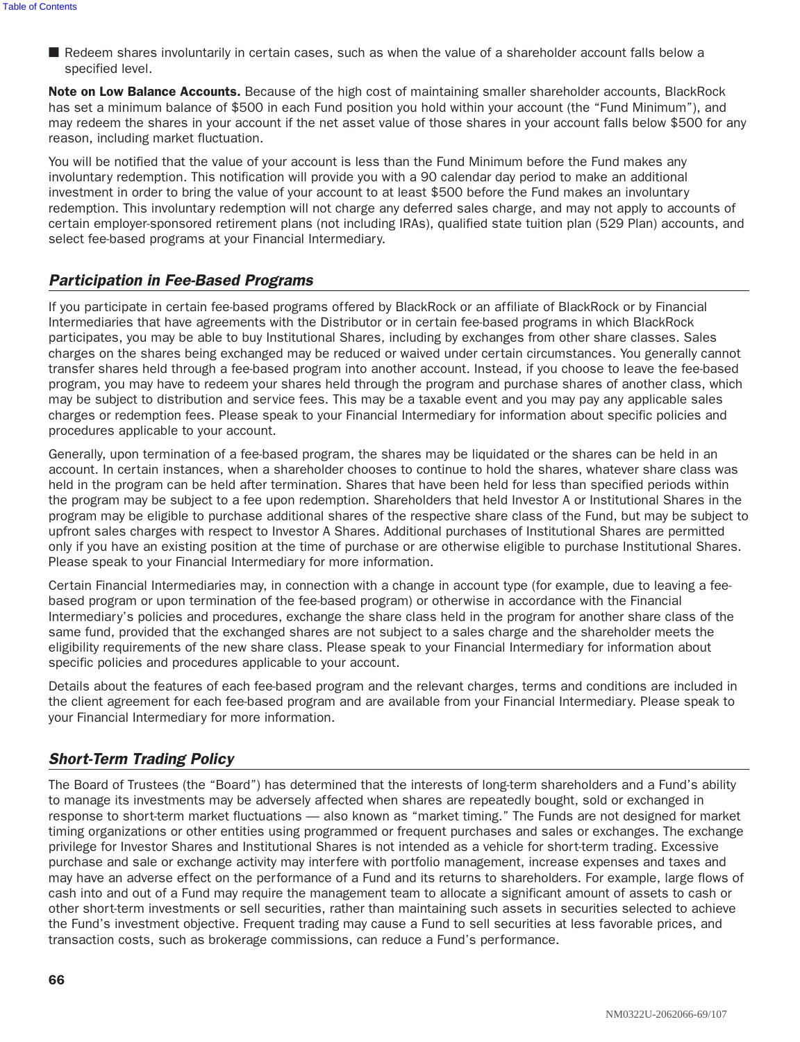- Redeem shares involuntarily in certain cases, such as when the value of a shareholder account falls below a specified level.

**Note on Low Balance Accounts.** Because of the high cost of maintaining smaller shareholder accounts, BlackRock has set a minimum balance of $500 in each Fund position you hold within your account (the "Fund Minimum"), and may redeem the shares in your account if the net asset value of those shares in your account falls below $500 for any reason, including market fluctuation.

You will be notified that the value of your account is less than the Fund Minimum before the Fund makes any involuntary redemption. This notification will provide you with a 90 calendar day period to make an additional investment in order to bring the value of your account to at least $500 before the Fund makes an involuntary redemption. This involuntary redemption will not charge any deferred sales charge, and may not apply to accounts of certain employer-sponsored retirement plans (not including IRAs), qualified state tuition plan (529 Plan) accounts, and select fee-based programs at your Financial Intermediary.

## *Participation in Fee-Based Programs*

If you participate in certain fee-based programs offered by BlackRock or an affiliate of BlackRock or by Financial Intermediaries that have agreements with the Distributor or in certain fee-based programs in which BlackRock participates, you may be able to buy Institutional Shares, including by exchanges from other share classes. Sales charges on the shares being exchanged may be reduced or waived under certain circumstances. You generally cannot transfer shares held through a fee-based program into another account. Instead, if you choose to leave the fee-based program, you may have to redeem your shares held through the program and purchase shares of another class, which may be subject to distribution and service fees. This may be a taxable event and you may pay any applicable sales charges or redemption fees. Please speak to your Financial Intermediary for information about specific policies and procedures applicable to your account.

Generally, upon termination of a fee-based program, the shares may be liquidated or the shares can be held in an account. In certain instances, when a shareholder chooses to continue to hold the shares, whatever share class was held in the program can be held after termination. Shares that have been held for less than specified periods within the program may be subject to a fee upon redemption. Shareholders that held Investor A or Institutional Shares in the program may be eligible to purchase additional shares of the respective share class of the Fund, but may be subject to upfront sales charges with respect to Investor A Shares. Additional purchases of Institutional Shares are permitted only if you have an existing position at the time of purchase or are otherwise eligible to purchase Institutional Shares. Please speak to your Financial Intermediary for more information.

Certain Financial Intermediaries may, in connection with a change in account type (for example, due to leaving a fee-based program or upon termination of the fee-based program) or otherwise in accordance with the Financial Intermediary's policies and procedures, exchange the share class held in the program for another share class of the same fund, provided that the exchanged shares are not subject to a sales charge and the shareholder meets the eligibility requirements of the new share class. Please speak to your Financial Intermediary for information about specific policies and procedures applicable to your account.

Details about the features of each fee-based program and the relevant charges, terms and conditions are included in the client agreement for each fee-based program and are available from your Financial Intermediary. Please speak to your Financial Intermediary for more information.

## *Short-Term Trading Policy*

The Board of Trustees (the "Board") has determined that the interests of long-term shareholders and a Fund's ability to manage its investments may be adversely affected when shares are repeatedly bought, sold or exchanged in response to short-term market fluctuations — also known as "market timing." The Funds are not designed for market timing organizations or other entities using programmed or frequent purchases and sales or exchanges. The exchange privilege for Investor Shares and Institutional Shares is not intended as a vehicle for short-term trading. Excessive purchase and sale or exchange activity may interfere with portfolio management, increase expenses and taxes and may have an adverse effect on the performance of a Fund and its returns to shareholders. For example, large flows of cash into and out of a Fund may require the management team to allocate a significant amount of assets to cash or other short-term investments or sell securities, rather than maintaining such assets in securities selected to achieve the Fund's investment objective. Frequent trading may cause a Fund to sell securities at less favorable prices, and transaction costs, such as brokerage commissions, can reduce a Fund's performance.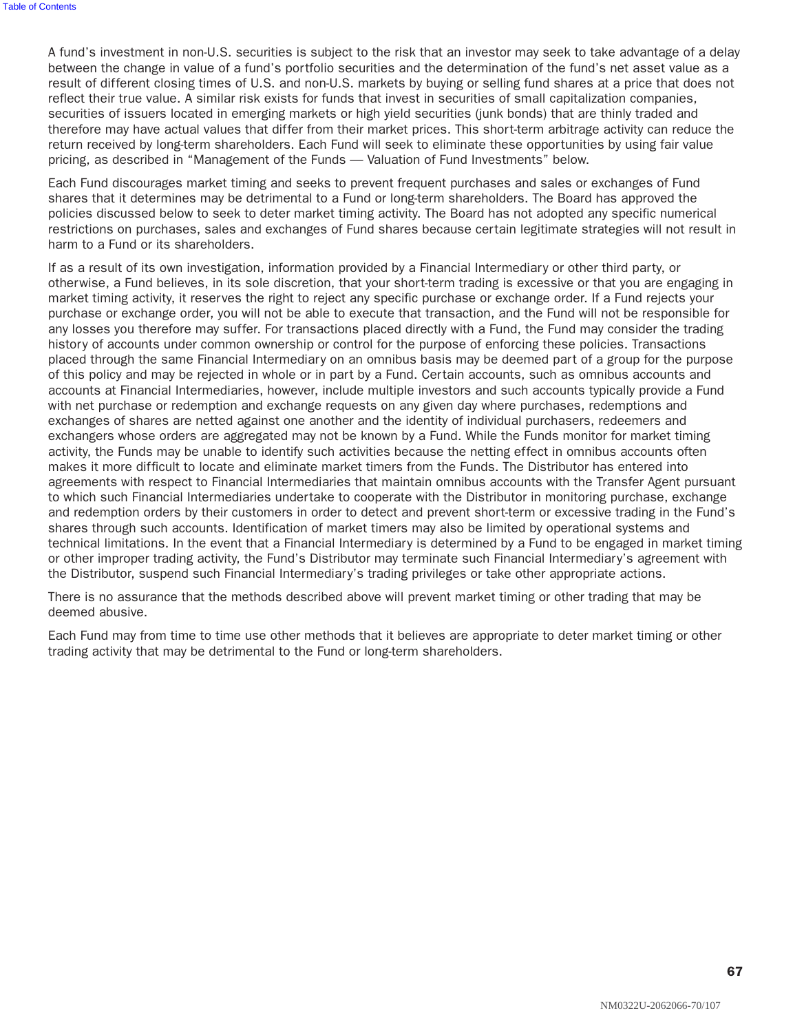A fund's investment in non-U.S. securities is subject to the risk that an investor may seek to take advantage of a delay between the change in value of a fund's portfolio securities and the determination of the fund's net asset value as a result of different closing times of U.S. and non-U.S. markets by buying or selling fund shares at a price that does not reflect their true value. A similar risk exists for funds that invest in securities of small capitalization companies, securities of issuers located in emerging markets or high yield securities (junk bonds) that are thinly traded and therefore may have actual values that differ from their market prices. This short-term arbitrage activity can reduce the return received by long-term shareholders. Each Fund will seek to eliminate these opportunities by using fair value pricing, as described in "Management of the Funds — Valuation of Fund Investments" below.

Each Fund discourages market timing and seeks to prevent frequent purchases and sales or exchanges of Fund shares that it determines may be detrimental to a Fund or long-term shareholders. The Board has approved the policies discussed below to seek to deter market timing activity. The Board has not adopted any specific numerical restrictions on purchases, sales and exchanges of Fund shares because certain legitimate strategies will not result in harm to a Fund or its shareholders.

If as a result of its own investigation, information provided by a Financial Intermediary or other third party, or otherwise, a Fund believes, in its sole discretion, that your short-term trading is excessive or that you are engaging in market timing activity, it reserves the right to reject any specific purchase or exchange order. If a Fund rejects your purchase or exchange order, you will not be able to execute that transaction, and the Fund will not be responsible for any losses you therefore may suffer. For transactions placed directly with a Fund, the Fund may consider the trading history of accounts under common ownership or control for the purpose of enforcing these policies. Transactions placed through the same Financial Intermediary on an omnibus basis may be deemed part of a group for the purpose of this policy and may be rejected in whole or in part by a Fund. Certain accounts, such as omnibus accounts and accounts at Financial Intermediaries, however, include multiple investors and such accounts typically provide a Fund with net purchase or redemption and exchange requests on any given day where purchases, redemptions and exchanges of shares are netted against one another and the identity of individual purchasers, redeemers and exchangers whose orders are aggregated may not be known by a Fund. While the Funds monitor for market timing activity, the Funds may be unable to identify such activities because the netting effect in omnibus accounts often makes it more difficult to locate and eliminate market timers from the Funds. The Distributor has entered into agreements with respect to Financial Intermediaries that maintain omnibus accounts with the Transfer Agent pursuant to which such Financial Intermediaries undertake to cooperate with the Distributor in monitoring purchase, exchange and redemption orders by their customers in order to detect and prevent short-term or excessive trading in the Fund's shares through such accounts. Identification of market timers may also be limited by operational systems and technical limitations. In the event that a Financial Intermediary is determined by a Fund to be engaged in market timing or other improper trading activity, the Fund's Distributor may terminate such Financial Intermediary's agreement with the Distributor, suspend such Financial Intermediary's trading privileges or take other appropriate actions.

There is no assurance that the methods described above will prevent market timing or other trading that may be deemed abusive.

Each Fund may from time to time use other methods that it believes are appropriate to deter market timing or other trading activity that may be detrimental to the Fund or long-term shareholders.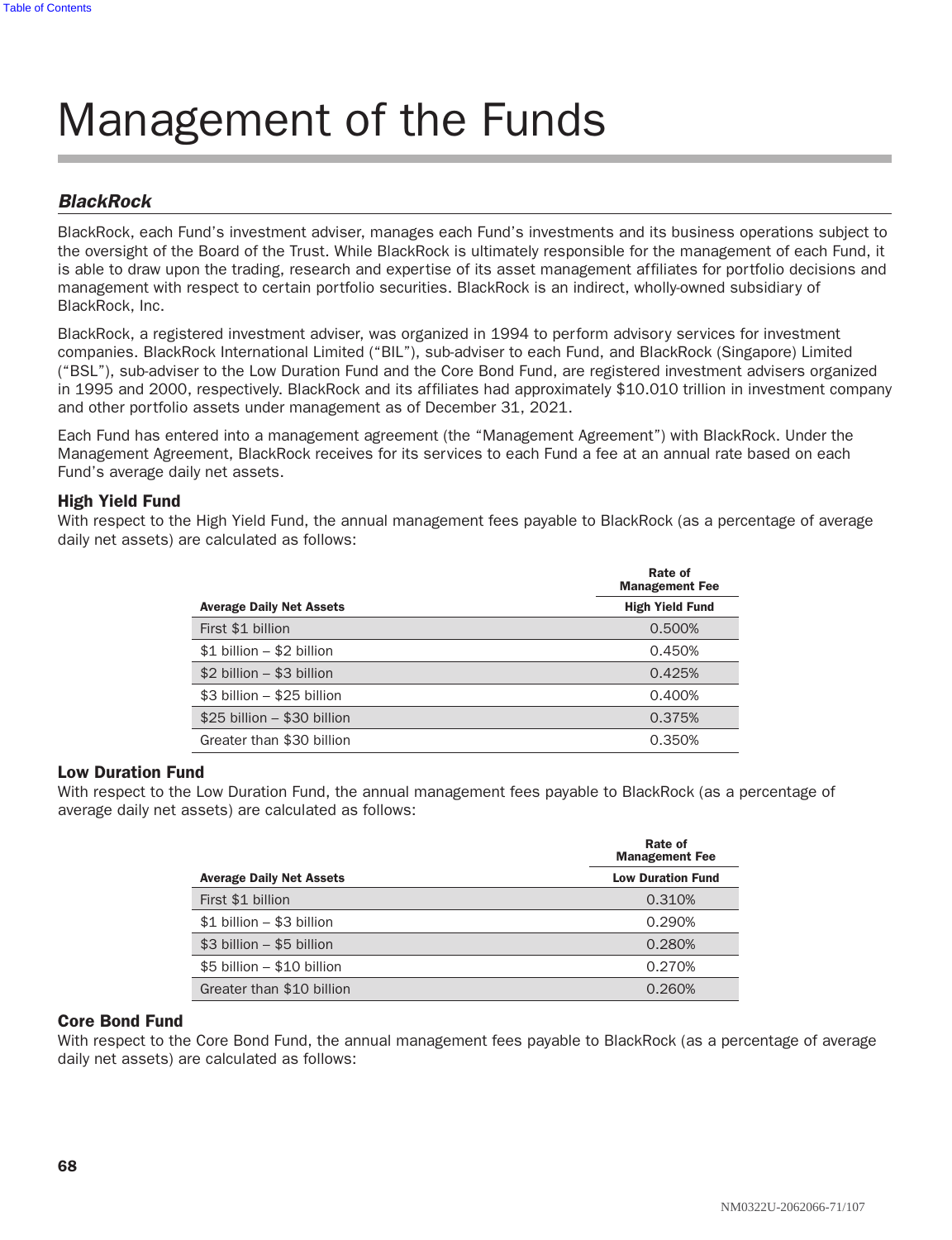# Management of the Funds

## *BlackRock*

BlackRock, each Fund's investment adviser, manages each Fund's investments and its business operations subject to the oversight of the Board of the Trust. While BlackRock is ultimately responsible for the management of each Fund, it is able to draw upon the trading, research and expertise of its asset management affiliates for portfolio decisions and management with respect to certain portfolio securities. BlackRock is an indirect, wholly-owned subsidiary of BlackRock, Inc.

BlackRock, a registered investment adviser, was organized in 1994 to perform advisory services for investment companies. BlackRock International Limited ("BIL"), sub-adviser to each Fund, and BlackRock (Singapore) Limited ("BSL"), sub-adviser to the Low Duration Fund and the Core Bond Fund, are registered investment advisers organized in 1995 and 2000, respectively. BlackRock and its affiliates had approximately $10.010 trillion in investment company and other portfolio assets under management as of December 31, 2021.

Each Fund has entered into a management agreement (the "Management Agreement") with BlackRock. Under the Management Agreement, BlackRock receives for its services to each Fund a fee at an annual rate based on each Fund's average daily net assets.

### High Yield Fund

With respect to the High Yield Fund, the annual management fees payable to BlackRock (as a percentage of average daily net assets) are calculated as follows:

| | Rate of Management Fee |
|---|---|
| **Average Daily Net Assets** | **High Yield Fund** |
| First $1 billion | 0.500% |
| $1 billion – $2 billion | 0.450% |
| $2 billion – $3 billion | 0.425% |
| $3 billion – $25 billion | 0.400% |
| $25 billion – $30 billion | 0.375% |
| Greater than $30 billion | 0.350% |

### Low Duration Fund

With respect to the Low Duration Fund, the annual management fees payable to BlackRock (as a percentage of average daily net assets) are calculated as follows:

| | Rate of Management Fee |
|---|---|
| **Average Daily Net Assets** | **Low Duration Fund** |
| First $1 billion | 0.310% |
| $1 billion – $3 billion | 0.290% |
| $3 billion – $5 billion | 0.280% |
| $5 billion – $10 billion | 0.270% |
| Greater than $10 billion | 0.260% |

### Core Bond Fund

With respect to the Core Bond Fund, the annual management fees payable to BlackRock (as a percentage of average daily net assets) are calculated as follows: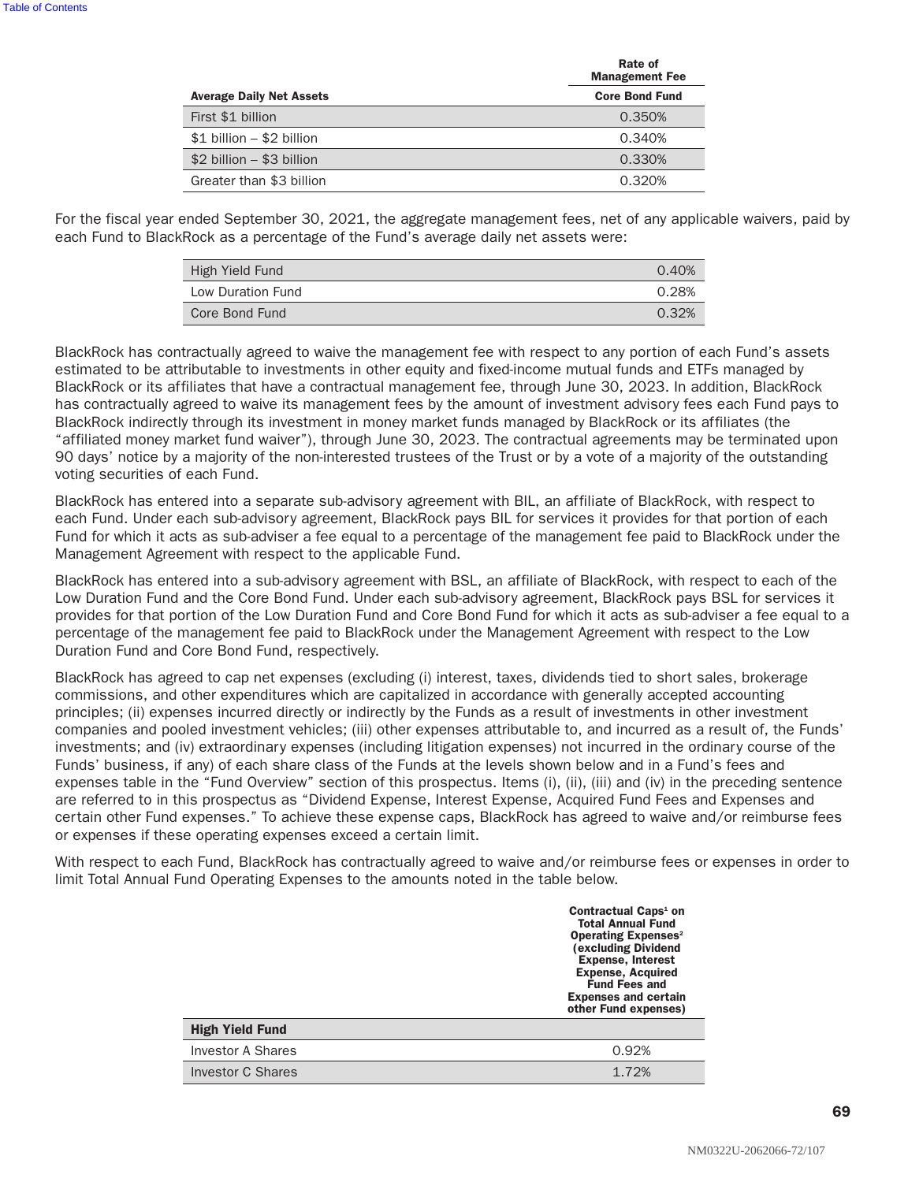| Average Daily Net Assets | Rate of Management Fee<br>Core Bond Fund |
|---|---|
| First $1 billion | 0.350% |
| $1 billion – $2 billion | 0.340% |
| $2 billion – $3 billion | 0.330% |
| Greater than $3 billion | 0.320% |

For the fiscal year ended September 30, 2021, the aggregate management fees, net of any applicable waivers, paid by each Fund to BlackRock as a percentage of the Fund's average daily net assets were:

| | |
|---|---|
| High Yield Fund | 0.40% |
| Low Duration Fund | 0.28% |
| Core Bond Fund | 0.32% |

BlackRock has contractually agreed to waive the management fee with respect to any portion of each Fund's assets estimated to be attributable to investments in other equity and fixed-income mutual funds and ETFs managed by BlackRock or its affiliates that have a contractual management fee, through June 30, 2023. In addition, BlackRock has contractually agreed to waive its management fees by the amount of investment advisory fees each Fund pays to BlackRock indirectly through its investment in money market funds managed by BlackRock or its affiliates (the "affiliated money market fund waiver"), through June 30, 2023. The contractual agreements may be terminated upon 90 days' notice by a majority of the non-interested trustees of the Trust or by a vote of a majority of the outstanding voting securities of each Fund.

BlackRock has entered into a separate sub-advisory agreement with BIL, an affiliate of BlackRock, with respect to each Fund. Under each sub-advisory agreement, BlackRock pays BIL for services it provides for that portion of each Fund for which it acts as sub-adviser a fee equal to a percentage of the management fee paid to BlackRock under the Management Agreement with respect to the applicable Fund.

BlackRock has entered into a sub-advisory agreement with BSL, an affiliate of BlackRock, with respect to each of the Low Duration Fund and the Core Bond Fund. Under each sub-advisory agreement, BlackRock pays BSL for services it provides for that portion of the Low Duration Fund and Core Bond Fund for which it acts as sub-adviser a fee equal to a percentage of the management fee paid to BlackRock under the Management Agreement with respect to the Low Duration Fund and Core Bond Fund, respectively.

BlackRock has agreed to cap net expenses (excluding (i) interest, taxes, dividends tied to short sales, brokerage commissions, and other expenditures which are capitalized in accordance with generally accepted accounting principles; (ii) expenses incurred directly or indirectly by the Funds as a result of investments in other investment companies and pooled investment vehicles; (iii) other expenses attributable to, and incurred as a result of, the Funds' investments; and (iv) extraordinary expenses (including litigation expenses) not incurred in the ordinary course of the Funds' business, if any) of each share class of the Funds at the levels shown below and in a Fund's fees and expenses table in the "Fund Overview" section of this prospectus. Items (i), (ii), (iii) and (iv) in the preceding sentence are referred to in this prospectus as "Dividend Expense, Interest Expense, Acquired Fund Fees and Expenses and certain other Fund expenses." To achieve these expense caps, BlackRock has agreed to waive and/or reimburse fees or expenses if these operating expenses exceed a certain limit.

With respect to each Fund, BlackRock has contractually agreed to waive and/or reimburse fees or expenses in order to limit Total Annual Fund Operating Expenses to the amounts noted in the table below.

| | Contractual Caps[1] on Total Annual Fund Operating Expenses[2] (excluding Dividend Expense, Interest Expense, Acquired Fund Fees and Expenses and certain other Fund expenses) |
|---|---|
| **High Yield Fund** | |
| Investor A Shares | 0.92% |
| Investor C Shares | 1.72% |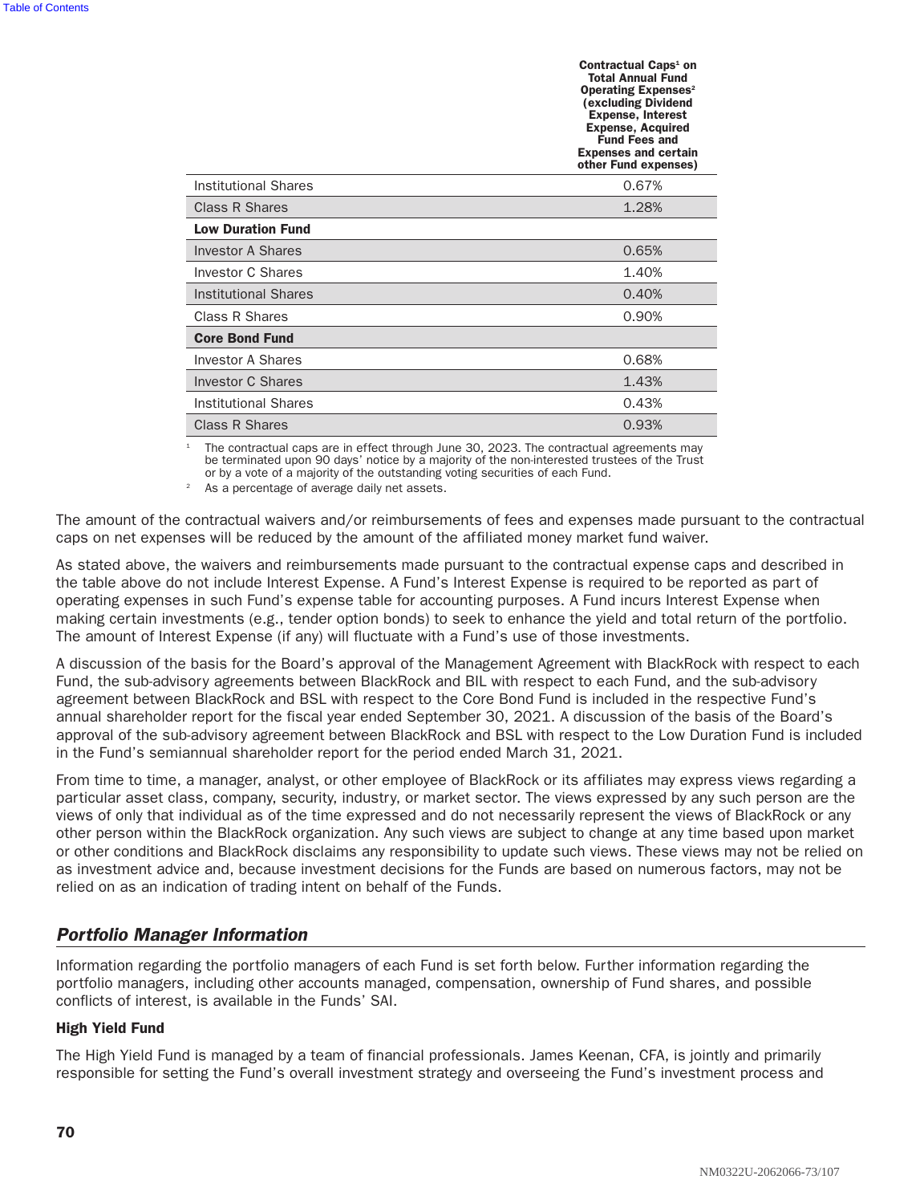| | Contractual Caps[1] on Total Annual Fund Operating Expenses[2] (excluding Dividend Expense, Interest Expense, Acquired Fund Fees and Expenses and certain other Fund expenses) |
|---|---|
| Institutional Shares | 0.67% |
| Class R Shares | 1.28% |
| **Low Duration Fund** | |
| Investor A Shares | 0.65% |
| Investor C Shares | 1.40% |
| Institutional Shares | 0.40% |
| Class R Shares | 0.90% |
| **Core Bond Fund** | |
| Investor A Shares | 0.68% |
| Investor C Shares | 1.43% |
| Institutional Shares | 0.43% |
| Class R Shares | 0.93% |

[1] The contractual caps are in effect through June 30, 2023. The contractual agreements may be terminated upon 90 days' notice by a majority of the non-interested trustees of the Trust or by a vote of a majority of the outstanding voting securities of each Fund.

[2] As a percentage of average daily net assets.

The amount of the contractual waivers and/or reimbursements of fees and expenses made pursuant to the contractual caps on net expenses will be reduced by the amount of the affiliated money market fund waiver.

As stated above, the waivers and reimbursements made pursuant to the contractual expense caps and described in the table above do not include Interest Expense. A Fund's Interest Expense is required to be reported as part of operating expenses in such Fund's expense table for accounting purposes. A Fund incurs Interest Expense when making certain investments (e.g., tender option bonds) to seek to enhance the yield and total return of the portfolio. The amount of Interest Expense (if any) will fluctuate with a Fund's use of those investments.

A discussion of the basis for the Board's approval of the Management Agreement with BlackRock with respect to each Fund, the sub-advisory agreements between BlackRock and BIL with respect to each Fund, and the sub-advisory agreement between BlackRock and BSL with respect to the Core Bond Fund is included in the respective Fund's annual shareholder report for the fiscal year ended September 30, 2021. A discussion of the basis of the Board's approval of the sub-advisory agreement between BlackRock and BSL with respect to the Low Duration Fund is included in the Fund's semiannual shareholder report for the period ended March 31, 2021.

From time to time, a manager, analyst, or other employee of BlackRock or its affiliates may express views regarding a particular asset class, company, security, industry, or market sector. The views expressed by any such person are the views of only that individual as of the time expressed and do not necessarily represent the views of BlackRock or any other person within the BlackRock organization. Any such views are subject to change at any time based upon market or other conditions and BlackRock disclaims any responsibility to update such views. These views may not be relied on as investment advice and, because investment decisions for the Funds are based on numerous factors, may not be relied on as an indication of trading intent on behalf of the Funds.

## *Portfolio Manager Information*

Information regarding the portfolio managers of each Fund is set forth below. Further information regarding the portfolio managers, including other accounts managed, compensation, ownership of Fund shares, and possible conflicts of interest, is available in the Funds' SAI.

### High Yield Fund

The High Yield Fund is managed by a team of financial professionals. James Keenan, CFA, is jointly and primarily responsible for setting the Fund's overall investment strategy and overseeing the Fund's investment process and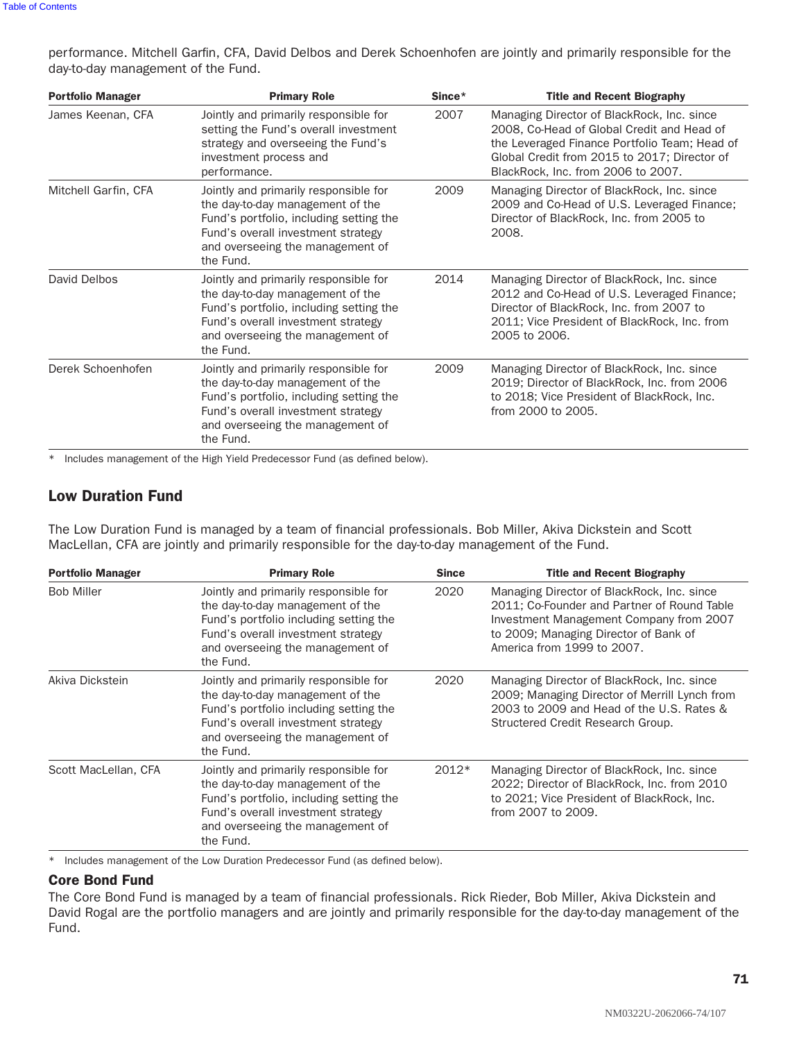performance. Mitchell Garfin, CFA, David Delbos and Derek Schoenhofen are jointly and primarily responsible for the day-to-day management of the Fund.

| Portfolio Manager | Primary Role | Since* | Title and Recent Biography |
|---|---|---|---|
| James Keenan, CFA | Jointly and primarily responsible for setting the Fund's overall investment strategy and overseeing the Fund's investment process and performance. | 2007 | Managing Director of BlackRock, Inc. since 2008, Co-Head of Global Credit and Head of the Leveraged Finance Portfolio Team; Head of Global Credit from 2015 to 2017; Director of BlackRock, Inc. from 2006 to 2007. |
| Mitchell Garfin, CFA | Jointly and primarily responsible for the day-to-day management of the Fund's portfolio, including setting the Fund's overall investment strategy and overseeing the management of the Fund. | 2009 | Managing Director of BlackRock, Inc. since 2009 and Co-Head of U.S. Leveraged Finance; Director of BlackRock, Inc. from 2005 to 2008. |
| David Delbos | Jointly and primarily responsible for the day-to-day management of the Fund's portfolio, including setting the Fund's overall investment strategy and overseeing the management of the Fund. | 2014 | Managing Director of BlackRock, Inc. since 2012 and Co-Head of U.S. Leveraged Finance; Director of BlackRock, Inc. from 2007 to 2011; Vice President of BlackRock, Inc. from 2005 to 2006. |
| Derek Schoenhofen | Jointly and primarily responsible for the day-to-day management of the Fund's portfolio, including setting the Fund's overall investment strategy and overseeing the management of the Fund. | 2009 | Managing Director of BlackRock, Inc. since 2019; Director of BlackRock, Inc. from 2006 to 2018; Vice President of BlackRock, Inc. from 2000 to 2005. |

\* Includes management of the High Yield Predecessor Fund (as defined below).

## Low Duration Fund

The Low Duration Fund is managed by a team of financial professionals. Bob Miller, Akiva Dickstein and Scott MacLellan, CFA are jointly and primarily responsible for the day-to-day management of the Fund.

| Portfolio Manager | Primary Role | Since | Title and Recent Biography |
|---|---|---|---|
| Bob Miller | Jointly and primarily responsible for the day-to-day management of the Fund's portfolio including setting the Fund's overall investment strategy and overseeing the management of the Fund. | 2020 | Managing Director of BlackRock, Inc. since 2011; Co-Founder and Partner of Round Table Investment Management Company from 2007 to 2009; Managing Director of Bank of America from 1999 to 2007. |
| Akiva Dickstein | Jointly and primarily responsible for the day-to-day management of the Fund's portfolio including setting the Fund's overall investment strategy and overseeing the management of the Fund. | 2020 | Managing Director of BlackRock, Inc. since 2009; Managing Director of Merrill Lynch from 2003 to 2009 and Head of the U.S. Rates & Structured Credit Research Group. |
| Scott MacLellan, CFA | Jointly and primarily responsible for the day-to-day management of the Fund's portfolio, including setting the Fund's overall investment strategy and overseeing the management of the Fund. | 2012* | Managing Director of BlackRock, Inc. since 2022; Director of BlackRock, Inc. from 2010 to 2021; Vice President of BlackRock, Inc. from 2007 to 2009. |

\* Includes management of the Low Duration Predecessor Fund (as defined below).

## Core Bond Fund

The Core Bond Fund is managed by a team of financial professionals. Rick Rieder, Bob Miller, Akiva Dickstein and David Rogal are the portfolio managers and are jointly and primarily responsible for the day-to-day management of the Fund.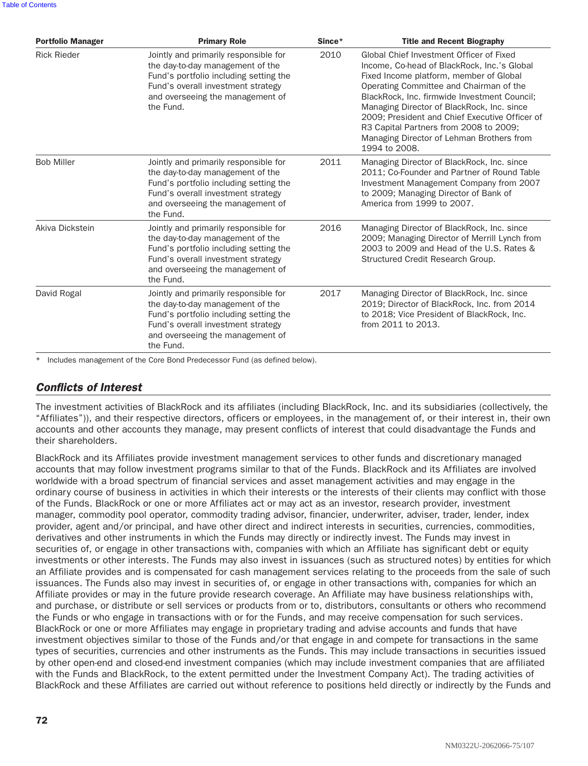| Portfolio Manager | Primary Role | Since* | Title and Recent Biography |
|---|---|---|---|
| Rick Rieder | Jointly and primarily responsible for the day-to-day management of the Fund's portfolio including setting the Fund's overall investment strategy and overseeing the management of the Fund. | 2010 | Global Chief Investment Officer of Fixed Income, Co-head of BlackRock, Inc.'s Global Fixed Income platform, member of Global Operating Committee and Chairman of the BlackRock, Inc. firmwide Investment Council; Managing Director of BlackRock, Inc. since 2009; President and Chief Executive Officer of R3 Capital Partners from 2008 to 2009; Managing Director of Lehman Brothers from 1994 to 2008. |
| Bob Miller | Jointly and primarily responsible for the day-to-day management of the Fund's portfolio including setting the Fund's overall investment strategy and overseeing the management of the Fund. | 2011 | Managing Director of BlackRock, Inc. since 2011; Co-Founder and Partner of Round Table Investment Management Company from 2007 to 2009; Managing Director of Bank of America from 1999 to 2007. |
| Akiva Dickstein | Jointly and primarily responsible for the day-to-day management of the Fund's portfolio including setting the Fund's overall investment strategy and overseeing the management of the Fund. | 2016 | Managing Director of BlackRock, Inc. since 2009; Managing Director of Merrill Lynch from 2003 to 2009 and Head of the U.S. Rates & Structured Credit Research Group. |
| David Rogal | Jointly and primarily responsible for the day-to-day management of the Fund's portfolio including setting the Fund's overall investment strategy and overseeing the management of the Fund. | 2017 | Managing Director of BlackRock, Inc. since 2019; Director of BlackRock, Inc. from 2014 to 2018; Vice President of BlackRock, Inc. from 2011 to 2013. |

* Includes management of the Core Bond Predecessor Fund (as defined below).

## *Conflicts of Interest*

The investment activities of BlackRock and its affiliates (including BlackRock, Inc. and its subsidiaries (collectively, the "Affiliates")), and their respective directors, officers or employees, in the management of, or their interest in, their own accounts and other accounts they manage, may present conflicts of interest that could disadvantage the Funds and their shareholders.

BlackRock and its Affiliates provide investment management services to other funds and discretionary managed accounts that may follow investment programs similar to that of the Funds. BlackRock and its Affiliates are involved worldwide with a broad spectrum of financial services and asset management activities and may engage in the ordinary course of business in activities in which their interests or the interests of their clients may conflict with those of the Funds. BlackRock or one or more Affiliates act or may act as an investor, research provider, investment manager, commodity pool operator, commodity trading advisor, financier, underwriter, adviser, trader, lender, index provider, agent and/or principal, and have other direct and indirect interests in securities, currencies, commodities, derivatives and other instruments in which the Funds may directly or indirectly invest. The Funds may invest in securities of, or engage in other transactions with, companies with which an Affiliate has significant debt or equity investments or other interests. The Funds may also invest in issuances (such as structured notes) by entities for which an Affiliate provides and is compensated for cash management services relating to the proceeds from the sale of such issuances. The Funds also may invest in securities of, or engage in other transactions with, companies for which an Affiliate provides or may in the future provide research coverage. An Affiliate may have business relationships with, and purchase, or distribute or sell services or products from or to, distributors, consultants or others who recommend the Funds or who engage in transactions with or for the Funds, and may receive compensation for such services. BlackRock or one or more Affiliates may engage in proprietary trading and advise accounts and funds that have investment objectives similar to those of the Funds and/or that engage in and compete for transactions in the same types of securities, currencies and other instruments as the Funds. This may include transactions in securities issued by other open-end and closed-end investment companies (which may include investment companies that are affiliated with the Funds and BlackRock, to the extent permitted under the Investment Company Act). The trading activities of BlackRock and these Affiliates are carried out without reference to positions held directly or indirectly by the Funds and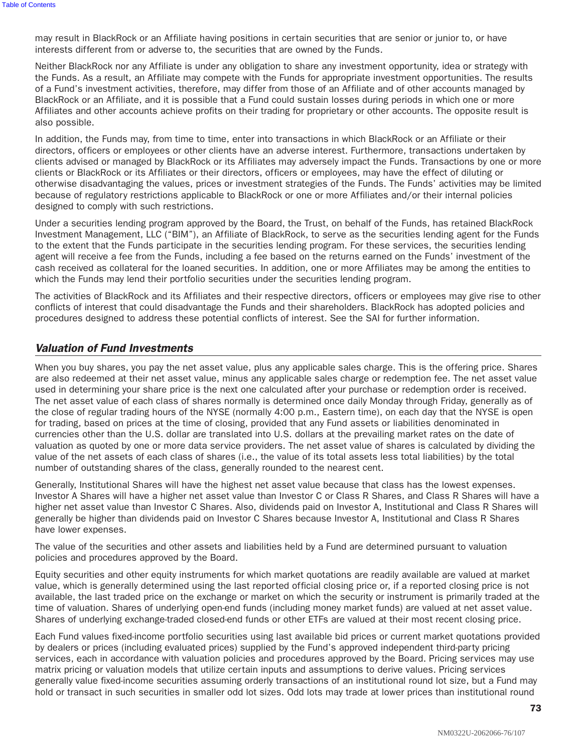may result in BlackRock or an Affiliate having positions in certain securities that are senior or junior to, or have interests different from or adverse to, the securities that are owned by the Funds.

Neither BlackRock nor any Affiliate is under any obligation to share any investment opportunity, idea or strategy with the Funds. As a result, an Affiliate may compete with the Funds for appropriate investment opportunities. The results of a Fund's investment activities, therefore, may differ from those of an Affiliate and of other accounts managed by BlackRock or an Affiliate, and it is possible that a Fund could sustain losses during periods in which one or more Affiliates and other accounts achieve profits on their trading for proprietary or other accounts. The opposite result is also possible.

In addition, the Funds may, from time to time, enter into transactions in which BlackRock or an Affiliate or their directors, officers or employees or other clients have an adverse interest. Furthermore, transactions undertaken by clients advised or managed by BlackRock or its Affiliates may adversely impact the Funds. Transactions by one or more clients or BlackRock or its Affiliates or their directors, officers or employees, may have the effect of diluting or otherwise disadvantaging the values, prices or investment strategies of the Funds. The Funds' activities may be limited because of regulatory restrictions applicable to BlackRock or one or more Affiliates and/or their internal policies designed to comply with such restrictions.

Under a securities lending program approved by the Board, the Trust, on behalf of the Funds, has retained BlackRock Investment Management, LLC ("BIM"), an Affiliate of BlackRock, to serve as the securities lending agent for the Funds to the extent that the Funds participate in the securities lending program. For these services, the securities lending agent will receive a fee from the Funds, including a fee based on the returns earned on the Funds' investment of the cash received as collateral for the loaned securities. In addition, one or more Affiliates may be among the entities to which the Funds may lend their portfolio securities under the securities lending program.

The activities of BlackRock and its Affiliates and their respective directors, officers or employees may give rise to other conflicts of interest that could disadvantage the Funds and their shareholders. BlackRock has adopted policies and procedures designed to address these potential conflicts of interest. See the SAI for further information.

## *Valuation of Fund Investments*

When you buy shares, you pay the net asset value, plus any applicable sales charge. This is the offering price. Shares are also redeemed at their net asset value, minus any applicable sales charge or redemption fee. The net asset value used in determining your share price is the next one calculated after your purchase or redemption order is received. The net asset value of each class of shares normally is determined once daily Monday through Friday, generally as of the close of regular trading hours of the NYSE (normally 4:00 p.m., Eastern time), on each day that the NYSE is open for trading, based on prices at the time of closing, provided that any Fund assets or liabilities denominated in currencies other than the U.S. dollar are translated into U.S. dollars at the prevailing market rates on the date of valuation as quoted by one or more data service providers. The net asset value of shares is calculated by dividing the value of the net assets of each class of shares (i.e., the value of its total assets less total liabilities) by the total number of outstanding shares of the class, generally rounded to the nearest cent.

Generally, Institutional Shares will have the highest net asset value because that class has the lowest expenses. Investor A Shares will have a higher net asset value than Investor C or Class R Shares, and Class R Shares will have a higher net asset value than Investor C Shares. Also, dividends paid on Investor A, Institutional and Class R Shares will generally be higher than dividends paid on Investor C Shares because Investor A, Institutional and Class R Shares have lower expenses.

The value of the securities and other assets and liabilities held by a Fund are determined pursuant to valuation policies and procedures approved by the Board.

Equity securities and other equity instruments for which market quotations are readily available are valued at market value, which is generally determined using the last reported official closing price or, if a reported closing price is not available, the last traded price on the exchange or market on which the security or instrument is primarily traded at the time of valuation. Shares of underlying open-end funds (including money market funds) are valued at net asset value. Shares of underlying exchange-traded closed-end funds or other ETFs are valued at their most recent closing price.

Each Fund values fixed-income portfolio securities using last available bid prices or current market quotations provided by dealers or prices (including evaluated prices) supplied by the Fund's approved independent third-party pricing services, each in accordance with valuation policies and procedures approved by the Board. Pricing services may use matrix pricing or valuation models that utilize certain inputs and assumptions to derive values. Pricing services generally value fixed-income securities assuming orderly transactions of an institutional round lot size, but a Fund may hold or transact in such securities in smaller odd lot sizes. Odd lots may trade at lower prices than institutional round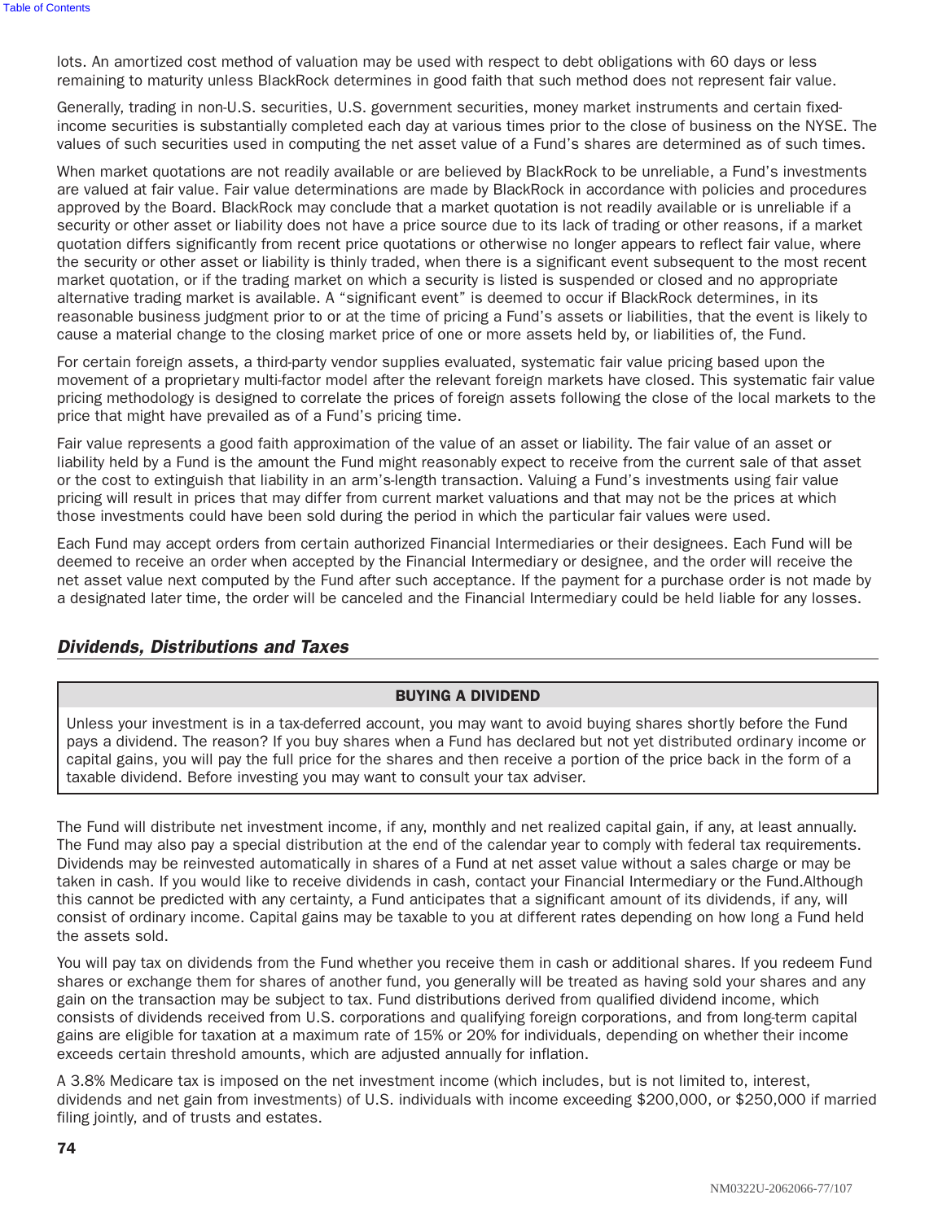lots. An amortized cost method of valuation may be used with respect to debt obligations with 60 days or less remaining to maturity unless BlackRock determines in good faith that such method does not represent fair value.

Generally, trading in non-U.S. securities, U.S. government securities, money market instruments and certain fixed-income securities is substantially completed each day at various times prior to the close of business on the NYSE. The values of such securities used in computing the net asset value of a Fund's shares are determined as of such times.

When market quotations are not readily available or are believed by BlackRock to be unreliable, a Fund's investments are valued at fair value. Fair value determinations are made by BlackRock in accordance with policies and procedures approved by the Board. BlackRock may conclude that a market quotation is not readily available or is unreliable if a security or other asset or liability does not have a price source due to its lack of trading or other reasons, if a market quotation differs significantly from recent price quotations or otherwise no longer appears to reflect fair value, where the security or other asset or liability is thinly traded, when there is a significant event subsequent to the most recent market quotation, or if the trading market on which a security is listed is suspended or closed and no appropriate alternative trading market is available. A "significant event" is deemed to occur if BlackRock determines, in its reasonable business judgment prior to or at the time of pricing a Fund's assets or liabilities, that the event is likely to cause a material change to the closing market price of one or more assets held by, or liabilities of, the Fund.

For certain foreign assets, a third-party vendor supplies evaluated, systematic fair value pricing based upon the movement of a proprietary multi-factor model after the relevant foreign markets have closed. This systematic fair value pricing methodology is designed to correlate the prices of foreign assets following the close of the local markets to the price that might have prevailed as of a Fund's pricing time.

Fair value represents a good faith approximation of the value of an asset or liability. The fair value of an asset or liability held by a Fund is the amount the Fund might reasonably expect to receive from the current sale of that asset or the cost to extinguish that liability in an arm's-length transaction. Valuing a Fund's investments using fair value pricing will result in prices that may differ from current market valuations and that may not be the prices at which those investments could have been sold during the period in which the particular fair values were used.

Each Fund may accept orders from certain authorized Financial Intermediaries or their designees. Each Fund will be deemed to receive an order when accepted by the Financial Intermediary or designee, and the order will receive the net asset value next computed by the Fund after such acceptance. If the payment for a purchase order is not made by a designated later time, the order will be canceled and the Financial Intermediary could be held liable for any losses.

## *Dividends, Distributions and Taxes*

| BUYING A DIVIDEND |
|---|
| Unless your investment is in a tax-deferred account, you may want to avoid buying shares shortly before the Fund pays a dividend. The reason? If you buy shares when a Fund has declared but not yet distributed ordinary income or capital gains, you will pay the full price for the shares and then receive a portion of the price back in the form of a taxable dividend. Before investing you may want to consult your tax adviser. |

The Fund will distribute net investment income, if any, monthly and net realized capital gain, if any, at least annually. The Fund may also pay a special distribution at the end of the calendar year to comply with federal tax requirements. Dividends may be reinvested automatically in shares of a Fund at net asset value without a sales charge or may be taken in cash. If you would like to receive dividends in cash, contact your Financial Intermediary or the Fund.Although this cannot be predicted with any certainty, a Fund anticipates that a significant amount of its dividends, if any, will consist of ordinary income. Capital gains may be taxable to you at different rates depending on how long a Fund held the assets sold.

You will pay tax on dividends from the Fund whether you receive them in cash or additional shares. If you redeem Fund shares or exchange them for shares of another fund, you generally will be treated as having sold your shares and any gain on the transaction may be subject to tax. Fund distributions derived from qualified dividend income, which consists of dividends received from U.S. corporations and qualifying foreign corporations, and from long-term capital gains are eligible for taxation at a maximum rate of 15% or 20% for individuals, depending on whether their income exceeds certain threshold amounts, which are adjusted annually for inflation.

A 3.8% Medicare tax is imposed on the net investment income (which includes, but is not limited to, interest, dividends and net gain from investments) of U.S. individuals with income exceeding $200,000, or $250,000 if married filing jointly, and of trusts and estates.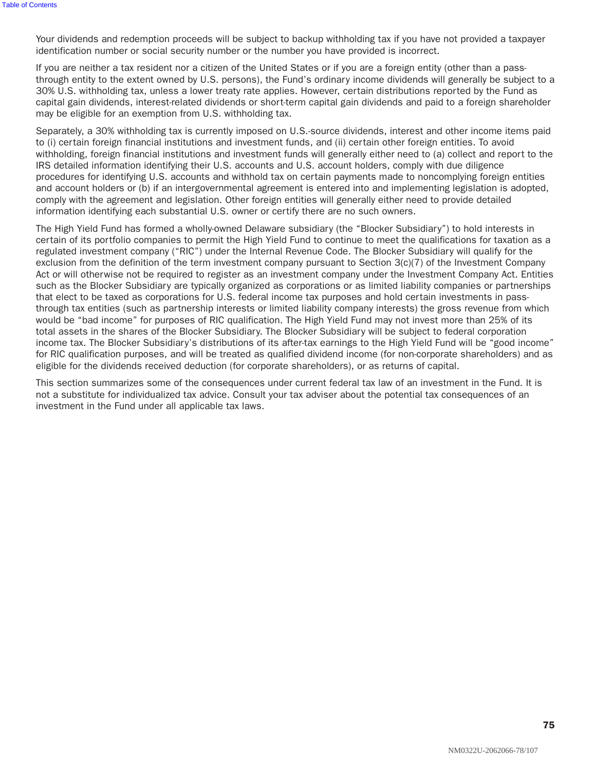Your dividends and redemption proceeds will be subject to backup withholding tax if you have not provided a taxpayer identification number or social security number or the number you have provided is incorrect.

If you are neither a tax resident nor a citizen of the United States or if you are a foreign entity (other than a pass-through entity to the extent owned by U.S. persons), the Fund's ordinary income dividends will generally be subject to a 30% U.S. withholding tax, unless a lower treaty rate applies. However, certain distributions reported by the Fund as capital gain dividends, interest-related dividends or short-term capital gain dividends and paid to a foreign shareholder may be eligible for an exemption from U.S. withholding tax.

Separately, a 30% withholding tax is currently imposed on U.S.-source dividends, interest and other income items paid to (i) certain foreign financial institutions and investment funds, and (ii) certain other foreign entities. To avoid withholding, foreign financial institutions and investment funds will generally either need to (a) collect and report to the IRS detailed information identifying their U.S. accounts and U.S. account holders, comply with due diligence procedures for identifying U.S. accounts and withhold tax on certain payments made to noncomplying foreign entities and account holders or (b) if an intergovernmental agreement is entered into and implementing legislation is adopted, comply with the agreement and legislation. Other foreign entities will generally either need to provide detailed information identifying each substantial U.S. owner or certify there are no such owners.

The High Yield Fund has formed a wholly-owned Delaware subsidiary (the "Blocker Subsidiary") to hold interests in certain of its portfolio companies to permit the High Yield Fund to continue to meet the qualifications for taxation as a regulated investment company ("RIC") under the Internal Revenue Code. The Blocker Subsidiary will qualify for the exclusion from the definition of the term investment company pursuant to Section 3(c)(7) of the Investment Company Act or will otherwise not be required to register as an investment company under the Investment Company Act. Entities such as the Blocker Subsidiary are typically organized as corporations or as limited liability companies or partnerships that elect to be taxed as corporations for U.S. federal income tax purposes and hold certain investments in pass-through tax entities (such as partnership interests or limited liability company interests) the gross revenue from which would be "bad income" for purposes of RIC qualification. The High Yield Fund may not invest more than 25% of its total assets in the shares of the Blocker Subsidiary. The Blocker Subsidiary will be subject to federal corporation income tax. The Blocker Subsidiary's distributions of its after-tax earnings to the High Yield Fund will be "good income" for RIC qualification purposes, and will be treated as qualified dividend income (for non-corporate shareholders) and as eligible for the dividends received deduction (for corporate shareholders), or as returns of capital.

This section summarizes some of the consequences under current federal tax law of an investment in the Fund. It is not a substitute for individualized tax advice. Consult your tax adviser about the potential tax consequences of an investment in the Fund under all applicable tax laws.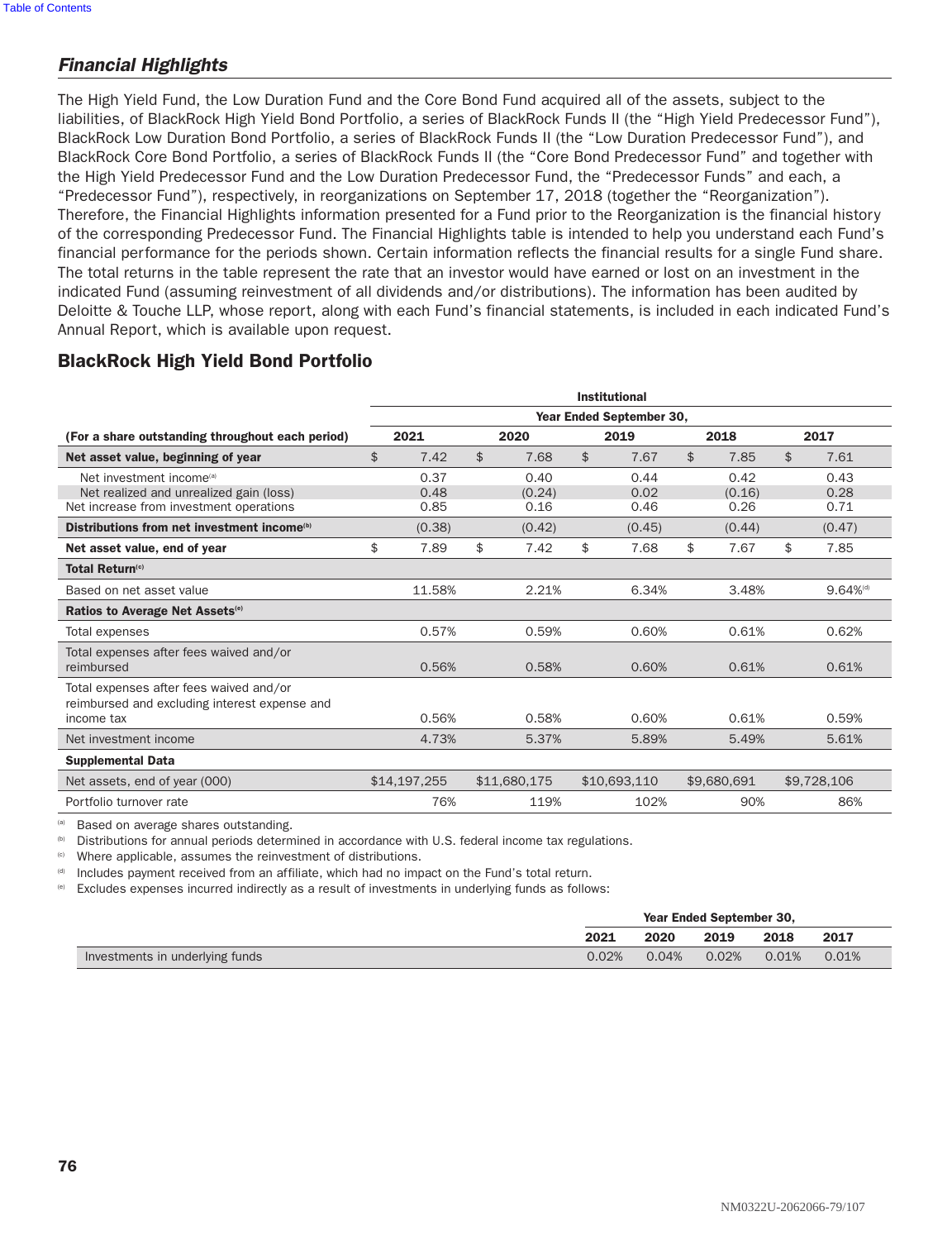## *Financial Highlights*

The High Yield Fund, the Low Duration Fund and the Core Bond Fund acquired all of the assets, subject to the liabilities, of BlackRock High Yield Bond Portfolio, a series of BlackRock Funds II (the "High Yield Predecessor Fund"), BlackRock Low Duration Bond Portfolio, a series of BlackRock Funds II (the "Low Duration Predecessor Fund"), and BlackRock Core Bond Portfolio, a series of BlackRock Funds II (the "Core Bond Predecessor Fund" and together with the High Yield Predecessor Fund and the Low Duration Predecessor Fund, the "Predecessor Funds" and each, a "Predecessor Fund"), respectively, in reorganizations on September 17, 2018 (together the "Reorganization"). Therefore, the Financial Highlights information presented for a Fund prior to the Reorganization is the financial history of the corresponding Predecessor Fund. The Financial Highlights table is intended to help you understand each Fund's financial performance for the periods shown. Certain information reflects the financial results for a single Fund share. The total returns in the table represent the rate that an investor would have earned or lost on an investment in the indicated Fund (assuming reinvestment of all dividends and/or distributions). The information has been audited by Deloitte & Touche LLP, whose report, along with each Fund's financial statements, is included in each indicated Fund's Annual Report, which is available upon request.

### BlackRock High Yield Bond Portfolio

| | Institutional | | | | |
|---|---|---|---|---|---|
| | Year Ended September 30, | | | | |
| **(For a share outstanding throughout each period)** | **2021** | **2020** | **2019** | **2018** | **2017** |
| **Net asset value, beginning of year** | $ 7.42 | $ 7.68 | $ 7.67 | $ 7.85 | $ 7.61 |
| Net investment income[a] | 0.37 | 0.40 | 0.44 | 0.42 | 0.43 |
| Net realized and unrealized gain (loss) | 0.48 | (0.24) | 0.02 | (0.16) | 0.28 |
| Net increase from investment operations | 0.85 | 0.16 | 0.46 | 0.26 | 0.71 |
| **Distributions from net investment income[b]** | (0.38) | (0.42) | (0.45) | (0.44) | (0.47) |
| **Net asset value, end of year** | $ 7.89 | $ 7.42 | $ 7.68 | $ 7.67 | $ 7.85 |
| **Total Return[c]** | | | | | |
| Based on net asset value | 11.58% | 2.21% | 6.34% | 3.48% | 9.64%[d] |
| **Ratios to Average Net Assets[e]** | | | | | |
| Total expenses | 0.57% | 0.59% | 0.60% | 0.61% | 0.62% |
| Total expenses after fees waived and/or reimbursed | 0.56% | 0.58% | 0.60% | 0.61% | 0.61% |
| Total expenses after fees waived and/or reimbursed and excluding interest expense and income tax | 0.56% | 0.58% | 0.60% | 0.61% | 0.59% |
| Net investment income | 4.73% | 5.37% | 5.89% | 5.49% | 5.61% |
| **Supplemental Data** | | | | | |
| Net assets, end of year (000) | $14,197,255 | $11,680,175 | $10,693,110 | $9,680,691 | $9,728,106 |
| Portfolio turnover rate | 76% | 119% | 102% | 90% | 86% |

[a] Based on average shares outstanding.
[b] Distributions for annual periods determined in accordance with U.S. federal income tax regulations.
[c] Where applicable, assumes the reinvestment of distributions.
[d] Includes payment received from an affiliate, which had no impact on the Fund's total return.
[e] Excludes expenses incurred indirectly as a result of investments in underlying funds as follows:

| | Year Ended September 30, | | | | |
|---|---|---|---|---|---|
| | **2021** | **2020** | **2019** | **2018** | **2017** |
| Investments in underlying funds | 0.02% | 0.04% | 0.02% | 0.01% | 0.01% |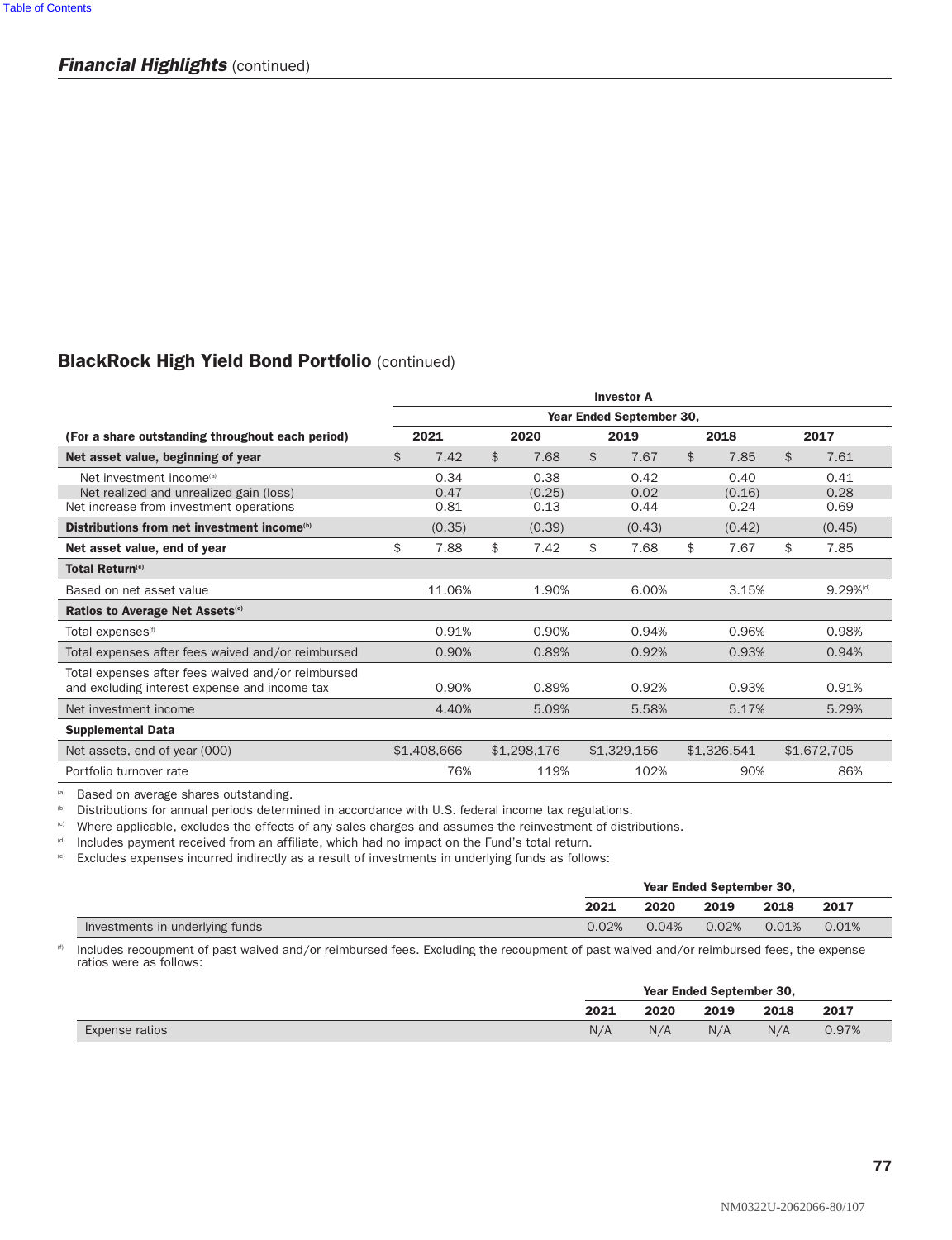## *Financial Highlights* (continued)

### BlackRock High Yield Bond Portfolio (continued)

| | Investor A | | | | |
|---|---|---|---|---|---|
| | Year Ended September 30, | | | | |
| **(For a share outstanding throughout each period)** | **2021** | **2020** | **2019** | **2018** | **2017** |
| **Net asset value, beginning of year** | $ 7.42 | $ 7.68 | $ 7.67 | $ 7.85 | $ 7.61 |
| Net investment income[a] | 0.34 | 0.38 | 0.42 | 0.40 | 0.41 |
| Net realized and unrealized gain (loss) | 0.47 | (0.25) | 0.02 | (0.16) | 0.28 |
| Net increase from investment operations | 0.81 | 0.13 | 0.44 | 0.24 | 0.69 |
| **Distributions from net investment income[b]** | (0.35) | (0.39) | (0.43) | (0.42) | (0.45) |
| **Net asset value, end of year** | $ 7.88 | $ 7.42 | $ 7.68 | $ 7.67 | $ 7.85 |
| **Total Return[c]** | | | | | |
| Based on net asset value | 11.06% | 1.90% | 6.00% | 3.15% | 9.29%[d] |
| **Ratios to Average Net Assets[e]** | | | | | |
| Total expenses[f] | 0.91% | 0.90% | 0.94% | 0.96% | 0.98% |
| Total expenses after fees waived and/or reimbursed | 0.90% | 0.89% | 0.92% | 0.93% | 0.94% |
| Total expenses after fees waived and/or reimbursed and excluding interest expense and income tax | 0.90% | 0.89% | 0.92% | 0.93% | 0.91% |
| Net investment income | 4.40% | 5.09% | 5.58% | 5.17% | 5.29% |
| **Supplemental Data** | | | | | |
| Net assets, end of year (000) | $1,408,666 | $1,298,176 | $1,329,156 | $1,326,541 | $1,672,705 |
| Portfolio turnover rate | 76% | 119% | 102% | 90% | 86% |

[a] Based on average shares outstanding.

[b] Distributions for annual periods determined in accordance with U.S. federal income tax regulations.

[c] Where applicable, excludes the effects of any sales charges and assumes the reinvestment of distributions.

[d] Includes payment received from an affiliate, which had no impact on the Fund's total return.

[e] Excludes expenses incurred indirectly as a result of investments in underlying funds as follows:

| | Year Ended September 30, | | | | |
|---|---|---|---|---|---|
| | **2021** | **2020** | **2019** | **2018** | **2017** |
| Investments in underlying funds | 0.02% | 0.04% | 0.02% | 0.01% | 0.01% |

[f] Includes recoupment of past waived and/or reimbursed fees. Excluding the recoupment of past waived and/or reimbursed fees, the expense ratios were as follows:

| | Year Ended September 30, | | | | |
|---|---|---|---|---|---|
| | **2021** | **2020** | **2019** | **2018** | **2017** |
| Expense ratios | N/A | N/A | N/A | N/A | 0.97% |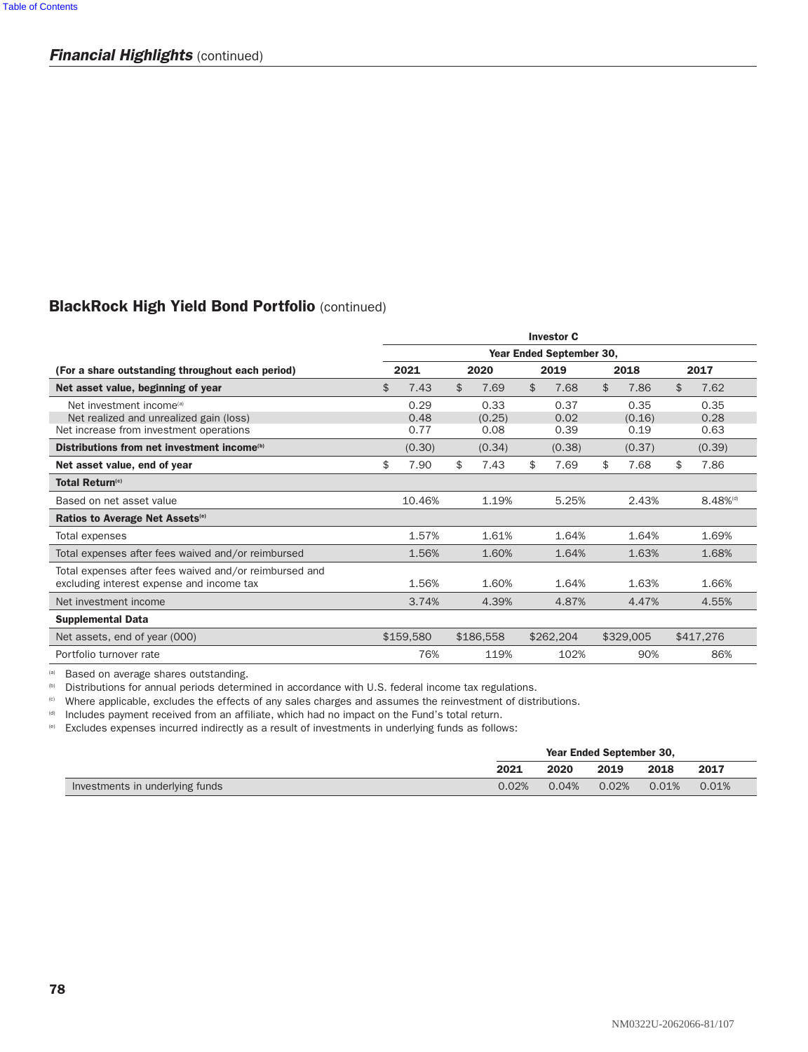## *Financial Highlights* (continued)

### BlackRock High Yield Bond Portfolio (continued)

| (For a share outstanding throughout each period) | Investor C | | | | |
|---|---|---|---|---|---|
| | Year Ended September 30, | | | | |
| | 2021 | 2020 | 2019 | 2018 | 2017 |
| **Net asset value, beginning of year** | $ 7.43 | $ 7.69 | $ 7.68 | $ 7.86 | $ 7.62 |
| Net investment income[a] | 0.29 | 0.33 | 0.37 | 0.35 | 0.35 |
| Net realized and unrealized gain (loss) | 0.48 | (0.25) | 0.02 | (0.16) | 0.28 |
| Net increase from investment operations | 0.77 | 0.08 | 0.39 | 0.19 | 0.63 |
| **Distributions from net investment income**[b] | (0.30) | (0.34) | (0.38) | (0.37) | (0.39) |
| **Net asset value, end of year** | $ 7.90 | $ 7.43 | $ 7.69 | $ 7.68 | $ 7.86 |
| **Total Return**[c] | | | | | |
| Based on net asset value | 10.46% | 1.19% | 5.25% | 2.43% | 8.48%[d] |
| **Ratios to Average Net Assets**[e] | | | | | |
| Total expenses | 1.57% | 1.61% | 1.64% | 1.64% | 1.69% |
| Total expenses after fees waived and/or reimbursed | 1.56% | 1.60% | 1.64% | 1.63% | 1.68% |
| Total expenses after fees waived and/or reimbursed and excluding interest expense and income tax | 1.56% | 1.60% | 1.64% | 1.63% | 1.66% |
| Net investment income | 3.74% | 4.39% | 4.87% | 4.47% | 4.55% |
| **Supplemental Data** | | | | | |
| Net assets, end of year (000) | $159,580 | $186,558 | $262,204 | $329,005 | $417,276 |
| Portfolio turnover rate | 76% | 119% | 102% | 90% | 86% |

[a] Based on average shares outstanding.
[b] Distributions for annual periods determined in accordance with U.S. federal income tax regulations.
[c] Where applicable, excludes the effects of any sales charges and assumes the reinvestment of distributions.
[d] Includes payment received from an affiliate, which had no impact on the Fund's total return.
[e] Excludes expenses incurred indirectly as a result of investments in underlying funds as follows:

| | Year Ended September 30, | | | | |
|---|---|---|---|---|---|
| | 2021 | 2020 | 2019 | 2018 | 2017 |
| Investments in underlying funds | 0.02% | 0.04% | 0.02% | 0.01% | 0.01% |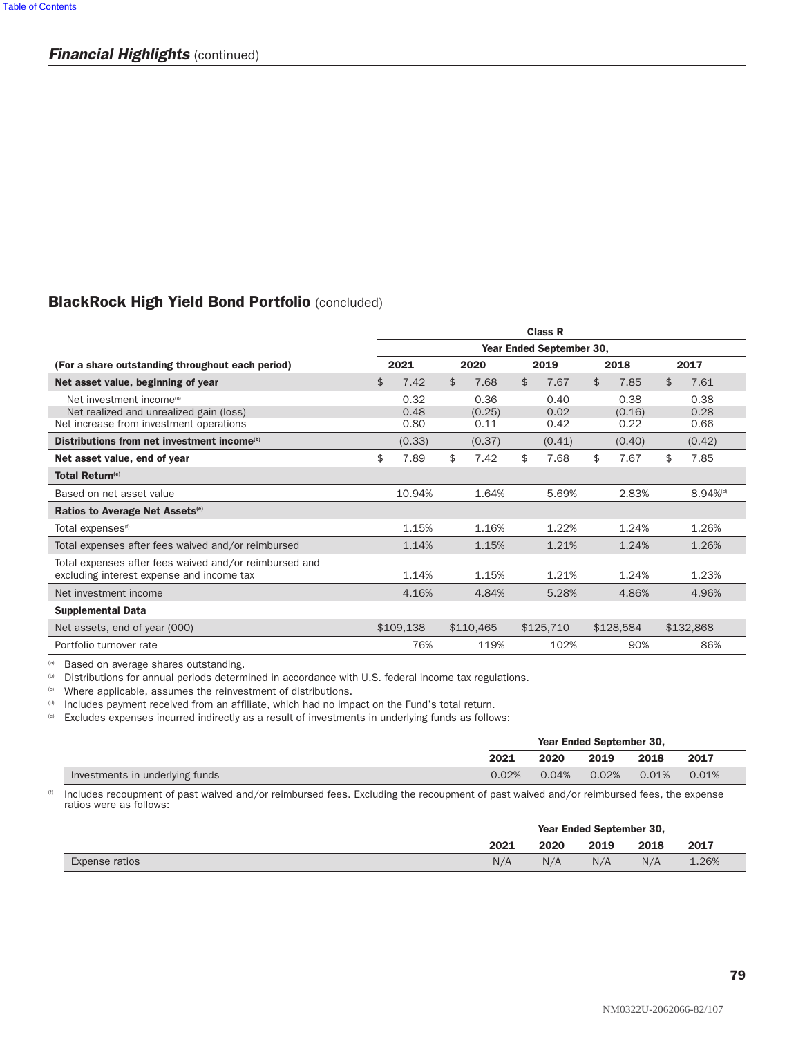## *Financial Highlights* (continued)

### BlackRock High Yield Bond Portfolio (concluded)

| | Class R | | | | |
|---|---|---|---|---|---|
| | Year Ended September 30, | | | | |
| **(For a share outstanding throughout each period)** | **2021** | **2020** | **2019** | **2018** | **2017** |
| **Net asset value, beginning of year** | $ 7.42 | $ 7.68 | $ 7.67 | $ 7.85 | $ 7.61 |
| Net investment income[(a)] | 0.32 | 0.36 | 0.40 | 0.38 | 0.38 |
| Net realized and unrealized gain (loss) | 0.48 | (0.25) | 0.02 | (0.16) | 0.28 |
| Net increase from investment operations | 0.80 | 0.11 | 0.42 | 0.22 | 0.66 |
| **Distributions from net investment income[(b)]** | (0.33) | (0.37) | (0.41) | (0.40) | (0.42) |
| **Net asset value, end of year** | $ 7.89 | $ 7.42 | $ 7.68 | $ 7.67 | $ 7.85 |
| **Total Return[(c)]** | | | | | |
| Based on net asset value | 10.94% | 1.64% | 5.69% | 2.83% | 8.94%[(d)] |
| **Ratios to Average Net Assets[(e)]** | | | | | |
| Total expenses[(f)] | 1.15% | 1.16% | 1.22% | 1.24% | 1.26% |
| Total expenses after fees waived and/or reimbursed | 1.14% | 1.15% | 1.21% | 1.24% | 1.26% |
| Total expenses after fees waived and/or reimbursed and excluding interest expense and income tax | 1.14% | 1.15% | 1.21% | 1.24% | 1.23% |
| Net investment income | 4.16% | 4.84% | 5.28% | 4.86% | 4.96% |
| **Supplemental Data** | | | | | |
| Net assets, end of year (000) | $109,138 | $110,465 | $125,710 | $128,584 | $132,868 |
| Portfolio turnover rate | 76% | 119% | 102% | 90% | 86% |

(a) Based on average shares outstanding.

(b) Distributions for annual periods determined in accordance with U.S. federal income tax regulations.

(c) Where applicable, assumes the reinvestment of distributions.

(d) Includes payment received from an affiliate, which had no impact on the Fund's total return.

(e) Excludes expenses incurred indirectly as a result of investments in underlying funds as follows:

| | Year Ended September 30, | | | | |
|---|---|---|---|---|---|
| | **2021** | **2020** | **2019** | **2018** | **2017** |
| Investments in underlying funds | 0.02% | 0.04% | 0.02% | 0.01% | 0.01% |

(f) Includes recoupment of past waived and/or reimbursed fees. Excluding the recoupment of past waived and/or reimbursed fees, the expense ratios were as follows:

| | Year Ended September 30, | | | | |
|---|---|---|---|---|---|
| | **2021** | **2020** | **2019** | **2018** | **2017** |
| Expense ratios | N/A | N/A | N/A | N/A | 1.26% |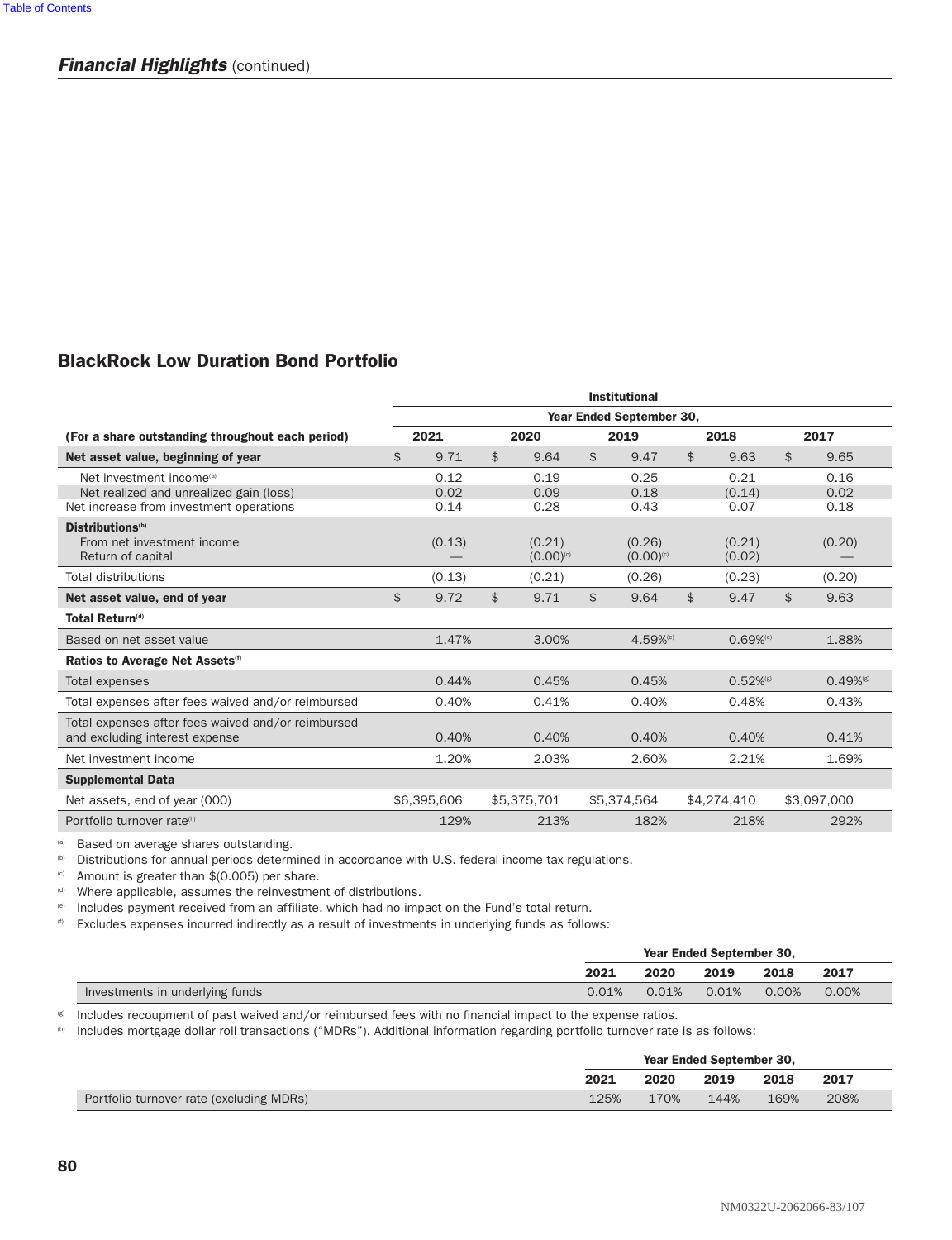*Financial Highlights* (continued)

## BlackRock Low Duration Bond Portfolio

| | Institutional | | | | |
|---|---|---|---|---|---|
| | Year Ended September 30, | | | | |
| (For a share outstanding throughout each period) | 2021 | 2020 | 2019 | 2018 | 2017 |
| **Net asset value, beginning of year** | $ 9.71 | $ 9.64 | $ 9.47 | $ 9.63 | $ 9.65 |
| Net investment income[a] | 0.12 | 0.19 | 0.25 | 0.21 | 0.16 |
| Net realized and unrealized gain (loss) | 0.02 | 0.09 | 0.18 | (0.14) | 0.02 |
| Net increase from investment operations | 0.14 | 0.28 | 0.43 | 0.07 | 0.18 |
| **Distributions[b]** | | | | | |
| From net investment income | (0.13) | (0.21) | (0.26) | (0.21) | (0.20) |
| Return of capital | — | (0.00)[c] | (0.00)[c] | (0.02) | — |
| Total distributions | (0.13) | (0.21) | (0.26) | (0.23) | (0.20) |
| **Net asset value, end of year** | $ 9.72 | $ 9.71 | $ 9.64 | $ 9.47 | $ 9.63 |
| **Total Return[d]** | | | | | |
| Based on net asset value | 1.47% | 3.00% | 4.59%[e] | 0.69%[e] | 1.88% |
| **Ratios to Average Net Assets[f]** | | | | | |
| Total expenses | 0.44% | 0.45% | 0.45% | 0.52%[g] | 0.49%[g] |
| Total expenses after fees waived and/or reimbursed | 0.40% | 0.41% | 0.40% | 0.48% | 0.43% |
| Total expenses after fees waived and/or reimbursed and excluding interest expense | 0.40% | 0.40% | 0.40% | 0.40% | 0.41% |
| Net investment income | 1.20% | 2.03% | 2.60% | 2.21% | 1.69% |
| **Supplemental Data** | | | | | |
| Net assets, end of year (000) | $6,395,606 | $5,375,701 | $5,374,564 | $4,274,410 | $3,097,000 |
| Portfolio turnover rate[h] | 129% | 213% | 182% | 218% | 292% |

[a] Based on average shares outstanding.
[b] Distributions for annual periods determined in accordance with U.S. federal income tax regulations.
[c] Amount is greater than $(0.005) per share.
[d] Where applicable, assumes the reinvestment of distributions.
[e] Includes payment received from an affiliate, which had no impact on the Fund's total return.
[f] Excludes expenses incurred indirectly as a result of investments in underlying funds as follows:

| | Year Ended September 30, | | | | |
|---|---|---|---|---|---|
| | 2021 | 2020 | 2019 | 2018 | 2017 |
| Investments in underlying funds | 0.01% | 0.01% | 0.01% | 0.00% | 0.00% |

[g] Includes recoupment of past waived and/or reimbursed fees with no financial impact to the expense ratios.
[h] Includes mortgage dollar roll transactions ("MDRs"). Additional information regarding portfolio turnover rate is as follows:

| | Year Ended September 30, | | | | |
|---|---|---|---|---|---|
| | 2021 | 2020 | 2019 | 2018 | 2017 |
| Portfolio turnover rate (excluding MDRs) | 125% | 170% | 144% | 169% | 208% |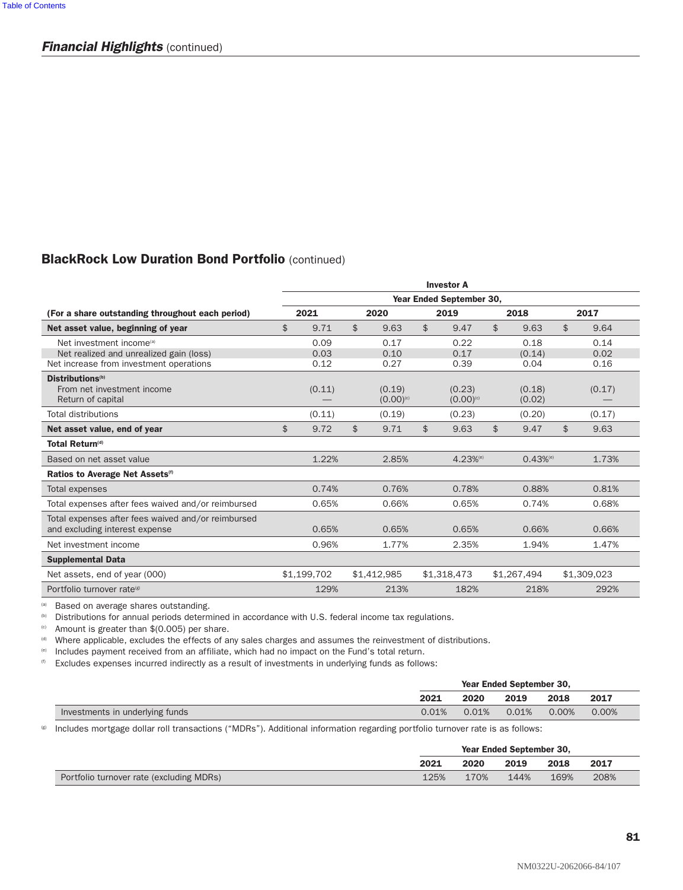## *Financial Highlights* (continued)

### BlackRock Low Duration Bond Portfolio (continued)

| | Investor A | | | | |
|---|---|---|---|---|---|
| | Year Ended September 30, | | | | |
| (For a share outstanding throughout each period) | 2021 | 2020 | 2019 | 2018 | 2017 |
| **Net asset value, beginning of year** | $ 9.71 | $ 9.63 | $ 9.47 | $ 9.63 | $ 9.64 |
| Net investment income[a] | 0.09 | 0.17 | 0.22 | 0.18 | 0.14 |
| Net realized and unrealized gain (loss) | 0.03 | 0.10 | 0.17 | (0.14) | 0.02 |
| Net increase from investment operations | 0.12 | 0.27 | 0.39 | 0.04 | 0.16 |
| **Distributions[b]** | | | | | |
| From net investment income | (0.11) | (0.19) | (0.23) | (0.18) | (0.17) |
| Return of capital | — | (0.00)[c] | (0.00)[c] | (0.02) | — |
| Total distributions | (0.11) | (0.19) | (0.23) | (0.20) | (0.17) |
| **Net asset value, end of year** | $ 9.72 | $ 9.71 | $ 9.63 | $ 9.47 | $ 9.63 |
| **Total Return[d]** | | | | | |
| Based on net asset value | 1.22% | 2.85% | 4.23%[e] | 0.43%[e] | 1.73% |
| **Ratios to Average Net Assets[f]** | | | | | |
| Total expenses | 0.74% | 0.76% | 0.78% | 0.88% | 0.81% |
| Total expenses after fees waived and/or reimbursed | 0.65% | 0.66% | 0.65% | 0.74% | 0.68% |
| Total expenses after fees waived and/or reimbursed and excluding interest expense | 0.65% | 0.65% | 0.65% | 0.66% | 0.66% |
| Net investment income | 0.96% | 1.77% | 2.35% | 1.94% | 1.47% |
| **Supplemental Data** | | | | | |
| Net assets, end of year (000) | $1,199,702 | $1,412,985 | $1,318,473 | $1,267,494 | $1,309,023 |
| Portfolio turnover rate[g] | 129% | 213% | 182% | 218% | 292% |

[a] Based on average shares outstanding.

[b] Distributions for annual periods determined in accordance with U.S. federal income tax regulations.

[c] Amount is greater than $(0.005) per share.

[d] Where applicable, excludes the effects of any sales charges and assumes the reinvestment of distributions.

[e] Includes payment received from an affiliate, which had no impact on the Fund's total return.

[f] Excludes expenses incurred indirectly as a result of investments in underlying funds as follows:

| | Year Ended September 30, | | | | |
|---|---|---|---|---|---|
| | 2021 | 2020 | 2019 | 2018 | 2017 |
| Investments in underlying funds | 0.01% | 0.01% | 0.01% | 0.00% | 0.00% |

[g] Includes mortgage dollar roll transactions ("MDRs"). Additional information regarding portfolio turnover rate is as follows:

| | Year Ended September 30, | | | | |
|---|---|---|---|---|---|
| | 2021 | 2020 | 2019 | 2018 | 2017 |
| Portfolio turnover rate (excluding MDRs) | 125% | 170% | 144% | 169% | 208% |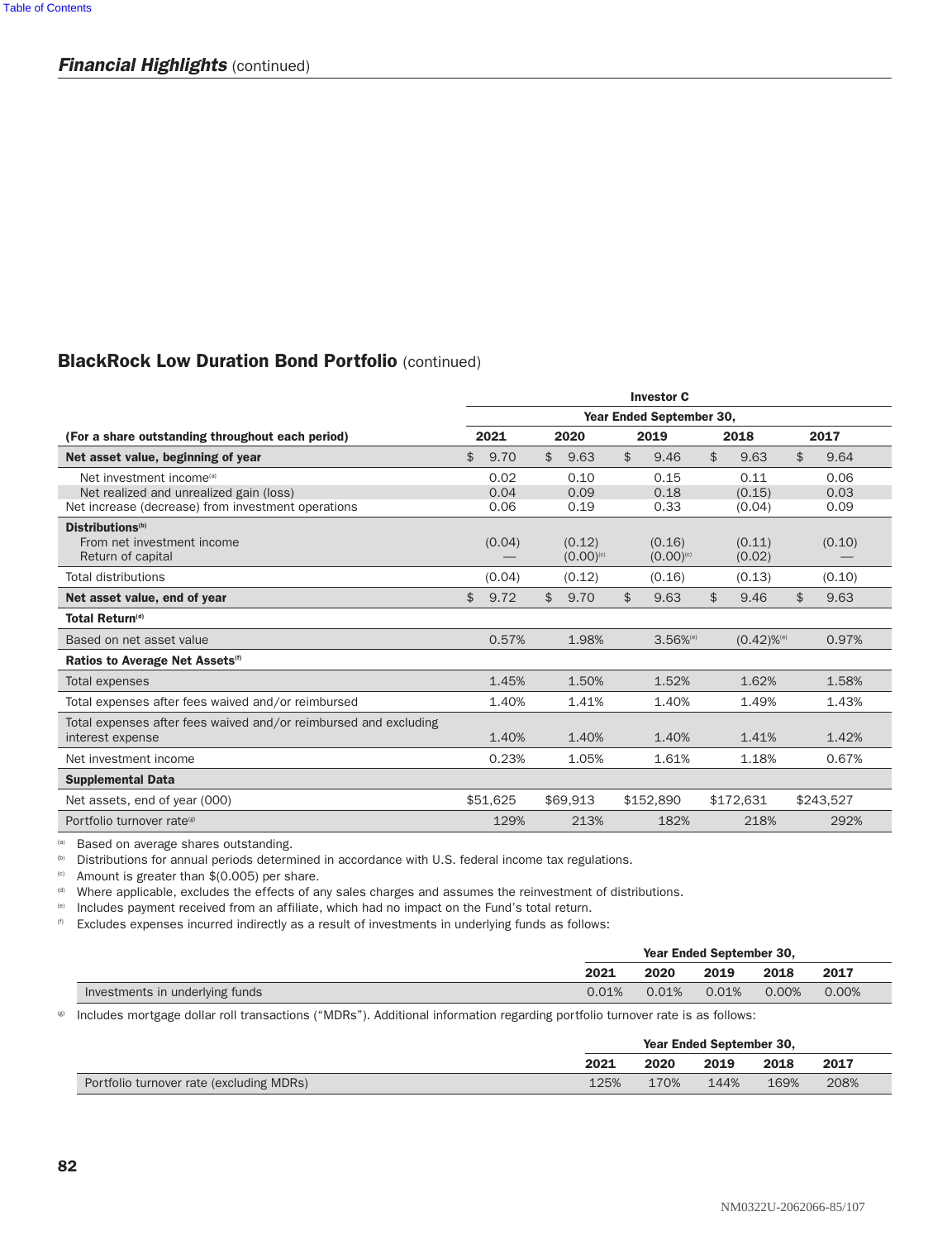## *Financial Highlights* (continued)

### BlackRock Low Duration Bond Portfolio (continued)

| | Investor C | | | | |
|---|---|---|---|---|---|
| | Year Ended September 30, | | | | |
| (For a share outstanding throughout each period) | 2021 | 2020 | 2019 | 2018 | 2017 |
| **Net asset value, beginning of year** | $ 9.70 | $ 9.63 | $ 9.46 | $ 9.63 | $ 9.64 |
| Net investment income[(a)] | 0.02 | 0.10 | 0.15 | 0.11 | 0.06 |
| Net realized and unrealized gain (loss) | 0.04 | 0.09 | 0.18 | (0.15) | 0.03 |
| Net increase (decrease) from investment operations | 0.06 | 0.19 | 0.33 | (0.04) | 0.09 |
| **Distributions**[(b)] | | | | | |
| From net investment income | (0.04) | (0.12) | (0.16) | (0.11) | (0.10) |
| Return of capital | — | (0.00)[(c)] | (0.00)[(c)] | (0.02) | — |
| Total distributions | (0.04) | (0.12) | (0.16) | (0.13) | (0.10) |
| **Net asset value, end of year** | $ 9.72 | $ 9.70 | $ 9.63 | $ 9.46 | $ 9.63 |
| **Total Return**[(d)] | | | | | |
| Based on net asset value | 0.57% | 1.98% | 3.56%[(e)] | (0.42)%[(e)] | 0.97% |
| **Ratios to Average Net Assets**[(f)] | | | | | |
| Total expenses | 1.45% | 1.50% | 1.52% | 1.62% | 1.58% |
| Total expenses after fees waived and/or reimbursed | 1.40% | 1.41% | 1.40% | 1.49% | 1.43% |
| Total expenses after fees waived and/or reimbursed and excluding interest expense | 1.40% | 1.40% | 1.40% | 1.41% | 1.42% |
| Net investment income | 0.23% | 1.05% | 1.61% | 1.18% | 0.67% |
| **Supplemental Data** | | | | | |
| Net assets, end of year (000) | $51,625 | $69,913 | $152,890 | $172,631 | $243,527 |
| Portfolio turnover rate[(g)] | 129% | 213% | 182% | 218% | 292% |

(a) Based on average shares outstanding.

(b) Distributions for annual periods determined in accordance with U.S. federal income tax regulations.

(c) Amount is greater than $(0.005) per share.

(d) Where applicable, excludes the effects of any sales charges and assumes the reinvestment of distributions.

(e) Includes payment received from an affiliate, which had no impact on the Fund's total return.

(f) Excludes expenses incurred indirectly as a result of investments in underlying funds as follows:

| | Year Ended September 30, | | | | |
|---|---|---|---|---|---|
| | 2021 | 2020 | 2019 | 2018 | 2017 |
| Investments in underlying funds | 0.01% | 0.01% | 0.01% | 0.00% | 0.00% |

(g) Includes mortgage dollar roll transactions ("MDRs"). Additional information regarding portfolio turnover rate is as follows:

| | Year Ended September 30, | | | | |
|---|---|---|---|---|---|
| | 2021 | 2020 | 2019 | 2018 | 2017 |
| Portfolio turnover rate (excluding MDRs) | 125% | 170% | 144% | 169% | 208% |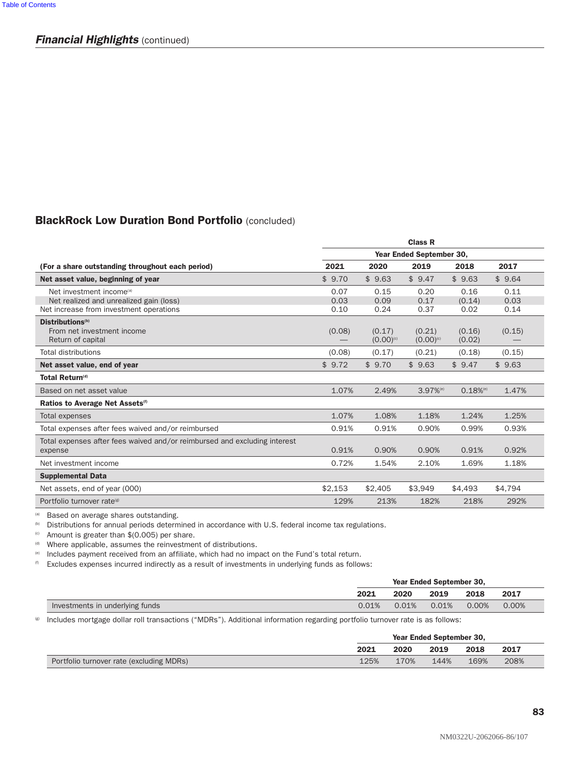## Financial Highlights (continued)

### BlackRock Low Duration Bond Portfolio (concluded)

| | Class R | | | | |
|---|---|---|---|---|---|
| | Year Ended September 30, | | | | |
| (For a share outstanding throughout each period) | 2021 | 2020 | 2019 | 2018 | 2017 |
| **Net asset value, beginning of year** | $ 9.70 | $ 9.63 | $ 9.47 | $ 9.63 | $ 9.64 |
| Net investment income[a] | 0.07 | 0.15 | 0.20 | 0.16 | 0.11 |
| Net realized and unrealized gain (loss) | 0.03 | 0.09 | 0.17 | (0.14) | 0.03 |
| Net increase from investment operations | 0.10 | 0.24 | 0.37 | 0.02 | 0.14 |
| **Distributions[b]** | | | | | |
| From net investment income | (0.08) | (0.17) | (0.21) | (0.16) | (0.15) |
| Return of capital | — | (0.00)[c] | (0.00)[c] | (0.02) | — |
| Total distributions | (0.08) | (0.17) | (0.21) | (0.18) | (0.15) |
| **Net asset value, end of year** | $ 9.72 | $ 9.70 | $ 9.63 | $ 9.47 | $ 9.63 |
| **Total Return[d]** | | | | | |
| Based on net asset value | 1.07% | 2.49% | 3.97%[e] | 0.18%[e] | 1.47% |
| **Ratios to Average Net Assets[f]** | | | | | |
| Total expenses | 1.07% | 1.08% | 1.18% | 1.24% | 1.25% |
| Total expenses after fees waived and/or reimbursed | 0.91% | 0.91% | 0.90% | 0.99% | 0.93% |
| Total expenses after fees waived and/or reimbursed and excluding interest expense | 0.91% | 0.90% | 0.90% | 0.91% | 0.92% |
| Net investment income | 0.72% | 1.54% | 2.10% | 1.69% | 1.18% |
| **Supplemental Data** | | | | | |
| Net assets, end of year (000) | $2,153 | $2,405 | $3,949 | $4,493 | $4,794 |
| Portfolio turnover rate[g] | 129% | 213% | 182% | 218% | 292% |

[a] Based on average shares outstanding.

[b] Distributions for annual periods determined in accordance with U.S. federal income tax regulations.

[c] Amount is greater than $(0.005) per share.

[d] Where applicable, assumes the reinvestment of distributions.

[e] Includes payment received from an affiliate, which had no impact on the Fund's total return.

[f] Excludes expenses incurred indirectly as a result of investments in underlying funds as follows:

| | Year Ended September 30, | | | | |
|---|---|---|---|---|---|
| | 2021 | 2020 | 2019 | 2018 | 2017 |
| Investments in underlying funds | 0.01% | 0.01% | 0.01% | 0.00% | 0.00% |

[g] Includes mortgage dollar roll transactions ("MDRs"). Additional information regarding portfolio turnover rate is as follows:

| | Year Ended September 30, | | | | |
|---|---|---|---|---|---|
| | 2021 | 2020 | 2019 | 2018 | 2017 |
| Portfolio turnover rate (excluding MDRs) | 125% | 170% | 144% | 169% | 208% |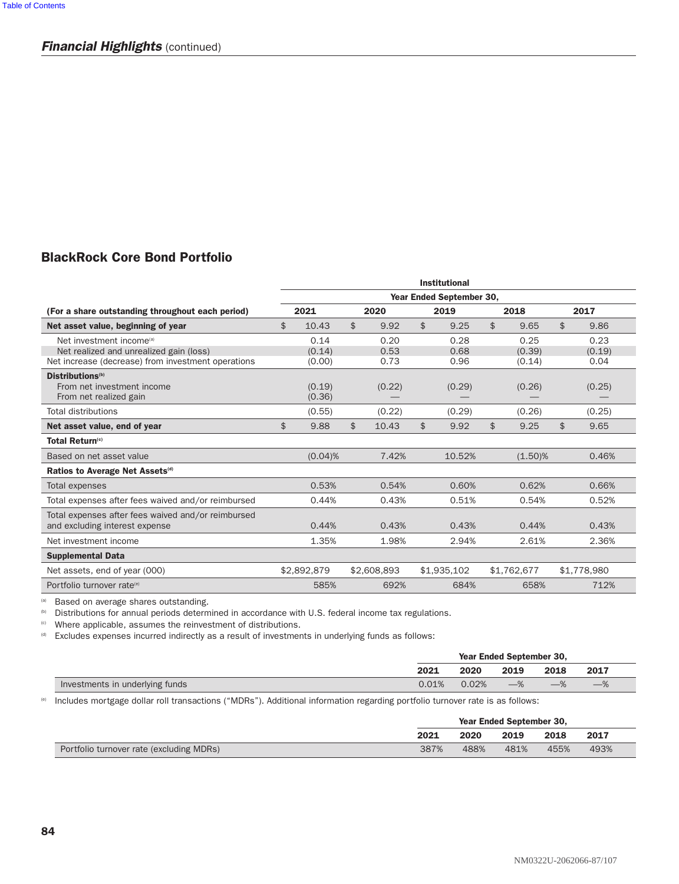## *Financial Highlights* (continued)

### BlackRock Core Bond Portfolio

| | Institutional | | | | |
|---|---|---|---|---|---|
| | Year Ended September 30, | | | | |
| (For a share outstanding throughout each period) | 2021 | 2020 | 2019 | 2018 | 2017 |
| **Net asset value, beginning of year** | $ 10.43 | $ 9.92 | $ 9.25 | $ 9.65 | $ 9.86 |
| Net investment income[(a)] | 0.14 | 0.20 | 0.28 | 0.25 | 0.23 |
| Net realized and unrealized gain (loss) | (0.14) | 0.53 | 0.68 | (0.39) | (0.19) |
| Net increase (decrease) from investment operations | (0.00) | 0.73 | 0.96 | (0.14) | 0.04 |
| **Distributions[(b)]** | | | | | |
| From net investment income | (0.19) | (0.22) | (0.29) | (0.26) | (0.25) |
| From net realized gain | (0.36) | — | — | — | — |
| Total distributions | (0.55) | (0.22) | (0.29) | (0.26) | (0.25) |
| **Net asset value, end of year** | $ 9.88 | $ 10.43 | $ 9.92 | $ 9.25 | $ 9.65 |
| **Total Return[(c)]** | | | | | |
| Based on net asset value | (0.04)% | 7.42% | 10.52% | (1.50)% | 0.46% |
| **Ratios to Average Net Assets[(d)]** | | | | | |
| Total expenses | 0.53% | 0.54% | 0.60% | 0.62% | 0.66% |
| Total expenses after fees waived and/or reimbursed | 0.44% | 0.43% | 0.51% | 0.54% | 0.52% |
| Total expenses after fees waived and/or reimbursed and excluding interest expense | 0.44% | 0.43% | 0.43% | 0.44% | 0.43% |
| Net investment income | 1.35% | 1.98% | 2.94% | 2.61% | 2.36% |
| **Supplemental Data** | | | | | |
| Net assets, end of year (000) | $2,892,879 | $2,608,893 | $1,935,102 | $1,762,677 | $1,778,980 |
| Portfolio turnover rate[(e)] | 585% | 692% | 684% | 658% | 712% |

[(a)] Based on average shares outstanding.

[(b)] Distributions for annual periods determined in accordance with U.S. federal income tax regulations.

[(c)] Where applicable, assumes the reinvestment of distributions.

[(d)] Excludes expenses incurred indirectly as a result of investments in underlying funds as follows:

| | Year Ended September 30, | | | | |
|---|---|---|---|---|---|
| | 2021 | 2020 | 2019 | 2018 | 2017 |
| Investments in underlying funds | 0.01% | 0.02% | —% | —% | —% |

[(e)] Includes mortgage dollar roll transactions ("MDRs"). Additional information regarding portfolio turnover rate is as follows:

| | Year Ended September 30, | | | | |
|---|---|---|---|---|---|
| | 2021 | 2020 | 2019 | 2018 | 2017 |
| Portfolio turnover rate (excluding MDRs) | 387% | 488% | 481% | 455% | 493% |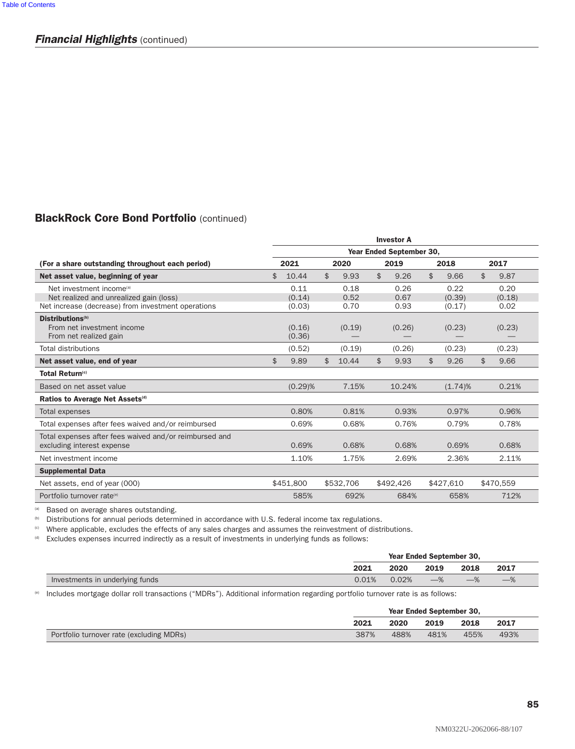*Financial Highlights* (continued)

## BlackRock Core Bond Portfolio (continued)

| | Investor A | | | | |
|---|---|---|---|---|---|
| | Year Ended September 30, | | | | |
| (For a share outstanding throughout each period) | 2021 | 2020 | 2019 | 2018 | 2017 |
| **Net asset value, beginning of year** | $ 10.44 | $ 9.93 | $ 9.26 | $ 9.66 | $ 9.87 |
| Net investment income[(a)] | 0.11 | 0.18 | 0.26 | 0.22 | 0.20 |
| Net realized and unrealized gain (loss) | (0.14) | 0.52 | 0.67 | (0.39) | (0.18) |
| Net increase (decrease) from investment operations | (0.03) | 0.70 | 0.93 | (0.17) | 0.02 |
| **Distributions[(b)]** | | | | | |
| From net investment income | (0.16) | (0.19) | (0.26) | (0.23) | (0.23) |
| From net realized gain | (0.36) | — | — | — | — |
| Total distributions | (0.52) | (0.19) | (0.26) | (0.23) | (0.23) |
| **Net asset value, end of year** | $ 9.89 | $ 10.44 | $ 9.93 | $ 9.26 | $ 9.66 |
| **Total Return[(c)]** | | | | | |
| Based on net asset value | (0.29)% | 7.15% | 10.24% | (1.74)% | 0.21% |
| **Ratios to Average Net Assets[(d)]** | | | | | |
| Total expenses | 0.80% | 0.81% | 0.93% | 0.97% | 0.96% |
| Total expenses after fees waived and/or reimbursed | 0.69% | 0.68% | 0.76% | 0.79% | 0.78% |
| Total expenses after fees waived and/or reimbursed and excluding interest expense | 0.69% | 0.68% | 0.68% | 0.69% | 0.68% |
| Net investment income | 1.10% | 1.75% | 2.69% | 2.36% | 2.11% |
| **Supplemental Data** | | | | | |
| Net assets, end of year (000) | $451,800 | $532,706 | $492,426 | $427,610 | $470,559 |
| Portfolio turnover rate[(e)] | 585% | 692% | 684% | 658% | 712% |

[(a)] Based on average shares outstanding.

[(b)] Distributions for annual periods determined in accordance with U.S. federal income tax regulations.

[(c)] Where applicable, excludes the effects of any sales charges and assumes the reinvestment of distributions.

[(d)] Excludes expenses incurred indirectly as a result of investments in underlying funds as follows:

| | Year Ended September 30, | | | | |
|---|---|---|---|---|---|
| | 2021 | 2020 | 2019 | 2018 | 2017 |
| Investments in underlying funds | 0.01% | 0.02% | —% | —% | —% |

[(e)] Includes mortgage dollar roll transactions ("MDRs"). Additional information regarding portfolio turnover rate is as follows:

| | Year Ended September 30, | | | | |
|---|---|---|---|---|---|
| | 2021 | 2020 | 2019 | 2018 | 2017 |
| Portfolio turnover rate (excluding MDRs) | 387% | 488% | 481% | 455% | 493% |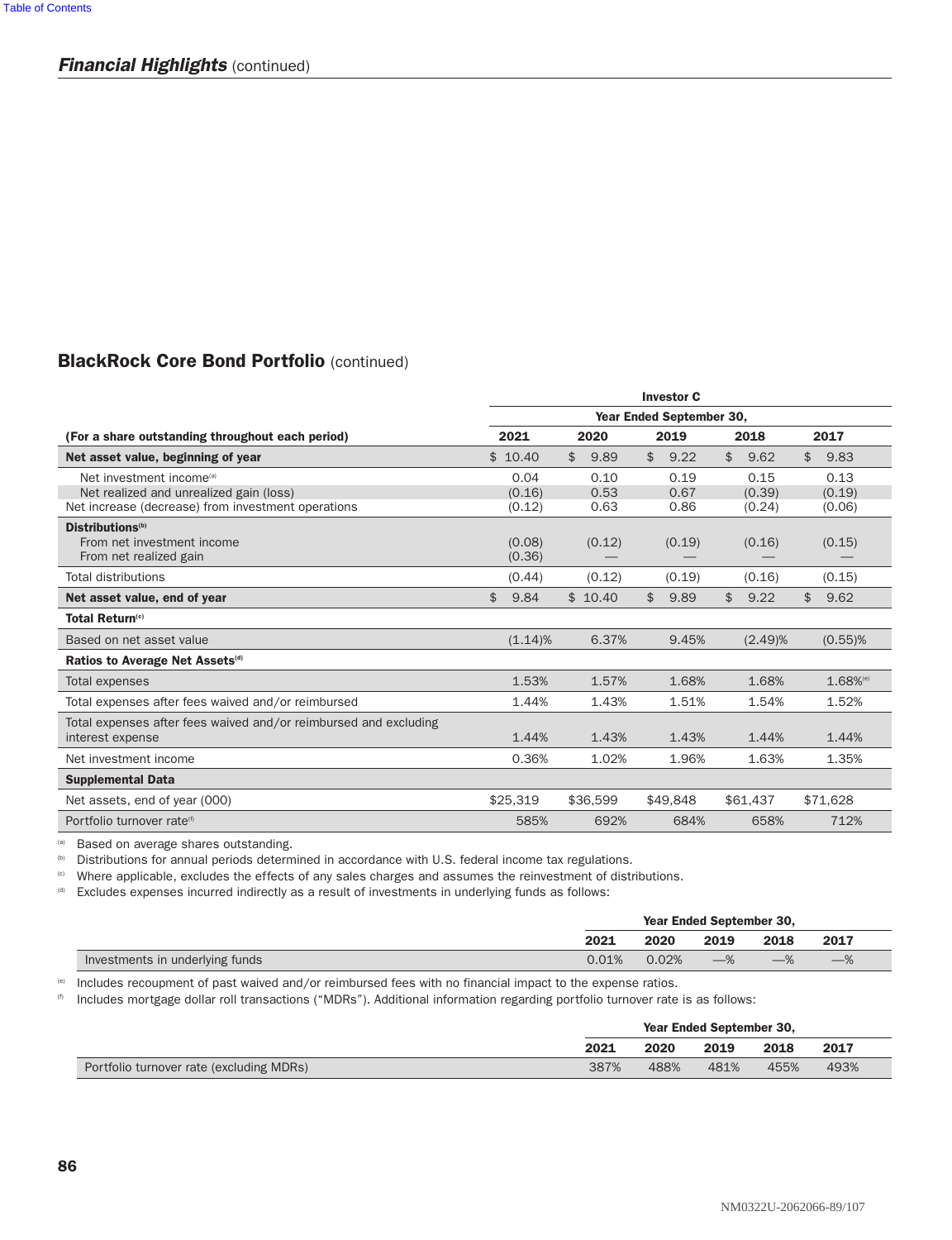## Financial Highlights (continued)

### BlackRock Core Bond Portfolio (continued)

| | Investor C | | | | |
|---|---|---|---|---|---|
| | Year Ended September 30, | | | | |
| (For a share outstanding throughout each period) | 2021 | 2020 | 2019 | 2018 | 2017 |
| **Net asset value, beginning of year** | $ 10.40 | $ 9.89 | $ 9.22 | $ 9.62 | $ 9.83 |
| Net investment income[a] | 0.04 | 0.10 | 0.19 | 0.15 | 0.13 |
| Net realized and unrealized gain (loss) | (0.16) | 0.53 | 0.67 | (0.39) | (0.19) |
| Net increase (decrease) from investment operations | (0.12) | 0.63 | 0.86 | (0.24) | (0.06) |
| **Distributions**[b] | | | | | |
| From net investment income | (0.08) | (0.12) | (0.19) | (0.16) | (0.15) |
| From net realized gain | (0.36) | — | — | — | — |
| Total distributions | (0.44) | (0.12) | (0.19) | (0.16) | (0.15) |
| **Net asset value, end of year** | $ 9.84 | $ 10.40 | $ 9.89 | $ 9.22 | $ 9.62 |
| **Total Return**[c] | | | | | |
| Based on net asset value | (1.14)% | 6.37% | 9.45% | (2.49)% | (0.55)% |
| **Ratios to Average Net Assets**[d] | | | | | |
| Total expenses | 1.53% | 1.57% | 1.68% | 1.68% | 1.68%[e] |
| Total expenses after fees waived and/or reimbursed | 1.44% | 1.43% | 1.51% | 1.54% | 1.52% |
| Total expenses after fees waived and/or reimbursed and excluding interest expense | 1.44% | 1.43% | 1.43% | 1.44% | 1.44% |
| Net investment income | 0.36% | 1.02% | 1.96% | 1.63% | 1.35% |
| **Supplemental Data** | | | | | |
| Net assets, end of year (000) | $25,319 | $36,599 | $49,848 | $61,437 | $71,628 |
| Portfolio turnover rate[f] | 585% | 692% | 684% | 658% | 712% |

[a] Based on average shares outstanding.

[b] Distributions for annual periods determined in accordance with U.S. federal income tax regulations.

[c] Where applicable, excludes the effects of any sales charges and assumes the reinvestment of distributions.

[d] Excludes expenses incurred indirectly as a result of investments in underlying funds as follows:

| | Year Ended September 30, | | | | |
|---|---|---|---|---|---|
| | 2021 | 2020 | 2019 | 2018 | 2017 |
| Investments in underlying funds | 0.01% | 0.02% | —% | —% | —% |

[e] Includes recoupment of past waived and/or reimbursed fees with no financial impact to the expense ratios.

[f] Includes mortgage dollar roll transactions ("MDRs"). Additional information regarding portfolio turnover rate is as follows:

| | Year Ended September 30, | | | | |
|---|---|---|---|---|---|
| | 2021 | 2020 | 2019 | 2018 | 2017 |
| Portfolio turnover rate (excluding MDRs) | 387% | 488% | 481% | 455% | 493% |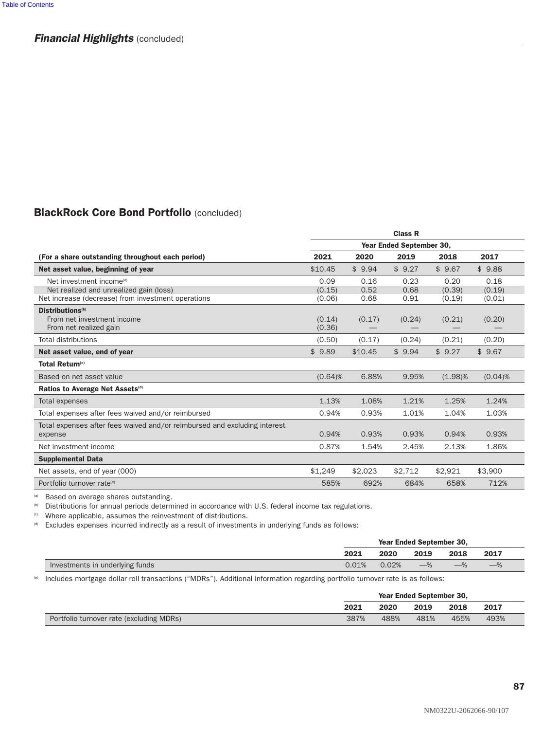## Financial Highlights (concluded)

## BlackRock Core Bond Portfolio (concluded)

| (For a share outstanding throughout each period) | Class R | | | | |
|---|---|---|---|---|---|
| | Year Ended September 30, | | | | |
| | 2021 | 2020 | 2019 | 2018 | 2017 |
| **Net asset value, beginning of year** | $10.45 | $ 9.94 | $ 9.27 | $ 9.67 | $ 9.88 |
| Net investment income[a] | 0.09 | 0.16 | 0.23 | 0.20 | 0.18 |
| Net realized and unrealized gain (loss) | (0.15) | 0.52 | 0.68 | (0.39) | (0.19) |
| Net increase (decrease) from investment operations | (0.06) | 0.68 | 0.91 | (0.19) | (0.01) |
| **Distributions[b]** | | | | | |
| From net investment income | (0.14) | (0.17) | (0.24) | (0.21) | (0.20) |
| From net realized gain | (0.36) | — | — | — | — |
| Total distributions | (0.50) | (0.17) | (0.24) | (0.21) | (0.20) |
| **Net asset value, end of year** | $ 9.89 | $10.45 | $ 9.94 | $ 9.27 | $ 9.67 |
| **Total Return[c]** | | | | | |
| Based on net asset value | (0.64)% | 6.88% | 9.95% | (1.98)% | (0.04)% |
| **Ratios to Average Net Assets[d]** | | | | | |
| Total expenses | 1.13% | 1.08% | 1.21% | 1.25% | 1.24% |
| Total expenses after fees waived and/or reimbursed | 0.94% | 0.93% | 1.01% | 1.04% | 1.03% |
| Total expenses after fees waived and/or reimbursed and excluding interest expense | 0.94% | 0.93% | 0.93% | 0.94% | 0.93% |
| Net investment income | 0.87% | 1.54% | 2.45% | 2.13% | 1.86% |
| **Supplemental Data** | | | | | |
| Net assets, end of year (000) | $1,249 | $2,023 | $2,712 | $2,921 | $3,900 |
| Portfolio turnover rate[e] | 585% | 692% | 684% | 658% | 712% |

[a] Based on average shares outstanding.

[b] Distributions for annual periods determined in accordance with U.S. federal income tax regulations.

[c] Where applicable, assumes the reinvestment of distributions.

[d] Excludes expenses incurred indirectly as a result of investments in underlying funds as follows:

| | Year Ended September 30, | | | | |
|---|---|---|---|---|---|
| | 2021 | 2020 | 2019 | 2018 | 2017 |
| Investments in underlying funds | 0.01% | 0.02% | —% | —% | —% |

[e] Includes mortgage dollar roll transactions ("MDRs"). Additional information regarding portfolio turnover rate is as follows:

| | Year Ended September 30, | | | | |
|---|---|---|---|---|---|
| | 2021 | 2020 | 2019 | 2018 | 2017 |
| Portfolio turnover rate (excluding MDRs) | 387% | 488% | 481% | 455% | 493% |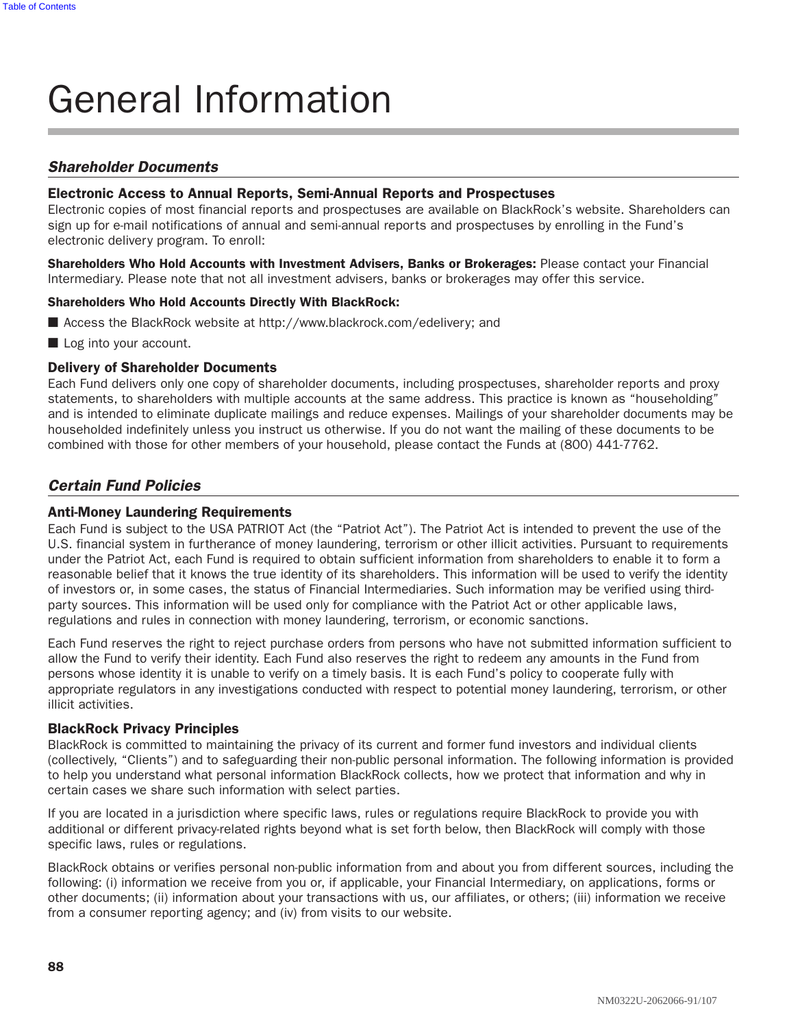# General Information

## *Shareholder Documents*

### Electronic Access to Annual Reports, Semi-Annual Reports and Prospectuses

Electronic copies of most financial reports and prospectuses are available on BlackRock's website. Shareholders can sign up for e-mail notifications of annual and semi-annual reports and prospectuses by enrolling in the Fund's electronic delivery program. To enroll:

**Shareholders Who Hold Accounts with Investment Advisers, Banks or Brokerages:** Please contact your Financial Intermediary. Please note that not all investment advisers, banks or brokerages may offer this service.

**Shareholders Who Hold Accounts Directly With BlackRock:**

- Access the BlackRock website at http://www.blackrock.com/edelivery; and
- Log into your account.

### Delivery of Shareholder Documents

Each Fund delivers only one copy of shareholder documents, including prospectuses, shareholder reports and proxy statements, to shareholders with multiple accounts at the same address. This practice is known as "householding" and is intended to eliminate duplicate mailings and reduce expenses. Mailings of your shareholder documents may be householded indefinitely unless you instruct us otherwise. If you do not want the mailing of these documents to be combined with those for other members of your household, please contact the Funds at (800) 441-7762.

## *Certain Fund Policies*

### Anti-Money Laundering Requirements

Each Fund is subject to the USA PATRIOT Act (the "Patriot Act"). The Patriot Act is intended to prevent the use of the U.S. financial system in furtherance of money laundering, terrorism or other illicit activities. Pursuant to requirements under the Patriot Act, each Fund is required to obtain sufficient information from shareholders to enable it to form a reasonable belief that it knows the true identity of its shareholders. This information will be used to verify the identity of investors or, in some cases, the status of Financial Intermediaries. Such information may be verified using third-party sources. This information will be used only for compliance with the Patriot Act or other applicable laws, regulations and rules in connection with money laundering, terrorism, or economic sanctions.

Each Fund reserves the right to reject purchase orders from persons who have not submitted information sufficient to allow the Fund to verify their identity. Each Fund also reserves the right to redeem any amounts in the Fund from persons whose identity it is unable to verify on a timely basis. It is each Fund's policy to cooperate fully with appropriate regulators in any investigations conducted with respect to potential money laundering, terrorism, or other illicit activities.

### BlackRock Privacy Principles

BlackRock is committed to maintaining the privacy of its current and former fund investors and individual clients (collectively, "Clients") and to safeguarding their non-public personal information. The following information is provided to help you understand what personal information BlackRock collects, how we protect that information and why in certain cases we share such information with select parties.

If you are located in a jurisdiction where specific laws, rules or regulations require BlackRock to provide you with additional or different privacy-related rights beyond what is set forth below, then BlackRock will comply with those specific laws, rules or regulations.

BlackRock obtains or verifies personal non-public information from and about you from different sources, including the following: (i) information we receive from you or, if applicable, your Financial Intermediary, on applications, forms or other documents; (ii) information about your transactions with us, our affiliates, or others; (iii) information we receive from a consumer reporting agency; and (iv) from visits to our website.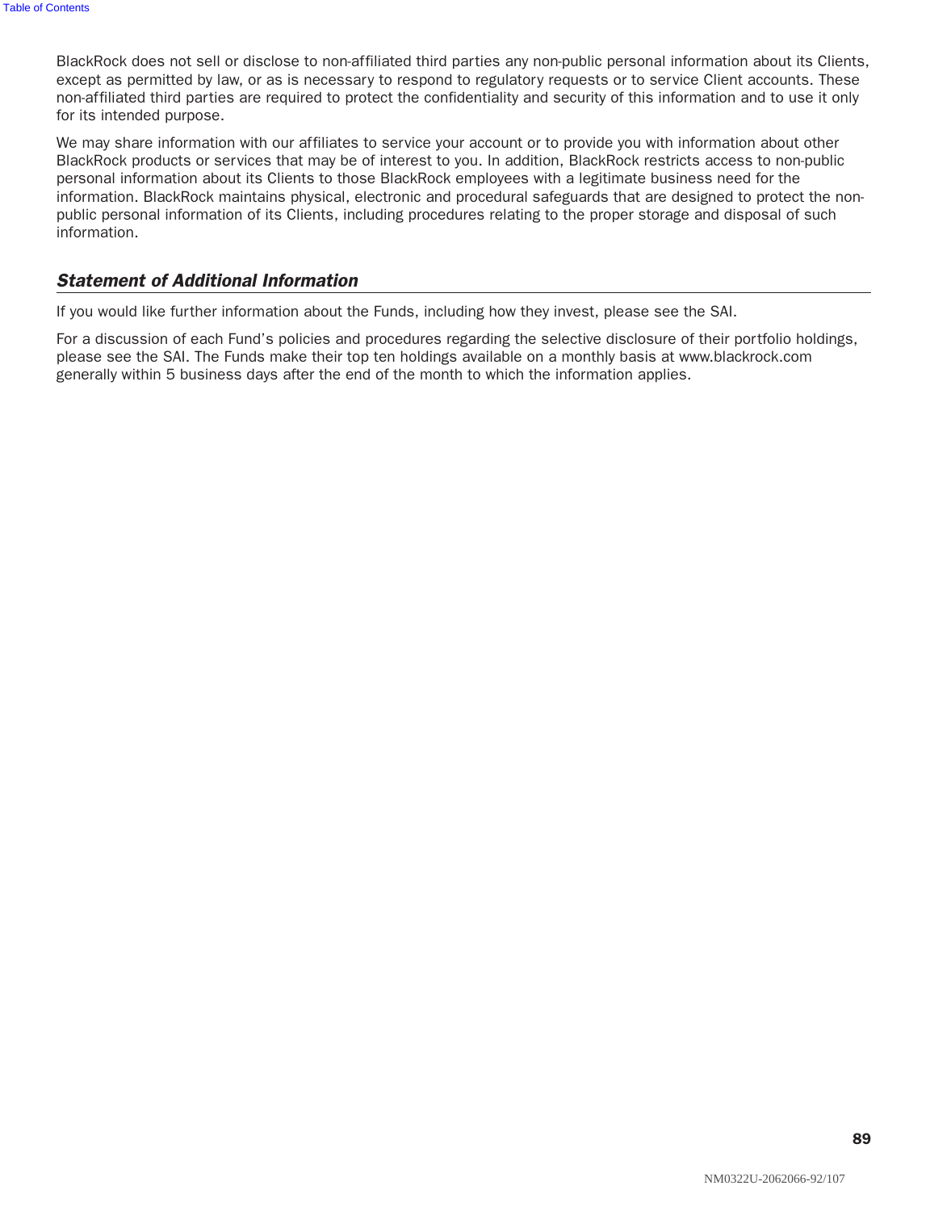BlackRock does not sell or disclose to non-affiliated third parties any non-public personal information about its Clients, except as permitted by law, or as is necessary to respond to regulatory requests or to service Client accounts. These non-affiliated third parties are required to protect the confidentiality and security of this information and to use it only for its intended purpose.

We may share information with our affiliates to service your account or to provide you with information about other BlackRock products or services that may be of interest to you. In addition, BlackRock restricts access to non-public personal information about its Clients to those BlackRock employees with a legitimate business need for the information. BlackRock maintains physical, electronic and procedural safeguards that are designed to protect the non-public personal information of its Clients, including procedures relating to the proper storage and disposal of such information.

### ***Statement of Additional Information***

If you would like further information about the Funds, including how they invest, please see the SAI.

For a discussion of each Fund's policies and procedures regarding the selective disclosure of their portfolio holdings, please see the SAI. The Funds make their top ten holdings available on a monthly basis at www.blackrock.com generally within 5 business days after the end of the month to which the information applies.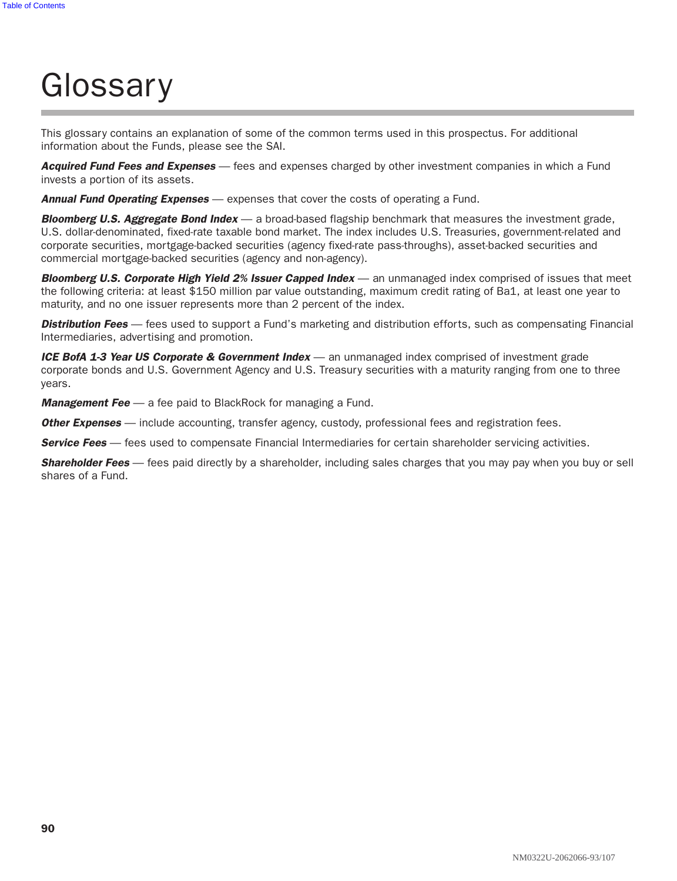# Glossary

This glossary contains an explanation of some of the common terms used in this prospectus. For additional information about the Funds, please see the SAI.

***Acquired Fund Fees and Expenses*** — fees and expenses charged by other investment companies in which a Fund invests a portion of its assets.

***Annual Fund Operating Expenses*** — expenses that cover the costs of operating a Fund.

***Bloomberg U.S. Aggregate Bond Index*** — a broad-based flagship benchmark that measures the investment grade, U.S. dollar-denominated, fixed-rate taxable bond market. The index includes U.S. Treasuries, government-related and corporate securities, mortgage-backed securities (agency fixed-rate pass-throughs), asset-backed securities and commercial mortgage-backed securities (agency and non-agency).

***Bloomberg U.S. Corporate High Yield 2% Issuer Capped Index*** — an unmanaged index comprised of issues that meet the following criteria: at least $150 million par value outstanding, maximum credit rating of Ba1, at least one year to maturity, and no one issuer represents more than 2 percent of the index.

***Distribution Fees*** — fees used to support a Fund's marketing and distribution efforts, such as compensating Financial Intermediaries, advertising and promotion.

***ICE BofA 1-3 Year US Corporate & Government Index*** — an unmanaged index comprised of investment grade corporate bonds and U.S. Government Agency and U.S. Treasury securities with a maturity ranging from one to three years.

***Management Fee*** — a fee paid to BlackRock for managing a Fund.

***Other Expenses*** — include accounting, transfer agency, custody, professional fees and registration fees.

***Service Fees*** — fees used to compensate Financial Intermediaries for certain shareholder servicing activities.

***Shareholder Fees*** — fees paid directly by a shareholder, including sales charges that you may pay when you buy or sell shares of a Fund.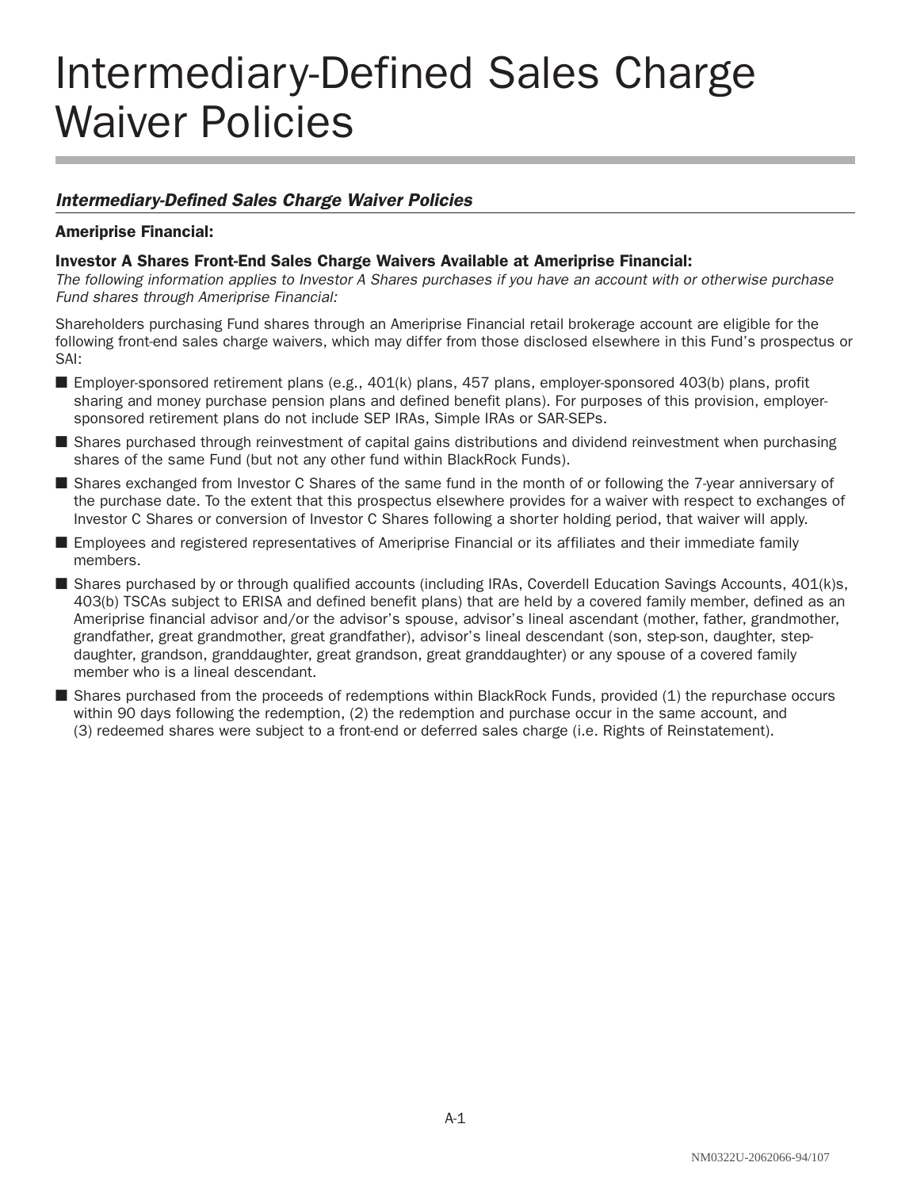# Intermediary-Defined Sales Charge Waiver Policies

## *Intermediary-Defined Sales Charge Waiver Policies*

**Ameriprise Financial:**

**Investor A Shares Front-End Sales Charge Waivers Available at Ameriprise Financial:**

*The following information applies to Investor A Shares purchases if you have an account with or otherwise purchase Fund shares through Ameriprise Financial:*

Shareholders purchasing Fund shares through an Ameriprise Financial retail brokerage account are eligible for the following front-end sales charge waivers, which may differ from those disclosed elsewhere in this Fund's prospectus or SAI:

- Employer-sponsored retirement plans (e.g., 401(k) plans, 457 plans, employer-sponsored 403(b) plans, profit sharing and money purchase pension plans and defined benefit plans). For purposes of this provision, employer-sponsored retirement plans do not include SEP IRAs, Simple IRAs or SAR-SEPs.
- Shares purchased through reinvestment of capital gains distributions and dividend reinvestment when purchasing shares of the same Fund (but not any other fund within BlackRock Funds).
- Shares exchanged from Investor C Shares of the same fund in the month of or following the 7-year anniversary of the purchase date. To the extent that this prospectus elsewhere provides for a waiver with respect to exchanges of Investor C Shares or conversion of Investor C Shares following a shorter holding period, that waiver will apply.
- Employees and registered representatives of Ameriprise Financial or its affiliates and their immediate family members.
- Shares purchased by or through qualified accounts (including IRAs, Coverdell Education Savings Accounts, 401(k)s, 403(b) TSCAs subject to ERISA and defined benefit plans) that are held by a covered family member, defined as an Ameriprise financial advisor and/or the advisor's spouse, advisor's lineal ascendant (mother, father, grandmother, grandfather, great grandmother, great grandfather), advisor's lineal descendant (son, step-son, daughter, step-daughter, grandson, granddaughter, great grandson, great granddaughter) or any spouse of a covered family member who is a lineal descendant.
- Shares purchased from the proceeds of redemptions within BlackRock Funds, provided (1) the repurchase occurs within 90 days following the redemption, (2) the redemption and purchase occur in the same account, and (3) redeemed shares were subject to a front-end or deferred sales charge (i.e. Rights of Reinstatement).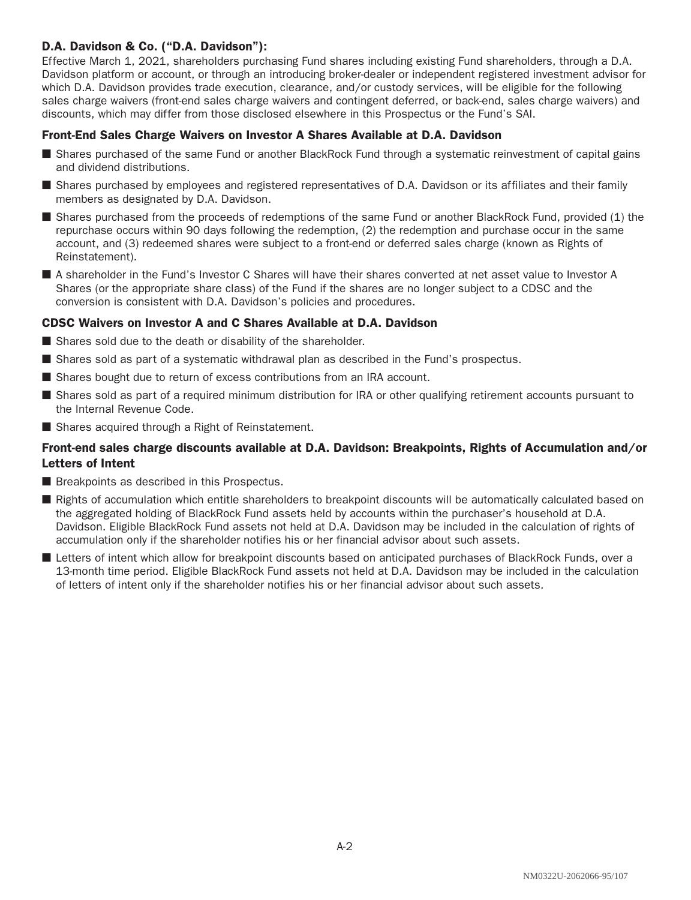### D.A. Davidson & Co. ("D.A. Davidson"):

Effective March 1, 2021, shareholders purchasing Fund shares including existing Fund shareholders, through a D.A. Davidson platform or account, or through an introducing broker-dealer or independent registered investment advisor for which D.A. Davidson provides trade execution, clearance, and/or custody services, will be eligible for the following sales charge waivers (front-end sales charge waivers and contingent deferred, or back-end, sales charge waivers) and discounts, which may differ from those disclosed elsewhere in this Prospectus or the Fund's SAI.

#### Front-End Sales Charge Waivers on Investor A Shares Available at D.A. Davidson

- Shares purchased of the same Fund or another BlackRock Fund through a systematic reinvestment of capital gains and dividend distributions.
- Shares purchased by employees and registered representatives of D.A. Davidson or its affiliates and their family members as designated by D.A. Davidson.
- Shares purchased from the proceeds of redemptions of the same Fund or another BlackRock Fund, provided (1) the repurchase occurs within 90 days following the redemption, (2) the redemption and purchase occur in the same account, and (3) redeemed shares were subject to a front-end or deferred sales charge (known as Rights of Reinstatement).
- A shareholder in the Fund's Investor C Shares will have their shares converted at net asset value to Investor A Shares (or the appropriate share class) of the Fund if the shares are no longer subject to a CDSC and the conversion is consistent with D.A. Davidson's policies and procedures.

#### CDSC Waivers on Investor A and C Shares Available at D.A. Davidson

- Shares sold due to the death or disability of the shareholder.
- Shares sold as part of a systematic withdrawal plan as described in the Fund's prospectus.
- Shares bought due to return of excess contributions from an IRA account.
- Shares sold as part of a required minimum distribution for IRA or other qualifying retirement accounts pursuant to the Internal Revenue Code.
- Shares acquired through a Right of Reinstatement.

#### Front-end sales charge discounts available at D.A. Davidson: Breakpoints, Rights of Accumulation and/or Letters of Intent

- Breakpoints as described in this Prospectus.
- Rights of accumulation which entitle shareholders to breakpoint discounts will be automatically calculated based on the aggregated holding of BlackRock Fund assets held by accounts within the purchaser's household at D.A. Davidson. Eligible BlackRock Fund assets not held at D.A. Davidson may be included in the calculation of rights of accumulation only if the shareholder notifies his or her financial advisor about such assets.
- Letters of intent which allow for breakpoint discounts based on anticipated purchases of BlackRock Funds, over a 13-month time period. Eligible BlackRock Fund assets not held at D.A. Davidson may be included in the calculation of letters of intent only if the shareholder notifies his or her financial advisor about such assets.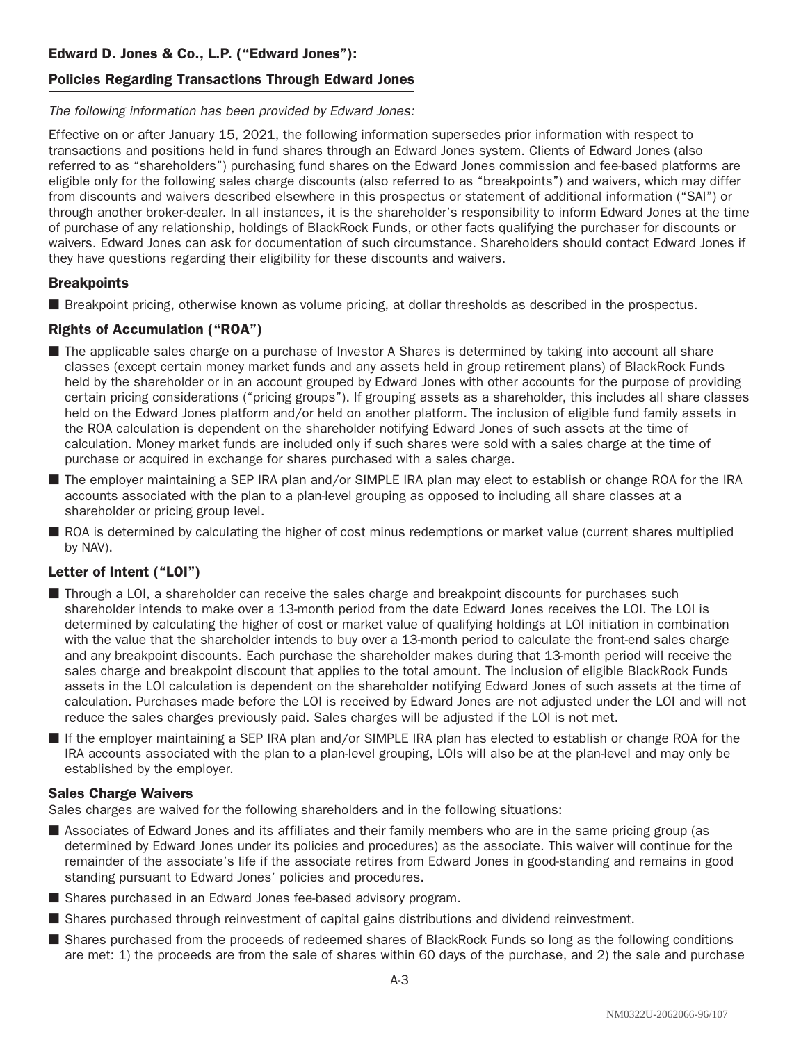## Edward D. Jones & Co., L.P. ("Edward Jones"):

### Policies Regarding Transactions Through Edward Jones

*The following information has been provided by Edward Jones:*

Effective on or after January 15, 2021, the following information supersedes prior information with respect to transactions and positions held in fund shares through an Edward Jones system. Clients of Edward Jones (also referred to as "shareholders") purchasing fund shares on the Edward Jones commission and fee-based platforms are eligible only for the following sales charge discounts (also referred to as "breakpoints") and waivers, which may differ from discounts and waivers described elsewhere in this prospectus or statement of additional information ("SAI") or through another broker-dealer. In all instances, it is the shareholder's responsibility to inform Edward Jones at the time of purchase of any relationship, holdings of BlackRock Funds, or other facts qualifying the purchaser for discounts or waivers. Edward Jones can ask for documentation of such circumstance. Shareholders should contact Edward Jones if they have questions regarding their eligibility for these discounts and waivers.

### Breakpoints

- Breakpoint pricing, otherwise known as volume pricing, at dollar thresholds as described in the prospectus.

### Rights of Accumulation ("ROA")

- The applicable sales charge on a purchase of Investor A Shares is determined by taking into account all share classes (except certain money market funds and any assets held in group retirement plans) of BlackRock Funds held by the shareholder or in an account grouped by Edward Jones with other accounts for the purpose of providing certain pricing considerations ("pricing groups"). If grouping assets as a shareholder, this includes all share classes held on the Edward Jones platform and/or held on another platform. The inclusion of eligible fund family assets in the ROA calculation is dependent on the shareholder notifying Edward Jones of such assets at the time of calculation. Money market funds are included only if such shares were sold with a sales charge at the time of purchase or acquired in exchange for shares purchased with a sales charge.
- The employer maintaining a SEP IRA plan and/or SIMPLE IRA plan may elect to establish or change ROA for the IRA accounts associated with the plan to a plan-level grouping as opposed to including all share classes at a shareholder or pricing group level.
- ROA is determined by calculating the higher of cost minus redemptions or market value (current shares multiplied by NAV).

### Letter of Intent ("LOI")

- Through a LOI, a shareholder can receive the sales charge and breakpoint discounts for purchases such shareholder intends to make over a 13-month period from the date Edward Jones receives the LOI. The LOI is determined by calculating the higher of cost or market value of qualifying holdings at LOI initiation in combination with the value that the shareholder intends to buy over a 13-month period to calculate the front-end sales charge and any breakpoint discounts. Each purchase the shareholder makes during that 13-month period will receive the sales charge and breakpoint discount that applies to the total amount. The inclusion of eligible BlackRock Funds assets in the LOI calculation is dependent on the shareholder notifying Edward Jones of such assets at the time of calculation. Purchases made before the LOI is received by Edward Jones are not adjusted under the LOI and will not reduce the sales charges previously paid. Sales charges will be adjusted if the LOI is not met.
- If the employer maintaining a SEP IRA plan and/or SIMPLE IRA plan has elected to establish or change ROA for the IRA accounts associated with the plan to a plan-level grouping, LOIs will also be at the plan-level and may only be established by the employer.

### Sales Charge Waivers

Sales charges are waived for the following shareholders and in the following situations:

- Associates of Edward Jones and its affiliates and their family members who are in the same pricing group (as determined by Edward Jones under its policies and procedures) as the associate. This waiver will continue for the remainder of the associate's life if the associate retires from Edward Jones in good-standing and remains in good standing pursuant to Edward Jones' policies and procedures.
- Shares purchased in an Edward Jones fee-based advisory program.
- Shares purchased through reinvestment of capital gains distributions and dividend reinvestment.
- Shares purchased from the proceeds of redeemed shares of BlackRock Funds so long as the following conditions are met: 1) the proceeds are from the sale of shares within 60 days of the purchase, and 2) the sale and purchase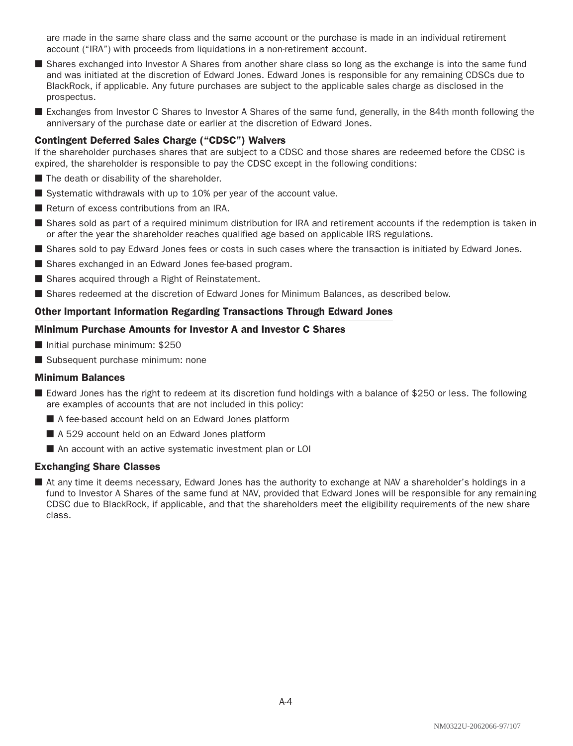are made in the same share class and the same account or the purchase is made in an individual retirement account ("IRA") with proceeds from liquidations in a non-retirement account.

- Shares exchanged into Investor A Shares from another share class so long as the exchange is into the same fund and was initiated at the discretion of Edward Jones. Edward Jones is responsible for any remaining CDSCs due to BlackRock, if applicable. Any future purchases are subject to the applicable sales charge as disclosed in the prospectus.
- Exchanges from Investor C Shares to Investor A Shares of the same fund, generally, in the 84th month following the anniversary of the purchase date or earlier at the discretion of Edward Jones.

### Contingent Deferred Sales Charge ("CDSC") Waivers

If the shareholder purchases shares that are subject to a CDSC and those shares are redeemed before the CDSC is expired, the shareholder is responsible to pay the CDSC except in the following conditions:

- The death or disability of the shareholder.
- Systematic withdrawals with up to 10% per year of the account value.
- Return of excess contributions from an IRA.
- Shares sold as part of a required minimum distribution for IRA and retirement accounts if the redemption is taken in or after the year the shareholder reaches qualified age based on applicable IRS regulations.
- Shares sold to pay Edward Jones fees or costs in such cases where the transaction is initiated by Edward Jones.
- Shares exchanged in an Edward Jones fee-based program.
- Shares acquired through a Right of Reinstatement.
- Shares redeemed at the discretion of Edward Jones for Minimum Balances, as described below.

## Other Important Information Regarding Transactions Through Edward Jones

### Minimum Purchase Amounts for Investor A and Investor C Shares

- Initial purchase minimum: $250
- Subsequent purchase minimum: none

### Minimum Balances

- Edward Jones has the right to redeem at its discretion fund holdings with a balance of $250 or less. The following are examples of accounts that are not included in this policy:
  - A fee-based account held on an Edward Jones platform
  - A 529 account held on an Edward Jones platform
  - An account with an active systematic investment plan or LOI

### Exchanging Share Classes

- At any time it deems necessary, Edward Jones has the authority to exchange at NAV a shareholder's holdings in a fund to Investor A Shares of the same fund at NAV, provided that Edward Jones will be responsible for any remaining CDSC due to BlackRock, if applicable, and that the shareholders meet the eligibility requirements of the new share class.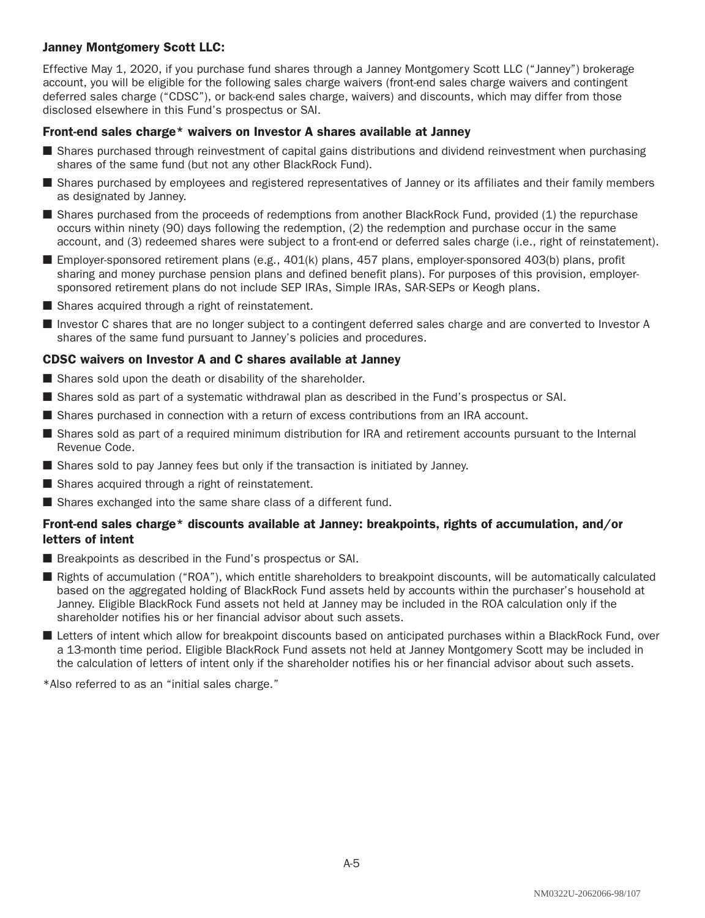### Janney Montgomery Scott LLC:

Effective May 1, 2020, if you purchase fund shares through a Janney Montgomery Scott LLC ("Janney") brokerage account, you will be eligible for the following sales charge waivers (front-end sales charge waivers and contingent deferred sales charge ("CDSC"), or back-end sales charge, waivers) and discounts, which may differ from those disclosed elsewhere in this Fund's prospectus or SAI.

#### Front-end sales charge* waivers on Investor A shares available at Janney

- Shares purchased through reinvestment of capital gains distributions and dividend reinvestment when purchasing shares of the same fund (but not any other BlackRock Fund).
- Shares purchased by employees and registered representatives of Janney or its affiliates and their family members as designated by Janney.
- Shares purchased from the proceeds of redemptions from another BlackRock Fund, provided (1) the repurchase occurs within ninety (90) days following the redemption, (2) the redemption and purchase occur in the same account, and (3) redeemed shares were subject to a front-end or deferred sales charge (i.e., right of reinstatement).
- Employer-sponsored retirement plans (e.g., 401(k) plans, 457 plans, employer-sponsored 403(b) plans, profit sharing and money purchase pension plans and defined benefit plans). For purposes of this provision, employer-sponsored retirement plans do not include SEP IRAs, Simple IRAs, SAR-SEPs or Keogh plans.
- Shares acquired through a right of reinstatement.
- Investor C shares that are no longer subject to a contingent deferred sales charge and are converted to Investor A shares of the same fund pursuant to Janney's policies and procedures.

#### CDSC waivers on Investor A and C shares available at Janney

- Shares sold upon the death or disability of the shareholder.
- Shares sold as part of a systematic withdrawal plan as described in the Fund's prospectus or SAI.
- Shares purchased in connection with a return of excess contributions from an IRA account.
- Shares sold as part of a required minimum distribution for IRA and retirement accounts pursuant to the Internal Revenue Code.
- Shares sold to pay Janney fees but only if the transaction is initiated by Janney.
- Shares acquired through a right of reinstatement.
- Shares exchanged into the same share class of a different fund.

#### Front-end sales charge* discounts available at Janney: breakpoints, rights of accumulation, and/or letters of intent

- Breakpoints as described in the Fund's prospectus or SAI.
- Rights of accumulation ("ROA"), which entitle shareholders to breakpoint discounts, will be automatically calculated based on the aggregated holding of BlackRock Fund assets held by accounts within the purchaser's household at Janney. Eligible BlackRock Fund assets not held at Janney may be included in the ROA calculation only if the shareholder notifies his or her financial advisor about such assets.
- Letters of intent which allow for breakpoint discounts based on anticipated purchases within a BlackRock Fund, over a 13-month time period. Eligible BlackRock Fund assets not held at Janney Montgomery Scott may be included in the calculation of letters of intent only if the shareholder notifies his or her financial advisor about such assets.

*Also referred to as an "initial sales charge."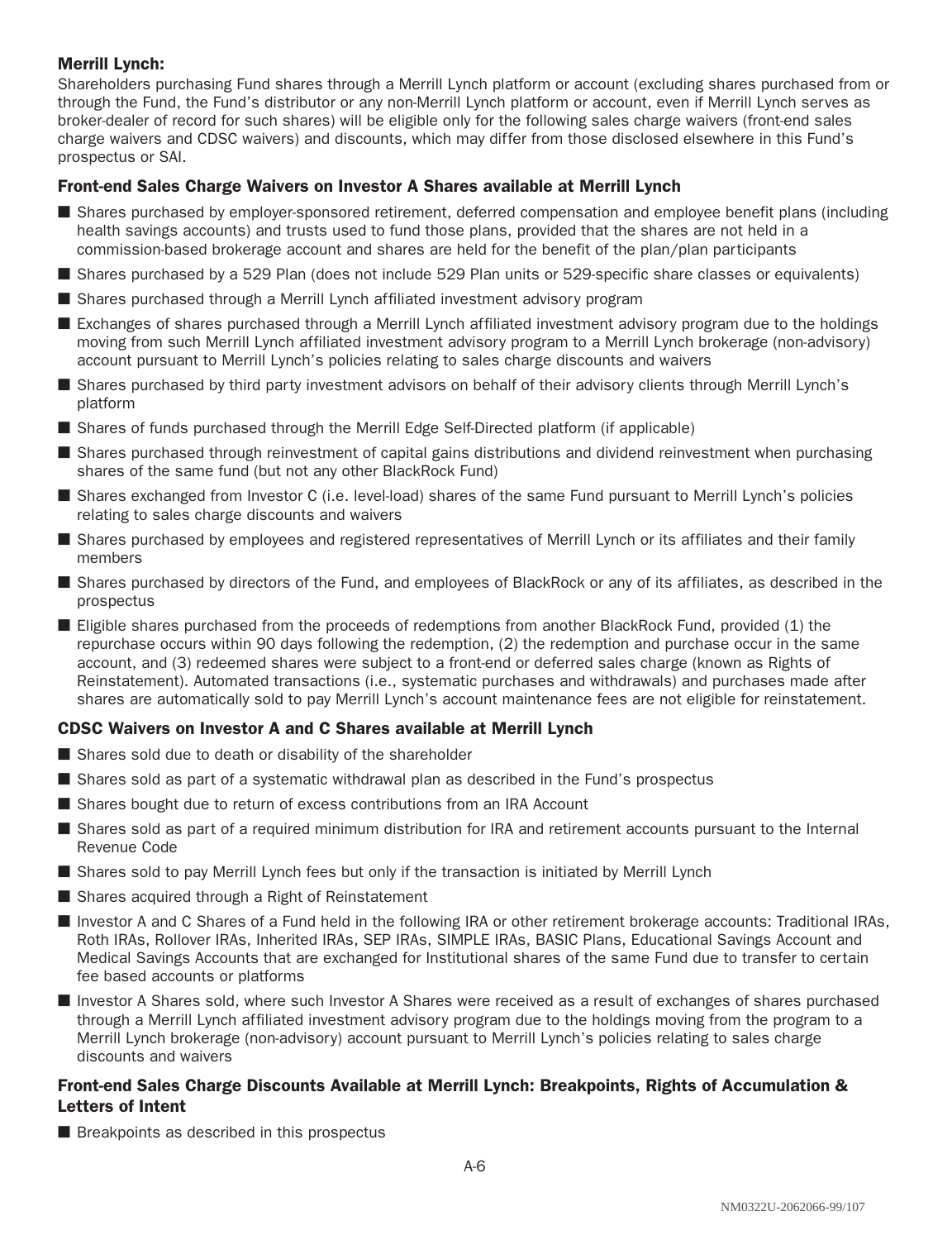### Merrill Lynch:

Shareholders purchasing Fund shares through a Merrill Lynch platform or account (excluding shares purchased from or through the Fund, the Fund's distributor or any non-Merrill Lynch platform or account, even if Merrill Lynch serves as broker-dealer of record for such shares) will be eligible only for the following sales charge waivers (front-end sales charge waivers and CDSC waivers) and discounts, which may differ from those disclosed elsewhere in this Fund's prospectus or SAI.

#### Front-end Sales Charge Waivers on Investor A Shares available at Merrill Lynch

- Shares purchased by employer-sponsored retirement, deferred compensation and employee benefit plans (including health savings accounts) and trusts used to fund those plans, provided that the shares are not held in a commission-based brokerage account and shares are held for the benefit of the plan/plan participants
- Shares purchased by a 529 Plan (does not include 529 Plan units or 529-specific share classes or equivalents)
- Shares purchased through a Merrill Lynch affiliated investment advisory program
- Exchanges of shares purchased through a Merrill Lynch affiliated investment advisory program due to the holdings moving from such Merrill Lynch affiliated investment advisory program to a Merrill Lynch brokerage (non-advisory) account pursuant to Merrill Lynch's policies relating to sales charge discounts and waivers
- Shares purchased by third party investment advisors on behalf of their advisory clients through Merrill Lynch's platform
- Shares of funds purchased through the Merrill Edge Self-Directed platform (if applicable)
- Shares purchased through reinvestment of capital gains distributions and dividend reinvestment when purchasing shares of the same fund (but not any other BlackRock Fund)
- Shares exchanged from Investor C (i.e. level-load) shares of the same Fund pursuant to Merrill Lynch's policies relating to sales charge discounts and waivers
- Shares purchased by employees and registered representatives of Merrill Lynch or its affiliates and their family members
- Shares purchased by directors of the Fund, and employees of BlackRock or any of its affiliates, as described in the prospectus
- Eligible shares purchased from the proceeds of redemptions from another BlackRock Fund, provided (1) the repurchase occurs within 90 days following the redemption, (2) the redemption and purchase occur in the same account, and (3) redeemed shares were subject to a front-end or deferred sales charge (known as Rights of Reinstatement). Automated transactions (i.e., systematic purchases and withdrawals) and purchases made after shares are automatically sold to pay Merrill Lynch's account maintenance fees are not eligible for reinstatement.

#### CDSC Waivers on Investor A and C Shares available at Merrill Lynch

- Shares sold due to death or disability of the shareholder
- Shares sold as part of a systematic withdrawal plan as described in the Fund's prospectus
- Shares bought due to return of excess contributions from an IRA Account
- Shares sold as part of a required minimum distribution for IRA and retirement accounts pursuant to the Internal Revenue Code
- Shares sold to pay Merrill Lynch fees but only if the transaction is initiated by Merrill Lynch
- Shares acquired through a Right of Reinstatement
- Investor A and C Shares of a Fund held in the following IRA or other retirement brokerage accounts: Traditional IRAs, Roth IRAs, Rollover IRAs, Inherited IRAs, SEP IRAs, SIMPLE IRAs, BASIC Plans, Educational Savings Account and Medical Savings Accounts that are exchanged for Institutional shares of the same Fund due to transfer to certain fee based accounts or platforms
- Investor A Shares sold, where such Investor A Shares were received as a result of exchanges of shares purchased through a Merrill Lynch affiliated investment advisory program due to the holdings moving from the program to a Merrill Lynch brokerage (non-advisory) account pursuant to Merrill Lynch's policies relating to sales charge discounts and waivers

#### Front-end Sales Charge Discounts Available at Merrill Lynch: Breakpoints, Rights of Accumulation & Letters of Intent

- Breakpoints as described in this prospectus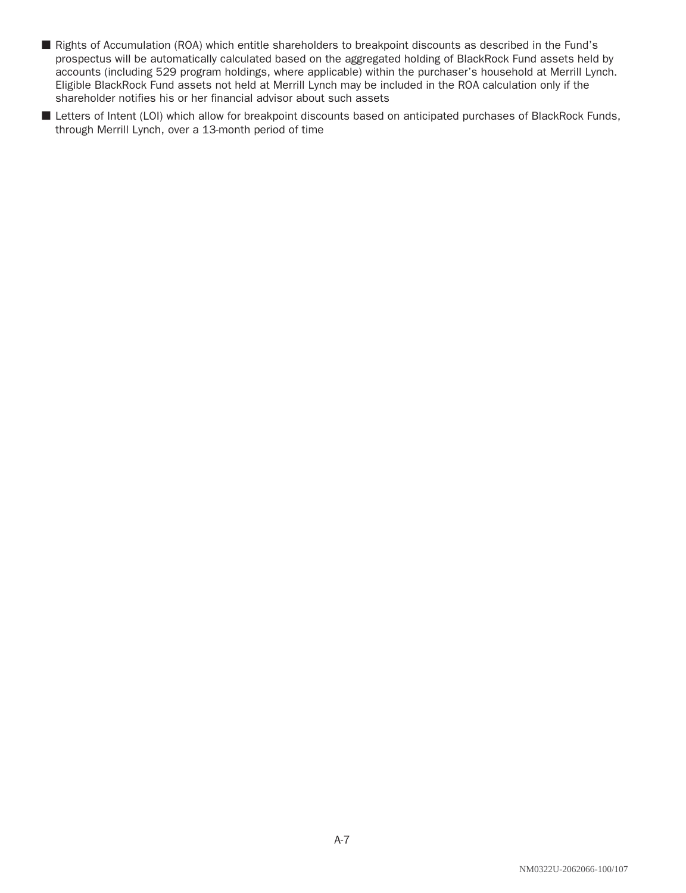- Rights of Accumulation (ROA) which entitle shareholders to breakpoint discounts as described in the Fund's prospectus will be automatically calculated based on the aggregated holding of BlackRock Fund assets held by accounts (including 529 program holdings, where applicable) within the purchaser's household at Merrill Lynch. Eligible BlackRock Fund assets not held at Merrill Lynch may be included in the ROA calculation only if the shareholder notifies his or her financial advisor about such assets
- Letters of Intent (LOI) which allow for breakpoint discounts based on anticipated purchases of BlackRock Funds, through Merrill Lynch, over a 13-month period of time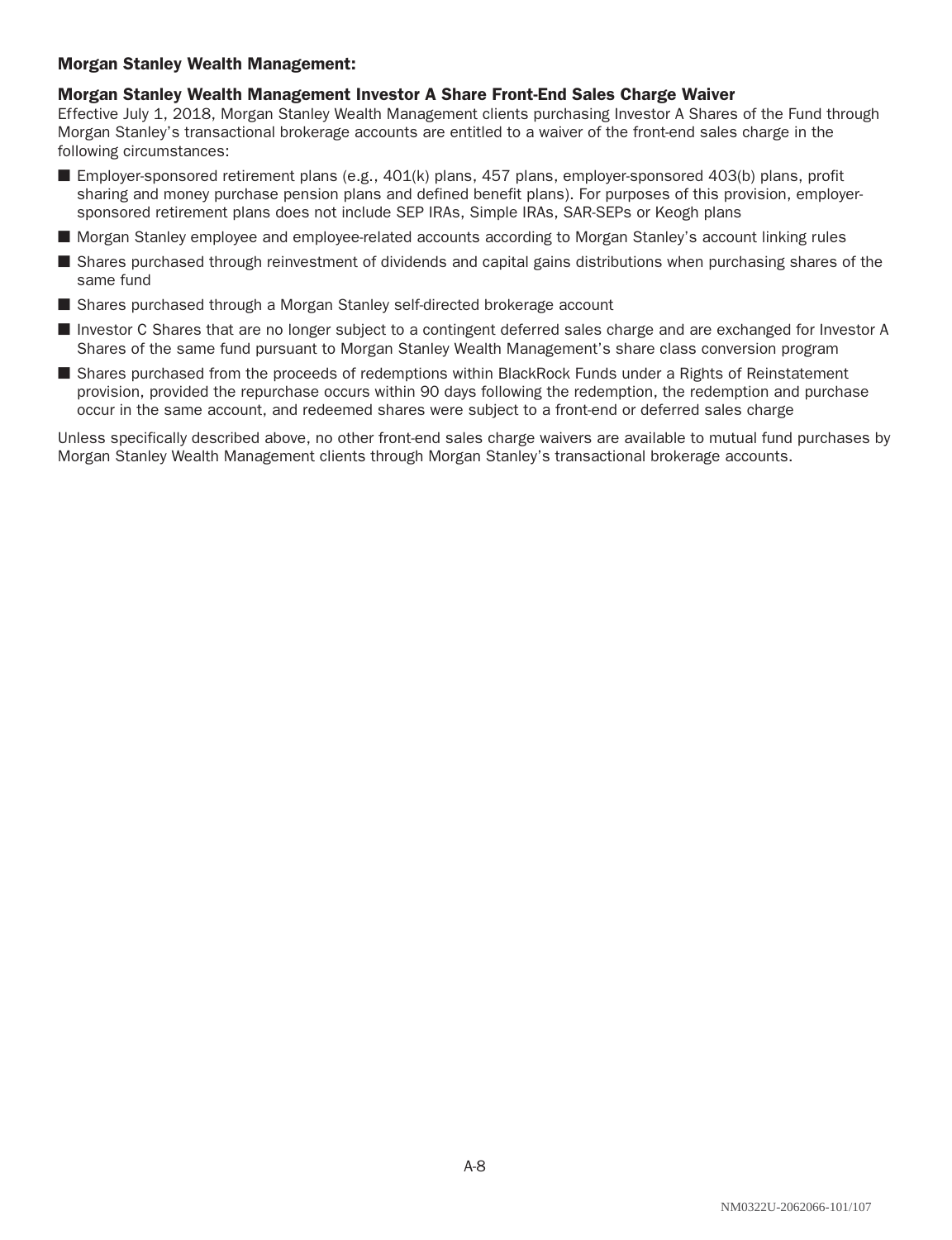**Morgan Stanley Wealth Management:**

### Morgan Stanley Wealth Management Investor A Share Front-End Sales Charge Waiver

Effective July 1, 2018, Morgan Stanley Wealth Management clients purchasing Investor A Shares of the Fund through Morgan Stanley's transactional brokerage accounts are entitled to a waiver of the front-end sales charge in the following circumstances:

- Employer-sponsored retirement plans (e.g., 401(k) plans, 457 plans, employer-sponsored 403(b) plans, profit sharing and money purchase pension plans and defined benefit plans). For purposes of this provision, employer-sponsored retirement plans does not include SEP IRAs, Simple IRAs, SAR-SEPs or Keogh plans
- Morgan Stanley employee and employee-related accounts according to Morgan Stanley's account linking rules
- Shares purchased through reinvestment of dividends and capital gains distributions when purchasing shares of the same fund
- Shares purchased through a Morgan Stanley self-directed brokerage account
- Investor C Shares that are no longer subject to a contingent deferred sales charge and are exchanged for Investor A Shares of the same fund pursuant to Morgan Stanley Wealth Management's share class conversion program
- Shares purchased from the proceeds of redemptions within BlackRock Funds under a Rights of Reinstatement provision, provided the repurchase occurs within 90 days following the redemption, the redemption and purchase occur in the same account, and redeemed shares were subject to a front-end or deferred sales charge

Unless specifically described above, no other front-end sales charge waivers are available to mutual fund purchases by Morgan Stanley Wealth Management clients through Morgan Stanley's transactional brokerage accounts.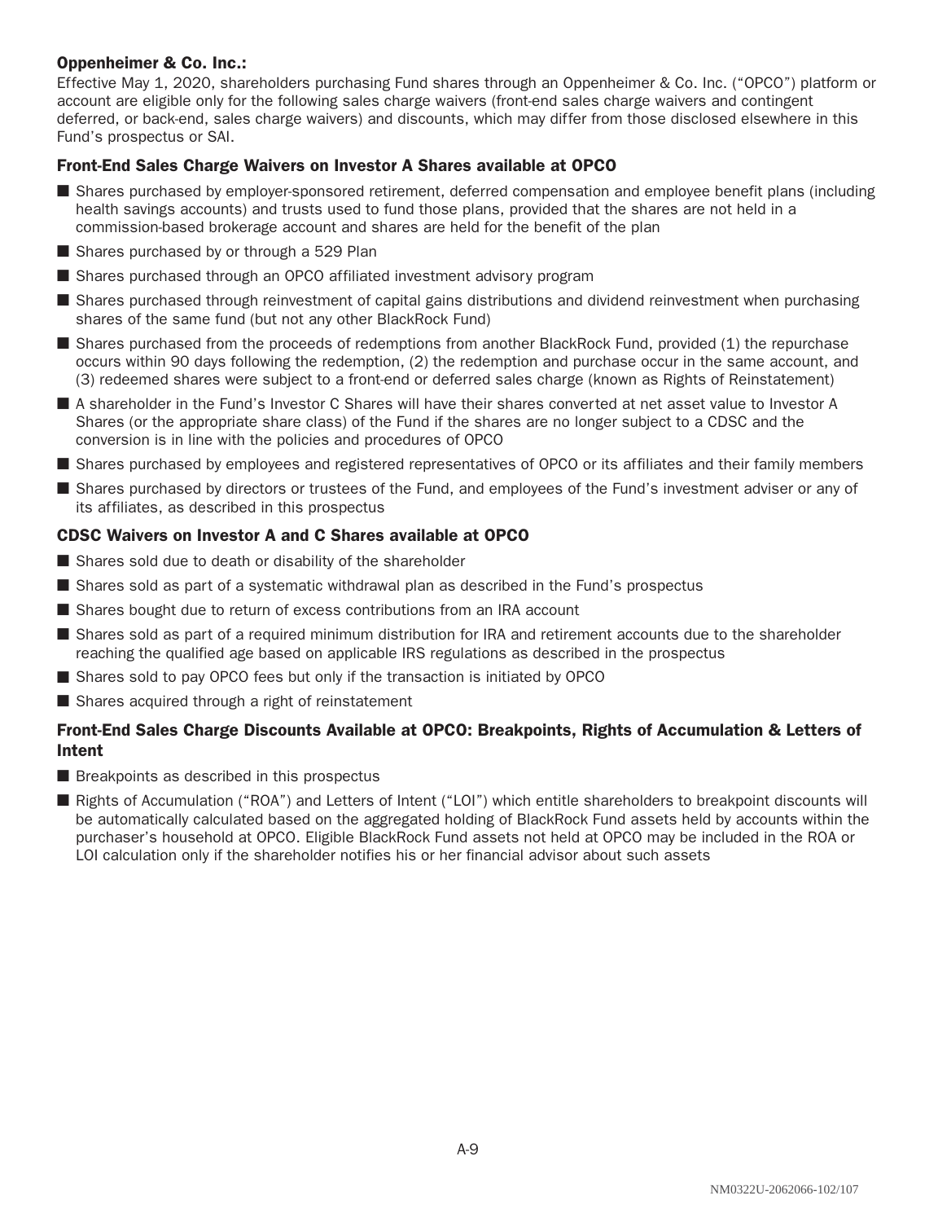### Oppenheimer & Co. Inc.:

Effective May 1, 2020, shareholders purchasing Fund shares through an Oppenheimer & Co. Inc. ("OPCO") platform or account are eligible only for the following sales charge waivers (front-end sales charge waivers and contingent deferred, or back-end, sales charge waivers) and discounts, which may differ from those disclosed elsewhere in this Fund's prospectus or SAI.

#### Front-End Sales Charge Waivers on Investor A Shares available at OPCO

- Shares purchased by employer-sponsored retirement, deferred compensation and employee benefit plans (including health savings accounts) and trusts used to fund those plans, provided that the shares are not held in a commission-based brokerage account and shares are held for the benefit of the plan
- Shares purchased by or through a 529 Plan
- Shares purchased through an OPCO affiliated investment advisory program
- Shares purchased through reinvestment of capital gains distributions and dividend reinvestment when purchasing shares of the same fund (but not any other BlackRock Fund)
- Shares purchased from the proceeds of redemptions from another BlackRock Fund, provided (1) the repurchase occurs within 90 days following the redemption, (2) the redemption and purchase occur in the same account, and (3) redeemed shares were subject to a front-end or deferred sales charge (known as Rights of Reinstatement)
- A shareholder in the Fund's Investor C Shares will have their shares converted at net asset value to Investor A Shares (or the appropriate share class) of the Fund if the shares are no longer subject to a CDSC and the conversion is in line with the policies and procedures of OPCO
- Shares purchased by employees and registered representatives of OPCO or its affiliates and their family members
- Shares purchased by directors or trustees of the Fund, and employees of the Fund's investment adviser or any of its affiliates, as described in this prospectus

#### CDSC Waivers on Investor A and C Shares available at OPCO

- Shares sold due to death or disability of the shareholder
- Shares sold as part of a systematic withdrawal plan as described in the Fund's prospectus
- Shares bought due to return of excess contributions from an IRA account
- Shares sold as part of a required minimum distribution for IRA and retirement accounts due to the shareholder reaching the qualified age based on applicable IRS regulations as described in the prospectus
- Shares sold to pay OPCO fees but only if the transaction is initiated by OPCO
- Shares acquired through a right of reinstatement

#### Front-End Sales Charge Discounts Available at OPCO: Breakpoints, Rights of Accumulation & Letters of Intent

- Breakpoints as described in this prospectus
- Rights of Accumulation ("ROA") and Letters of Intent ("LOI") which entitle shareholders to breakpoint discounts will be automatically calculated based on the aggregated holding of BlackRock Fund assets held by accounts within the purchaser's household at OPCO. Eligible BlackRock Fund assets not held at OPCO may be included in the ROA or LOI calculation only if the shareholder notifies his or her financial advisor about such assets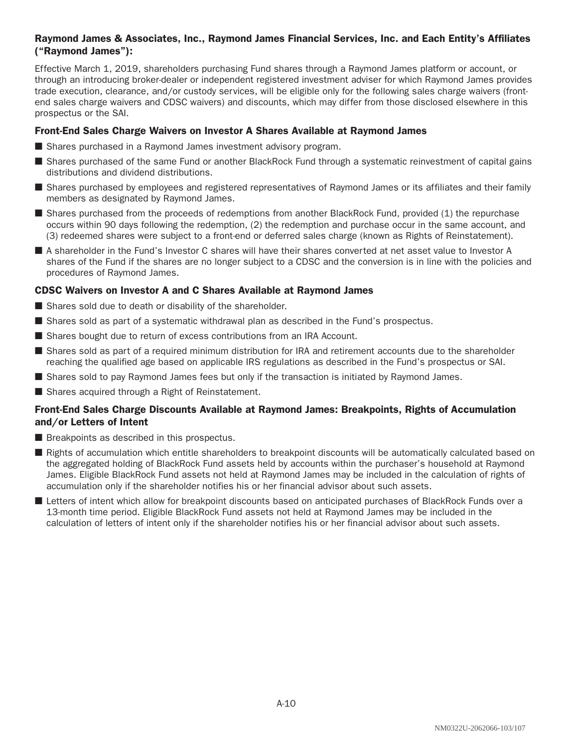### Raymond James & Associates, Inc., Raymond James Financial Services, Inc. and Each Entity's Affiliates ("Raymond James"):

Effective March 1, 2019, shareholders purchasing Fund shares through a Raymond James platform or account, or through an introducing broker-dealer or independent registered investment adviser for which Raymond James provides trade execution, clearance, and/or custody services, will be eligible only for the following sales charge waivers (front-end sales charge waivers and CDSC waivers) and discounts, which may differ from those disclosed elsewhere in this prospectus or the SAI.

#### Front-End Sales Charge Waivers on Investor A Shares Available at Raymond James

- Shares purchased in a Raymond James investment advisory program.
- Shares purchased of the same Fund or another BlackRock Fund through a systematic reinvestment of capital gains distributions and dividend distributions.
- Shares purchased by employees and registered representatives of Raymond James or its affiliates and their family members as designated by Raymond James.
- Shares purchased from the proceeds of redemptions from another BlackRock Fund, provided (1) the repurchase occurs within 90 days following the redemption, (2) the redemption and purchase occur in the same account, and (3) redeemed shares were subject to a front-end or deferred sales charge (known as Rights of Reinstatement).
- A shareholder in the Fund's Investor C shares will have their shares converted at net asset value to Investor A shares of the Fund if the shares are no longer subject to a CDSC and the conversion is in line with the policies and procedures of Raymond James.

#### CDSC Waivers on Investor A and C Shares Available at Raymond James

- Shares sold due to death or disability of the shareholder.
- Shares sold as part of a systematic withdrawal plan as described in the Fund's prospectus.
- Shares bought due to return of excess contributions from an IRA Account.
- Shares sold as part of a required minimum distribution for IRA and retirement accounts due to the shareholder reaching the qualified age based on applicable IRS regulations as described in the Fund's prospectus or SAI.
- Shares sold to pay Raymond James fees but only if the transaction is initiated by Raymond James.
- Shares acquired through a Right of Reinstatement.

#### Front-End Sales Charge Discounts Available at Raymond James: Breakpoints, Rights of Accumulation and/or Letters of Intent

- Breakpoints as described in this prospectus.
- Rights of accumulation which entitle shareholders to breakpoint discounts will be automatically calculated based on the aggregated holding of BlackRock Fund assets held by accounts within the purchaser's household at Raymond James. Eligible BlackRock Fund assets not held at Raymond James may be included in the calculation of rights of accumulation only if the shareholder notifies his or her financial advisor about such assets.
- Letters of intent which allow for breakpoint discounts based on anticipated purchases of BlackRock Funds over a 13-month time period. Eligible BlackRock Fund assets not held at Raymond James may be included in the calculation of letters of intent only if the shareholder notifies his or her financial advisor about such assets.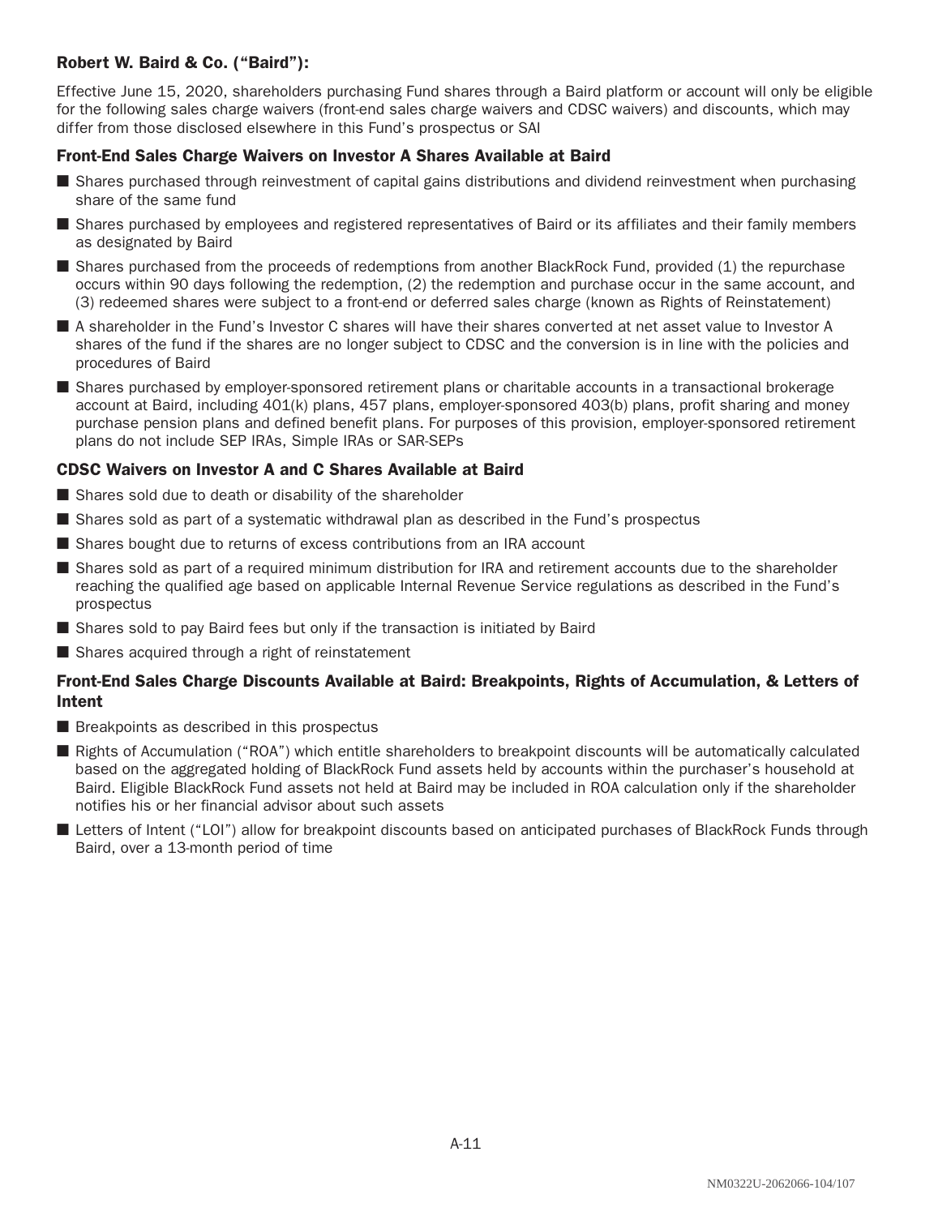### Robert W. Baird & Co. (“Baird”):

Effective June 15, 2020, shareholders purchasing Fund shares through a Baird platform or account will only be eligible for the following sales charge waivers (front-end sales charge waivers and CDSC waivers) and discounts, which may differ from those disclosed elsewhere in this Fund’s prospectus or SAI

#### Front-End Sales Charge Waivers on Investor A Shares Available at Baird

- Shares purchased through reinvestment of capital gains distributions and dividend reinvestment when purchasing share of the same fund
- Shares purchased by employees and registered representatives of Baird or its affiliates and their family members as designated by Baird
- Shares purchased from the proceeds of redemptions from another BlackRock Fund, provided (1) the repurchase occurs within 90 days following the redemption, (2) the redemption and purchase occur in the same account, and (3) redeemed shares were subject to a front-end or deferred sales charge (known as Rights of Reinstatement)
- A shareholder in the Fund’s Investor C shares will have their shares converted at net asset value to Investor A shares of the fund if the shares are no longer subject to CDSC and the conversion is in line with the policies and procedures of Baird
- Shares purchased by employer-sponsored retirement plans or charitable accounts in a transactional brokerage account at Baird, including 401(k) plans, 457 plans, employer-sponsored 403(b) plans, profit sharing and money purchase pension plans and defined benefit plans. For purposes of this provision, employer-sponsored retirement plans do not include SEP IRAs, Simple IRAs or SAR-SEPs

#### CDSC Waivers on Investor A and C Shares Available at Baird

- Shares sold due to death or disability of the shareholder
- Shares sold as part of a systematic withdrawal plan as described in the Fund’s prospectus
- Shares bought due to returns of excess contributions from an IRA account
- Shares sold as part of a required minimum distribution for IRA and retirement accounts due to the shareholder reaching the qualified age based on applicable Internal Revenue Service regulations as described in the Fund’s prospectus
- Shares sold to pay Baird fees but only if the transaction is initiated by Baird
- Shares acquired through a right of reinstatement

#### Front-End Sales Charge Discounts Available at Baird: Breakpoints, Rights of Accumulation, & Letters of Intent

- Breakpoints as described in this prospectus
- Rights of Accumulation (“ROA”) which entitle shareholders to breakpoint discounts will be automatically calculated based on the aggregated holding of BlackRock Fund assets held by accounts within the purchaser’s household at Baird. Eligible BlackRock Fund assets not held at Baird may be included in ROA calculation only if the shareholder notifies his or her financial advisor about such assets
- Letters of Intent (“LOI”) allow for breakpoint discounts based on anticipated purchases of BlackRock Funds through Baird, over a 13-month period of time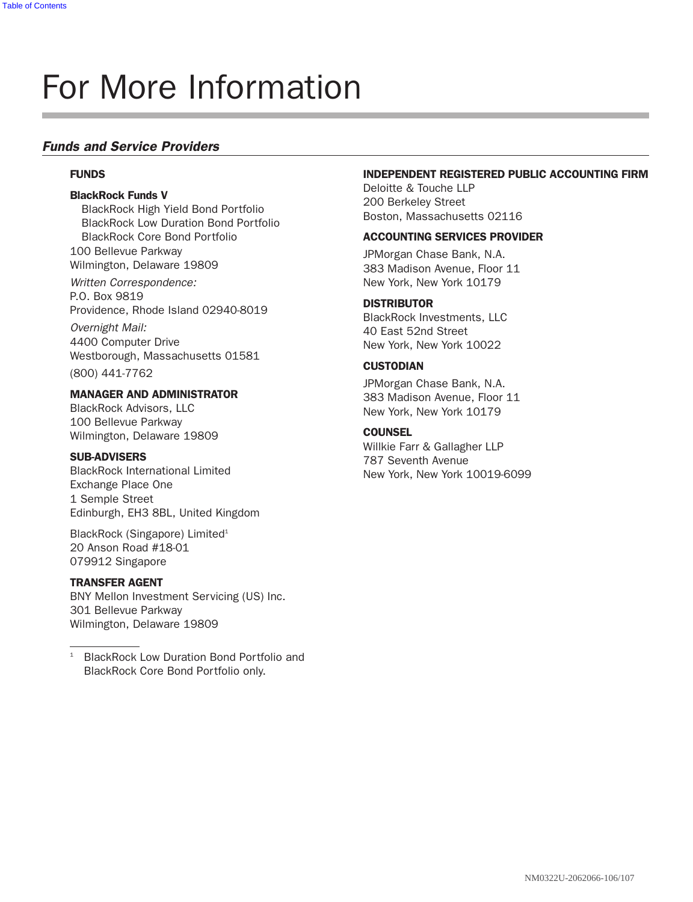# For More Information

## *Funds and Service Providers*

**FUNDS**

**BlackRock Funds V**

BlackRock High Yield Bond Portfolio
BlackRock Low Duration Bond Portfolio
BlackRock Core Bond Portfolio
100 Bellevue Parkway
Wilmington, Delaware 19809

*Written Correspondence:*
P.O. Box 9819
Providence, Rhode Island 02940-8019

*Overnight Mail:*
4400 Computer Drive
Westborough, Massachusetts 01581

(800) 441-7762

**MANAGER AND ADMINISTRATOR**
BlackRock Advisors, LLC
100 Bellevue Parkway
Wilmington, Delaware 19809

**SUB-ADVISERS**
BlackRock International Limited
Exchange Place One
1 Semple Street
Edinburgh, EH3 8BL, United Kingdom

BlackRock (Singapore) Limited[1]
20 Anson Road #18-01
079912 Singapore

**TRANSFER AGENT**
BNY Mellon Investment Servicing (US) Inc.
301 Bellevue Parkway
Wilmington, Delaware 19809

[1] BlackRock Low Duration Bond Portfolio and BlackRock Core Bond Portfolio only.

**INDEPENDENT REGISTERED PUBLIC ACCOUNTING FIRM**
Deloitte & Touche LLP
200 Berkeley Street
Boston, Massachusetts 02116

**ACCOUNTING SERVICES PROVIDER**
JPMorgan Chase Bank, N.A.
383 Madison Avenue, Floor 11
New York, New York 10179

**DISTRIBUTOR**
BlackRock Investments, LLC
40 East 52nd Street
New York, New York 10022

**CUSTODIAN**
JPMorgan Chase Bank, N.A.
383 Madison Avenue, Floor 11
New York, New York 10179

**COUNSEL**
Willkie Farr & Gallagher LLP
787 Seventh Avenue
New York, New York 10019-6099

NM0322U-2062066-106/107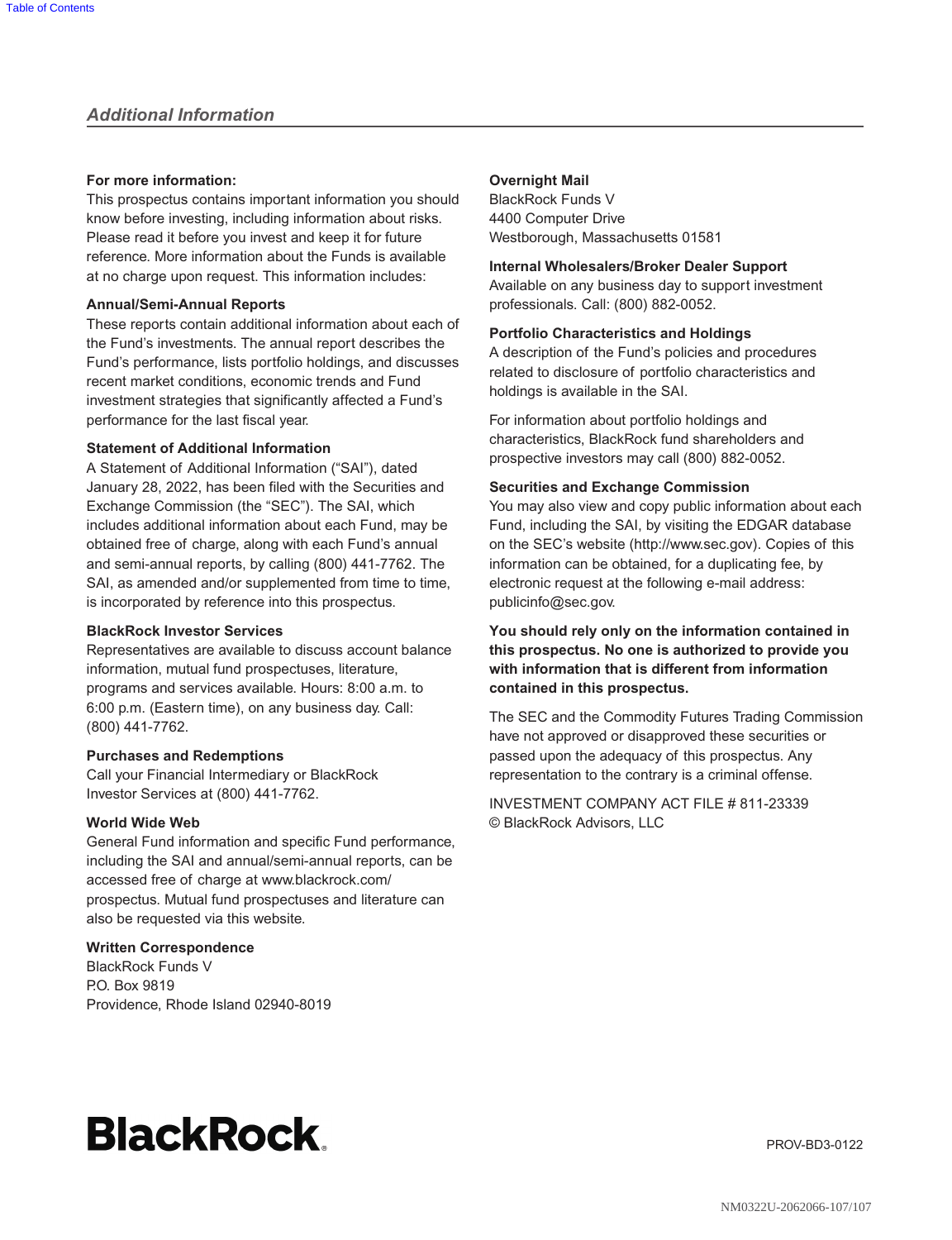## *Additional Information*

**For more information:**

This prospectus contains important information you should know before investing, including information about risks. Please read it before you invest and keep it for future reference. More information about the Funds is available at no charge upon request. This information includes:

**Annual/Semi-Annual Reports**

These reports contain additional information about each of the Fund's investments. The annual report describes the Fund's performance, lists portfolio holdings, and discusses recent market conditions, economic trends and Fund investment strategies that significantly affected a Fund's performance for the last fiscal year.

**Statement of Additional Information**

A Statement of Additional Information ("SAI"), dated January 28, 2022, has been filed with the Securities and Exchange Commission (the "SEC"). The SAI, which includes additional information about each Fund, may be obtained free of charge, along with each Fund's annual and semi-annual reports, by calling (800) 441-7762. The SAI, as amended and/or supplemented from time to time, is incorporated by reference into this prospectus.

**BlackRock Investor Services**

Representatives are available to discuss account balance information, mutual fund prospectuses, literature, programs and services available. Hours: 8:00 a.m. to 6:00 p.m. (Eastern time), on any business day. Call: (800) 441-7762.

**Purchases and Redemptions**

Call your Financial Intermediary or BlackRock Investor Services at (800) 441-7762.

**World Wide Web**

General Fund information and specific Fund performance, including the SAI and annual/semi-annual reports, can be accessed free of charge at www.blackrock.com/prospectus. Mutual fund prospectuses and literature can also be requested via this website.

**Written Correspondence**

BlackRock Funds V
P.O. Box 9819
Providence, Rhode Island 02940-8019

**Overnight Mail**

BlackRock Funds V
4400 Computer Drive
Westborough, Massachusetts 01581

**Internal Wholesalers/Broker Dealer Support**

Available on any business day to support investment professionals. Call: (800) 882-0052.

**Portfolio Characteristics and Holdings**

A description of the Fund's policies and procedures related to disclosure of portfolio characteristics and holdings is available in the SAI.

For information about portfolio holdings and characteristics, BlackRock fund shareholders and prospective investors may call (800) 882-0052.

**Securities and Exchange Commission**

You may also view and copy public information about each Fund, including the SAI, by visiting the EDGAR database on the SEC's website (http://www.sec.gov). Copies of this information can be obtained, for a duplicating fee, by electronic request at the following e-mail address: publicinfo@sec.gov.

**You should rely only on the information contained in this prospectus. No one is authorized to provide you with information that is different from information contained in this prospectus.**

The SEC and the Commodity Futures Trading Commission have not approved or disapproved these securities or passed upon the adequacy of this prospectus. Any representation to the contrary is a criminal offense.

INVESTMENT COMPANY ACT FILE # 811-23339
© BlackRock Advisors, LLC

BlackRock.

PROV-BD3-0122